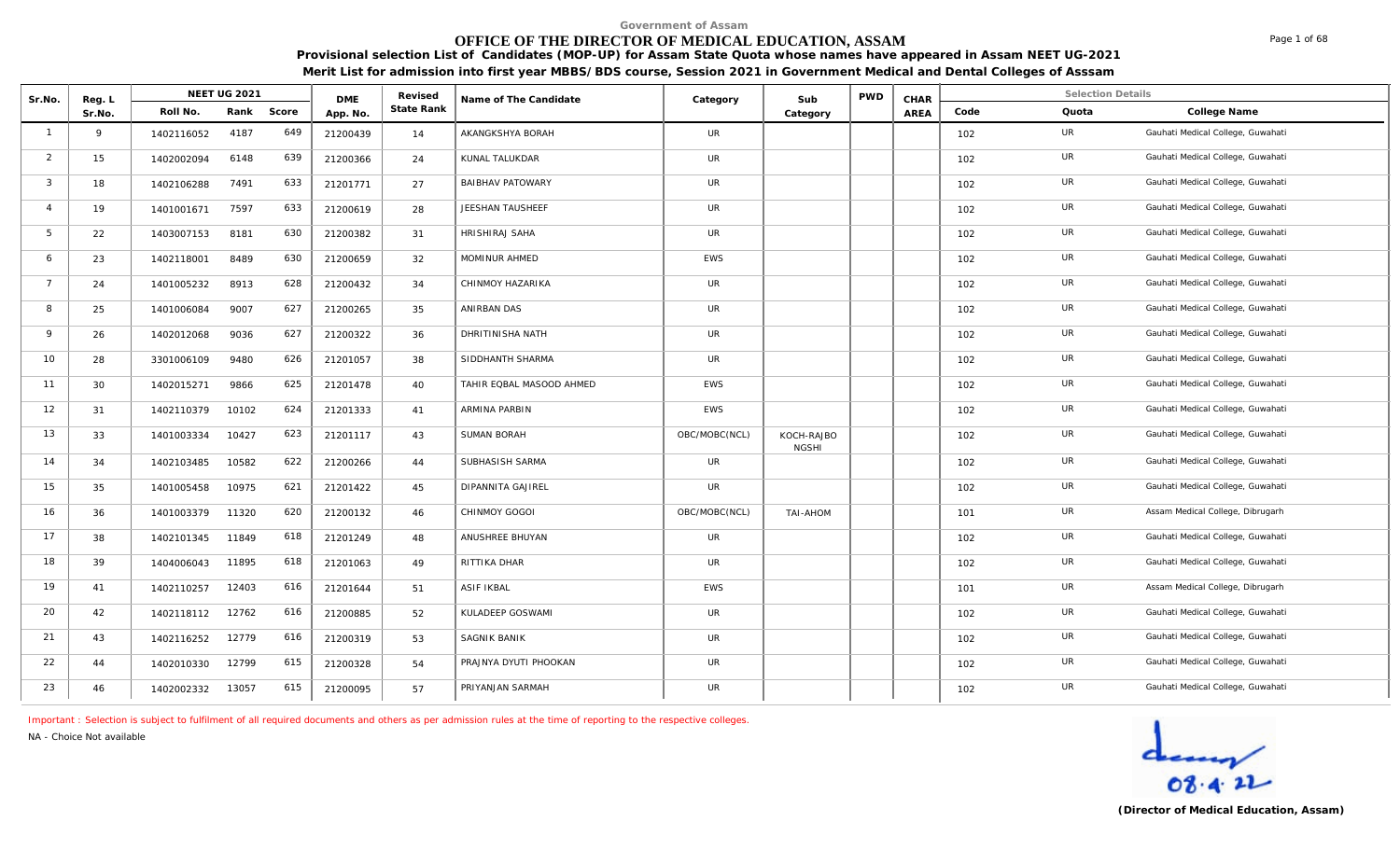Government of Assam

# OFFICE OF THE DIRECTOR OF MEDICAL EDUCATION, ASSAM

**Provisional selection List of Candidates (MOP-UP) for Assam State Quota whose names have appeared in Assam NEET UG-2021**

**Merit List for admission into first year MBBS/BDS course, Session 2021 in Government Medical and Dental Colleges of Asssam**

| Sr.No. | Reg. L Sr.No. | NEET UG 2021 | | | DME App. No. | Revised State Rank | Name of The Candidate | Category | Sub Category | PWD | CHAR AREA | Selection Details | | |
|---|---|---|---|---|---|---|---|---|---|---|---|---|---|---|
| | | Roll No. | Rank | Score | | | | | | | | Code | Quota | College Name |
| 1 | 9 | 1402116052 | 4187 | 649 | 21200439 | 14 | AKANGKSHYA BORAH | UR | | | | 102 | UR | Gauhati Medical College, Guwahati |
| 2 | 15 | 1402002094 | 6148 | 639 | 21200366 | 24 | KUNAL TALUKDAR | UR | | | | 102 | UR | Gauhati Medical College, Guwahati |
| 3 | 18 | 1402106288 | 7491 | 633 | 21201771 | 27 | BAIBHAV PATOWARY | UR | | | | 102 | UR | Gauhati Medical College, Guwahati |
| 4 | 19 | 1401001671 | 7597 | 633 | 21200619 | 28 | JEESHAN TAUSHEEF | UR | | | | 102 | UR | Gauhati Medical College, Guwahati |
| 5 | 22 | 1403007153 | 8181 | 630 | 21200382 | 31 | HRISHIRAJ SAHA | UR | | | | 102 | UR | Gauhati Medical College, Guwahati |
| 6 | 23 | 1402118001 | 8489 | 630 | 21200659 | 32 | MOMINUR AHMED | EWS | | | | 102 | UR | Gauhati Medical College, Guwahati |
| 7 | 24 | 1401005232 | 8913 | 628 | 21200432 | 34 | CHINMOY HAZARIKA | UR | | | | 102 | UR | Gauhati Medical College, Guwahati |
| 8 | 25 | 1401006084 | 9007 | 627 | 21200265 | 35 | ANIRBAN DAS | UR | | | | 102 | UR | Gauhati Medical College, Guwahati |
| 9 | 26 | 1402012068 | 9036 | 627 | 21200322 | 36 | DHRITINISHA NATH | UR | | | | 102 | UR | Gauhati Medical College, Guwahati |
| 10 | 28 | 3301006109 | 9480 | 626 | 21201057 | 38 | SIDDHANTH SHARMA | UR | | | | 102 | UR | Gauhati Medical College, Guwahati |
| 11 | 30 | 1402015271 | 9866 | 625 | 21201478 | 40 | TAHIR EQBAL MASOOD AHMED | EWS | | | | 102 | UR | Gauhati Medical College, Guwahati |
| 12 | 31 | 1402110379 | 10102 | 624 | 21201333 | 41 | ARMINA PARBIN | EWS | | | | 102 | UR | Gauhati Medical College, Guwahati |
| 13 | 33 | 1401003334 | 10427 | 623 | 21201117 | 43 | SUMAN BORAH | OBC/MOBC(NCL) | KOCH-RAJBONGSHI | | | 102 | UR | Gauhati Medical College, Guwahati |
| 14 | 34 | 1402103485 | 10582 | 622 | 21200266 | 44 | SUBHASISH SARMA | UR | | | | 102 | UR | Gauhati Medical College, Guwahati |
| 15 | 35 | 1401005458 | 10975 | 621 | 21201422 | 45 | DIPANNITA GAJIREL | UR | | | | 102 | UR | Gauhati Medical College, Guwahati |
| 16 | 36 | 1401003379 | 11320 | 620 | 21200132 | 46 | CHINMOY GOGOI | OBC/MOBC(NCL) | TAI-AHOM | | | 101 | UR | Assam Medical College, Dibrugarh |
| 17 | 38 | 1402101345 | 11849 | 618 | 21201249 | 48 | ANUSHREE BHUYAN | UR | | | | 102 | UR | Gauhati Medical College, Guwahati |
| 18 | 39 | 1404006043 | 11895 | 618 | 21201063 | 49 | RITTIKA DHAR | UR | | | | 102 | UR | Gauhati Medical College, Guwahati |
| 19 | 41 | 1402110257 | 12403 | 616 | 21201644 | 51 | ASIF IKBAL | EWS | | | | 101 | UR | Assam Medical College, Dibrugarh |
| 20 | 42 | 1402118112 | 12762 | 616 | 21200885 | 52 | KULADEEP GOSWAMI | UR | | | | 102 | UR | Gauhati Medical College, Guwahati |
| 21 | 43 | 1402116252 | 12779 | 616 | 21200319 | 53 | SAGNIK BANIK | UR | | | | 102 | UR | Gauhati Medical College, Guwahati |
| 22 | 44 | 1402010330 | 12799 | 615 | 21200328 | 54 | PRAJNYA DYUTI PHOOKAN | UR | | | | 102 | UR | Gauhati Medical College, Guwahati |
| 23 | 46 | 1402002332 | 13057 | 615 | 21200095 | 57 | PRIYANJAN SARMAH | UR | | | | 102 | UR | Gauhati Medical College, Guwahati |

Important : Selection is subject to fulfilment of all required documents and others as per admission rules at the time of reporting to the respective colleges.

NA - Choice Not available

08.4.22

**(Director of Medical Education, Assam)**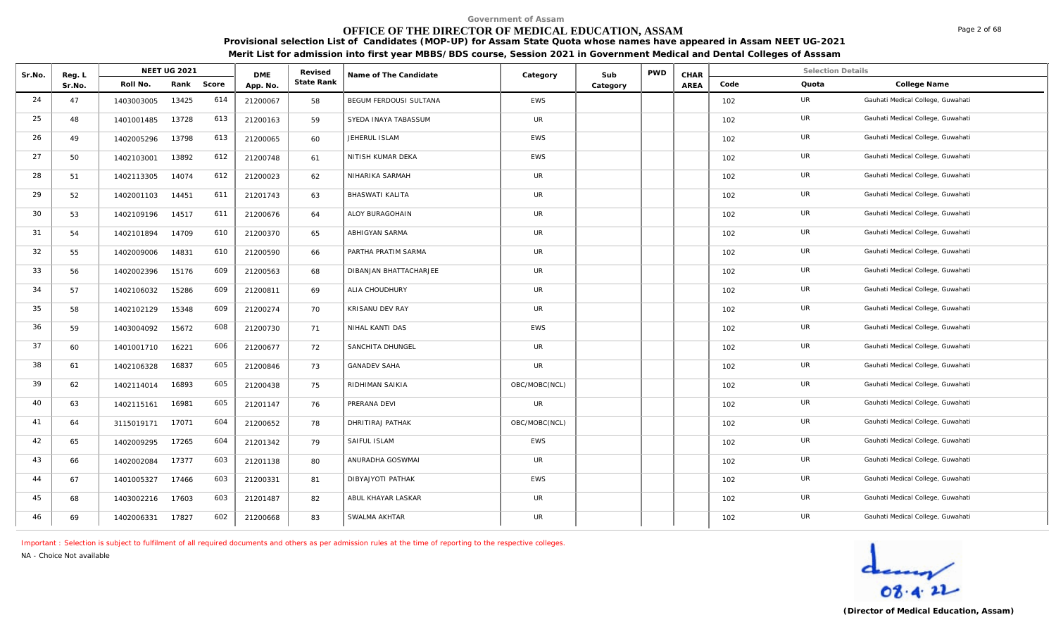Government of Assam

# OFFICE OF THE DIRECTOR OF MEDICAL EDUCATION, ASSAM

**Provisional selection List of Candidates (MOP-UP) for Assam State Quota whose names have appeared in Assam NEET UG-2021**

**Merit List for admission into first year MBBS/BDS course, Session 2021 in Government Medical and Dental Colleges of Asssam**

| Sr.No. | Reg. L Sr.No. | NEET UG 2021 | | | DME App. No. | Revised State Rank | Name of The Candidate | Category | Sub Category | PWD | CHAR AREA | Selection Details | | |
|---|---|---|---|---|---|---|---|---|---|---|---|---|---|---|
| | | Roll No. | Rank | Score | | | | | | | | Code | Quota | College Name |
| 24 | 47 | 1403003005 | 13425 | 614 | 21200067 | 58 | BEGUM FERDOUSI SULTANA | EWS | | | | 102 | UR | Gauhati Medical College, Guwahati |
| 25 | 48 | 1401001485 | 13728 | 613 | 21200163 | 59 | SYEDA INAYA TABASSUM | UR | | | | 102 | UR | Gauhati Medical College, Guwahati |
| 26 | 49 | 1402005296 | 13798 | 613 | 21200065 | 60 | JEHERUL ISLAM | EWS | | | | 102 | UR | Gauhati Medical College, Guwahati |
| 27 | 50 | 1402103001 | 13892 | 612 | 21200748 | 61 | NITISH KUMAR DEKA | EWS | | | | 102 | UR | Gauhati Medical College, Guwahati |
| 28 | 51 | 1402113305 | 14074 | 612 | 21200023 | 62 | NIHARIKA SARMAH | UR | | | | 102 | UR | Gauhati Medical College, Guwahati |
| 29 | 52 | 1402001103 | 14451 | 611 | 21201743 | 63 | BHASWATI KALITA | UR | | | | 102 | UR | Gauhati Medical College, Guwahati |
| 30 | 53 | 1402109196 | 14517 | 611 | 21200676 | 64 | ALOY BURAGOHAIN | UR | | | | 102 | UR | Gauhati Medical College, Guwahati |
| 31 | 54 | 1402101894 | 14709 | 610 | 21200370 | 65 | ABHIGYAN SARMA | UR | | | | 102 | UR | Gauhati Medical College, Guwahati |
| 32 | 55 | 1402009006 | 14831 | 610 | 21200590 | 66 | PARTHA PRATIM SARMA | UR | | | | 102 | UR | Gauhati Medical College, Guwahati |
| 33 | 56 | 1402002396 | 15176 | 609 | 21200563 | 68 | DIBANJAN BHATTACHARJEE | UR | | | | 102 | UR | Gauhati Medical College, Guwahati |
| 34 | 57 | 1402106032 | 15286 | 609 | 21200811 | 69 | ALIA CHOUDHURY | UR | | | | 102 | UR | Gauhati Medical College, Guwahati |
| 35 | 58 | 1402102129 | 15348 | 609 | 21200274 | 70 | KRISANU DEV RAY | UR | | | | 102 | UR | Gauhati Medical College, Guwahati |
| 36 | 59 | 1403004092 | 15672 | 608 | 21200730 | 71 | NIHAL KANTI DAS | EWS | | | | 102 | UR | Gauhati Medical College, Guwahati |
| 37 | 60 | 1401001710 | 16221 | 606 | 21200677 | 72 | SANCHITA DHUNGEL | UR | | | | 102 | UR | Gauhati Medical College, Guwahati |
| 38 | 61 | 1402106328 | 16837 | 605 | 21200846 | 73 | GANADEV SAHA | UR | | | | 102 | UR | Gauhati Medical College, Guwahati |
| 39 | 62 | 1402114014 | 16893 | 605 | 21200438 | 75 | RIDHIMAN SAIKIA | OBC/MOBC(NCL) | | | | 102 | UR | Gauhati Medical College, Guwahati |
| 40 | 63 | 1402115161 | 16981 | 605 | 21201147 | 76 | PRERANA DEVI | UR | | | | 102 | UR | Gauhati Medical College, Guwahati |
| 41 | 64 | 3115019171 | 17071 | 604 | 21200652 | 78 | DHRITIRAJ PATHAK | OBC/MOBC(NCL) | | | | 102 | UR | Gauhati Medical College, Guwahati |
| 42 | 65 | 1402009295 | 17265 | 604 | 21201342 | 79 | SAIFUL ISLAM | EWS | | | | 102 | UR | Gauhati Medical College, Guwahati |
| 43 | 66 | 1402002084 | 17377 | 603 | 21201138 | 80 | ANURADHA GOSWMAI | UR | | | | 102 | UR | Gauhati Medical College, Guwahati |
| 44 | 67 | 1401005327 | 17466 | 603 | 21200331 | 81 | DIBYAJYOTI PATHAK | EWS | | | | 102 | UR | Gauhati Medical College, Guwahati |
| 45 | 68 | 1403002216 | 17603 | 603 | 21201487 | 82 | ABUL KHAYAR LASKAR | UR | | | | 102 | UR | Gauhati Medical College, Guwahati |
| 46 | 69 | 1402006331 | 17827 | 602 | 21200668 | 83 | SWALMA AKHTAR | UR | | | | 102 | UR | Gauhati Medical College, Guwahati |

Important : Selection is subject to fulfilment of all required documents and others as per admission rules at the time of reporting to the respective colleges.

NA - Choice Not available

08.4.22

**(Director of Medical Education, Assam)**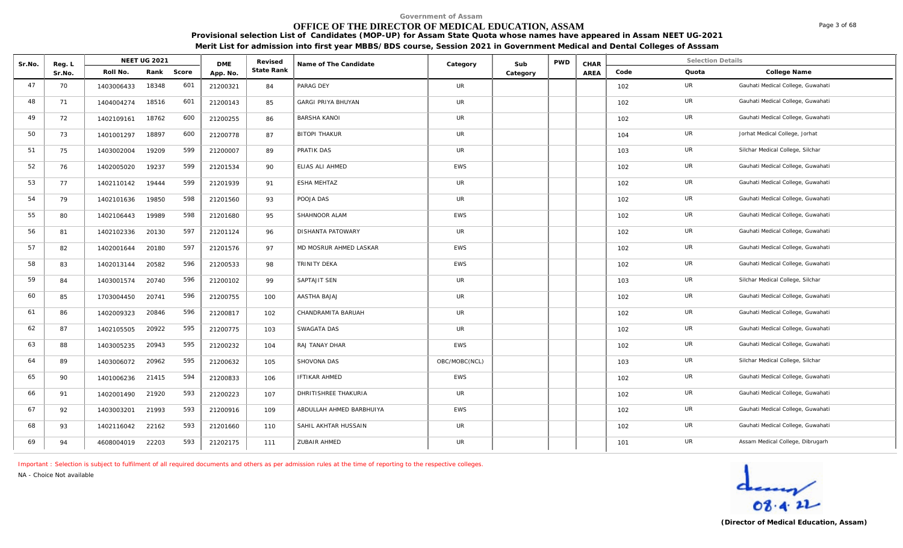Government of Assam

# OFFICE OF THE DIRECTOR OF MEDICAL EDUCATION, ASSAM

**Provisional selection List of Candidates (MOP-UP) for Assam State Quota whose names have appeared in Assam NEET UG-2021**

**Merit List for admission into first year MBBS/BDS course, Session 2021 in Government Medical and Dental Colleges of Asssam**

| Sr.No. | Reg. L Sr.No. | NEET UG 2021 | | | DME App. No. | Revised State Rank | Name of The Candidate | Category | Sub Category | PWD | CHAR AREA | Selection Details | | |
|---|---|---|---|---|---|---|---|---|---|---|---|---|---|---|
| | | Roll No. | Rank | Score | | | | | | | | Code | Quota | College Name |
| 47 | 70 | 1403006433 | 18348 | 601 | 21200321 | 84 | PARAG DEY | UR | | | | 102 | UR | Gauhati Medical College, Guwahati |
| 48 | 71 | 1404004274 | 18516 | 601 | 21200143 | 85 | GARGI PRIYA BHUYAN | UR | | | | 102 | UR | Gauhati Medical College, Guwahati |
| 49 | 72 | 1402109161 | 18762 | 600 | 21200255 | 86 | BARSHA KANOI | UR | | | | 102 | UR | Gauhati Medical College, Guwahati |
| 50 | 73 | 1401001297 | 18897 | 600 | 21200778 | 87 | BITOPI THAKUR | UR | | | | 104 | UR | Jorhat Medical College, Jorhat |
| 51 | 75 | 1403002004 | 19209 | 599 | 21200007 | 89 | PRATIK DAS | UR | | | | 103 | UR | Silchar Medical College, Silchar |
| 52 | 76 | 1402005020 | 19237 | 599 | 21201534 | 90 | ELIAS ALI AHMED | EWS | | | | 102 | UR | Gauhati Medical College, Guwahati |
| 53 | 77 | 1402110142 | 19444 | 599 | 21201939 | 91 | ESHA MEHTAZ | UR | | | | 102 | UR | Gauhati Medical College, Guwahati |
| 54 | 79 | 1402101636 | 19850 | 598 | 21201560 | 93 | POOJA DAS | UR | | | | 102 | UR | Gauhati Medical College, Guwahati |
| 55 | 80 | 1402106443 | 19989 | 598 | 21201680 | 95 | SHAHNOOR ALAM | EWS | | | | 102 | UR | Gauhati Medical College, Guwahati |
| 56 | 81 | 1402102336 | 20130 | 597 | 21201124 | 96 | DISHANTA PATOWARY | UR | | | | 102 | UR | Gauhati Medical College, Guwahati |
| 57 | 82 | 1402001644 | 20180 | 597 | 21201576 | 97 | MD MOSRUR AHMED LASKAR | EWS | | | | 102 | UR | Gauhati Medical College, Guwahati |
| 58 | 83 | 1402013144 | 20582 | 596 | 21200533 | 98 | TRINITY DEKA | EWS | | | | 102 | UR | Gauhati Medical College, Guwahati |
| 59 | 84 | 1403001574 | 20740 | 596 | 21200102 | 99 | SAPTAJIT SEN | UR | | | | 103 | UR | Silchar Medical College, Silchar |
| 60 | 85 | 1703004450 | 20741 | 596 | 21200755 | 100 | AASTHA BAJAJ | UR | | | | 102 | UR | Gauhati Medical College, Guwahati |
| 61 | 86 | 1402009323 | 20846 | 596 | 21200817 | 102 | CHANDRAMITA BARUAH | UR | | | | 102 | UR | Gauhati Medical College, Guwahati |
| 62 | 87 | 1402105505 | 20922 | 595 | 21200775 | 103 | SWAGATA DAS | UR | | | | 102 | UR | Gauhati Medical College, Guwahati |
| 63 | 88 | 1403005235 | 20943 | 595 | 21200232 | 104 | RAJ TANAY DHAR | EWS | | | | 102 | UR | Gauhati Medical College, Guwahati |
| 64 | 89 | 1403006072 | 20962 | 595 | 21200632 | 105 | SHOVONA DAS | OBC/MOBC(NCL) | | | | 103 | UR | Silchar Medical College, Silchar |
| 65 | 90 | 1401006236 | 21415 | 594 | 21200833 | 106 | IFTIKAR AHMED | EWS | | | | 102 | UR | Gauhati Medical College, Guwahati |
| 66 | 91 | 1402001490 | 21920 | 593 | 21200223 | 107 | DHRITISHREE THAKURIA | UR | | | | 102 | UR | Gauhati Medical College, Guwahati |
| 67 | 92 | 1403003201 | 21993 | 593 | 21200916 | 109 | ABDULLAH AHMED BARBHUIYA | EWS | | | | 102 | UR | Gauhati Medical College, Guwahati |
| 68 | 93 | 1402116042 | 22162 | 593 | 21201660 | 110 | SAHIL AKHTAR HUSSAIN | UR | | | | 102 | UR | Gauhati Medical College, Guwahati |
| 69 | 94 | 4608004019 | 22203 | 593 | 21202175 | 111 | ZUBAIR AHMED | UR | | | | 101 | UR | Assam Medical College, Dibrugarh |

Important : Selection is subject to fulfilment of all required documents and others as per admission rules at the time of reporting to the respective colleges.

NA - Choice Not available

08.4.22

**(Director of Medical Education, Assam)**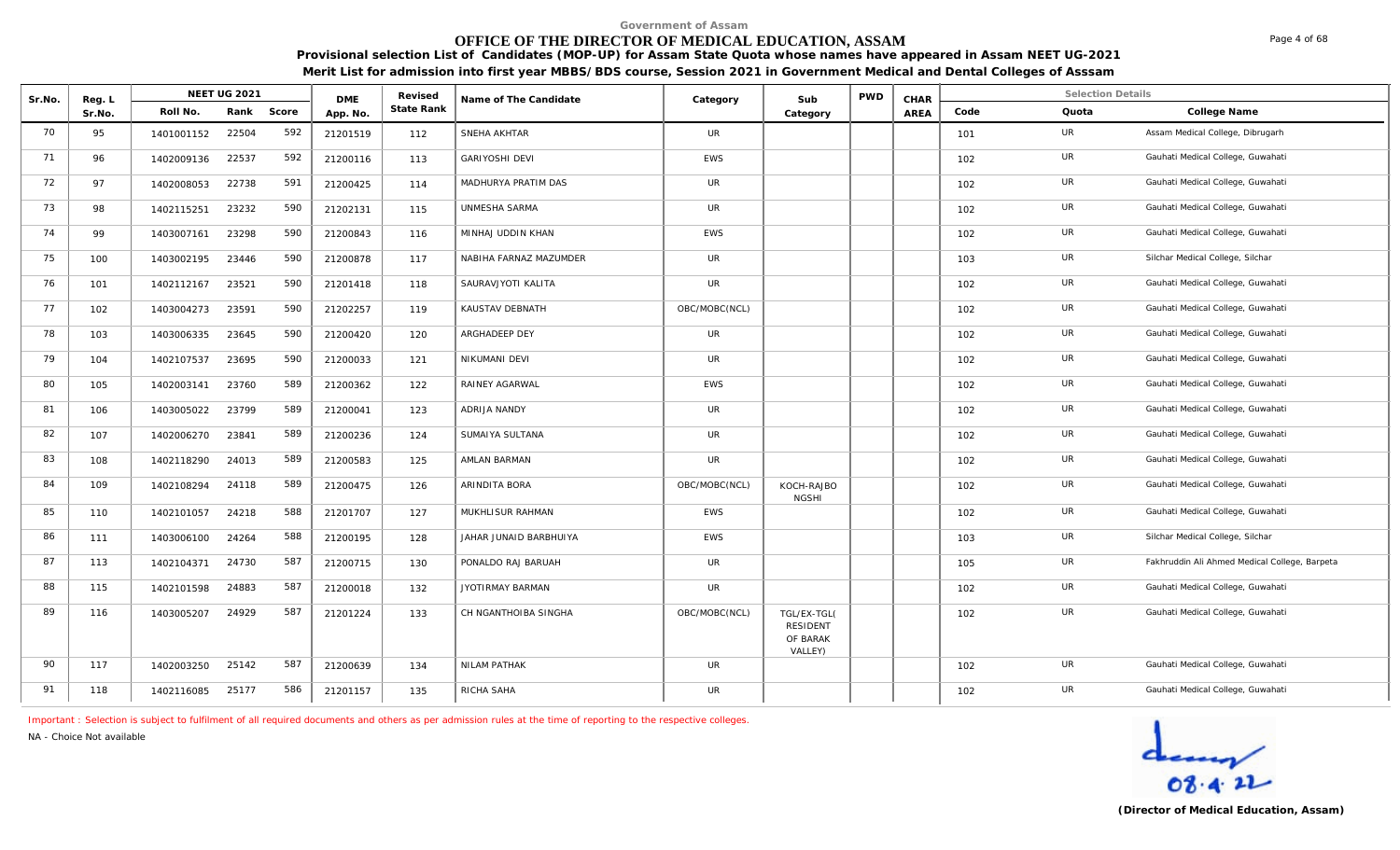Government of Assam

# OFFICE OF THE DIRECTOR OF MEDICAL EDUCATION, ASSAM

**Provisional selection List of Candidates (MOP-UP) for Assam State Quota whose names have appeared in Assam NEET UG-2021**

**Merit List for admission into first year MBBS/BDS course, Session 2021 in Government Medical and Dental Colleges of Asssam**

| Sr.No. | Reg. L Sr.No. | NEET UG 2021 Roll No. | Rank | Score | DME App. No. | Revised State Rank | Name of The Candidate | Category | Sub Category | PWD | CHAR AREA | Code | Quota | College Name |
|---|---|---|---|---|---|---|---|---|---|---|---|---|---|---|
| 70 | 95 | 1401001152 | 22504 | 592 | 21201519 | 112 | SNEHA AKHTAR | UR | | | | 101 | UR | Assam Medical College, Dibrugarh |
| 71 | 96 | 1402009136 | 22537 | 592 | 21200116 | 113 | GARIYOSHI DEVI | EWS | | | | 102 | UR | Gauhati Medical College, Guwahati |
| 72 | 97 | 1402008053 | 22738 | 591 | 21200425 | 114 | MADHURYA PRATIM DAS | UR | | | | 102 | UR | Gauhati Medical College, Guwahati |
| 73 | 98 | 1402115251 | 23232 | 590 | 21202131 | 115 | UNMESHA SARMA | UR | | | | 102 | UR | Gauhati Medical College, Guwahati |
| 74 | 99 | 1403007161 | 23298 | 590 | 21200843 | 116 | MINHAJ UDDIN KHAN | EWS | | | | 102 | UR | Gauhati Medical College, Guwahati |
| 75 | 100 | 1403002195 | 23446 | 590 | 21200878 | 117 | NABIHA FARNAZ MAZUMDER | UR | | | | 103 | UR | Silchar Medical College, Silchar |
| 76 | 101 | 1402112167 | 23521 | 590 | 21201418 | 118 | SAURAVJYOTI KALITA | UR | | | | 102 | UR | Gauhati Medical College, Guwahati |
| 77 | 102 | 1403004273 | 23591 | 590 | 21202257 | 119 | KAUSTAV DEBNATH | OBC/MOBC(NCL) | | | | 102 | UR | Gauhati Medical College, Guwahati |
| 78 | 103 | 1403006335 | 23645 | 590 | 21200420 | 120 | ARGHADEEP DEY | UR | | | | 102 | UR | Gauhati Medical College, Guwahati |
| 79 | 104 | 1402107537 | 23695 | 590 | 21200033 | 121 | NIKUMANI DEVI | UR | | | | 102 | UR | Gauhati Medical College, Guwahati |
| 80 | 105 | 1402003141 | 23760 | 589 | 21200362 | 122 | RAINEY AGARWAL | EWS | | | | 102 | UR | Gauhati Medical College, Guwahati |
| 81 | 106 | 1403005022 | 23799 | 589 | 21200041 | 123 | ADRIJA NANDY | UR | | | | 102 | UR | Gauhati Medical College, Guwahati |
| 82 | 107 | 1402006270 | 23841 | 589 | 21200236 | 124 | SUMAIYA SULTANA | UR | | | | 102 | UR | Gauhati Medical College, Guwahati |
| 83 | 108 | 1402118290 | 24013 | 589 | 21200583 | 125 | AMLAN BARMAN | UR | | | | 102 | UR | Gauhati Medical College, Guwahati |
| 84 | 109 | 1402108294 | 24118 | 589 | 21200475 | 126 | ARINDITA BORA | OBC/MOBC(NCL) | KOCH-RAJBO NGSHI | | | 102 | UR | Gauhati Medical College, Guwahati |
| 85 | 110 | 1402101057 | 24218 | 588 | 21201707 | 127 | MUKHLISUR RAHMAN | EWS | | | | 102 | UR | Gauhati Medical College, Guwahati |
| 86 | 111 | 1403006100 | 24264 | 588 | 21200195 | 128 | JAHAR JUNAID BARBHUIYA | EWS | | | | 103 | UR | Silchar Medical College, Silchar |
| 87 | 113 | 1402104371 | 24730 | 587 | 21200715 | 130 | PONALDO RAJ BARUAH | UR | | | | 105 | UR | Fakhruddin Ali Ahmed Medical College, Barpeta |
| 88 | 115 | 1402101598 | 24883 | 587 | 21200018 | 132 | JYOTIRMAY BARMAN | UR | | | | 102 | UR | Gauhati Medical College, Guwahati |
| 89 | 116 | 1403005207 | 24929 | 587 | 21201224 | 133 | CH NGANTHOIBA SINGHA | OBC/MOBC(NCL) | TGL/EX-TGL( RESIDENT OF BARAK VALLEY) | | | 102 | UR | Gauhati Medical College, Guwahati |
| 90 | 117 | 1402003250 | 25142 | 587 | 21200639 | 134 | NILAM PATHAK | UR | | | | 102 | UR | Gauhati Medical College, Guwahati |
| 91 | 118 | 1402116085 | 25177 | 586 | 21201157 | 135 | RICHA SAHA | UR | | | | 102 | UR | Gauhati Medical College, Guwahati |

Important : Selection is subject to fulfilment of all required documents and others as per admission rules at the time of reporting to the respective colleges.

NA - Choice Not available

08.4.22

**(Director of Medical Education, Assam)**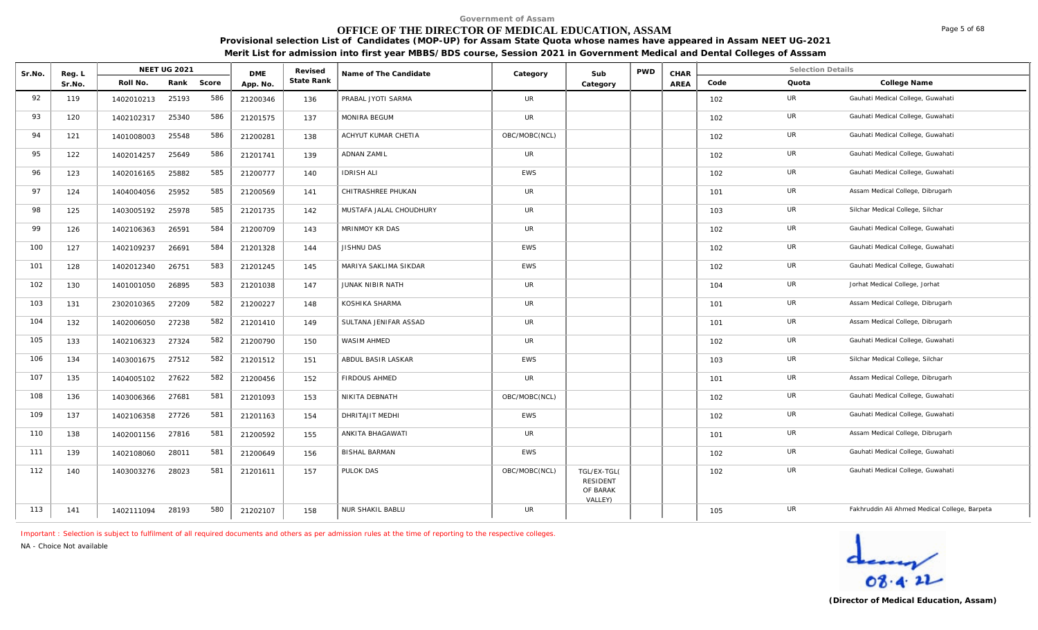Government of Assam

# OFFICE OF THE DIRECTOR OF MEDICAL EDUCATION, ASSAM

**Provisional selection List of Candidates (MOP-UP) for Assam State Quota whose names have appeared in Assam NEET UG-2021**

**Merit List for admission into first year MBBS/BDS course, Session 2021 in Government Medical and Dental Colleges of Asssam**

| Sr.No. | Reg. L Sr.No. | NEET UG 2021 Roll No. | Rank | Score | DME App. No. | Revised State Rank | Name of The Candidate | Category | Sub Category | PWD | CHAR AREA | Code | Quota | College Name |
|---|---|---|---|---|---|---|---|---|---|---|---|---|---|---|
| 92 | 119 | 1402010213 | 25193 | 586 | 21200346 | 136 | PRABAL JYOTI SARMA | UR | | | | 102 | UR | Gauhati Medical College, Guwahati |
| 93 | 120 | 1402102317 | 25340 | 586 | 21201575 | 137 | MONIRA BEGUM | UR | | | | 102 | UR | Gauhati Medical College, Guwahati |
| 94 | 121 | 1401008003 | 25548 | 586 | 21200281 | 138 | ACHYUT KUMAR CHETIA | OBC/MOBC(NCL) | | | | 102 | UR | Gauhati Medical College, Guwahati |
| 95 | 122 | 1402014257 | 25649 | 586 | 21201741 | 139 | ADNAN ZAMIL | UR | | | | 102 | UR | Gauhati Medical College, Guwahati |
| 96 | 123 | 1402016165 | 25882 | 585 | 21200777 | 140 | IDRISH ALI | EWS | | | | 102 | UR | Gauhati Medical College, Guwahati |
| 97 | 124 | 1404004056 | 25952 | 585 | 21200569 | 141 | CHITRASHREE PHUKAN | UR | | | | 101 | UR | Assam Medical College, Dibrugarh |
| 98 | 125 | 1403005192 | 25978 | 585 | 21201735 | 142 | MUSTAFA JALAL CHOUDHURY | UR | | | | 103 | UR | Silchar Medical College, Silchar |
| 99 | 126 | 1402106363 | 26591 | 584 | 21200709 | 143 | MRINMOY KR DAS | UR | | | | 102 | UR | Gauhati Medical College, Guwahati |
| 100 | 127 | 1402109237 | 26691 | 584 | 21201328 | 144 | JISHNU DAS | EWS | | | | 102 | UR | Gauhati Medical College, Guwahati |
| 101 | 128 | 1402012340 | 26751 | 583 | 21201245 | 145 | MARIYA SAKLIMA SIKDAR | EWS | | | | 102 | UR | Gauhati Medical College, Guwahati |
| 102 | 130 | 1401001050 | 26895 | 583 | 21201038 | 147 | JUNAK NIBIR NATH | UR | | | | 104 | UR | Jorhat Medical College, Jorhat |
| 103 | 131 | 2302010365 | 27209 | 582 | 21200227 | 148 | KOSHIKA SHARMA | UR | | | | 101 | UR | Assam Medical College, Dibrugarh |
| 104 | 132 | 1402006050 | 27238 | 582 | 21201410 | 149 | SULTANA JENIFAR ASSAD | UR | | | | 101 | UR | Assam Medical College, Dibrugarh |
| 105 | 133 | 1402106323 | 27324 | 582 | 21200790 | 150 | WASIM AHMED | UR | | | | 102 | UR | Gauhati Medical College, Guwahati |
| 106 | 134 | 1403001675 | 27512 | 582 | 21201512 | 151 | ABDUL BASIR LASKAR | EWS | | | | 103 | UR | Silchar Medical College, Silchar |
| 107 | 135 | 1404005102 | 27622 | 582 | 21200456 | 152 | FIRDOUS AHMED | UR | | | | 101 | UR | Assam Medical College, Dibrugarh |
| 108 | 136 | 1403006366 | 27681 | 581 | 21201093 | 153 | NIKITA DEBNATH | OBC/MOBC(NCL) | | | | 102 | UR | Gauhati Medical College, Guwahati |
| 109 | 137 | 1402106358 | 27726 | 581 | 21201163 | 154 | DHRITAJIT MEDHI | EWS | | | | 102 | UR | Gauhati Medical College, Guwahati |
| 110 | 138 | 1402001156 | 27816 | 581 | 21200592 | 155 | ANKITA BHAGAWATI | UR | | | | 101 | UR | Assam Medical College, Dibrugarh |
| 111 | 139 | 1402108060 | 28011 | 581 | 21200649 | 156 | BISHAL BARMAN | EWS | | | | 102 | UR | Gauhati Medical College, Guwahati |
| 112 | 140 | 1403003276 | 28023 | 581 | 21201611 | 157 | PULOK DAS | OBC/MOBC(NCL) | TGL/EX-TGL( RESIDENT OF BARAK VALLEY) | | | 102 | UR | Gauhati Medical College, Guwahati |
| 113 | 141 | 1402111094 | 28193 | 580 | 21202107 | 158 | NUR SHAKIL BABLU | UR | | | | 105 | UR | Fakhruddin Ali Ahmed Medical College, Barpeta |

Important : Selection is subject to fulfilment of all required documents and others as per admission rules at the time of reporting to the respective colleges.

NA - Choice Not available

08.4.22

**(Director of Medical Education, Assam)**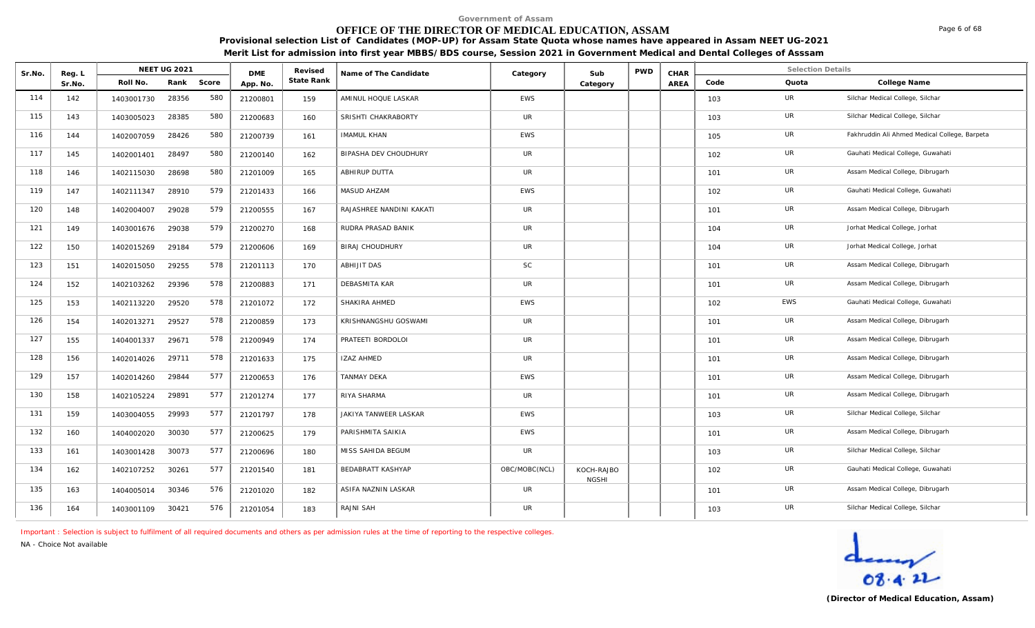Government of Assam

# OFFICE OF THE DIRECTOR OF MEDICAL EDUCATION, ASSAM

**Provisional selection List of Candidates (MOP-UP) for Assam State Quota whose names have appeared in Assam NEET UG-2021**

**Merit List for admission into first year MBBS/BDS course, Session 2021 in Government Medical and Dental Colleges of Asssam**

| Sr.No. | Reg. L Sr.No. | NEET UG 2021 Roll No. | Rank | Score | DME App. No. | Revised State Rank | Name of The Candidate | Category | Sub Category | PWD | CHAR AREA | Code | Quota | College Name |
|---|---|---|---|---|---|---|---|---|---|---|---|---|---|---|
| 114 | 142 | 1403001730 | 28356 | 580 | 21200801 | 159 | AMINUL HOQUE LASKAR | EWS | | | | 103 | UR | Silchar Medical College, Silchar |
| 115 | 143 | 1403005023 | 28385 | 580 | 21200683 | 160 | SRISHTI CHAKRABORTY | UR | | | | 103 | UR | Silchar Medical College, Silchar |
| 116 | 144 | 1402007059 | 28426 | 580 | 21200739 | 161 | IMAMUL KHAN | EWS | | | | 105 | UR | Fakhruddin Ali Ahmed Medical College, Barpeta |
| 117 | 145 | 1402001401 | 28497 | 580 | 21200140 | 162 | BIPASHA DEV CHOUDHURY | UR | | | | 102 | UR | Gauhati Medical College, Guwahati |
| 118 | 146 | 1402115030 | 28698 | 580 | 21201009 | 165 | ABHIRUP DUTTA | UR | | | | 101 | UR | Assam Medical College, Dibrugarh |
| 119 | 147 | 1402111347 | 28910 | 579 | 21201433 | 166 | MASUD AHZAM | EWS | | | | 102 | UR | Gauhati Medical College, Guwahati |
| 120 | 148 | 1402004007 | 29028 | 579 | 21200555 | 167 | RAJASHREE NANDINI KAKATI | UR | | | | 101 | UR | Assam Medical College, Dibrugarh |
| 121 | 149 | 1403001676 | 29038 | 579 | 21200270 | 168 | RUDRA PRASAD BANIK | UR | | | | 104 | UR | Jorhat Medical College, Jorhat |
| 122 | 150 | 1402015269 | 29184 | 579 | 21200606 | 169 | BIRAJ CHOUDHURY | UR | | | | 104 | UR | Jorhat Medical College, Jorhat |
| 123 | 151 | 1402015050 | 29255 | 578 | 21201113 | 170 | ABHIJIT DAS | SC | | | | 101 | UR | Assam Medical College, Dibrugarh |
| 124 | 152 | 1402103262 | 29396 | 578 | 21200883 | 171 | DEBASMITA KAR | UR | | | | 101 | UR | Assam Medical College, Dibrugarh |
| 125 | 153 | 1402113220 | 29520 | 578 | 21201072 | 172 | SHAKIRA AHMED | EWS | | | | 102 | EWS | Gauhati Medical College, Guwahati |
| 126 | 154 | 1402013271 | 29527 | 578 | 21200859 | 173 | KRISHNANGSHU GOSWAMI | UR | | | | 101 | UR | Assam Medical College, Dibrugarh |
| 127 | 155 | 1404001337 | 29671 | 578 | 21200949 | 174 | PRATEETI BORDOLOI | UR | | | | 101 | UR | Assam Medical College, Dibrugarh |
| 128 | 156 | 1402014026 | 29711 | 578 | 21201633 | 175 | IZAZ AHMED | UR | | | | 101 | UR | Assam Medical College, Dibrugarh |
| 129 | 157 | 1402014260 | 29844 | 577 | 21200653 | 176 | TANMAY DEKA | EWS | | | | 101 | UR | Assam Medical College, Dibrugarh |
| 130 | 158 | 1402105224 | 29891 | 577 | 21201274 | 177 | RIYA SHARMA | UR | | | | 101 | UR | Assam Medical College, Dibrugarh |
| 131 | 159 | 1403004055 | 29993 | 577 | 21201797 | 178 | JAKIYA TANWEER LASKAR | EWS | | | | 103 | UR | Silchar Medical College, Silchar |
| 132 | 160 | 1404002020 | 30030 | 577 | 21200625 | 179 | PARISHMITA SAIKIA | EWS | | | | 101 | UR | Assam Medical College, Dibrugarh |
| 133 | 161 | 1403001428 | 30073 | 577 | 21200696 | 180 | MISS SAHIDA BEGUM | UR | | | | 103 | UR | Silchar Medical College, Silchar |
| 134 | 162 | 1402107252 | 30261 | 577 | 21201540 | 181 | BEDABRATT KASHYAP | OBC/MOBC(NCL) | KOCH-RAJBONGSHI | | | 102 | UR | Gauhati Medical College, Guwahati |
| 135 | 163 | 1404005014 | 30346 | 576 | 21201020 | 182 | ASIFA NAZNIN LASKAR | UR | | | | 101 | UR | Assam Medical College, Dibrugarh |
| 136 | 164 | 1403001109 | 30421 | 576 | 21201054 | 183 | RAJNI SAH | UR | | | | 103 | UR | Silchar Medical College, Silchar |

Important : Selection is subject to fulfilment of all required documents and others as per admission rules at the time of reporting to the respective colleges.

NA - Choice Not available

08.4.22

**(Director of Medical Education, Assam)**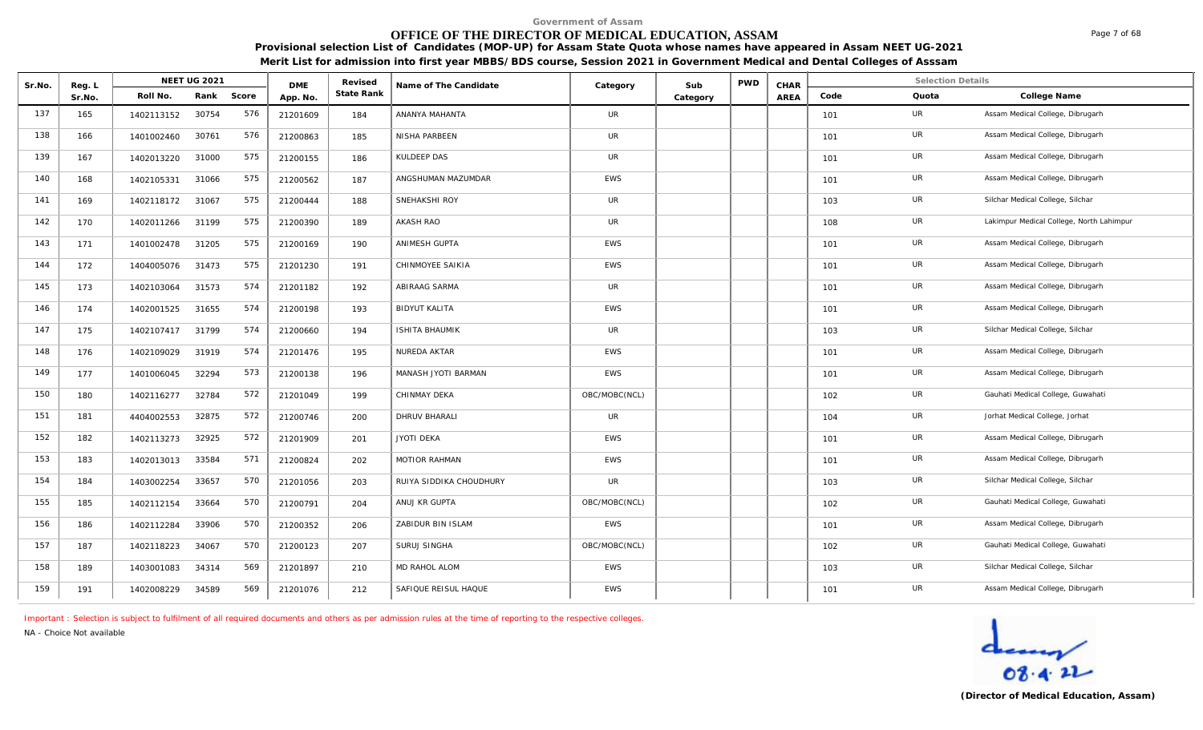Government of Assam

# OFFICE OF THE DIRECTOR OF MEDICAL EDUCATION, ASSAM

**Provisional selection List of Candidates (MOP-UP) for Assam State Quota whose names have appeared in Assam NEET UG-2021**

**Merit List for admission into first year MBBS/BDS course, Session 2021 in Government Medical and Dental Colleges of Asssam**

| Sr.No. | Reg. L Sr.No. | NEET UG 2021 | | | DME App. No. | Revised State Rank | Name of The Candidate | Category | Sub Category | PWD | CHAR AREA | Selection Details | | |
|---|---|---|---|---|---|---|---|---|---|---|---|---|---|---|
| | | Roll No. | Rank | Score | | | | | | | | Code | Quota | College Name |
| 137 | 165 | 1402113152 | 30754 | 576 | 21201609 | 184 | ANANYA MAHANTA | UR | | | | 101 | UR | Assam Medical College, Dibrugarh |
| 138 | 166 | 1401002460 | 30761 | 576 | 21200863 | 185 | NISHA PARBEEN | UR | | | | 101 | UR | Assam Medical College, Dibrugarh |
| 139 | 167 | 1402013220 | 31000 | 575 | 21200155 | 186 | KULDEEP DAS | UR | | | | 101 | UR | Assam Medical College, Dibrugarh |
| 140 | 168 | 1402105331 | 31066 | 575 | 21200562 | 187 | ANGSHUMAN MAZUMDAR | EWS | | | | 101 | UR | Assam Medical College, Dibrugarh |
| 141 | 169 | 1402118172 | 31067 | 575 | 21200444 | 188 | SNEHAKSHI ROY | UR | | | | 103 | UR | Silchar Medical College, Silchar |
| 142 | 170 | 1402011266 | 31199 | 575 | 21200390 | 189 | AKASH RAO | UR | | | | 108 | UR | Lakimpur Medical College, North Lahimpur |
| 143 | 171 | 1401002478 | 31205 | 575 | 21200169 | 190 | ANIMESH GUPTA | EWS | | | | 101 | UR | Assam Medical College, Dibrugarh |
| 144 | 172 | 1404005076 | 31473 | 575 | 21201230 | 191 | CHINMOYEE SAIKIA | EWS | | | | 101 | UR | Assam Medical College, Dibrugarh |
| 145 | 173 | 1402103064 | 31573 | 574 | 21201182 | 192 | ABIRAAG SARMA | UR | | | | 101 | UR | Assam Medical College, Dibrugarh |
| 146 | 174 | 1402001525 | 31655 | 574 | 21200198 | 193 | BIDYUT KALITA | EWS | | | | 101 | UR | Assam Medical College, Dibrugarh |
| 147 | 175 | 1402107417 | 31799 | 574 | 21200660 | 194 | ISHITA BHAUMIK | UR | | | | 103 | UR | Silchar Medical College, Silchar |
| 148 | 176 | 1402109029 | 31919 | 574 | 21201476 | 195 | NUREDA AKTAR | EWS | | | | 101 | UR | Assam Medical College, Dibrugarh |
| 149 | 177 | 1401006045 | 32294 | 573 | 21200138 | 196 | MANASH JYOTI BARMAN | EWS | | | | 101 | UR | Assam Medical College, Dibrugarh |
| 150 | 180 | 1402116277 | 32784 | 572 | 21201049 | 199 | CHINMAY DEKA | OBC/MOBC(NCL) | | | | 102 | UR | Gauhati Medical College, Guwahati |
| 151 | 181 | 4404002553 | 32875 | 572 | 21200746 | 200 | DHRUV BHARALI | UR | | | | 104 | UR | Jorhat Medical College, Jorhat |
| 152 | 182 | 1402113273 | 32925 | 572 | 21201909 | 201 | JYOTI DEKA | EWS | | | | 101 | UR | Assam Medical College, Dibrugarh |
| 153 | 183 | 1402013013 | 33584 | 571 | 21200824 | 202 | MOTIOR RAHMAN | EWS | | | | 101 | UR | Assam Medical College, Dibrugarh |
| 154 | 184 | 1403002254 | 33657 | 570 | 21201056 | 203 | RUIYA SIDDIKA CHOUDHURY | UR | | | | 103 | UR | Silchar Medical College, Silchar |
| 155 | 185 | 1402112154 | 33664 | 570 | 21200791 | 204 | ANUJ KR GUPTA | OBC/MOBC(NCL) | | | | 102 | UR | Gauhati Medical College, Guwahati |
| 156 | 186 | 1402112284 | 33906 | 570 | 21200352 | 206 | ZABIDUR BIN ISLAM | EWS | | | | 101 | UR | Assam Medical College, Dibrugarh |
| 157 | 187 | 1402118223 | 34067 | 570 | 21200123 | 207 | SURUJ SINGHA | OBC/MOBC(NCL) | | | | 102 | UR | Gauhati Medical College, Guwahati |
| 158 | 189 | 1403001083 | 34314 | 569 | 21201897 | 210 | MD RAHOL ALOM | EWS | | | | 103 | UR | Silchar Medical College, Silchar |
| 159 | 191 | 1402008229 | 34589 | 569 | 21201076 | 212 | SAFIQUE REISUL HAQUE | EWS | | | | 101 | UR | Assam Medical College, Dibrugarh |

Important : Selection is subject to fulfilment of all required documents and others as per admission rules at the time of reporting to the respective colleges.

NA - Choice Not available

08.4.22

**(Director of Medical Education, Assam)**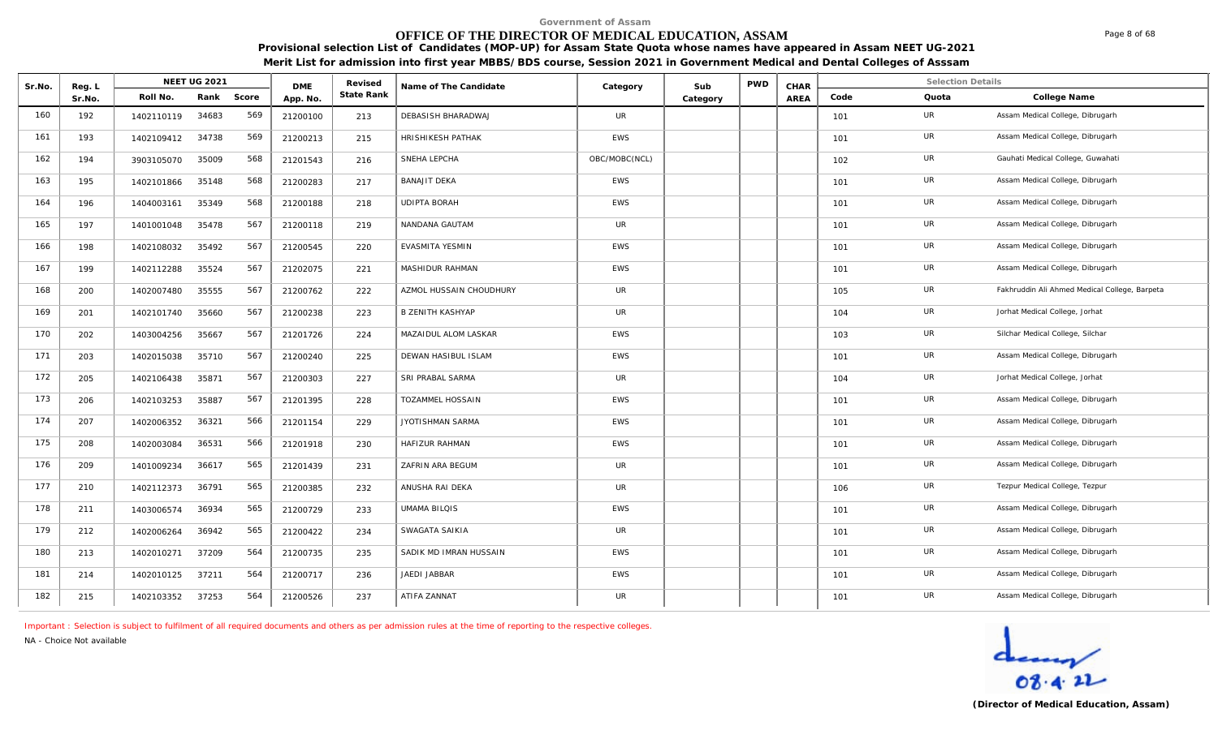Government of Assam

# OFFICE OF THE DIRECTOR OF MEDICAL EDUCATION, ASSAM

**Provisional selection List of Candidates (MOP-UP) for Assam State Quota whose names have appeared in Assam NEET UG-2021**

**Merit List for admission into first year MBBS/BDS course, Session 2021 in Government Medical and Dental Colleges of Asssam**

| Sr.No. | Reg. L Sr.No. | NEET UG 2021 Roll No. | Rank | Score | DME App. No. | Revised State Rank | Name of The Candidate | Category | Sub Category | PWD | CHAR AREA | Selection Details Code | Quota | College Name |
|---|---|---|---|---|---|---|---|---|---|---|---|---|---|---|
| 160 | 192 | 1402110119 | 34683 | 569 | 21200100 | 213 | DEBASISH BHARADWAJ | UR | | | | 101 | UR | Assam Medical College, Dibrugarh |
| 161 | 193 | 1402109412 | 34738 | 569 | 21200213 | 215 | HRISHIKESH PATHAK | EWS | | | | 101 | UR | Assam Medical College, Dibrugarh |
| 162 | 194 | 3903105070 | 35009 | 568 | 21201543 | 216 | SNEHA LEPCHA | OBC/MOBC(NCL) | | | | 102 | UR | Gauhati Medical College, Guwahati |
| 163 | 195 | 1402101866 | 35148 | 568 | 21200283 | 217 | BANAJIT DEKA | EWS | | | | 101 | UR | Assam Medical College, Dibrugarh |
| 164 | 196 | 1404003161 | 35349 | 568 | 21200188 | 218 | UDIPTA BORAH | EWS | | | | 101 | UR | Assam Medical College, Dibrugarh |
| 165 | 197 | 1401001048 | 35478 | 567 | 21200118 | 219 | NANDANA GAUTAM | UR | | | | 101 | UR | Assam Medical College, Dibrugarh |
| 166 | 198 | 1402108032 | 35492 | 567 | 21200545 | 220 | EVASMITA YESMIN | EWS | | | | 101 | UR | Assam Medical College, Dibrugarh |
| 167 | 199 | 1402112288 | 35524 | 567 | 21202075 | 221 | MASHIDUR RAHMAN | EWS | | | | 101 | UR | Assam Medical College, Dibrugarh |
| 168 | 200 | 1402007480 | 35555 | 567 | 21200762 | 222 | AZMOL HUSSAIN CHOUDHURY | UR | | | | 105 | UR | Fakhruddin Ali Ahmed Medical College, Barpeta |
| 169 | 201 | 1402101740 | 35660 | 567 | 21200238 | 223 | B ZENITH KASHYAP | UR | | | | 104 | UR | Jorhat Medical College, Jorhat |
| 170 | 202 | 1403004256 | 35667 | 567 | 21201726 | 224 | MAZAIDUL ALOM LASKAR | EWS | | | | 103 | UR | Silchar Medical College, Silchar |
| 171 | 203 | 1402015038 | 35710 | 567 | 21200240 | 225 | DEWAN HASIBUL ISLAM | EWS | | | | 101 | UR | Assam Medical College, Dibrugarh |
| 172 | 205 | 1402106438 | 35871 | 567 | 21200303 | 227 | SRI PRABAL SARMA | UR | | | | 104 | UR | Jorhat Medical College, Jorhat |
| 173 | 206 | 1402103253 | 35887 | 567 | 21201395 | 228 | TOZAMMEL HOSSAIN | EWS | | | | 101 | UR | Assam Medical College, Dibrugarh |
| 174 | 207 | 1402006352 | 36321 | 566 | 21201154 | 229 | JYOTISHMAN SARMA | EWS | | | | 101 | UR | Assam Medical College, Dibrugarh |
| 175 | 208 | 1402003084 | 36531 | 566 | 21201918 | 230 | HAFIZUR RAHMAN | EWS | | | | 101 | UR | Assam Medical College, Dibrugarh |
| 176 | 209 | 1401009234 | 36617 | 565 | 21201439 | 231 | ZAFRIN ARA BEGUM | UR | | | | 101 | UR | Assam Medical College, Dibrugarh |
| 177 | 210 | 1402112373 | 36791 | 565 | 21200385 | 232 | ANUSHA RAI DEKA | UR | | | | 106 | UR | Tezpur Medical College, Tezpur |
| 178 | 211 | 1403006574 | 36934 | 565 | 21200729 | 233 | UMAMA BILQIS | EWS | | | | 101 | UR | Assam Medical College, Dibrugarh |
| 179 | 212 | 1402006264 | 36942 | 565 | 21200422 | 234 | SWAGATA SAIKIA | UR | | | | 101 | UR | Assam Medical College, Dibrugarh |
| 180 | 213 | 1402010271 | 37209 | 564 | 21200735 | 235 | SADIK MD IMRAN HUSSAIN | EWS | | | | 101 | UR | Assam Medical College, Dibrugarh |
| 181 | 214 | 1402010125 | 37211 | 564 | 21200717 | 236 | JAEDI JABBAR | EWS | | | | 101 | UR | Assam Medical College, Dibrugarh |
| 182 | 215 | 1402103352 | 37253 | 564 | 21200526 | 237 | ATIFA ZANNAT | UR | | | | 101 | UR | Assam Medical College, Dibrugarh |

Important : Selection is subject to fulfilment of all required documents and others as per admission rules at the time of reporting to the respective colleges.

NA - Choice Not available

08.4.22

**(Director of Medical Education, Assam)**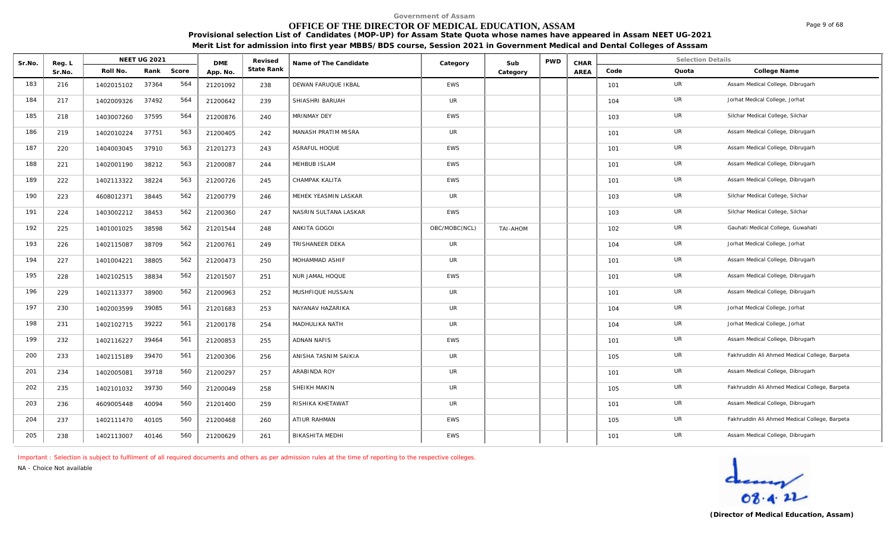Government of Assam

# OFFICE OF THE DIRECTOR OF MEDICAL EDUCATION, ASSAM

**Provisional selection List of Candidates (MOP-UP) for Assam State Quota whose names have appeared in Assam NEET UG-2021**

**Merit List for admission into first year MBBS/BDS course, Session 2021 in Government Medical and Dental Colleges of Asssam**

| Sr.No. | Reg. L Sr.No. | NEET UG 2021 Roll No. | Rank | Score | DME App. No. | Revised State Rank | Name of The Candidate | Category | Sub Category | PWD | CHAR AREA | Code | Quota | College Name |
|---|---|---|---|---|---|---|---|---|---|---|---|---|---|---|
| 183 | 216 | 1402015102 | 37364 | 564 | 21201092 | 238 | DEWAN FARUQUE IKBAL | EWS | | | | 101 | UR | Assam Medical College, Dibrugarh |
| 184 | 217 | 1402009326 | 37492 | 564 | 21200642 | 239 | SHIASHRI BARUAH | UR | | | | 104 | UR | Jorhat Medical College, Jorhat |
| 185 | 218 | 1403007260 | 37595 | 564 | 21200876 | 240 | MRINMAY DEY | EWS | | | | 103 | UR | Silchar Medical College, Silchar |
| 186 | 219 | 1402010224 | 37751 | 563 | 21200405 | 242 | MANASH PRATIM MISRA | UR | | | | 101 | UR | Assam Medical College, Dibrugarh |
| 187 | 220 | 1404003045 | 37910 | 563 | 21201273 | 243 | ASRAFUL HOQUE | EWS | | | | 101 | UR | Assam Medical College, Dibrugarh |
| 188 | 221 | 1402001190 | 38212 | 563 | 21200087 | 244 | MEHBUB ISLAM | EWS | | | | 101 | UR | Assam Medical College, Dibrugarh |
| 189 | 222 | 1402113322 | 38224 | 563 | 21200726 | 245 | CHAMPAK KALITA | EWS | | | | 101 | UR | Assam Medical College, Dibrugarh |
| 190 | 223 | 4608012371 | 38445 | 562 | 21200779 | 246 | MEHEK YEASMIN LASKAR | UR | | | | 103 | UR | Silchar Medical College, Silchar |
| 191 | 224 | 1403002212 | 38453 | 562 | 21200360 | 247 | NASRIN SULTANA LASKAR | EWS | | | | 103 | UR | Silchar Medical College, Silchar |
| 192 | 225 | 1401001025 | 38598 | 562 | 21201544 | 248 | ANKITA GOGOI | OBC/MOBC(NCL) | TAI-AHOM | | | 102 | UR | Gauhati Medical College, Guwahati |
| 193 | 226 | 1402115087 | 38709 | 562 | 21200761 | 249 | TRISHANEER DEKA | UR | | | | 104 | UR | Jorhat Medical College, Jorhat |
| 194 | 227 | 1401004221 | 38805 | 562 | 21200473 | 250 | MOHAMMAD ASHIF | UR | | | | 101 | UR | Assam Medical College, Dibrugarh |
| 195 | 228 | 1402102515 | 38834 | 562 | 21201507 | 251 | NUR JAMAL HOQUE | EWS | | | | 101 | UR | Assam Medical College, Dibrugarh |
| 196 | 229 | 1402113377 | 38900 | 562 | 21200963 | 252 | MUSHFIQUE HUSSAIN | UR | | | | 101 | UR | Assam Medical College, Dibrugarh |
| 197 | 230 | 1402003599 | 39085 | 561 | 21201683 | 253 | NAYANAV HAZARIKA | UR | | | | 104 | UR | Jorhat Medical College, Jorhat |
| 198 | 231 | 1402102715 | 39222 | 561 | 21200178 | 254 | MADHULIKA NATH | UR | | | | 104 | UR | Jorhat Medical College, Jorhat |
| 199 | 232 | 1402116227 | 39464 | 561 | 21200853 | 255 | ADNAN NAFIS | EWS | | | | 101 | UR | Assam Medical College, Dibrugarh |
| 200 | 233 | 1402115189 | 39470 | 561 | 21200306 | 256 | ANISHA TASNIM SAIKIA | UR | | | | 105 | UR | Fakhruddin Ali Ahmed Medical College, Barpeta |
| 201 | 234 | 1402005081 | 39718 | 560 | 21200297 | 257 | ARABINDA ROY | UR | | | | 101 | UR | Assam Medical College, Dibrugarh |
| 202 | 235 | 1402101032 | 39730 | 560 | 21200049 | 258 | SHEIKH MAKIN | UR | | | | 105 | UR | Fakhruddin Ali Ahmed Medical College, Barpeta |
| 203 | 236 | 4609005448 | 40094 | 560 | 21201400 | 259 | RISHIKA KHETAWAT | UR | | | | 101 | UR | Assam Medical College, Dibrugarh |
| 204 | 237 | 1402111470 | 40105 | 560 | 21200468 | 260 | ATIUR RAHMAN | EWS | | | | 105 | UR | Fakhruddin Ali Ahmed Medical College, Barpeta |
| 205 | 238 | 1402113007 | 40146 | 560 | 21200629 | 261 | BIKASHITA MEDHI | EWS | | | | 101 | UR | Assam Medical College, Dibrugarh |

Important : Selection is subject to fulfilment of all required documents and others as per admission rules at the time of reporting to the respective colleges.

NA - Choice Not available

08.4.22

**(Director of Medical Education, Assam)**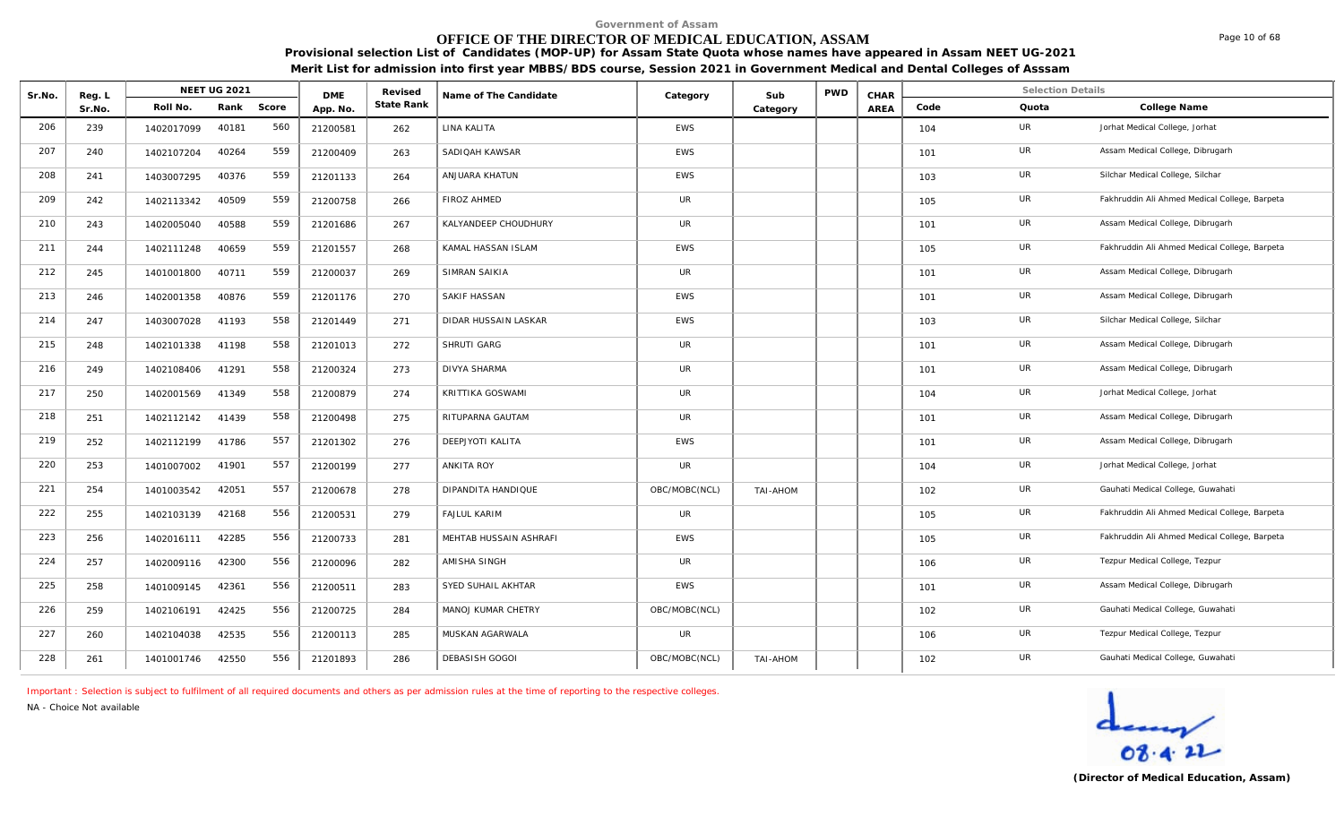Government of Assam

# OFFICE OF THE DIRECTOR OF MEDICAL EDUCATION, ASSAM

**Provisional selection List of Candidates (MOP-UP) for Assam State Quota whose names have appeared in Assam NEET UG-2021**

**Merit List for admission into first year MBBS/BDS course, Session 2021 in Government Medical and Dental Colleges of Asssam**

| Sr.No. | Reg. L Sr.No. | NEET UG 2021 Roll No. | Rank | Score | DME App. No. | Revised State Rank | Name of The Candidate | Category | Sub Category | PWD | CHAR AREA | Code | Quota | College Name |
|---|---|---|---|---|---|---|---|---|---|---|---|---|---|---|
| 206 | 239 | 1402017099 | 40181 | 560 | 21200581 | 262 | LINA KALITA | EWS | | | | 104 | UR | Jorhat Medical College, Jorhat |
| 207 | 240 | 1402107204 | 40264 | 559 | 21200409 | 263 | SADIQAH KAWSAR | EWS | | | | 101 | UR | Assam Medical College, Dibrugarh |
| 208 | 241 | 1403007295 | 40376 | 559 | 21201133 | 264 | ANJUARA KHATUN | EWS | | | | 103 | UR | Silchar Medical College, Silchar |
| 209 | 242 | 1402113342 | 40509 | 559 | 21200758 | 266 | FIROZ AHMED | UR | | | | 105 | UR | Fakhruddin Ali Ahmed Medical College, Barpeta |
| 210 | 243 | 1402005040 | 40588 | 559 | 21201686 | 267 | KALYANDEEP CHOUDHURY | UR | | | | 101 | UR | Assam Medical College, Dibrugarh |
| 211 | 244 | 1402111248 | 40659 | 559 | 21201557 | 268 | KAMAL HASSAN ISLAM | EWS | | | | 105 | UR | Fakhruddin Ali Ahmed Medical College, Barpeta |
| 212 | 245 | 1401001800 | 40711 | 559 | 21200037 | 269 | SIMRAN SAIKIA | UR | | | | 101 | UR | Assam Medical College, Dibrugarh |
| 213 | 246 | 1402001358 | 40876 | 559 | 21201176 | 270 | SAKIF HASSAN | EWS | | | | 101 | UR | Assam Medical College, Dibrugarh |
| 214 | 247 | 1403007028 | 41193 | 558 | 21201449 | 271 | DIDAR HUSSAIN LASKAR | EWS | | | | 103 | UR | Silchar Medical College, Silchar |
| 215 | 248 | 1402101338 | 41198 | 558 | 21201013 | 272 | SHRUTI GARG | UR | | | | 101 | UR | Assam Medical College, Dibrugarh |
| 216 | 249 | 1402108406 | 41291 | 558 | 21200324 | 273 | DIVYA SHARMA | UR | | | | 101 | UR | Assam Medical College, Dibrugarh |
| 217 | 250 | 1402001569 | 41349 | 558 | 21200879 | 274 | KRITTIKA GOSWAMI | UR | | | | 104 | UR | Jorhat Medical College, Jorhat |
| 218 | 251 | 1402112142 | 41439 | 558 | 21200498 | 275 | RITUPARNA GAUTAM | UR | | | | 101 | UR | Assam Medical College, Dibrugarh |
| 219 | 252 | 1402112199 | 41786 | 557 | 21201302 | 276 | DEEPJYOTI KALITA | EWS | | | | 101 | UR | Assam Medical College, Dibrugarh |
| 220 | 253 | 1401007002 | 41901 | 557 | 21200199 | 277 | ANKITA ROY | UR | | | | 104 | UR | Jorhat Medical College, Jorhat |
| 221 | 254 | 1401003542 | 42051 | 557 | 21200678 | 278 | DIPANDITA HANDIQUE | OBC/MOBC(NCL) | TAI-AHOM | | | 102 | UR | Gauhati Medical College, Guwahati |
| 222 | 255 | 1402103139 | 42168 | 556 | 21200531 | 279 | FAJLUL KARIM | UR | | | | 105 | UR | Fakhruddin Ali Ahmed Medical College, Barpeta |
| 223 | 256 | 1402016111 | 42285 | 556 | 21200733 | 281 | MEHTAB HUSSAIN ASHRAFI | EWS | | | | 105 | UR | Fakhruddin Ali Ahmed Medical College, Barpeta |
| 224 | 257 | 1402009116 | 42300 | 556 | 21200096 | 282 | AMISHA SINGH | UR | | | | 106 | UR | Tezpur Medical College, Tezpur |
| 225 | 258 | 1401009145 | 42361 | 556 | 21200511 | 283 | SYED SUHAIL AKHTAR | EWS | | | | 101 | UR | Assam Medical College, Dibrugarh |
| 226 | 259 | 1402106191 | 42425 | 556 | 21200725 | 284 | MANOJ KUMAR CHETRY | OBC/MOBC(NCL) | | | | 102 | UR | Gauhati Medical College, Guwahati |
| 227 | 260 | 1402104038 | 42535 | 556 | 21200113 | 285 | MUSKAN AGARWALA | UR | | | | 106 | UR | Tezpur Medical College, Tezpur |
| 228 | 261 | 1401001746 | 42550 | 556 | 21201893 | 286 | DEBASISH GOGOI | OBC/MOBC(NCL) | TAI-AHOM | | | 102 | UR | Gauhati Medical College, Guwahati |

Important : Selection is subject to fulfilment of all required documents and others as per admission rules at the time of reporting to the respective colleges.

NA - Choice Not available

08.4.22

**(Director of Medical Education, Assam)**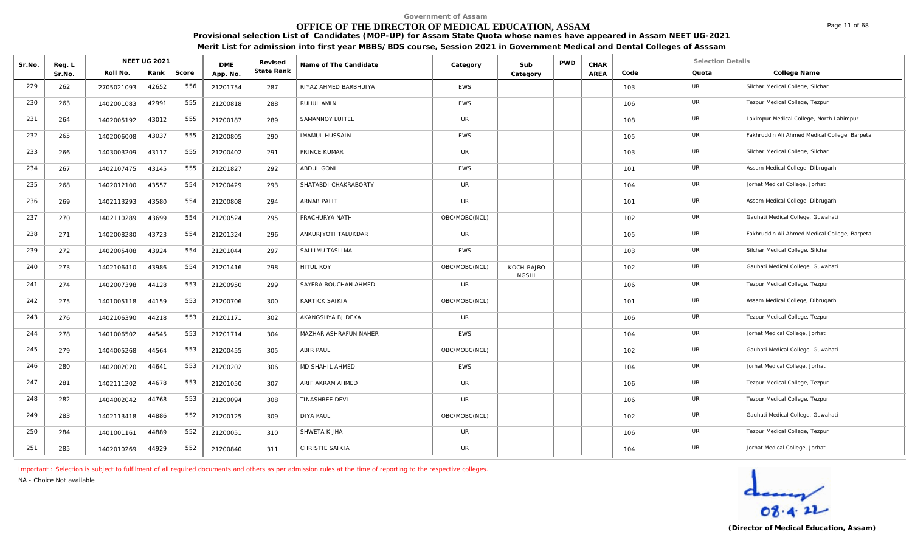Government of Assam

# OFFICE OF THE DIRECTOR OF MEDICAL EDUCATION, ASSAM

**Provisional selection List of Candidates (MOP-UP) for Assam State Quota whose names have appeared in Assam NEET UG-2021**

**Merit List for admission into first year MBBS/BDS course, Session 2021 in Government Medical and Dental Colleges of Asssam**

| Sr.No. | Reg. L Sr.No. | NEET UG 2021 Roll No. | Rank | Score | DME App. No. | Revised State Rank | Name of The Candidate | Category | Sub Category | PWD | CHAR AREA | Code | Quota | College Name |
|---|---|---|---|---|---|---|---|---|---|---|---|---|---|---|
| 229 | 262 | 2705021093 | 42652 | 556 | 21201754 | 287 | RIYAZ AHMED BARBHUIYA | EWS | | | | 103 | UR | Silchar Medical College, Silchar |
| 230 | 263 | 1402001083 | 42991 | 555 | 21200818 | 288 | RUHUL AMIN | EWS | | | | 106 | UR | Tezpur Medical College, Tezpur |
| 231 | 264 | 1402005192 | 43012 | 555 | 21200187 | 289 | SAMANNOY LUITEL | UR | | | | 108 | UR | Lakimpur Medical College, North Lahimpur |
| 232 | 265 | 1402006008 | 43037 | 555 | 21200805 | 290 | IMAMUL HUSSAIN | EWS | | | | 105 | UR | Fakhruddin Ali Ahmed Medical College, Barpeta |
| 233 | 266 | 1403003209 | 43117 | 555 | 21200402 | 291 | PRINCE KUMAR | UR | | | | 103 | UR | Silchar Medical College, Silchar |
| 234 | 267 | 1402107475 | 43145 | 555 | 21201827 | 292 | ABDUL GONI | EWS | | | | 101 | UR | Assam Medical College, Dibrugarh |
| 235 | 268 | 1402012100 | 43557 | 554 | 21200429 | 293 | SHATABDI CHAKRABORTY | UR | | | | 104 | UR | Jorhat Medical College, Jorhat |
| 236 | 269 | 1402113293 | 43580 | 554 | 21200808 | 294 | ARNAB PALIT | UR | | | | 101 | UR | Assam Medical College, Dibrugarh |
| 237 | 270 | 1402110289 | 43699 | 554 | 21200524 | 295 | PRACHURYA NATH | OBC/MOBC(NCL) | | | | 102 | UR | Gauhati Medical College, Guwahati |
| 238 | 271 | 1402008280 | 43723 | 554 | 21201324 | 296 | ANKURJYOTI TALUKDAR | UR | | | | 105 | UR | Fakhruddin Ali Ahmed Medical College, Barpeta |
| 239 | 272 | 1402005408 | 43924 | 554 | 21201044 | 297 | SALLIMU TASLIMA | EWS | | | | 103 | UR | Silchar Medical College, Silchar |
| 240 | 273 | 1402106410 | 43986 | 554 | 21201416 | 298 | HITUL ROY | OBC/MOBC(NCL) | KOCH-RAJBO NGSHI | | | 102 | UR | Gauhati Medical College, Guwahati |
| 241 | 274 | 1402007398 | 44128 | 553 | 21200950 | 299 | SAYERA ROUCHAN AHMED | UR | | | | 106 | UR | Tezpur Medical College, Tezpur |
| 242 | 275 | 1401005118 | 44159 | 553 | 21200706 | 300 | KARTICK SAIKIA | OBC/MOBC(NCL) | | | | 101 | UR | Assam Medical College, Dibrugarh |
| 243 | 276 | 1402106390 | 44218 | 553 | 21201171 | 302 | AKANGSHYA BJ DEKA | UR | | | | 106 | UR | Tezpur Medical College, Tezpur |
| 244 | 278 | 1401006502 | 44545 | 553 | 21201714 | 304 | MAZHAR ASHRAFUN NAHER | EWS | | | | 104 | UR | Jorhat Medical College, Jorhat |
| 245 | 279 | 1404005268 | 44564 | 553 | 21200455 | 305 | ABIR PAUL | OBC/MOBC(NCL) | | | | 102 | UR | Gauhati Medical College, Guwahati |
| 246 | 280 | 1402002020 | 44641 | 553 | 21200202 | 306 | MD SHAHIL AHMED | EWS | | | | 104 | UR | Jorhat Medical College, Jorhat |
| 247 | 281 | 1402111202 | 44678 | 553 | 21201050 | 307 | ARIF AKRAM AHMED | UR | | | | 106 | UR | Tezpur Medical College, Tezpur |
| 248 | 282 | 1404002042 | 44768 | 553 | 21200094 | 308 | TINASHREE DEVI | UR | | | | 106 | UR | Tezpur Medical College, Tezpur |
| 249 | 283 | 1402113418 | 44886 | 552 | 21200125 | 309 | DIYA PAUL | OBC/MOBC(NCL) | | | | 102 | UR | Gauhati Medical College, Guwahati |
| 250 | 284 | 1401001161 | 44889 | 552 | 21200051 | 310 | SHWETA K JHA | UR | | | | 106 | UR | Tezpur Medical College, Tezpur |
| 251 | 285 | 1402010269 | 44929 | 552 | 21200840 | 311 | CHRISTIE SAIKIA | UR | | | | 104 | UR | Jorhat Medical College, Jorhat |

Important : Selection is subject to fulfilment of all required documents and others as per admission rules at the time of reporting to the respective colleges.

NA - Choice Not available

08.4.22

**(Director of Medical Education, Assam)**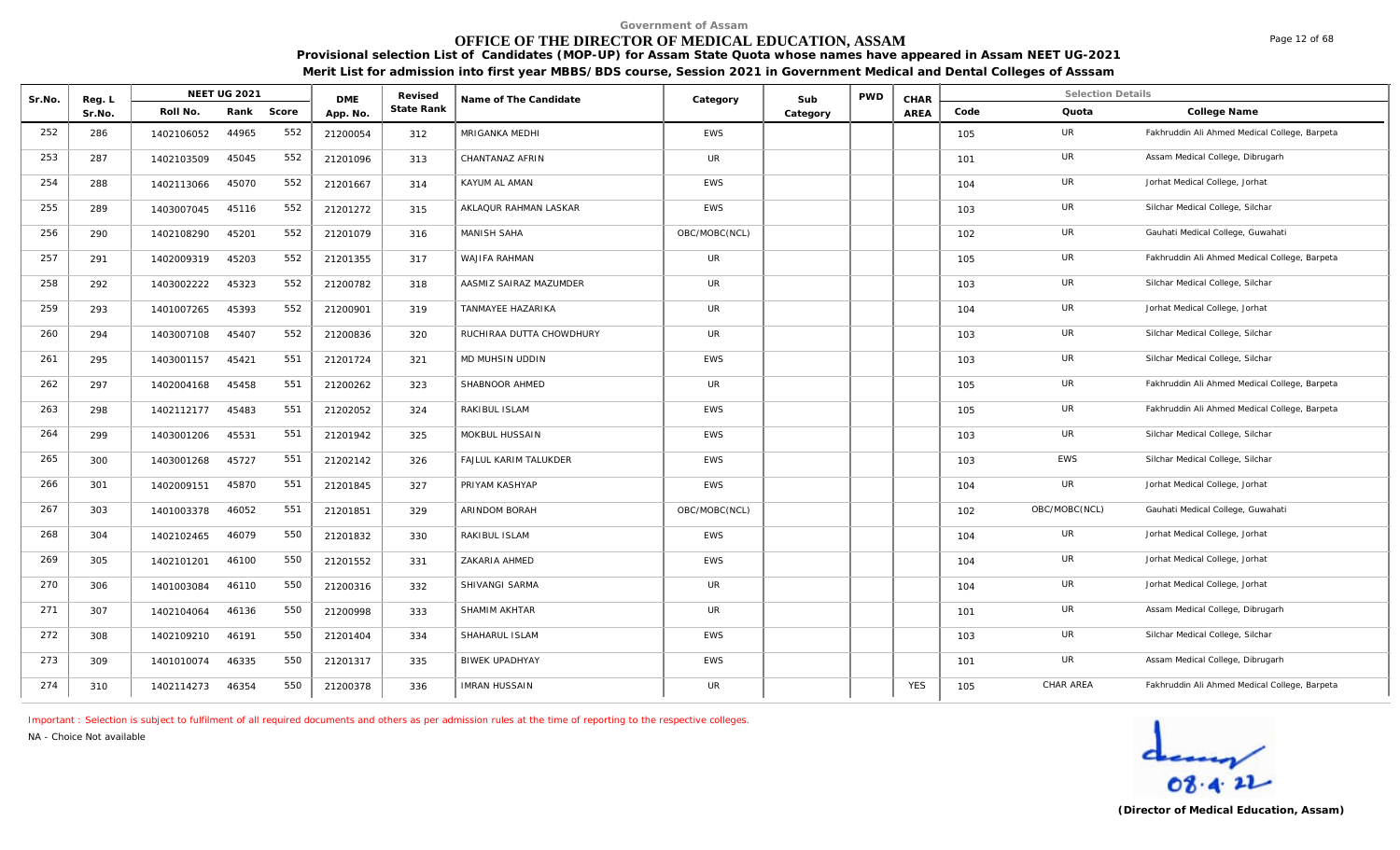Government of Assam

# OFFICE OF THE DIRECTOR OF MEDICAL EDUCATION, ASSAM

**Provisional selection List of Candidates (MOP-UP) for Assam State Quota whose names have appeared in Assam NEET UG-2021**

**Merit List for admission into first year MBBS/BDS course, Session 2021 in Government Medical and Dental Colleges of Asssam**

| Sr.No. | Reg. L Sr.No. | NEET UG 2021 Roll No. | Rank | Score | DME App. No. | Revised State Rank | Name of The Candidate | Category | Sub Category | PWD | CHAR AREA | Code | Quota | College Name |
|---|---|---|---|---|---|---|---|---|---|---|---|---|---|---|
| 252 | 286 | 1402106052 | 44965 | 552 | 21200054 | 312 | MRIGANKA MEDHI | EWS | | | | 105 | UR | Fakhruddin Ali Ahmed Medical College, Barpeta |
| 253 | 287 | 1402103509 | 45045 | 552 | 21201096 | 313 | CHANTANAZ AFRIN | UR | | | | 101 | UR | Assam Medical College, Dibrugarh |
| 254 | 288 | 1402113066 | 45070 | 552 | 21201667 | 314 | KAYUM AL AMAN | EWS | | | | 104 | UR | Jorhat Medical College, Jorhat |
| 255 | 289 | 1403007045 | 45116 | 552 | 21201272 | 315 | AKLAQUR RAHMAN LASKAR | EWS | | | | 103 | UR | Silchar Medical College, Silchar |
| 256 | 290 | 1402108290 | 45201 | 552 | 21201079 | 316 | MANISH SAHA | OBC/MOBC(NCL) | | | | 102 | UR | Gauhati Medical College, Guwahati |
| 257 | 291 | 1402009319 | 45203 | 552 | 21201355 | 317 | WAJIFA RAHMAN | UR | | | | 105 | UR | Fakhruddin Ali Ahmed Medical College, Barpeta |
| 258 | 292 | 1403002222 | 45323 | 552 | 21200782 | 318 | AASMIZ SAIRAZ MAZUMDER | UR | | | | 103 | UR | Silchar Medical College, Silchar |
| 259 | 293 | 1401007265 | 45393 | 552 | 21200901 | 319 | TANMAYEE HAZARIKA | UR | | | | 104 | UR | Jorhat Medical College, Jorhat |
| 260 | 294 | 1403007108 | 45407 | 552 | 21200836 | 320 | RUCHIRAA DUTTA CHOWDHURY | UR | | | | 103 | UR | Silchar Medical College, Silchar |
| 261 | 295 | 1403001157 | 45421 | 551 | 21201724 | 321 | MD MUHSIN UDDIN | EWS | | | | 103 | UR | Silchar Medical College, Silchar |
| 262 | 297 | 1402004168 | 45458 | 551 | 21200262 | 323 | SHABNOOR AHMED | UR | | | | 105 | UR | Fakhruddin Ali Ahmed Medical College, Barpeta |
| 263 | 298 | 1402112177 | 45483 | 551 | 21202052 | 324 | RAKIBUL ISLAM | EWS | | | | 105 | UR | Fakhruddin Ali Ahmed Medical College, Barpeta |
| 264 | 299 | 1403001206 | 45531 | 551 | 21201942 | 325 | MOKBUL HUSSAIN | EWS | | | | 103 | UR | Silchar Medical College, Silchar |
| 265 | 300 | 1403001268 | 45727 | 551 | 21202142 | 326 | FAJLUL KARIM TALUKDER | EWS | | | | 103 | EWS | Silchar Medical College, Silchar |
| 266 | 301 | 1402009151 | 45870 | 551 | 21201845 | 327 | PRIYAM KASHYAP | EWS | | | | 104 | UR | Jorhat Medical College, Jorhat |
| 267 | 303 | 1401003378 | 46052 | 551 | 21201851 | 329 | ARINDOM BORAH | OBC/MOBC(NCL) | | | | 102 | OBC/MOBC(NCL) | Gauhati Medical College, Guwahati |
| 268 | 304 | 1402102465 | 46079 | 550 | 21201832 | 330 | RAKIBUL ISLAM | EWS | | | | 104 | UR | Jorhat Medical College, Jorhat |
| 269 | 305 | 1402101201 | 46100 | 550 | 21201552 | 331 | ZAKARIA AHMED | EWS | | | | 104 | UR | Jorhat Medical College, Jorhat |
| 270 | 306 | 1401003084 | 46110 | 550 | 21200316 | 332 | SHIVANGI SARMA | UR | | | | 104 | UR | Jorhat Medical College, Jorhat |
| 271 | 307 | 1402104064 | 46136 | 550 | 21200998 | 333 | SHAMIM AKHTAR | UR | | | | 101 | UR | Assam Medical College, Dibrugarh |
| 272 | 308 | 1402109210 | 46191 | 550 | 21201404 | 334 | SHAHARUL ISLAM | EWS | | | | 103 | UR | Silchar Medical College, Silchar |
| 273 | 309 | 1401010074 | 46335 | 550 | 21201317 | 335 | BIWEK UPADHYAY | EWS | | | | 101 | UR | Assam Medical College, Dibrugarh |
| 274 | 310 | 1402114273 | 46354 | 550 | 21200378 | 336 | IMRAN HUSSAIN | UR | | | YES | 105 | CHAR AREA | Fakhruddin Ali Ahmed Medical College, Barpeta |

Important : Selection is subject to fulfilment of all required documents and others as per admission rules at the time of reporting to the respective colleges.

NA - Choice Not available

08.4.22

**(Director of Medical Education, Assam)**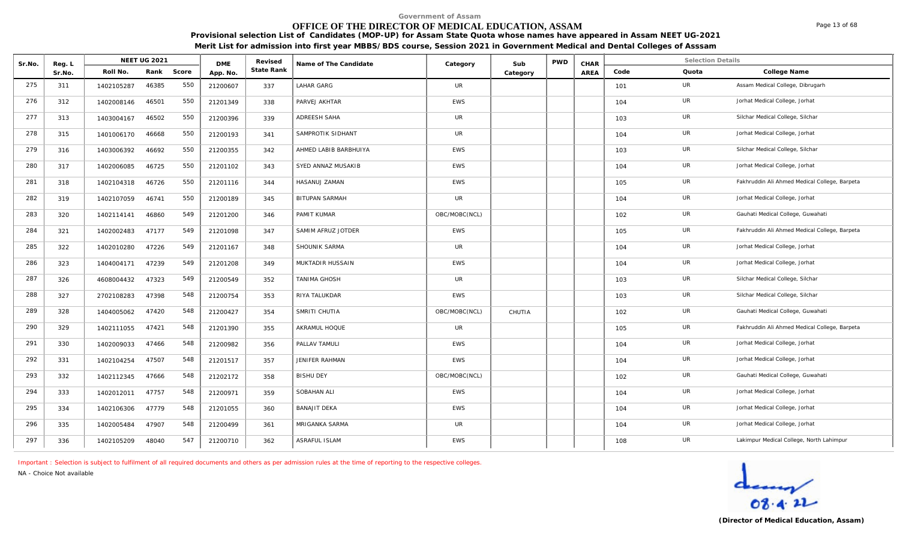Government of Assam

# OFFICE OF THE DIRECTOR OF MEDICAL EDUCATION, ASSAM

**Provisional selection List of Candidates (MOP-UP) for Assam State Quota whose names have appeared in Assam NEET UG-2021**

**Merit List for admission into first year MBBS/BDS course, Session 2021 in Government Medical and Dental Colleges of Asssam**

| Sr.No. | Reg. L Sr.No. | NEET UG 2021 | | | DME App. No. | Revised State Rank | Name of The Candidate | Category | Sub Category | PWD | CHAR AREA | Selection Details | | |
|---|---|---|---|---|---|---|---|---|---|---|---|---|---|---|
| | | Roll No. | Rank | Score | | | | | | | | Code | Quota | College Name |
| 275 | 311 | 1402105287 | 46385 | 550 | 21200607 | 337 | LAHAR GARG | UR | | | | 101 | UR | Assam Medical College, Dibrugarh |
| 276 | 312 | 1402008146 | 46501 | 550 | 21201349 | 338 | PARVEJ AKHTAR | EWS | | | | 104 | UR | Jorhat Medical College, Jorhat |
| 277 | 313 | 1403004167 | 46502 | 550 | 21200396 | 339 | ADREESH SAHA | UR | | | | 103 | UR | Silchar Medical College, Silchar |
| 278 | 315 | 1401006170 | 46668 | 550 | 21200193 | 341 | SAMPROTIK SIDHANT | UR | | | | 104 | UR | Jorhat Medical College, Jorhat |
| 279 | 316 | 1403006392 | 46692 | 550 | 21200355 | 342 | AHMED LABIB BARBHUIYA | EWS | | | | 103 | UR | Silchar Medical College, Silchar |
| 280 | 317 | 1402006085 | 46725 | 550 | 21201102 | 343 | SYED ANNAZ MUSAKIB | EWS | | | | 104 | UR | Jorhat Medical College, Jorhat |
| 281 | 318 | 1402104318 | 46726 | 550 | 21201116 | 344 | HASANUJ ZAMAN | EWS | | | | 105 | UR | Fakhruddin Ali Ahmed Medical College, Barpeta |
| 282 | 319 | 1402107059 | 46741 | 550 | 21200189 | 345 | BITUPAN SARMAH | UR | | | | 104 | UR | Jorhat Medical College, Jorhat |
| 283 | 320 | 1402114141 | 46860 | 549 | 21201200 | 346 | PAMIT KUMAR | OBC/MOBC(NCL) | | | | 102 | UR | Gauhati Medical College, Guwahati |
| 284 | 321 | 1402002483 | 47177 | 549 | 21201098 | 347 | SAMIM AFRUZ JOTDER | EWS | | | | 105 | UR | Fakhruddin Ali Ahmed Medical College, Barpeta |
| 285 | 322 | 1402010280 | 47226 | 549 | 21201167 | 348 | SHOUNIK SARMA | UR | | | | 104 | UR | Jorhat Medical College, Jorhat |
| 286 | 323 | 1404004171 | 47239 | 549 | 21201208 | 349 | MUKTADIR HUSSAIN | EWS | | | | 104 | UR | Jorhat Medical College, Jorhat |
| 287 | 326 | 4608004432 | 47323 | 549 | 21200549 | 352 | TANIMA GHOSH | UR | | | | 103 | UR | Silchar Medical College, Silchar |
| 288 | 327 | 2702108283 | 47398 | 548 | 21200754 | 353 | RIYA TALUKDAR | EWS | | | | 103 | UR | Silchar Medical College, Silchar |
| 289 | 328 | 1404005062 | 47420 | 548 | 21200427 | 354 | SMRITI CHUTIA | OBC/MOBC(NCL) | CHUTIA | | | 102 | UR | Gauhati Medical College, Guwahati |
| 290 | 329 | 1402111055 | 47421 | 548 | 21201390 | 355 | AKRAMUL HOQUE | UR | | | | 105 | UR | Fakhruddin Ali Ahmed Medical College, Barpeta |
| 291 | 330 | 1402009033 | 47466 | 548 | 21200982 | 356 | PALLAV TAMULI | EWS | | | | 104 | UR | Jorhat Medical College, Jorhat |
| 292 | 331 | 1402104254 | 47507 | 548 | 21201517 | 357 | JENIFER RAHMAN | EWS | | | | 104 | UR | Jorhat Medical College, Jorhat |
| 293 | 332 | 1402112345 | 47666 | 548 | 21202172 | 358 | BISHU DEY | OBC/MOBC(NCL) | | | | 102 | UR | Gauhati Medical College, Guwahati |
| 294 | 333 | 1402012011 | 47757 | 548 | 21200971 | 359 | SOBAHAN ALI | EWS | | | | 104 | UR | Jorhat Medical College, Jorhat |
| 295 | 334 | 1402106306 | 47779 | 548 | 21201055 | 360 | BANAJIT DEKA | EWS | | | | 104 | UR | Jorhat Medical College, Jorhat |
| 296 | 335 | 1402005484 | 47907 | 548 | 21200499 | 361 | MRIGANKA SARMA | UR | | | | 104 | UR | Jorhat Medical College, Jorhat |
| 297 | 336 | 1402105209 | 48040 | 547 | 21200710 | 362 | ASRAFUL ISLAM | EWS | | | | 108 | UR | Lakimpur Medical College, North Lahimpur |

Important : Selection is subject to fulfilment of all required documents and others as per admission rules at the time of reporting to the respective colleges.

NA - Choice Not available

08.4.22

**(Director of Medical Education, Assam)**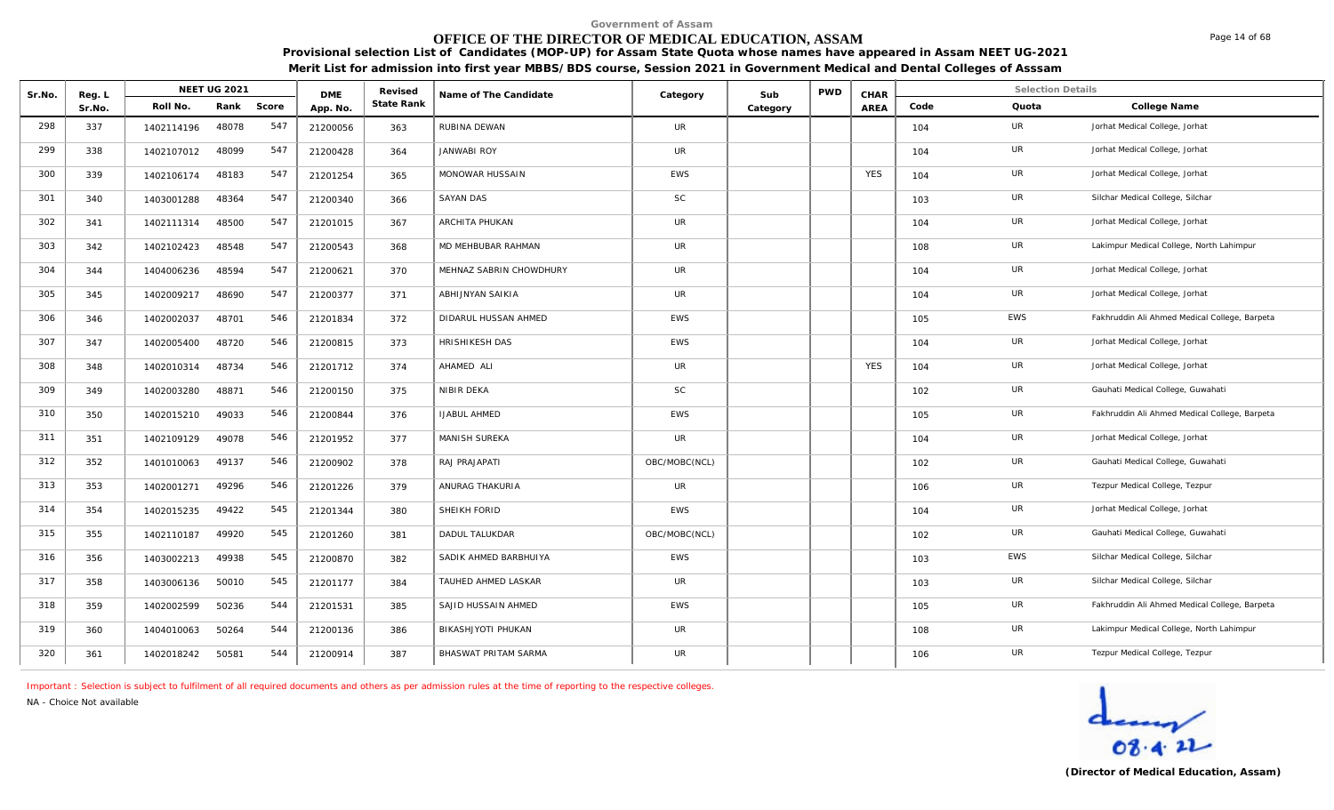Government of Assam

# OFFICE OF THE DIRECTOR OF MEDICAL EDUCATION, ASSAM

**Provisional selection List of Candidates (MOP-UP) for Assam State Quota whose names have appeared in Assam NEET UG-2021**

**Merit List for admission into first year MBBS/BDS course, Session 2021 in Government Medical and Dental Colleges of Asssam**

| Sr.No. | Reg. L Sr.No. | NEET UG 2021 | | | DME App. No. | Revised State Rank | Name of The Candidate | Category | Sub Category | PWD | CHAR AREA | Selection Details | | |
|---|---|---|---|---|---|---|---|---|---|---|---|---|---|---|
| | | Roll No. | Rank | Score | | | | | | | | Code | Quota | College Name |
| 298 | 337 | 1402114196 | 48078 | 547 | 21200056 | 363 | RUBINA DEWAN | UR | | | | 104 | UR | Jorhat Medical College, Jorhat |
| 299 | 338 | 1402107012 | 48099 | 547 | 21200428 | 364 | JANWABI ROY | UR | | | | 104 | UR | Jorhat Medical College, Jorhat |
| 300 | 339 | 1402106174 | 48183 | 547 | 21201254 | 365 | MONOWAR HUSSAIN | EWS | | | YES | 104 | UR | Jorhat Medical College, Jorhat |
| 301 | 340 | 1403001288 | 48364 | 547 | 21200340 | 366 | SAYAN DAS | SC | | | | 103 | UR | Silchar Medical College, Silchar |
| 302 | 341 | 1402111314 | 48500 | 547 | 21201015 | 367 | ARCHITA PHUKAN | UR | | | | 104 | UR | Jorhat Medical College, Jorhat |
| 303 | 342 | 1402102423 | 48548 | 547 | 21200543 | 368 | MD MEHBUBAR RAHMAN | UR | | | | 108 | UR | Lakimpur Medical College, North Lahimpur |
| 304 | 344 | 1404006236 | 48594 | 547 | 21200621 | 370 | MEHNAZ SABRIN CHOWDHURY | UR | | | | 104 | UR | Jorhat Medical College, Jorhat |
| 305 | 345 | 1402009217 | 48690 | 547 | 21200377 | 371 | ABHIJNYAN SAIKIA | UR | | | | 104 | UR | Jorhat Medical College, Jorhat |
| 306 | 346 | 1402002037 | 48701 | 546 | 21201834 | 372 | DIDARUL HUSSAN AHMED | EWS | | | | 105 | EWS | Fakhruddin Ali Ahmed Medical College, Barpeta |
| 307 | 347 | 1402005400 | 48720 | 546 | 21200815 | 373 | HRISHIKESH DAS | EWS | | | | 104 | UR | Jorhat Medical College, Jorhat |
| 308 | 348 | 1402010314 | 48734 | 546 | 21201712 | 374 | AHAMED ALI | UR | | | YES | 104 | UR | Jorhat Medical College, Jorhat |
| 309 | 349 | 1402003280 | 48871 | 546 | 21200150 | 375 | NIBIR DEKA | SC | | | | 102 | UR | Gauhati Medical College, Guwahati |
| 310 | 350 | 1402015210 | 49033 | 546 | 21200844 | 376 | IJABUL AHMED | EWS | | | | 105 | UR | Fakhruddin Ali Ahmed Medical College, Barpeta |
| 311 | 351 | 1402109129 | 49078 | 546 | 21201952 | 377 | MANISH SUREKA | UR | | | | 104 | UR | Jorhat Medical College, Jorhat |
| 312 | 352 | 1401010063 | 49137 | 546 | 21200902 | 378 | RAJ PRAJAPATI | OBC/MOBC(NCL) | | | | 102 | UR | Gauhati Medical College, Guwahati |
| 313 | 353 | 1402001271 | 49296 | 546 | 21201226 | 379 | ANURAG THAKURIA | UR | | | | 106 | UR | Tezpur Medical College, Tezpur |
| 314 | 354 | 1402015235 | 49422 | 545 | 21201344 | 380 | SHEIKH FORID | EWS | | | | 104 | UR | Jorhat Medical College, Jorhat |
| 315 | 355 | 1402110187 | 49920 | 545 | 21201260 | 381 | DADUL TALUKDAR | OBC/MOBC(NCL) | | | | 102 | UR | Gauhati Medical College, Guwahati |
| 316 | 356 | 1403002213 | 49938 | 545 | 21200870 | 382 | SADIK AHMED BARBHUIYA | EWS | | | | 103 | EWS | Silchar Medical College, Silchar |
| 317 | 358 | 1403006136 | 50010 | 545 | 21201177 | 384 | TAUHED AHMED LASKAR | UR | | | | 103 | UR | Silchar Medical College, Silchar |
| 318 | 359 | 1402002599 | 50236 | 544 | 21201531 | 385 | SAJID HUSSAIN AHMED | EWS | | | | 105 | UR | Fakhruddin Ali Ahmed Medical College, Barpeta |
| 319 | 360 | 1404010063 | 50264 | 544 | 21200136 | 386 | BIKASHJYOTI PHUKAN | UR | | | | 108 | UR | Lakimpur Medical College, North Lahimpur |
| 320 | 361 | 1402018242 | 50581 | 544 | 21200914 | 387 | BHASWAT PRITAM SARMA | UR | | | | 106 | UR | Tezpur Medical College, Tezpur |

Important : Selection is subject to fulfilment of all required documents and others as per admission rules at the time of reporting to the respective colleges.

NA - Choice Not available

08.4.22

**(Director of Medical Education, Assam)**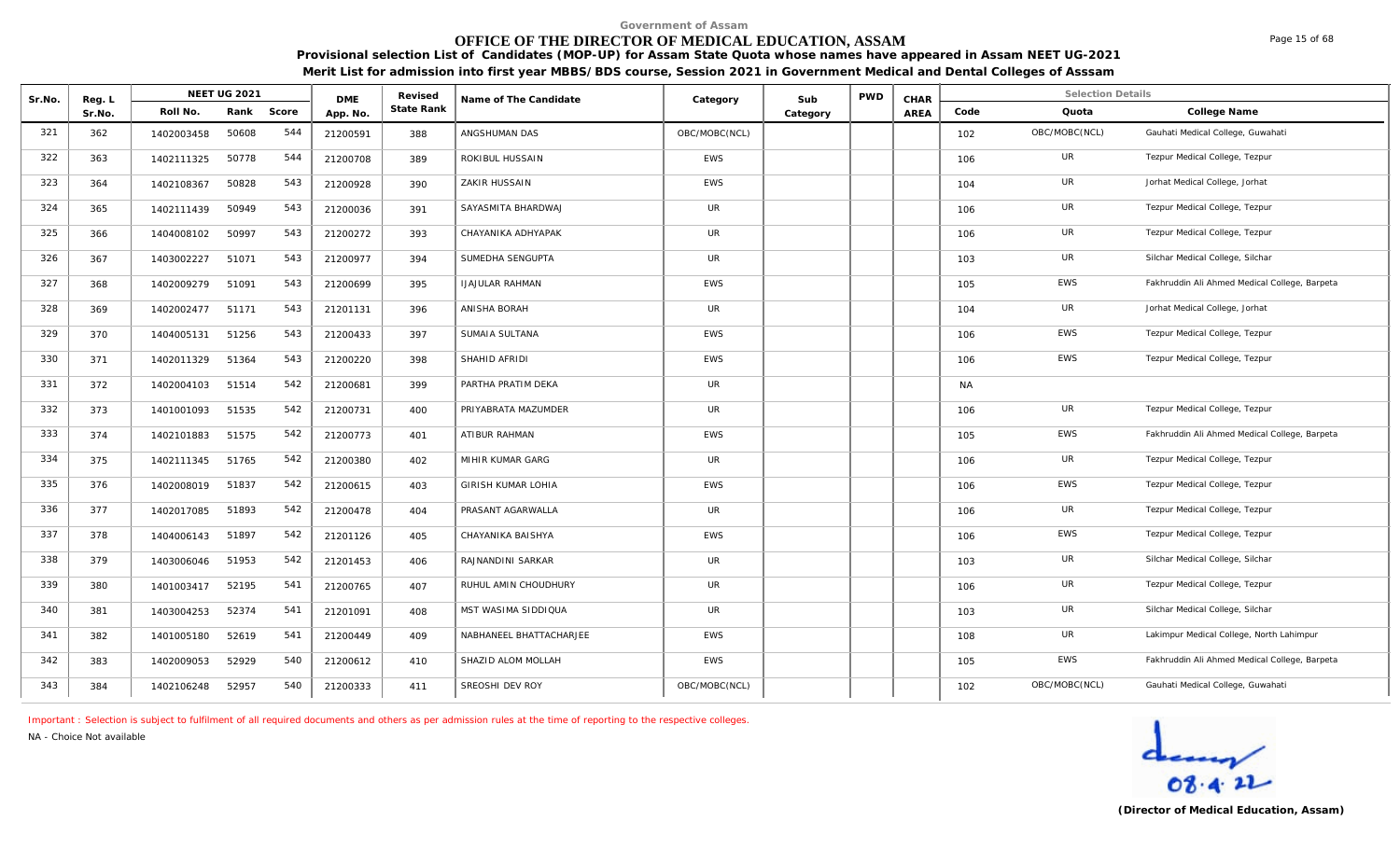Government of Assam

# OFFICE OF THE DIRECTOR OF MEDICAL EDUCATION, ASSAM

**Provisional selection List of Candidates (MOP-UP) for Assam State Quota whose names have appeared in Assam NEET UG-2021**

**Merit List for admission into first year MBBS/BDS course, Session 2021 in Government Medical and Dental Colleges of Asssam**

| Sr.No. | Reg. L Sr.No. | NEET UG 2021 | | | DME App. No. | Revised State Rank | Name of The Candidate | Category | Sub Category | PWD | CHAR AREA | Selection Details | | |
|---|---|---|---|---|---|---|---|---|---|---|---|---|---|---|
| | | Roll No. | Rank | Score | | | | | | | | Code | Quota | College Name |
| 321 | 362 | 1402003458 | 50608 | 544 | 21200591 | 388 | ANGSHUMAN DAS | OBC/MOBC(NCL) | | | | 102 | OBC/MOBC(NCL) | Gauhati Medical College, Guwahati |
| 322 | 363 | 1402111325 | 50778 | 544 | 21200708 | 389 | ROKIBUL HUSSAIN | EWS | | | | 106 | UR | Tezpur Medical College, Tezpur |
| 323 | 364 | 1402108367 | 50828 | 543 | 21200928 | 390 | ZAKIR HUSSAIN | EWS | | | | 104 | UR | Jorhat Medical College, Jorhat |
| 324 | 365 | 1402111439 | 50949 | 543 | 21200036 | 391 | SAYASMITA BHARDWAJ | UR | | | | 106 | UR | Tezpur Medical College, Tezpur |
| 325 | 366 | 1404008102 | 50997 | 543 | 21200272 | 393 | CHAYANIKA ADHYAPAK | UR | | | | 106 | UR | Tezpur Medical College, Tezpur |
| 326 | 367 | 1403002227 | 51071 | 543 | 21200977 | 394 | SUMEDHA SENGUPTA | UR | | | | 103 | UR | Silchar Medical College, Silchar |
| 327 | 368 | 1402009279 | 51091 | 543 | 21200699 | 395 | IJAJULAR RAHMAN | EWS | | | | 105 | EWS | Fakhruddin Ali Ahmed Medical College, Barpeta |
| 328 | 369 | 1402002477 | 51171 | 543 | 21201131 | 396 | ANISHA BORAH | UR | | | | 104 | UR | Jorhat Medical College, Jorhat |
| 329 | 370 | 1404005131 | 51256 | 543 | 21200433 | 397 | SUMAIA SULTANA | EWS | | | | 106 | EWS | Tezpur Medical College, Tezpur |
| 330 | 371 | 1402011329 | 51364 | 543 | 21200220 | 398 | SHAHID AFRIDI | EWS | | | | 106 | EWS | Tezpur Medical College, Tezpur |
| 331 | 372 | 1402004103 | 51514 | 542 | 21200681 | 399 | PARTHA PRATIM DEKA | UR | | | | NA | | |
| 332 | 373 | 1401001093 | 51535 | 542 | 21200731 | 400 | PRIYABRATA MAZUMDER | UR | | | | 106 | UR | Tezpur Medical College, Tezpur |
| 333 | 374 | 1402101883 | 51575 | 542 | 21200773 | 401 | ATIBUR RAHMAN | EWS | | | | 105 | EWS | Fakhruddin Ali Ahmed Medical College, Barpeta |
| 334 | 375 | 1402111345 | 51765 | 542 | 21200380 | 402 | MIHIR KUMAR GARG | UR | | | | 106 | UR | Tezpur Medical College, Tezpur |
| 335 | 376 | 1402008019 | 51837 | 542 | 21200615 | 403 | GIRISH KUMAR LOHIA | EWS | | | | 106 | EWS | Tezpur Medical College, Tezpur |
| 336 | 377 | 1402017085 | 51893 | 542 | 21200478 | 404 | PRASANT AGARWALLA | UR | | | | 106 | UR | Tezpur Medical College, Tezpur |
| 337 | 378 | 1404006143 | 51897 | 542 | 21201126 | 405 | CHAYANIKA BAISHYA | EWS | | | | 106 | EWS | Tezpur Medical College, Tezpur |
| 338 | 379 | 1403006046 | 51953 | 542 | 21201453 | 406 | RAJNANDINI SARKAR | UR | | | | 103 | UR | Silchar Medical College, Silchar |
| 339 | 380 | 1401003417 | 52195 | 541 | 21200765 | 407 | RUHUL AMIN CHOUDHURY | UR | | | | 106 | UR | Tezpur Medical College, Tezpur |
| 340 | 381 | 1403004253 | 52374 | 541 | 21201091 | 408 | MST WASIMA SIDDIQUA | UR | | | | 103 | UR | Silchar Medical College, Silchar |
| 341 | 382 | 1401005180 | 52619 | 541 | 21200449 | 409 | NABHANEEL BHATTACHARJEE | EWS | | | | 108 | UR | Lakimpur Medical College, North Lahimpur |
| 342 | 383 | 1402009053 | 52929 | 540 | 21200612 | 410 | SHAZID ALOM MOLLAH | EWS | | | | 105 | EWS | Fakhruddin Ali Ahmed Medical College, Barpeta |
| 343 | 384 | 1402106248 | 52957 | 540 | 21200333 | 411 | SREOSHI DEV ROY | OBC/MOBC(NCL) | | | | 102 | OBC/MOBC(NCL) | Gauhati Medical College, Guwahati |

Important : Selection is subject to fulfilment of all required documents and others as per admission rules at the time of reporting to the respective colleges.

NA - Choice Not available

08.4.22

**(Director of Medical Education, Assam)**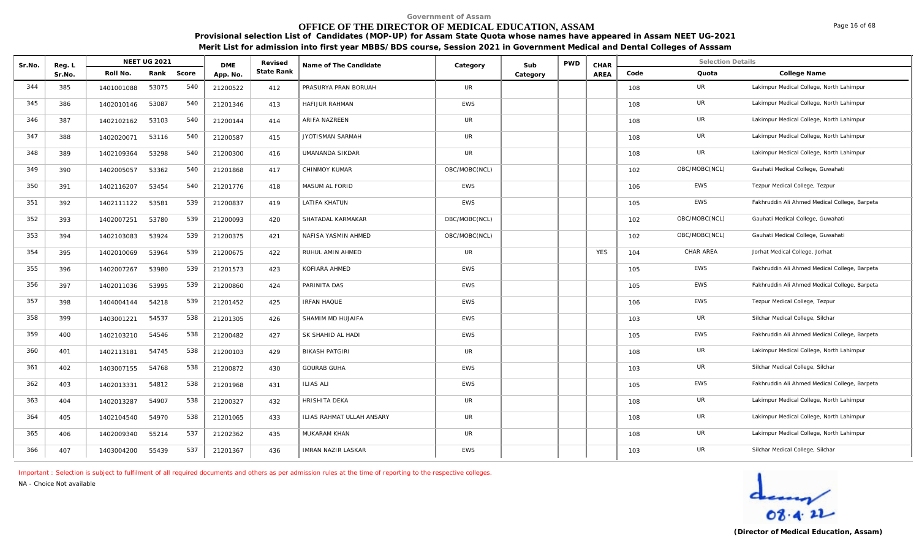Government of Assam

# OFFICE OF THE DIRECTOR OF MEDICAL EDUCATION, ASSAM

**Provisional selection List of Candidates (MOP-UP) for Assam State Quota whose names have appeared in Assam NEET UG-2021**

**Merit List for admission into first year MBBS/BDS course, Session 2021 in Government Medical and Dental Colleges of Asssam**

| Sr.No. | Reg. L Sr.No. | NEET UG 2021 Roll No. | Rank | Score | DME App. No. | Revised State Rank | Name of The Candidate | Category | Sub Category | PWD | CHAR AREA | Selection Details Code | Quota | College Name |
|---|---|---|---|---|---|---|---|---|---|---|---|---|---|---|
| 344 | 385 | 1401001088 | 53075 | 540 | 21200522 | 412 | PRASURYA PRAN BORUAH | UR | | | | 108 | UR | Lakimpur Medical College, North Lahimpur |
| 345 | 386 | 1402010146 | 53087 | 540 | 21201346 | 413 | HAFIJUR RAHMAN | EWS | | | | 108 | UR | Lakimpur Medical College, North Lahimpur |
| 346 | 387 | 1402102162 | 53103 | 540 | 21200144 | 414 | ARIFA NAZREEN | UR | | | | 108 | UR | Lakimpur Medical College, North Lahimpur |
| 347 | 388 | 1402020071 | 53116 | 540 | 21200587 | 415 | JYOTISMAN SARMAH | UR | | | | 108 | UR | Lakimpur Medical College, North Lahimpur |
| 348 | 389 | 1402109364 | 53298 | 540 | 21200300 | 416 | UMANANDA SIKDAR | UR | | | | 108 | UR | Lakimpur Medical College, North Lahimpur |
| 349 | 390 | 1402005057 | 53362 | 540 | 21201868 | 417 | CHINMOY KUMAR | OBC/MOBC(NCL) | | | | 102 | OBC/MOBC(NCL) | Gauhati Medical College, Guwahati |
| 350 | 391 | 1402116207 | 53454 | 540 | 21201776 | 418 | MASUM AL FORID | EWS | | | | 106 | EWS | Tezpur Medical College, Tezpur |
| 351 | 392 | 1402111122 | 53581 | 539 | 21200837 | 419 | LATIFA KHATUN | EWS | | | | 105 | EWS | Fakhruddin Ali Ahmed Medical College, Barpeta |
| 352 | 393 | 1402007251 | 53780 | 539 | 21200093 | 420 | SHATADAL KARMAKAR | OBC/MOBC(NCL) | | | | 102 | OBC/MOBC(NCL) | Gauhati Medical College, Guwahati |
| 353 | 394 | 1402103083 | 53924 | 539 | 21200375 | 421 | NAFISA YASMIN AHMED | OBC/MOBC(NCL) | | | | 102 | OBC/MOBC(NCL) | Gauhati Medical College, Guwahati |
| 354 | 395 | 1402010069 | 53964 | 539 | 21200675 | 422 | RUHUL AMIN AHMED | UR | | | YES | 104 | CHAR AREA | Jorhat Medical College, Jorhat |
| 355 | 396 | 1402007267 | 53980 | 539 | 21201573 | 423 | KOFIARA AHMED | EWS | | | | 105 | EWS | Fakhruddin Ali Ahmed Medical College, Barpeta |
| 356 | 397 | 1402011036 | 53995 | 539 | 21200860 | 424 | PARINITA DAS | EWS | | | | 105 | EWS | Fakhruddin Ali Ahmed Medical College, Barpeta |
| 357 | 398 | 1404004144 | 54218 | 539 | 21201452 | 425 | IRFAN HAQUE | EWS | | | | 106 | EWS | Tezpur Medical College, Tezpur |
| 358 | 399 | 1403001221 | 54537 | 538 | 21201305 | 426 | SHAMIM MD HUJAIFA | EWS | | | | 103 | UR | Silchar Medical College, Silchar |
| 359 | 400 | 1402103210 | 54546 | 538 | 21200482 | 427 | SK SHAHID AL HADI | EWS | | | | 105 | EWS | Fakhruddin Ali Ahmed Medical College, Barpeta |
| 360 | 401 | 1402113181 | 54745 | 538 | 21200103 | 429 | BIKASH PATGIRI | UR | | | | 108 | UR | Lakimpur Medical College, North Lahimpur |
| 361 | 402 | 1403007155 | 54768 | 538 | 21200872 | 430 | GOURAB GUHA | EWS | | | | 103 | UR | Silchar Medical College, Silchar |
| 362 | 403 | 1402013331 | 54812 | 538 | 21201968 | 431 | ILIAS ALI | EWS | | | | 105 | EWS | Fakhruddin Ali Ahmed Medical College, Barpeta |
| 363 | 404 | 1402013287 | 54907 | 538 | 21200327 | 432 | HRISHITA DEKA | UR | | | | 108 | UR | Lakimpur Medical College, North Lahimpur |
| 364 | 405 | 1402104540 | 54970 | 538 | 21201065 | 433 | ILIAS RAHMAT ULLAH ANSARY | UR | | | | 108 | UR | Lakimpur Medical College, North Lahimpur |
| 365 | 406 | 1402009340 | 55214 | 537 | 21202362 | 435 | MUKARAM KHAN | UR | | | | 108 | UR | Lakimpur Medical College, North Lahimpur |
| 366 | 407 | 1403004200 | 55439 | 537 | 21201367 | 436 | IMRAN NAZIR LASKAR | EWS | | | | 103 | UR | Silchar Medical College, Silchar |

Important : Selection is subject to fulfilment of all required documents and others as per admission rules at the time of reporting to the respective colleges.

NA - Choice Not available

08.4.22

**(Director of Medical Education, Assam)**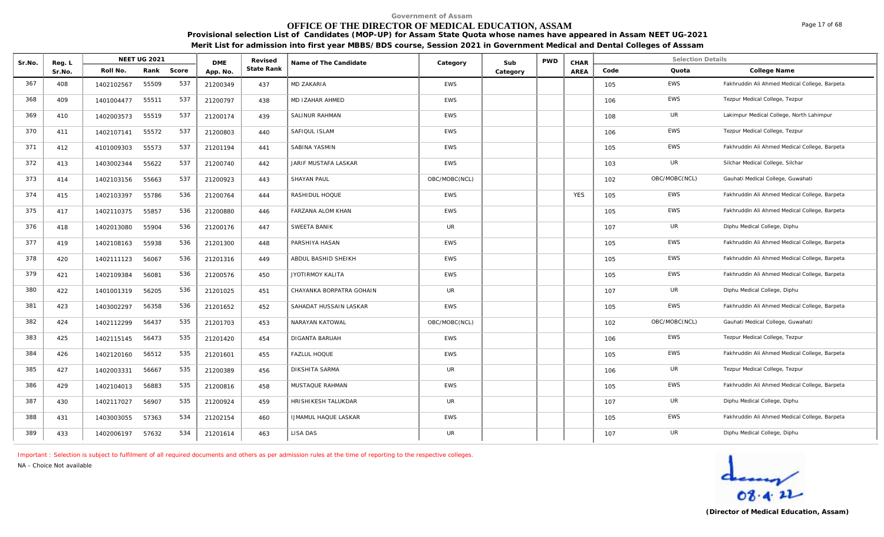Government of Assam

# OFFICE OF THE DIRECTOR OF MEDICAL EDUCATION, ASSAM

**Provisional selection List of Candidates (MOP-UP) for Assam State Quota whose names have appeared in Assam NEET UG-2021**

**Merit List for admission into first year MBBS/BDS course, Session 2021 in Government Medical and Dental Colleges of Asssam**

| Sr.No. | Reg. L Sr.No. | NEET UG 2021 | | | DME | Revised State Rank | Name of The Candidate | Category | Sub Category | PWD | CHAR AREA | Selection Details | | |
|---|---|---|---|---|---|---|---|---|---|---|---|---|---|---|
| | | Roll No. | Rank | Score | App. No. | | | | | | | Code | Quota | College Name |
| 367 | 408 | 1402102567 | 55509 | 537 | 21200349 | 437 | MD ZAKARIA | EWS | | | | 105 | EWS | Fakhruddin Ali Ahmed Medical College, Barpeta |
| 368 | 409 | 1401004477 | 55511 | 537 | 21200797 | 438 | MD IZAHAR AHMED | EWS | | | | 106 | EWS | Tezpur Medical College, Tezpur |
| 369 | 410 | 1402003573 | 55519 | 537 | 21200174 | 439 | SALINUR RAHMAN | EWS | | | | 108 | UR | Lakimpur Medical College, North Lahimpur |
| 370 | 411 | 1402107141 | 55572 | 537 | 21200803 | 440 | SAFIQUL ISLAM | EWS | | | | 106 | EWS | Tezpur Medical College, Tezpur |
| 371 | 412 | 4101009303 | 55573 | 537 | 21201194 | 441 | SABINA YASMIN | EWS | | | | 105 | EWS | Fakhruddin Ali Ahmed Medical College, Barpeta |
| 372 | 413 | 1403002344 | 55622 | 537 | 21200740 | 442 | JARIF MUSTAFA LASKAR | EWS | | | | 103 | UR | Silchar Medical College, Silchar |
| 373 | 414 | 1402103156 | 55663 | 537 | 21200923 | 443 | SHAYAN PAUL | OBC/MOBC(NCL) | | | | 102 | OBC/MOBC(NCL) | Gauhati Medical College, Guwahati |
| 374 | 415 | 1402103397 | 55786 | 536 | 21200764 | 444 | RASHIDUL HOQUE | EWS | | | YES | 105 | EWS | Fakhruddin Ali Ahmed Medical College, Barpeta |
| 375 | 417 | 1402110375 | 55857 | 536 | 21200880 | 446 | FARZANA ALOM KHAN | EWS | | | | 105 | EWS | Fakhruddin Ali Ahmed Medical College, Barpeta |
| 376 | 418 | 1402013080 | 55904 | 536 | 21200176 | 447 | SWEETA BANIK | UR | | | | 107 | UR | Diphu Medical College, Diphu |
| 377 | 419 | 1402108163 | 55938 | 536 | 21201300 | 448 | PARSHIYA HASAN | EWS | | | | 105 | EWS | Fakhruddin Ali Ahmed Medical College, Barpeta |
| 378 | 420 | 1402111123 | 56067 | 536 | 21201316 | 449 | ABDUL BASHID SHEIKH | EWS | | | | 105 | EWS | Fakhruddin Ali Ahmed Medical College, Barpeta |
| 379 | 421 | 1402109384 | 56081 | 536 | 21200576 | 450 | JYOTIRMOY KALITA | EWS | | | | 105 | EWS | Fakhruddin Ali Ahmed Medical College, Barpeta |
| 380 | 422 | 1401001319 | 56205 | 536 | 21201025 | 451 | CHAYANKA BORPATRA GOHAIN | UR | | | | 107 | UR | Diphu Medical College, Diphu |
| 381 | 423 | 1403002297 | 56358 | 536 | 21201652 | 452 | SAHADAT HUSSAIN LASKAR | EWS | | | | 105 | EWS | Fakhruddin Ali Ahmed Medical College, Barpeta |
| 382 | 424 | 1402112299 | 56437 | 535 | 21201703 | 453 | NARAYAN KATOWAL | OBC/MOBC(NCL) | | | | 102 | OBC/MOBC(NCL) | Gauhati Medical College, Guwahati |
| 383 | 425 | 1402115145 | 56473 | 535 | 21201420 | 454 | DIGANTA BARUAH | EWS | | | | 106 | EWS | Tezpur Medical College, Tezpur |
| 384 | 426 | 1402120160 | 56512 | 535 | 21201601 | 455 | FAZLUL HOQUE | EWS | | | | 105 | EWS | Fakhruddin Ali Ahmed Medical College, Barpeta |
| 385 | 427 | 1402003331 | 56667 | 535 | 21200389 | 456 | DIKSHITA SARMA | UR | | | | 106 | UR | Tezpur Medical College, Tezpur |
| 386 | 429 | 1402104013 | 56883 | 535 | 21200816 | 458 | MUSTAQUE RAHMAN | EWS | | | | 105 | EWS | Fakhruddin Ali Ahmed Medical College, Barpeta |
| 387 | 430 | 1402117027 | 56907 | 535 | 21200924 | 459 | HRISHIKESH TALUKDAR | UR | | | | 107 | UR | Diphu Medical College, Diphu |
| 388 | 431 | 1403003055 | 57363 | 534 | 21202154 | 460 | IJMAMUL HAQUE LASKAR | EWS | | | | 105 | EWS | Fakhruddin Ali Ahmed Medical College, Barpeta |
| 389 | 433 | 1402006197 | 57632 | 534 | 21201614 | 463 | LISA DAS | UR | | | | 107 | UR | Diphu Medical College, Diphu |

Important : Selection is subject to fulfilment of all required documents and others as per admission rules at the time of reporting to the respective colleges.

NA - Choice Not available

08.4.22

**(Director of Medical Education, Assam)**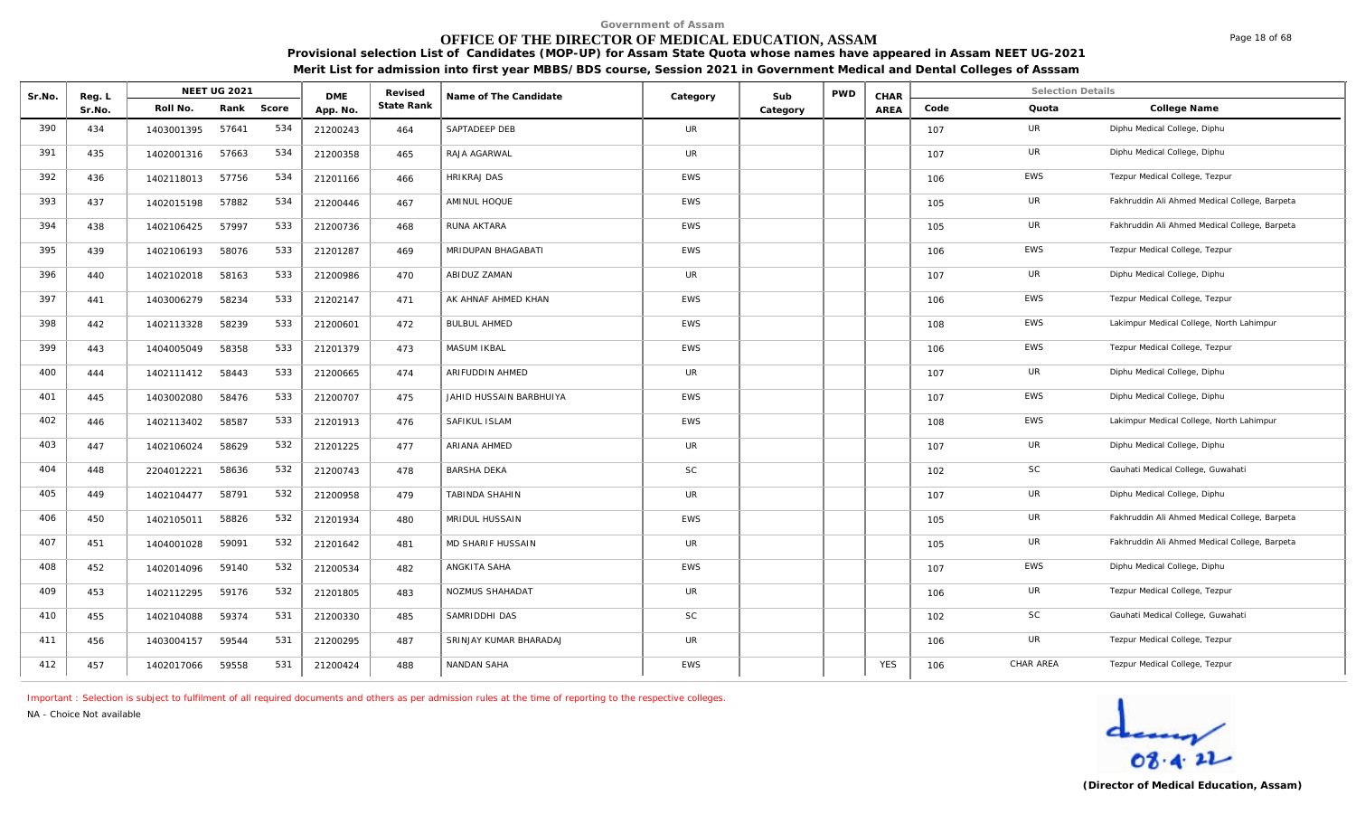Government of Assam

# OFFICE OF THE DIRECTOR OF MEDICAL EDUCATION, ASSAM

**Provisional selection List of Candidates (MOP-UP) for Assam State Quota whose names have appeared in Assam NEET UG-2021**

**Merit List for admission into first year MBBS/BDS course, Session 2021 in Government Medical and Dental Colleges of Asssam**

| Sr.No. | Reg. L Sr.No. | NEET UG 2021 | | | DME App. No. | Revised State Rank | Name of The Candidate | Category | Sub Category | PWD | CHAR AREA | Selection Details | | |
|---|---|---|---|---|---|---|---|---|---|---|---|---|---|---|
| | | Roll No. | Rank | Score | | | | | | | | Code | Quota | College Name |
| 390 | 434 | 1403001395 | 57641 | 534 | 21200243 | 464 | SAPTADEEP DEB | UR | | | | 107 | UR | Diphu Medical College, Diphu |
| 391 | 435 | 1402001316 | 57663 | 534 | 21200358 | 465 | RAJA AGARWAL | UR | | | | 107 | UR | Diphu Medical College, Diphu |
| 392 | 436 | 1402118013 | 57756 | 534 | 21201166 | 466 | HRIKRAJ DAS | EWS | | | | 106 | EWS | Tezpur Medical College, Tezpur |
| 393 | 437 | 1402015198 | 57882 | 534 | 21200446 | 467 | AMINUL HOQUE | EWS | | | | 105 | UR | Fakhruddin Ali Ahmed Medical College, Barpeta |
| 394 | 438 | 1402106425 | 57997 | 533 | 21200736 | 468 | RUNA AKTARA | EWS | | | | 105 | UR | Fakhruddin Ali Ahmed Medical College, Barpeta |
| 395 | 439 | 1402106193 | 58076 | 533 | 21201287 | 469 | MRIDUPAN BHAGABATI | EWS | | | | 106 | EWS | Tezpur Medical College, Tezpur |
| 396 | 440 | 1402102018 | 58163 | 533 | 21200986 | 470 | ABIDUZ ZAMAN | UR | | | | 107 | UR | Diphu Medical College, Diphu |
| 397 | 441 | 1403006279 | 58234 | 533 | 21202147 | 471 | AK AHNAF AHMED KHAN | EWS | | | | 106 | EWS | Tezpur Medical College, Tezpur |
| 398 | 442 | 1402113328 | 58239 | 533 | 21200601 | 472 | BULBUL AHMED | EWS | | | | 108 | EWS | Lakimpur Medical College, North Lahimpur |
| 399 | 443 | 1404005049 | 58358 | 533 | 21201379 | 473 | MASUM IKBAL | EWS | | | | 106 | EWS | Tezpur Medical College, Tezpur |
| 400 | 444 | 1402111412 | 58443 | 533 | 21200665 | 474 | ARIFUDDIN AHMED | UR | | | | 107 | UR | Diphu Medical College, Diphu |
| 401 | 445 | 1403002080 | 58476 | 533 | 21200707 | 475 | JAHID HUSSAIN BARBHUIYA | EWS | | | | 107 | EWS | Diphu Medical College, Diphu |
| 402 | 446 | 1402113402 | 58587 | 533 | 21201913 | 476 | SAFIKUL ISLAM | EWS | | | | 108 | EWS | Lakimpur Medical College, North Lahimpur |
| 403 | 447 | 1402106024 | 58629 | 532 | 21201225 | 477 | ARIANA AHMED | UR | | | | 107 | UR | Diphu Medical College, Diphu |
| 404 | 448 | 2204012221 | 58636 | 532 | 21200743 | 478 | BARSHA DEKA | SC | | | | 102 | SC | Gauhati Medical College, Guwahati |
| 405 | 449 | 1402104477 | 58791 | 532 | 21200958 | 479 | TABINDA SHAHIN | UR | | | | 107 | UR | Diphu Medical College, Diphu |
| 406 | 450 | 1402105011 | 58826 | 532 | 21201934 | 480 | MRIDUL HUSSAIN | EWS | | | | 105 | UR | Fakhruddin Ali Ahmed Medical College, Barpeta |
| 407 | 451 | 1404001028 | 59091 | 532 | 21201642 | 481 | MD SHARIF HUSSAIN | UR | | | | 105 | UR | Fakhruddin Ali Ahmed Medical College, Barpeta |
| 408 | 452 | 1402014096 | 59140 | 532 | 21200534 | 482 | ANGKITA SAHA | EWS | | | | 107 | EWS | Diphu Medical College, Diphu |
| 409 | 453 | 1402112295 | 59176 | 532 | 21201805 | 483 | NOZMUS SHAHADAT | UR | | | | 106 | UR | Tezpur Medical College, Tezpur |
| 410 | 455 | 1402104088 | 59374 | 531 | 21200330 | 485 | SAMRIDDHI DAS | SC | | | | 102 | SC | Gauhati Medical College, Guwahati |
| 411 | 456 | 1403004157 | 59544 | 531 | 21200295 | 487 | SRINJAY KUMAR BHARADAJ | UR | | | | 106 | UR | Tezpur Medical College, Tezpur |
| 412 | 457 | 1402017066 | 59558 | 531 | 21200424 | 488 | NANDAN SAHA | EWS | | | YES | 106 | CHAR AREA | Tezpur Medical College, Tezpur |

Important : Selection is subject to fulfilment of all required documents and others as per admission rules at the time of reporting to the respective colleges.

NA - Choice Not available

08.4.22

**(Director of Medical Education, Assam)**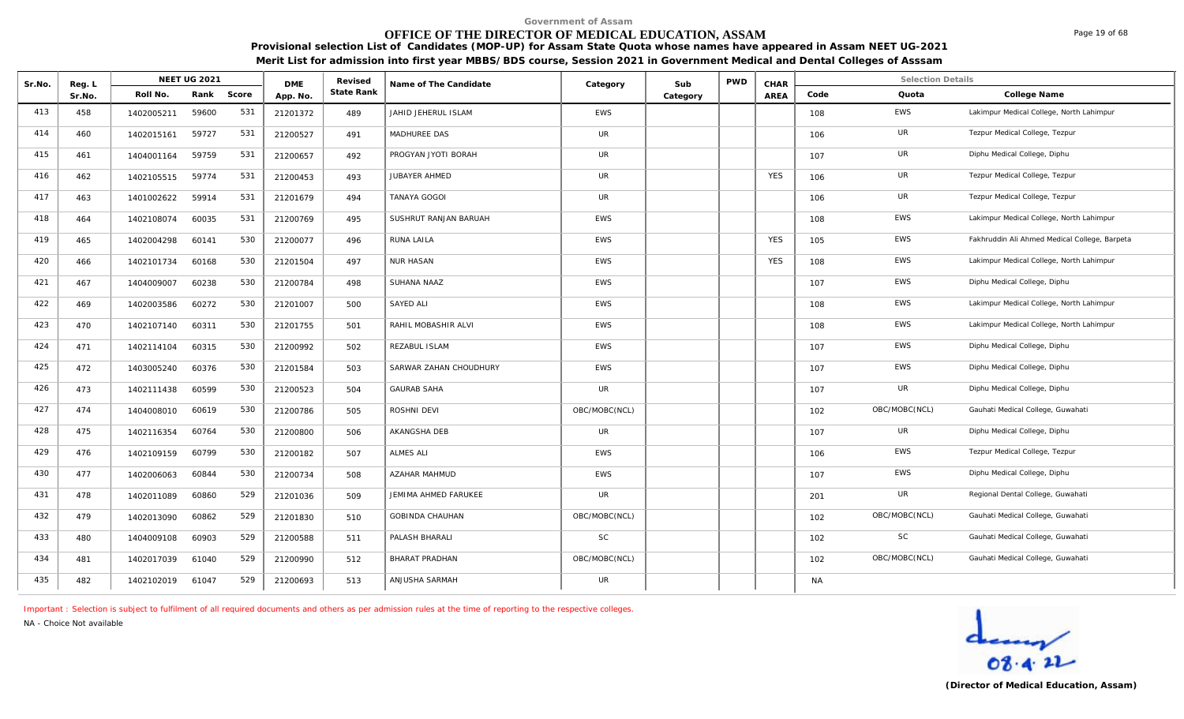Government of Assam

# OFFICE OF THE DIRECTOR OF MEDICAL EDUCATION, ASSAM

**Provisional selection List of Candidates (MOP-UP) for Assam State Quota whose names have appeared in Assam NEET UG-2021**

**Merit List for admission into first year MBBS/BDS course, Session 2021 in Government Medical and Dental Colleges of Asssam**

| Sr.No. | Reg. L Sr.No. | NEET UG 2021 | | | DME App. No. | Revised State Rank | Name of The Candidate | Category | Sub Category | PWD | CHAR AREA | Selection Details | | |
|---|---|---|---|---|---|---|---|---|---|---|---|---|---|---|
| | | Roll No. | Rank | Score | | | | | | | | Code | Quota | College Name |
| 413 | 458 | 1402005211 | 59600 | 531 | 21201372 | 489 | JAHID JEHERUL ISLAM | EWS | | | | 108 | EWS | Lakimpur Medical College, North Lahimpur |
| 414 | 460 | 1402015161 | 59727 | 531 | 21200527 | 491 | MADHUREE DAS | UR | | | | 106 | UR | Tezpur Medical College, Tezpur |
| 415 | 461 | 1404001164 | 59759 | 531 | 21200657 | 492 | PROGYAN JYOTI BORAH | UR | | | | 107 | UR | Diphu Medical College, Diphu |
| 416 | 462 | 1402105515 | 59774 | 531 | 21200453 | 493 | JUBAYER AHMED | UR | | | YES | 106 | UR | Tezpur Medical College, Tezpur |
| 417 | 463 | 1401002622 | 59914 | 531 | 21201679 | 494 | TANAYA GOGOI | UR | | | | 106 | UR | Tezpur Medical College, Tezpur |
| 418 | 464 | 1402108074 | 60035 | 531 | 21200769 | 495 | SUSHRUT RANJAN BARUAH | EWS | | | | 108 | EWS | Lakimpur Medical College, North Lahimpur |
| 419 | 465 | 1402004298 | 60141 | 530 | 21200077 | 496 | RUNA LAILA | EWS | | | YES | 105 | EWS | Fakhruddin Ali Ahmed Medical College, Barpeta |
| 420 | 466 | 1402101734 | 60168 | 530 | 21201504 | 497 | NUR HASAN | EWS | | | YES | 108 | EWS | Lakimpur Medical College, North Lahimpur |
| 421 | 467 | 1404009007 | 60238 | 530 | 21200784 | 498 | SUHANA NAAZ | EWS | | | | 107 | EWS | Diphu Medical College, Diphu |
| 422 | 469 | 1402003586 | 60272 | 530 | 21201007 | 500 | SAYED ALI | EWS | | | | 108 | EWS | Lakimpur Medical College, North Lahimpur |
| 423 | 470 | 1402107140 | 60311 | 530 | 21201755 | 501 | RAHIL MOBASHIR ALVI | EWS | | | | 108 | EWS | Lakimpur Medical College, North Lahimpur |
| 424 | 471 | 1402114104 | 60315 | 530 | 21200992 | 502 | REZABUL ISLAM | EWS | | | | 107 | EWS | Diphu Medical College, Diphu |
| 425 | 472 | 1403005240 | 60376 | 530 | 21201584 | 503 | SARWAR ZAHAN CHOUDHURY | EWS | | | | 107 | EWS | Diphu Medical College, Diphu |
| 426 | 473 | 1402111438 | 60599 | 530 | 21200523 | 504 | GAURAB SAHA | UR | | | | 107 | UR | Diphu Medical College, Diphu |
| 427 | 474 | 1404008010 | 60619 | 530 | 21200786 | 505 | ROSHNI DEVI | OBC/MOBC(NCL) | | | | 102 | OBC/MOBC(NCL) | Gauhati Medical College, Guwahati |
| 428 | 475 | 1402116354 | 60764 | 530 | 21200800 | 506 | AKANGSHA DEB | UR | | | | 107 | UR | Diphu Medical College, Diphu |
| 429 | 476 | 1402109159 | 60799 | 530 | 21200182 | 507 | ALMES ALI | EWS | | | | 106 | EWS | Tezpur Medical College, Tezpur |
| 430 | 477 | 1402006063 | 60844 | 530 | 21200734 | 508 | AZAHAR MAHMUD | EWS | | | | 107 | EWS | Diphu Medical College, Diphu |
| 431 | 478 | 1402011089 | 60860 | 529 | 21201036 | 509 | JEMIMA AHMED FARUKEE | UR | | | | 201 | UR | Regional Dental College, Guwahati |
| 432 | 479 | 1402013090 | 60862 | 529 | 21201830 | 510 | GOBINDA CHAUHAN | OBC/MOBC(NCL) | | | | 102 | OBC/MOBC(NCL) | Gauhati Medical College, Guwahati |
| 433 | 480 | 1404009108 | 60903 | 529 | 21200588 | 511 | PALASH BHARALI | SC | | | | 102 | SC | Gauhati Medical College, Guwahati |
| 434 | 481 | 1402017039 | 61040 | 529 | 21200990 | 512 | BHARAT PRADHAN | OBC/MOBC(NCL) | | | | 102 | OBC/MOBC(NCL) | Gauhati Medical College, Guwahati |
| 435 | 482 | 1402102019 | 61047 | 529 | 21200693 | 513 | ANJUSHA SARMAH | UR | | | | NA | | |

Important : Selection is subject to fulfilment of all required documents and others as per admission rules at the time of reporting to the respective colleges.

NA - Choice Not available

08.4.22

**(Director of Medical Education, Assam)**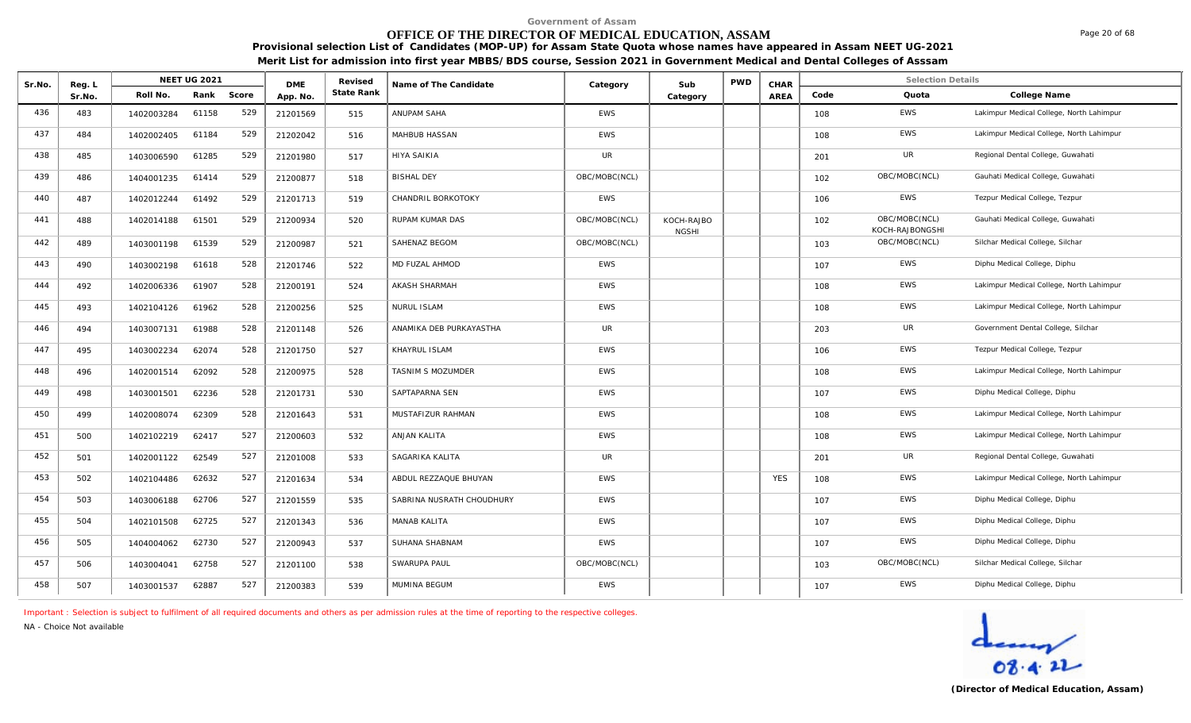Government of Assam

# OFFICE OF THE DIRECTOR OF MEDICAL EDUCATION, ASSAM

**Provisional selection List of Candidates (MOP-UP) for Assam State Quota whose names have appeared in Assam NEET UG-2021**

**Merit List for admission into first year MBBS/BDS course, Session 2021 in Government Medical and Dental Colleges of Asssam**

| Sr.No. | Reg. L Sr.No. | NEET UG 2021 | | | DME App. No. | Revised State Rank | Name of The Candidate | Category | Sub Category | PWD | CHAR AREA | Selection Details | | |
|---|---|---|---|---|---|---|---|---|---|---|---|---|---|---|
| | | Roll No. | Rank | Score | | | | | | | | Code | Quota | College Name |
| 436 | 483 | 1402003284 | 61158 | 529 | 21201569 | 515 | ANUPAM SAHA | EWS | | | | 108 | EWS | Lakimpur Medical College, North Lahimpur |
| 437 | 484 | 1402002405 | 61184 | 529 | 21202042 | 516 | MAHBUB HASSAN | EWS | | | | 108 | EWS | Lakimpur Medical College, North Lahimpur |
| 438 | 485 | 1403006590 | 61285 | 529 | 21201980 | 517 | HIYA SAIKIA | UR | | | | 201 | UR | Regional Dental College, Guwahati |
| 439 | 486 | 1404001235 | 61414 | 529 | 21200877 | 518 | BISHAL DEY | OBC/MOBC(NCL) | | | | 102 | OBC/MOBC(NCL) | Gauhati Medical College, Guwahati |
| 440 | 487 | 1402012244 | 61492 | 529 | 21201713 | 519 | CHANDRIL BORKOTOKY | EWS | | | | 106 | EWS | Tezpur Medical College, Tezpur |
| 441 | 488 | 1402014188 | 61501 | 529 | 21200934 | 520 | RUPAM KUMAR DAS | OBC/MOBC(NCL) | KOCH-RAJBO NGSHI | | | 102 | OBC/MOBC(NCL) KOCH-RAJBONGSHI | Gauhati Medical College, Guwahati |
| 442 | 489 | 1403001198 | 61539 | 529 | 21200987 | 521 | SAHENAZ BEGOM | OBC/MOBC(NCL) | | | | 103 | OBC/MOBC(NCL) | Silchar Medical College, Silchar |
| 443 | 490 | 1403002198 | 61618 | 528 | 21201746 | 522 | MD FUZAL AHMOD | EWS | | | | 107 | EWS | Diphu Medical College, Diphu |
| 444 | 492 | 1402006336 | 61907 | 528 | 21200191 | 524 | AKASH SHARMAH | EWS | | | | 108 | EWS | Lakimpur Medical College, North Lahimpur |
| 445 | 493 | 1402104126 | 61962 | 528 | 21200256 | 525 | NURUL ISLAM | EWS | | | | 108 | EWS | Lakimpur Medical College, North Lahimpur |
| 446 | 494 | 1403007131 | 61988 | 528 | 21201148 | 526 | ANAMIKA DEB PURKAYASTHA | UR | | | | 203 | UR | Government Dental College, Silchar |
| 447 | 495 | 1403002234 | 62074 | 528 | 21201750 | 527 | KHAYRUL ISLAM | EWS | | | | 106 | EWS | Tezpur Medical College, Tezpur |
| 448 | 496 | 1402001514 | 62092 | 528 | 21200975 | 528 | TASNIM S MOZUMDER | EWS | | | | 108 | EWS | Lakimpur Medical College, North Lahimpur |
| 449 | 498 | 1403001501 | 62236 | 528 | 21201731 | 530 | SAPTAPARNA SEN | EWS | | | | 107 | EWS | Diphu Medical College, Diphu |
| 450 | 499 | 1402008074 | 62309 | 528 | 21201643 | 531 | MUSTAFIZUR RAHMAN | EWS | | | | 108 | EWS | Lakimpur Medical College, North Lahimpur |
| 451 | 500 | 1402102219 | 62417 | 527 | 21200603 | 532 | ANJAN KALITA | EWS | | | | 108 | EWS | Lakimpur Medical College, North Lahimpur |
| 452 | 501 | 1402001122 | 62549 | 527 | 21201008 | 533 | SAGARIKA KALITA | UR | | | | 201 | UR | Regional Dental College, Guwahati |
| 453 | 502 | 1402104486 | 62632 | 527 | 21201634 | 534 | ABDUL REZZAQUE BHUYAN | EWS | | | YES | 108 | EWS | Lakimpur Medical College, North Lahimpur |
| 454 | 503 | 1403006188 | 62706 | 527 | 21201559 | 535 | SABRINA NUSRATH CHOUDHURY | EWS | | | | 107 | EWS | Diphu Medical College, Diphu |
| 455 | 504 | 1402101508 | 62725 | 527 | 21201343 | 536 | MANAB KALITA | EWS | | | | 107 | EWS | Diphu Medical College, Diphu |
| 456 | 505 | 1404004062 | 62730 | 527 | 21200943 | 537 | SUHANA SHABNAM | EWS | | | | 107 | EWS | Diphu Medical College, Diphu |
| 457 | 506 | 1403004041 | 62758 | 527 | 21201100 | 538 | SWARUPA PAUL | OBC/MOBC(NCL) | | | | 103 | OBC/MOBC(NCL) | Silchar Medical College, Silchar |
| 458 | 507 | 1403001537 | 62887 | 527 | 21200383 | 539 | MUMINA BEGUM | EWS | | | | 107 | EWS | Diphu Medical College, Diphu |

Important : Selection is subject to fulfilment of all required documents and others as per admission rules at the time of reporting to the respective colleges.

NA - Choice Not available

08.4.22

**(Director of Medical Education, Assam)**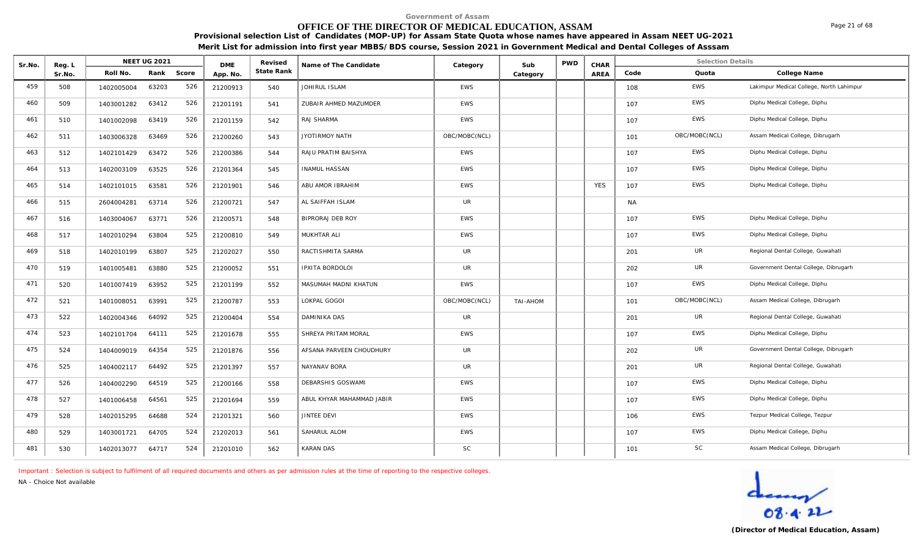Government of Assam

# OFFICE OF THE DIRECTOR OF MEDICAL EDUCATION, ASSAM

**Provisional selection List of Candidates (MOP-UP) for Assam State Quota whose names have appeared in Assam NEET UG-2021**

**Merit List for admission into first year MBBS/BDS course, Session 2021 in Government Medical and Dental Colleges of Asssam**

| Sr.No. | Reg. L Sr.No. | NEET UG 2021 Roll No. | Rank | Score | DME App. No. | Revised State Rank | Name of The Candidate | Category | Sub Category | PWD | CHAR AREA | Code | Quota | College Name |
|---|---|---|---|---|---|---|---|---|---|---|---|---|---|---|
| 459 | 508 | 1402005004 | 63203 | 526 | 21200913 | 540 | JOHIRUL ISLAM | EWS | | | | 108 | EWS | Lakimpur Medical College, North Lahimpur |
| 460 | 509 | 1403001282 | 63412 | 526 | 21201191 | 541 | ZUBAIR AHMED MAZUMDER | EWS | | | | 107 | EWS | Diphu Medical College, Diphu |
| 461 | 510 | 1401002098 | 63419 | 526 | 21201159 | 542 | RAJ SHARMA | EWS | | | | 107 | EWS | Diphu Medical College, Diphu |
| 462 | 511 | 1403006328 | 63469 | 526 | 21200260 | 543 | JYOTIRMOY NATH | OBC/MOBC(NCL) | | | | 101 | OBC/MOBC(NCL) | Assam Medical College, Dibrugarh |
| 463 | 512 | 1402101429 | 63472 | 526 | 21200386 | 544 | RAJU PRATIM BAISHYA | EWS | | | | 107 | EWS | Diphu Medical College, Diphu |
| 464 | 513 | 1402003109 | 63525 | 526 | 21201364 | 545 | INAMUL HASSAN | EWS | | | | 107 | EWS | Diphu Medical College, Diphu |
| 465 | 514 | 1402101015 | 63581 | 526 | 21201901 | 546 | ABU AMOR IBRAHIM | EWS | | | YES | 107 | EWS | Diphu Medical College, Diphu |
| 466 | 515 | 2604004281 | 63714 | 526 | 21200721 | 547 | AL SAIFFAH ISLAM | UR | | | | NA | | |
| 467 | 516 | 1403004067 | 63771 | 526 | 21200571 | 548 | BIPRORAJ DEB ROY | EWS | | | | 107 | EWS | Diphu Medical College, Diphu |
| 468 | 517 | 1402010294 | 63804 | 525 | 21200810 | 549 | MUKHTAR ALI | EWS | | | | 107 | EWS | Diphu Medical College, Diphu |
| 469 | 518 | 1402010199 | 63807 | 525 | 21202027 | 550 | RACTISHMITA SARMA | UR | | | | 201 | UR | Regional Dental College, Guwahati |
| 470 | 519 | 1401005481 | 63880 | 525 | 21200052 | 551 | IPXITA BORDOLOI | UR | | | | 202 | UR | Government Dental College, Dibrugarh |
| 471 | 520 | 1401007419 | 63952 | 525 | 21201199 | 552 | MASUMAH MADNI KHATUN | EWS | | | | 107 | EWS | Diphu Medical College, Diphu |
| 472 | 521 | 1401008051 | 63991 | 525 | 21200787 | 553 | LOKPAL GOGOI | OBC/MOBC(NCL) | TAI-AHOM | | | 101 | OBC/MOBC(NCL) | Assam Medical College, Dibrugarh |
| 473 | 522 | 1402004346 | 64092 | 525 | 21200404 | 554 | DAMINIKA DAS | UR | | | | 201 | UR | Regional Dental College, Guwahati |
| 474 | 523 | 1402101704 | 64111 | 525 | 21201678 | 555 | SHREYA PRITAM MORAL | EWS | | | | 107 | EWS | Diphu Medical College, Diphu |
| 475 | 524 | 1404009019 | 64354 | 525 | 21201876 | 556 | AFSANA PARVEEN CHOUDHURY | UR | | | | 202 | UR | Government Dental College, Dibrugarh |
| 476 | 525 | 1404002117 | 64492 | 525 | 21201397 | 557 | NAYANAV BORA | UR | | | | 201 | UR | Regional Dental College, Guwahati |
| 477 | 526 | 1404002290 | 64519 | 525 | 21200166 | 558 | DEBARSHIS GOSWAMI | EWS | | | | 107 | EWS | Diphu Medical College, Diphu |
| 478 | 527 | 1401006458 | 64561 | 525 | 21201694 | 559 | ABUL KHYAR MAHAMMAD JABIR | EWS | | | | 107 | EWS | Diphu Medical College, Diphu |
| 479 | 528 | 1402015295 | 64688 | 524 | 21201321 | 560 | JINTEE DEVI | EWS | | | | 106 | EWS | Tezpur Medical College, Tezpur |
| 480 | 529 | 1403001721 | 64705 | 524 | 21202013 | 561 | SAHARUL ALOM | EWS | | | | 107 | EWS | Diphu Medical College, Diphu |
| 481 | 530 | 1402013077 | 64717 | 524 | 21201010 | 562 | KARAN DAS | SC | | | | 101 | SC | Assam Medical College, Dibrugarh |

Important : Selection is subject to fulfilment of all required documents and others as per admission rules at the time of reporting to the respective colleges.

NA - Choice Not available

08.4.22

**(Director of Medical Education, Assam)**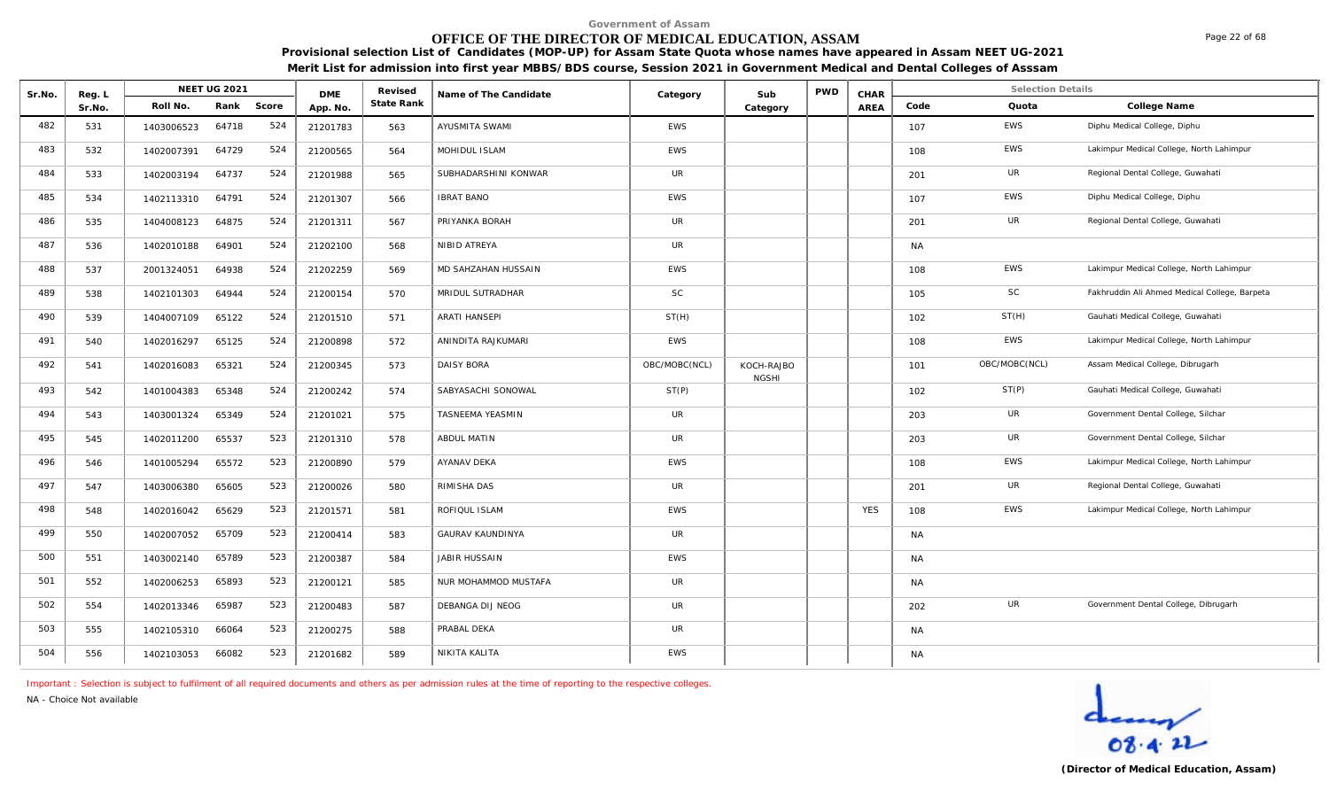Government of Assam

# OFFICE OF THE DIRECTOR OF MEDICAL EDUCATION, ASSAM

**Provisional selection List of Candidates (MOP-UP) for Assam State Quota whose names have appeared in Assam NEET UG-2021**

**Merit List for admission into first year MBBS/BDS course, Session 2021 in Government Medical and Dental Colleges of Asssam**

| Sr.No. | Reg. L Sr.No. | NEET UG 2021 | | | DME App. No. | Revised State Rank | Name of The Candidate | Category | Sub Category | PWD | CHAR AREA | Selection Details | | |
|---|---|---|---|---|---|---|---|---|---|---|---|---|---|---|
| | | Roll No. | Rank | Score | | | | | | | | Code | Quota | College Name |
| 482 | 531 | 1403006523 | 64718 | 524 | 21201783 | 563 | AYUSMITA SWAMI | EWS | | | | 107 | EWS | Diphu Medical College, Diphu |
| 483 | 532 | 1402007391 | 64729 | 524 | 21200565 | 564 | MOHIDUL ISLAM | EWS | | | | 108 | EWS | Lakimpur Medical College, North Lahimpur |
| 484 | 533 | 1402003194 | 64737 | 524 | 21201988 | 565 | SUBHADARSHINI KONWAR | UR | | | | 201 | UR | Regional Dental College, Guwahati |
| 485 | 534 | 1402113310 | 64791 | 524 | 21201307 | 566 | IBRAT BANO | EWS | | | | 107 | EWS | Diphu Medical College, Diphu |
| 486 | 535 | 1404008123 | 64875 | 524 | 21201311 | 567 | PRIYANKA BORAH | UR | | | | 201 | UR | Regional Dental College, Guwahati |
| 487 | 536 | 1402010188 | 64901 | 524 | 21202100 | 568 | NIBID ATREYA | UR | | | | NA | | |
| 488 | 537 | 2001324051 | 64938 | 524 | 21202259 | 569 | MD SAHZAHAN HUSSAIN | EWS | | | | 108 | EWS | Lakimpur Medical College, North Lahimpur |
| 489 | 538 | 1402101303 | 64944 | 524 | 21200154 | 570 | MRIDUL SUTRADHAR | SC | | | | 105 | SC | Fakhruddin Ali Ahmed Medical College, Barpeta |
| 490 | 539 | 1404007109 | 65122 | 524 | 21201510 | 571 | ARATI HANSEPI | ST(H) | | | | 102 | ST(H) | Gauhati Medical College, Guwahati |
| 491 | 540 | 1402016297 | 65125 | 524 | 21200898 | 572 | ANINDITA RAJKUMARI | EWS | | | | 108 | EWS | Lakimpur Medical College, North Lahimpur |
| 492 | 541 | 1402016083 | 65321 | 524 | 21200345 | 573 | DAISY BORA | OBC/MOBC(NCL) | KOCH-RAJBO NGSHI | | | 101 | OBC/MOBC(NCL) | Assam Medical College, Dibrugarh |
| 493 | 542 | 1401004383 | 65348 | 524 | 21200242 | 574 | SABYASACHI SONOWAL | ST(P) | | | | 102 | ST(P) | Gauhati Medical College, Guwahati |
| 494 | 543 | 1403001324 | 65349 | 524 | 21201021 | 575 | TASNEEMA YEASMIN | UR | | | | 203 | UR | Government Dental College, Silchar |
| 495 | 545 | 1402011200 | 65537 | 523 | 21201310 | 578 | ABDUL MATIN | UR | | | | 203 | UR | Government Dental College, Silchar |
| 496 | 546 | 1401005294 | 65572 | 523 | 21200890 | 579 | AYANAV DEKA | EWS | | | | 108 | EWS | Lakimpur Medical College, North Lahimpur |
| 497 | 547 | 1403006380 | 65605 | 523 | 21200026 | 580 | RIMISHA DAS | UR | | | | 201 | UR | Regional Dental College, Guwahati |
| 498 | 548 | 1402016042 | 65629 | 523 | 21201571 | 581 | ROFIQUL ISLAM | EWS | | | YES | 108 | EWS | Lakimpur Medical College, North Lahimpur |
| 499 | 550 | 1402007052 | 65709 | 523 | 21200414 | 583 | GAURAV KAUNDINYA | UR | | | | NA | | |
| 500 | 551 | 1403002140 | 65789 | 523 | 21200387 | 584 | JABIR HUSSAIN | EWS | | | | NA | | |
| 501 | 552 | 1402006253 | 65893 | 523 | 21200121 | 585 | NUR MOHAMMOD MUSTAFA | UR | | | | NA | | |
| 502 | 554 | 1402013346 | 65987 | 523 | 21200483 | 587 | DEBANGA DIJ NEOG | UR | | | | 202 | UR | Government Dental College, Dibrugarh |
| 503 | 555 | 1402105310 | 66064 | 523 | 21200275 | 588 | PRABAL DEKA | UR | | | | NA | | |
| 504 | 556 | 1402103053 | 66082 | 523 | 21201682 | 589 | NIKITA KALITA | EWS | | | | NA | | |

Important : Selection is subject to fulfilment of all required documents and others as per admission rules at the time of reporting to the respective colleges.

NA - Choice Not available

08.4.22

**(Director of Medical Education, Assam)**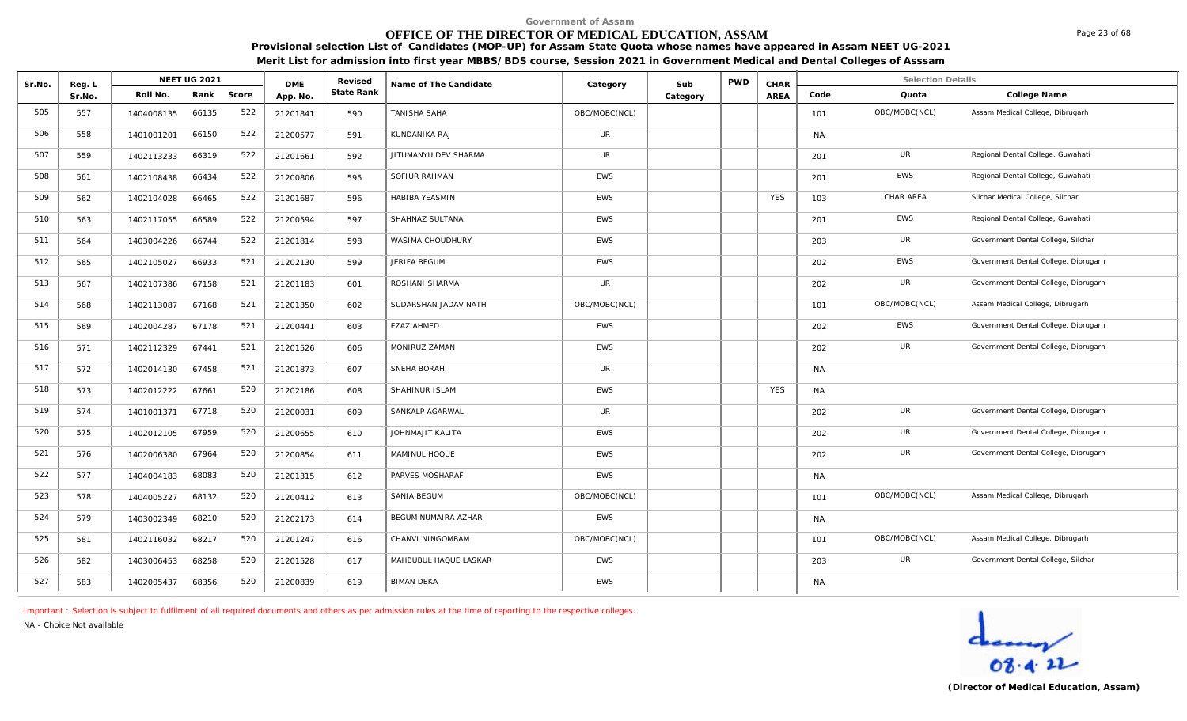Government of Assam

# OFFICE OF THE DIRECTOR OF MEDICAL EDUCATION, ASSAM

**Provisional selection List of Candidates (MOP-UP) for Assam State Quota whose names have appeared in Assam NEET UG-2021**

**Merit List for admission into first year MBBS/BDS course, Session 2021 in Government Medical and Dental Colleges of Asssam**

| Sr.No. | Reg. L Sr.No. | NEET UG 2021 | | | DME App. No. | Revised State Rank | Name of The Candidate | Category | Sub Category | PWD | CHAR AREA | Selection Details | | |
|---|---|---|---|---|---|---|---|---|---|---|---|---|---|---|
| | | Roll No. | Rank | Score | | | | | | | | Code | Quota | College Name |
| 505 | 557 | 1404008135 | 66135 | 522 | 21201841 | 590 | TANISHA SAHA | OBC/MOBC(NCL) | | | | 101 | OBC/MOBC(NCL) | Assam Medical College, Dibrugarh |
| 506 | 558 | 1401001201 | 66150 | 522 | 21200577 | 591 | KUNDANIKA RAJ | UR | | | | NA | | |
| 507 | 559 | 1402113233 | 66319 | 522 | 21201661 | 592 | JITUMANYU DEV SHARMA | UR | | | | 201 | UR | Regional Dental College, Guwahati |
| 508 | 561 | 1402108438 | 66434 | 522 | 21200806 | 595 | SOFIUR RAHMAN | EWS | | | | 201 | EWS | Regional Dental College, Guwahati |
| 509 | 562 | 1402104028 | 66465 | 522 | 21201687 | 596 | HABIBA YEASMIN | EWS | | | YES | 103 | CHAR AREA | Silchar Medical College, Silchar |
| 510 | 563 | 1402117055 | 66589 | 522 | 21200594 | 597 | SHAHNAZ SULTANA | EWS | | | | 201 | EWS | Regional Dental College, Guwahati |
| 511 | 564 | 1403004226 | 66744 | 522 | 21201814 | 598 | WASIMA CHOUDHURY | EWS | | | | 203 | UR | Government Dental College, Silchar |
| 512 | 565 | 1402105027 | 66933 | 521 | 21202130 | 599 | JERIFA BEGUM | EWS | | | | 202 | EWS | Government Dental College, Dibrugarh |
| 513 | 567 | 1402107386 | 67158 | 521 | 21201183 | 601 | ROSHANI SHARMA | UR | | | | 202 | UR | Government Dental College, Dibrugarh |
| 514 | 568 | 1402113087 | 67168 | 521 | 21201350 | 602 | SUDARSHAN JADAV NATH | OBC/MOBC(NCL) | | | | 101 | OBC/MOBC(NCL) | Assam Medical College, Dibrugarh |
| 515 | 569 | 1402004287 | 67178 | 521 | 21200441 | 603 | EZAZ AHMED | EWS | | | | 202 | EWS | Government Dental College, Dibrugarh |
| 516 | 571 | 1402112329 | 67441 | 521 | 21201526 | 606 | MONIRUZ ZAMAN | EWS | | | | 202 | UR | Government Dental College, Dibrugarh |
| 517 | 572 | 1402014130 | 67458 | 521 | 21201873 | 607 | SNEHA BORAH | UR | | | | NA | | |
| 518 | 573 | 1402012222 | 67661 | 520 | 21202186 | 608 | SHAHINUR ISLAM | EWS | | | YES | NA | | |
| 519 | 574 | 1401001371 | 67718 | 520 | 21200031 | 609 | SANKALP AGARWAL | UR | | | | 202 | UR | Government Dental College, Dibrugarh |
| 520 | 575 | 1402012105 | 67959 | 520 | 21200655 | 610 | JOHNMAJIT KALITA | EWS | | | | 202 | UR | Government Dental College, Dibrugarh |
| 521 | 576 | 1402006380 | 67964 | 520 | 21200854 | 611 | MAMINUL HOQUE | EWS | | | | 202 | UR | Government Dental College, Dibrugarh |
| 522 | 577 | 1404004183 | 68083 | 520 | 21201315 | 612 | PARVES MOSHARAF | EWS | | | | NA | | |
| 523 | 578 | 1404005227 | 68132 | 520 | 21200412 | 613 | SANIA BEGUM | OBC/MOBC(NCL) | | | | 101 | OBC/MOBC(NCL) | Assam Medical College, Dibrugarh |
| 524 | 579 | 1403002349 | 68210 | 520 | 21202173 | 614 | BEGUM NUMAIRA AZHAR | EWS | | | | NA | | |
| 525 | 581 | 1402116032 | 68217 | 520 | 21201247 | 616 | CHANVI NINGOMBAM | OBC/MOBC(NCL) | | | | 101 | OBC/MOBC(NCL) | Assam Medical College, Dibrugarh |
| 526 | 582 | 1403006453 | 68258 | 520 | 21201528 | 617 | MAHBUBUL HAQUE LASKAR | EWS | | | | 203 | UR | Government Dental College, Silchar |
| 527 | 583 | 1402005437 | 68356 | 520 | 21200839 | 619 | BIMAN DEKA | EWS | | | | NA | | |

Important : Selection is subject to fulfilment of all required documents and others as per admission rules at the time of reporting to the respective colleges.

NA - Choice Not available

08.4.22

**(Director of Medical Education, Assam)**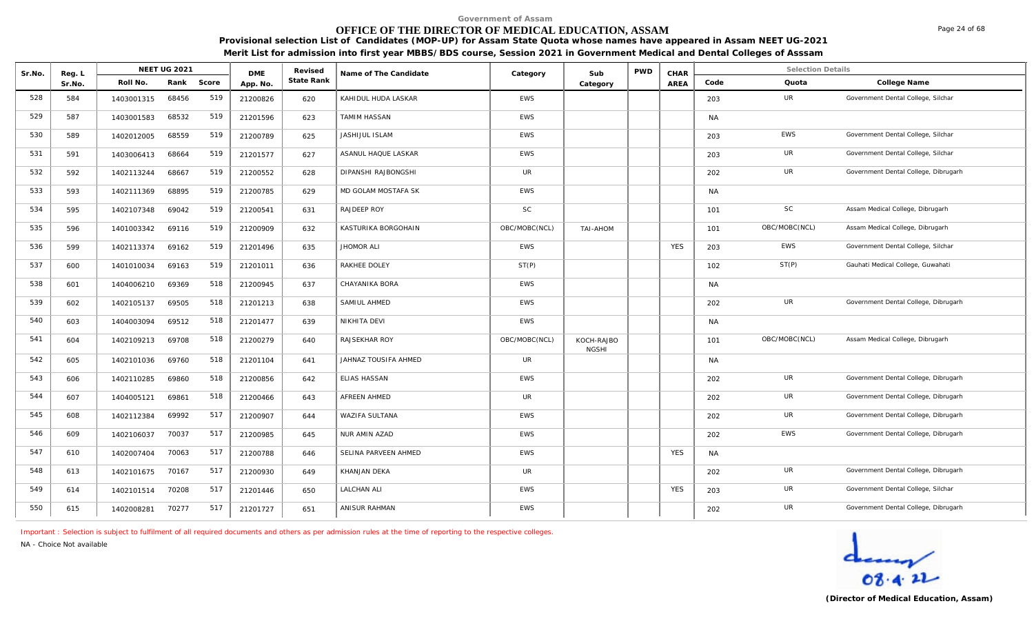Government of Assam

# OFFICE OF THE DIRECTOR OF MEDICAL EDUCATION, ASSAM

**Provisional selection List of Candidates (MOP-UP) for Assam State Quota whose names have appeared in Assam NEET UG-2021**

**Merit List for admission into first year MBBS/BDS course, Session 2021 in Government Medical and Dental Colleges of Asssam**

| Sr.No. | Reg. L Sr.No. | NEET UG 2021 Roll No. | Rank | Score | DME App. No. | Revised State Rank | Name of The Candidate | Category | Sub Category | PWD | CHAR AREA | Selection Details Code | Quota | College Name |
|---|---|---|---|---|---|---|---|---|---|---|---|---|---|---|
| 528 | 584 | 1403001315 | 68456 | 519 | 21200826 | 620 | KAHIDUL HUDA LASKAR | EWS | | | | 203 | UR | Government Dental College, Silchar |
| 529 | 587 | 1403001583 | 68532 | 519 | 21201596 | 623 | TAMIM HASSAN | EWS | | | | NA | | |
| 530 | 589 | 1402012005 | 68559 | 519 | 21200789 | 625 | JASHIJUL ISLAM | EWS | | | | 203 | EWS | Government Dental College, Silchar |
| 531 | 591 | 1403006413 | 68664 | 519 | 21201577 | 627 | ASANUL HAQUE LASKAR | EWS | | | | 203 | UR | Government Dental College, Silchar |
| 532 | 592 | 1402113244 | 68667 | 519 | 21200552 | 628 | DIPANSHI RAJBONGSHI | UR | | | | 202 | UR | Government Dental College, Dibrugarh |
| 533 | 593 | 1402111369 | 68895 | 519 | 21200785 | 629 | MD GOLAM MOSTAFA SK | EWS | | | | NA | | |
| 534 | 595 | 1402107348 | 69042 | 519 | 21200541 | 631 | RAJDEEP ROY | SC | | | | 101 | SC | Assam Medical College, Dibrugarh |
| 535 | 596 | 1401003342 | 69116 | 519 | 21200909 | 632 | KASTURIKA BORGOHAIN | OBC/MOBC(NCL) | TAI-AHOM | | | 101 | OBC/MOBC(NCL) | Assam Medical College, Dibrugarh |
| 536 | 599 | 1402113374 | 69162 | 519 | 21201496 | 635 | JHOMOR ALI | EWS | | | YES | 203 | EWS | Government Dental College, Silchar |
| 537 | 600 | 1401010034 | 69163 | 519 | 21201011 | 636 | RAKHEE DOLEY | ST(P) | | | | 102 | ST(P) | Gauhati Medical College, Guwahati |
| 538 | 601 | 1404006210 | 69369 | 518 | 21200945 | 637 | CHAYANIKA BORA | EWS | | | | NA | | |
| 539 | 602 | 1402105137 | 69505 | 518 | 21201213 | 638 | SAMIUL AHMED | EWS | | | | 202 | UR | Government Dental College, Dibrugarh |
| 540 | 603 | 1404003094 | 69512 | 518 | 21201477 | 639 | NIKHITA DEVI | EWS | | | | NA | | |
| 541 | 604 | 1402109213 | 69708 | 518 | 21200279 | 640 | RAJSEKHAR ROY | OBC/MOBC(NCL) | KOCH-RAJBONGSHI | | | 101 | OBC/MOBC(NCL) | Assam Medical College, Dibrugarh |
| 542 | 605 | 1402101036 | 69760 | 518 | 21201104 | 641 | JAHNAZ TOUSIFA AHMED | UR | | | | NA | | |
| 543 | 606 | 1402110285 | 69860 | 518 | 21200856 | 642 | ELIAS HASSAN | EWS | | | | 202 | UR | Government Dental College, Dibrugarh |
| 544 | 607 | 1404005121 | 69861 | 518 | 21200466 | 643 | AFREEN AHMED | UR | | | | 202 | UR | Government Dental College, Dibrugarh |
| 545 | 608 | 1402112384 | 69992 | 517 | 21200907 | 644 | WAZIFA SULTANA | EWS | | | | 202 | UR | Government Dental College, Dibrugarh |
| 546 | 609 | 1402106037 | 70037 | 517 | 21200985 | 645 | NUR AMIN AZAD | EWS | | | | 202 | EWS | Government Dental College, Dibrugarh |
| 547 | 610 | 1402007404 | 70063 | 517 | 21200788 | 646 | SELINA PARVEEN AHMED | EWS | | | YES | NA | | |
| 548 | 613 | 1402101675 | 70167 | 517 | 21200930 | 649 | KHANJAN DEKA | UR | | | | 202 | UR | Government Dental College, Dibrugarh |
| 549 | 614 | 1402101514 | 70208 | 517 | 21201446 | 650 | LALCHAN ALI | EWS | | | YES | 203 | UR | Government Dental College, Silchar |
| 550 | 615 | 1402008281 | 70277 | 517 | 21201727 | 651 | ANISUR RAHMAN | EWS | | | | 202 | UR | Government Dental College, Dibrugarh |

Important : Selection is subject to fulfilment of all required documents and others as per admission rules at the time of reporting to the respective colleges.

NA - Choice Not available

08.4.22

**(Director of Medical Education, Assam)**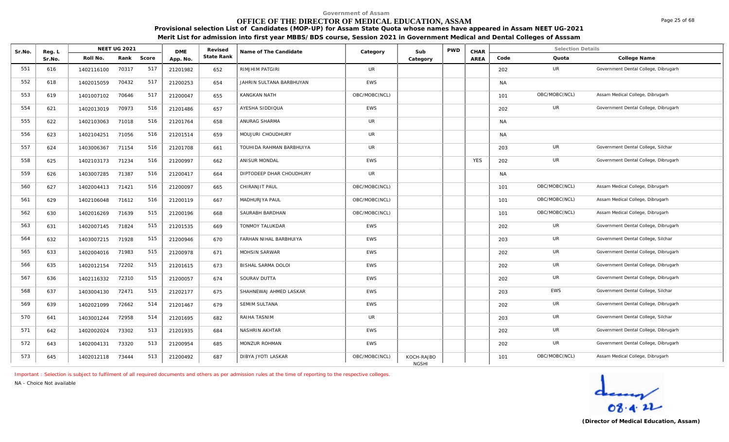Government of Assam

# OFFICE OF THE DIRECTOR OF MEDICAL EDUCATION, ASSAM

**Provisional selection List of Candidates (MOP-UP) for Assam State Quota whose names have appeared in Assam NEET UG-2021**

**Merit List for admission into first year MBBS/BDS course, Session 2021 in Government Medical and Dental Colleges of Asssam**

| Sr.No. | Reg. L Sr.No. | NEET UG 2021 Roll No. | Rank | Score | DME App. No. | Revised State Rank | Name of The Candidate | Category | Sub Category | PWD | CHAR AREA | Selection Details Code | Quota | College Name |
|---|---|---|---|---|---|---|---|---|---|---|---|---|---|---|
| 551 | 616 | 1402116100 | 70317 | 517 | 21201982 | 652 | RIMJHIM PATGIRI | UR | | | | 202 | UR | Government Dental College, Dibrugarh |
| 552 | 618 | 1402015059 | 70432 | 517 | 21200253 | 654 | JAHRIN SULTANA BARBHUYAN | EWS | | | | NA | | |
| 553 | 619 | 1401007102 | 70646 | 517 | 21200047 | 655 | KANGKAN NATH | OBC/MOBC(NCL) | | | | 101 | OBC/MOBC(NCL) | Assam Medical College, Dibrugarh |
| 554 | 621 | 1402013019 | 70973 | 516 | 21201486 | 657 | AYESHA SIDDIQUA | EWS | | | | 202 | UR | Government Dental College, Dibrugarh |
| 555 | 622 | 1402103063 | 71018 | 516 | 21201764 | 658 | ANURAG SHARMA | UR | | | | NA | | |
| 556 | 623 | 1402104251 | 71056 | 516 | 21201514 | 659 | MOUJURI CHOUDHURY | UR | | | | NA | | |
| 557 | 624 | 1403006367 | 71154 | 516 | 21201708 | 661 | TOUHIDA RAHMAN BARBHUIYA | UR | | | | 203 | UR | Government Dental College, Silchar |
| 558 | 625 | 1402103173 | 71234 | 516 | 21200997 | 662 | ANISUR MONDAL | EWS | | | YES | 202 | UR | Government Dental College, Dibrugarh |
| 559 | 626 | 1403007285 | 71387 | 516 | 21200417 | 664 | DIPTODEEP DHAR CHOUDHURY | UR | | | | NA | | |
| 560 | 627 | 1402004413 | 71421 | 516 | 21200097 | 665 | CHIRANJIT PAUL | OBC/MOBC(NCL) | | | | 101 | OBC/MOBC(NCL) | Assam Medical College, Dibrugarh |
| 561 | 629 | 1402106048 | 71612 | 516 | 21200119 | 667 | MADHURJYA PAUL | OBC/MOBC(NCL) | | | | 101 | OBC/MOBC(NCL) | Assam Medical College, Dibrugarh |
| 562 | 630 | 1402016269 | 71639 | 515 | 21200196 | 668 | SAURABH BARDHAN | OBC/MOBC(NCL) | | | | 101 | OBC/MOBC(NCL) | Assam Medical College, Dibrugarh |
| 563 | 631 | 1402007145 | 71824 | 515 | 21201535 | 669 | TONMOY TALUKDAR | EWS | | | | 202 | UR | Government Dental College, Dibrugarh |
| 564 | 632 | 1403007215 | 71928 | 515 | 21200946 | 670 | FARHAN NIHAL BARBHUIYA | EWS | | | | 203 | UR | Government Dental College, Silchar |
| 565 | 633 | 1402004016 | 71983 | 515 | 21200978 | 671 | MOHSIN SARWAR | EWS | | | | 202 | UR | Government Dental College, Dibrugarh |
| 566 | 635 | 1402012154 | 72202 | 515 | 21201615 | 673 | BISHAL SARMA DOLOI | EWS | | | | 202 | UR | Government Dental College, Dibrugarh |
| 567 | 636 | 1402116332 | 72310 | 515 | 21200057 | 674 | SOURAV DUTTA | EWS | | | | 202 | UR | Government Dental College, Dibrugarh |
| 568 | 637 | 1403004130 | 72471 | 515 | 21202177 | 675 | SHAHNEWAJ AHMED LASKAR | EWS | | | | 203 | EWS | Government Dental College, Silchar |
| 569 | 639 | 1402021099 | 72662 | 514 | 21201467 | 679 | SEMIM SULTANA | EWS | | | | 202 | UR | Government Dental College, Dibrugarh |
| 570 | 641 | 1403001244 | 72958 | 514 | 21201695 | 682 | RAIHA TASNIM | UR | | | | 203 | UR | Government Dental College, Silchar |
| 571 | 642 | 1402002024 | 73302 | 513 | 21201935 | 684 | NASHRIN AKHTAR | EWS | | | | 202 | UR | Government Dental College, Dibrugarh |
| 572 | 643 | 1402004131 | 73320 | 513 | 21200954 | 685 | MONZUR ROHMAN | EWS | | | | 202 | UR | Government Dental College, Dibrugarh |
| 573 | 645 | 1402012118 | 73444 | 513 | 21200492 | 687 | DIBYA JYOTI LASKAR | OBC/MOBC(NCL) | KOCH-RAJBONGSHI | | | 101 | OBC/MOBC(NCL) | Assam Medical College, Dibrugarh |

Important : Selection is subject to fulfilment of all required documents and others as per admission rules at the time of reporting to the respective colleges.

NA - Choice Not available

08.4.22

**(Director of Medical Education, Assam)**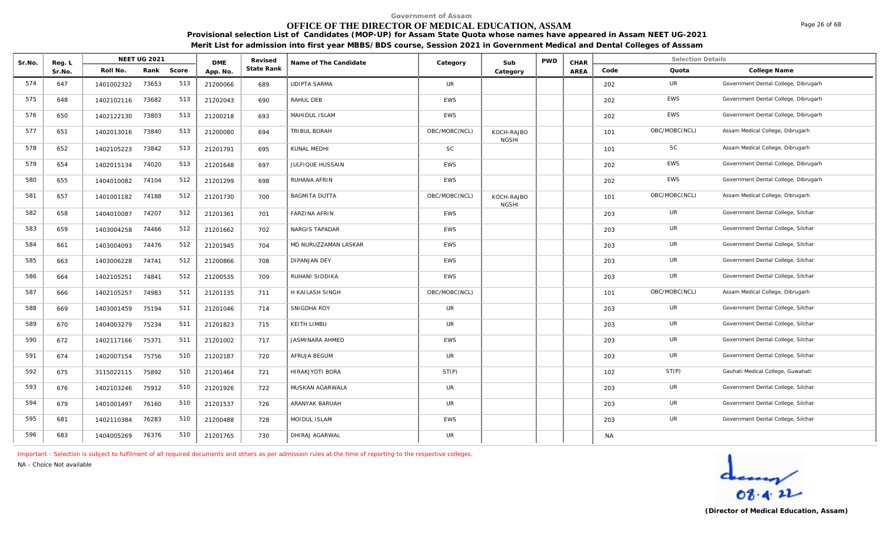Government of Assam

# OFFICE OF THE DIRECTOR OF MEDICAL EDUCATION, ASSAM

**Provisional selection List of Candidates (MOP-UP) for Assam State Quota whose names have appeared in Assam NEET UG-2021**

**Merit List for admission into first year MBBS/BDS course, Session 2021 in Government Medical and Dental Colleges of Asssam**

| Sr.No. | Reg. L Sr.No. | NEET UG 2021 Roll No. | Rank | Score | DME App. No. | Revised State Rank | Name of The Candidate | Category | Sub Category | PWD | CHAR AREA | Code | Quota | College Name |
|---|---|---|---|---|---|---|---|---|---|---|---|---|---|---|
| 574 | 647 | 1401002322 | 73653 | 513 | 21200066 | 689 | UDIPTA SARMA | UR | | | | 202 | UR | Government Dental College, Dibrugarh |
| 575 | 648 | 1402102116 | 73682 | 513 | 21202043 | 690 | RAHUL DEB | EWS | | | | 202 | EWS | Government Dental College, Dibrugarh |
| 576 | 650 | 1402122130 | 73803 | 513 | 21200218 | 693 | MAHIDUL ISLAM | EWS | | | | 202 | EWS | Government Dental College, Dibrugarh |
| 577 | 651 | 1402013016 | 73840 | 513 | 21200080 | 694 | TRIBUL BORAH | OBC/MOBC(NCL) | KOCH-RAJBONGSHI | | | 101 | OBC/MOBC(NCL) | Assam Medical College, Dibrugarh |
| 578 | 652 | 1402105223 | 73842 | 513 | 21201791 | 695 | KUNAL MEDHI | SC | | | | 101 | SC | Assam Medical College, Dibrugarh |
| 579 | 654 | 1402015134 | 74020 | 513 | 21201648 | 697 | JULFIQUE HUSSAIN | EWS | | | | 202 | EWS | Government Dental College, Dibrugarh |
| 580 | 655 | 1404010082 | 74104 | 512 | 21201299 | 698 | RUHANA AFRIN | EWS | | | | 202 | EWS | Government Dental College, Dibrugarh |
| 581 | 657 | 1401001182 | 74188 | 512 | 21201730 | 700 | BAGMITA DUTTA | OBC/MOBC(NCL) | KOCH-RAJBONGSHI | | | 101 | OBC/MOBC(NCL) | Assam Medical College, Dibrugarh |
| 582 | 658 | 1404010087 | 74207 | 512 | 21201361 | 701 | FARZINA AFRIN | EWS | | | | 203 | UR | Government Dental College, Silchar |
| 583 | 659 | 1403004258 | 74466 | 512 | 21201662 | 702 | NARGIS TAPADAR | EWS | | | | 203 | UR | Government Dental College, Silchar |
| 584 | 661 | 1403004093 | 74476 | 512 | 21201945 | 704 | MD NURUZZAMAN LASKAR | EWS | | | | 203 | UR | Government Dental College, Silchar |
| 585 | 663 | 1403006228 | 74741 | 512 | 21200866 | 708 | DIPANJAN DEY | EWS | | | | 203 | UR | Government Dental College, Silchar |
| 586 | 664 | 1402105251 | 74841 | 512 | 21200535 | 709 | RUHANI SIDDIKA | EWS | | | | 203 | UR | Government Dental College, Silchar |
| 587 | 666 | 1402105257 | 74983 | 511 | 21201135 | 711 | H KAILASH SINGH | OBC/MOBC(NCL) | | | | 101 | OBC/MOBC(NCL) | Assam Medical College, Dibrugarh |
| 588 | 669 | 1403001459 | 75194 | 511 | 21201046 | 714 | SNIGDHA ROY | UR | | | | 203 | UR | Government Dental College, Silchar |
| 589 | 670 | 1404003279 | 75234 | 511 | 21201823 | 715 | KEITH LIMBU | UR | | | | 203 | UR | Government Dental College, Silchar |
| 590 | 672 | 1402117166 | 75371 | 511 | 21201002 | 717 | JASMINARA AHMED | EWS | | | | 203 | UR | Government Dental College, Silchar |
| 591 | 674 | 1402007154 | 75756 | 510 | 21202187 | 720 | AFRUJA BEGUM | UR | | | | 203 | UR | Government Dental College, Silchar |
| 592 | 675 | 3115022115 | 75892 | 510 | 21201464 | 721 | HIRAKJYOTI BORA | ST(P) | | | | 102 | ST(P) | Gauhati Medical College, Guwahati |
| 593 | 676 | 1402103246 | 75912 | 510 | 21201926 | 722 | MUSKAN AGARWALA | UR | | | | 203 | UR | Government Dental College, Silchar |
| 594 | 679 | 1401001497 | 76160 | 510 | 21201537 | 726 | ARANYAK BARUAH | UR | | | | 203 | UR | Government Dental College, Silchar |
| 595 | 681 | 1402110384 | 76283 | 510 | 21200488 | 728 | MOIDUL ISLAM | EWS | | | | 203 | UR | Government Dental College, Silchar |
| 596 | 683 | 1404005269 | 76376 | 510 | 21201765 | 730 | DHIRAJ AGARWAL | UR | | | | NA | | |

Important : Selection is subject to fulfilment of all required documents and others as per admission rules at the time of reporting to the respective colleges.

NA - Choice Not available

08.4.22

**(Director of Medical Education, Assam)**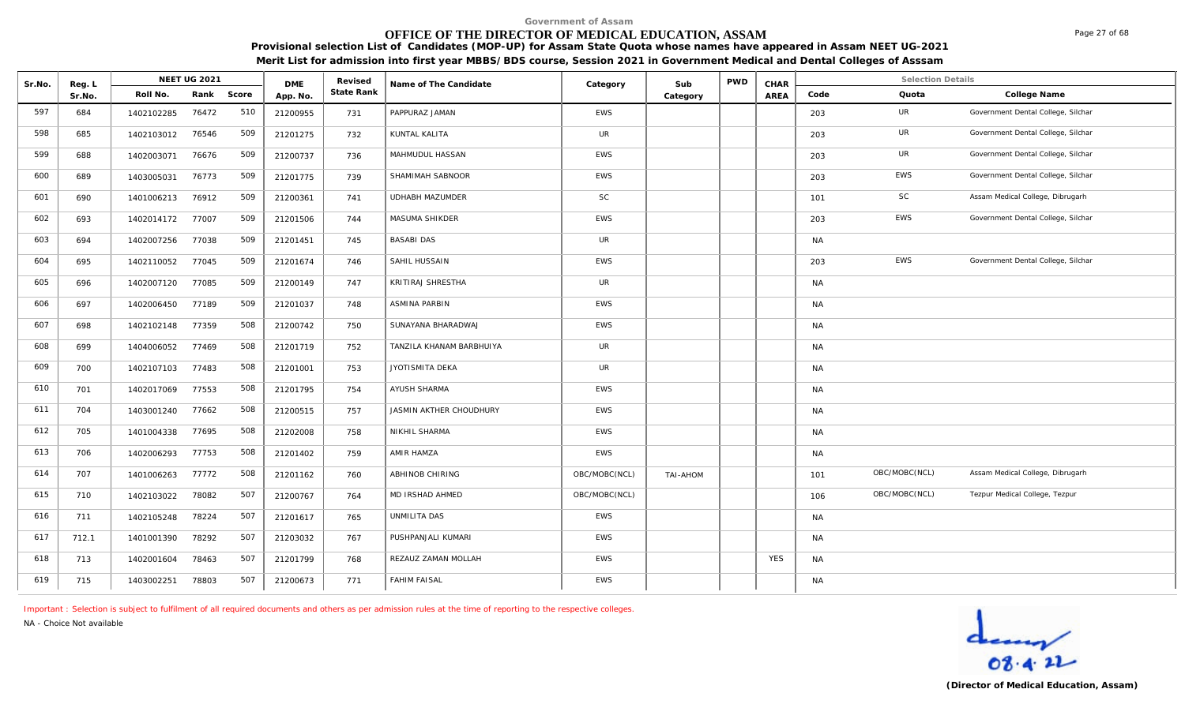Government of Assam

# OFFICE OF THE DIRECTOR OF MEDICAL EDUCATION, ASSAM

**Provisional selection List of Candidates (MOP-UP) for Assam State Quota whose names have appeared in Assam NEET UG-2021**

**Merit List for admission into first year MBBS/BDS course, Session 2021 in Government Medical and Dental Colleges of Asssam**

| Sr.No. | Reg. L Sr.No. | NEET UG 2021 | | | DME App. No. | Revised State Rank | Name of The Candidate | Category | Sub Category | PWD | CHAR AREA | Selection Details | | |
|---|---|---|---|---|---|---|---|---|---|---|---|---|---|---|
| | | Roll No. | Rank | Score | | | | | | | | Code | Quota | College Name |
| 597 | 684 | 1402102285 | 76472 | 510 | 21200955 | 731 | PAPPURAZ JAMAN | EWS | | | | 203 | UR | Government Dental College, Silchar |
| 598 | 685 | 1402103012 | 76546 | 509 | 21201275 | 732 | KUNTAL KALITA | UR | | | | 203 | UR | Government Dental College, Silchar |
| 599 | 688 | 1402003071 | 76676 | 509 | 21200737 | 736 | MAHMUDUL HASSAN | EWS | | | | 203 | UR | Government Dental College, Silchar |
| 600 | 689 | 1403005031 | 76773 | 509 | 21201775 | 739 | SHAMIMAH SABNOOR | EWS | | | | 203 | EWS | Government Dental College, Silchar |
| 601 | 690 | 1401006213 | 76912 | 509 | 21200361 | 741 | UDHABH MAZUMDER | SC | | | | 101 | SC | Assam Medical College, Dibrugarh |
| 602 | 693 | 1402014172 | 77007 | 509 | 21201506 | 744 | MASUMA SHIKDER | EWS | | | | 203 | EWS | Government Dental College, Silchar |
| 603 | 694 | 1402007256 | 77038 | 509 | 21201451 | 745 | BASABI DAS | UR | | | | NA | | |
| 604 | 695 | 1402110052 | 77045 | 509 | 21201674 | 746 | SAHIL HUSSAIN | EWS | | | | 203 | EWS | Government Dental College, Silchar |
| 605 | 696 | 1402007120 | 77085 | 509 | 21200149 | 747 | KRITIRAJ SHRESTHA | UR | | | | NA | | |
| 606 | 697 | 1402006450 | 77189 | 509 | 21201037 | 748 | ASMINA PARBIN | EWS | | | | NA | | |
| 607 | 698 | 1402102148 | 77359 | 508 | 21200742 | 750 | SUNAYANA BHARADWAJ | EWS | | | | NA | | |
| 608 | 699 | 1404006052 | 77469 | 508 | 21201719 | 752 | TANZILA KHANAM BARBHUIYA | UR | | | | NA | | |
| 609 | 700 | 1402107103 | 77483 | 508 | 21201001 | 753 | JYOTISMITA DEKA | UR | | | | NA | | |
| 610 | 701 | 1402017069 | 77553 | 508 | 21201795 | 754 | AYUSH SHARMA | EWS | | | | NA | | |
| 611 | 704 | 1403001240 | 77662 | 508 | 21200515 | 757 | JASMIN AKTHER CHOUDHURY | EWS | | | | NA | | |
| 612 | 705 | 1401004338 | 77695 | 508 | 21202008 | 758 | NIKHIL SHARMA | EWS | | | | NA | | |
| 613 | 706 | 1402006293 | 77753 | 508 | 21201402 | 759 | AMIR HAMZA | EWS | | | | NA | | |
| 614 | 707 | 1401006263 | 77772 | 508 | 21201162 | 760 | ABHINOB CHIRING | OBC/MOBC(NCL) | TAI-AHOM | | | 101 | OBC/MOBC(NCL) | Assam Medical College, Dibrugarh |
| 615 | 710 | 1402103022 | 78082 | 507 | 21200767 | 764 | MD IRSHAD AHMED | OBC/MOBC(NCL) | | | | 106 | OBC/MOBC(NCL) | Tezpur Medical College, Tezpur |
| 616 | 711 | 1402105248 | 78224 | 507 | 21201617 | 765 | UNMILITA DAS | EWS | | | | NA | | |
| 617 | 712.1 | 1401001390 | 78292 | 507 | 21203032 | 767 | PUSHPANJALI KUMARI | EWS | | | | NA | | |
| 618 | 713 | 1402001604 | 78463 | 507 | 21201799 | 768 | REZAUZ ZAMAN MOLLAH | EWS | | | YES | NA | | |
| 619 | 715 | 1403002251 | 78803 | 507 | 21200673 | 771 | FAHIM FAISAL | EWS | | | | NA | | |

Important : Selection is subject to fulfilment of all required documents and others as per admission rules at the time of reporting to the respective colleges.

NA - Choice Not available

08.4.22

**(Director of Medical Education, Assam)**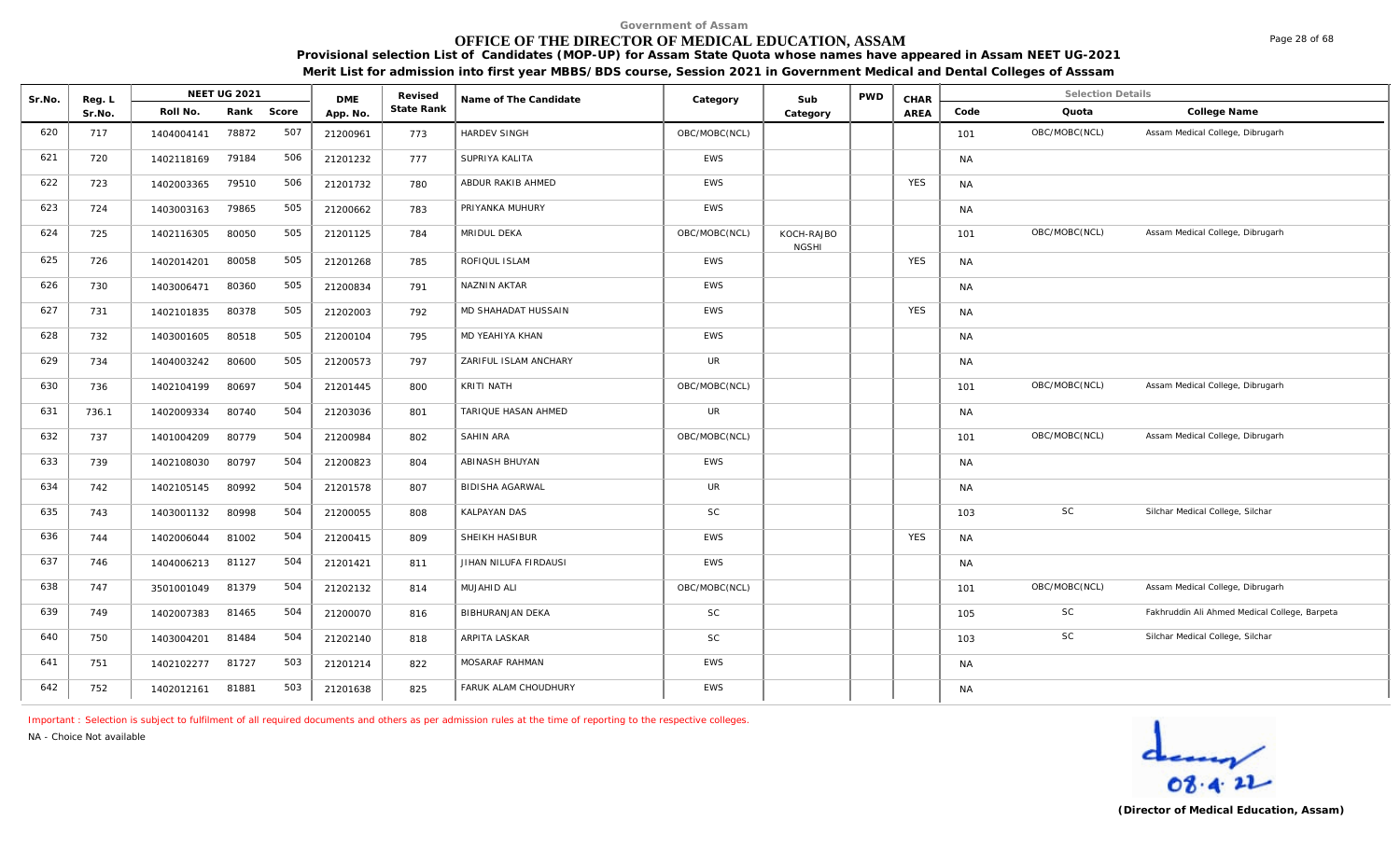Government of Assam

# OFFICE OF THE DIRECTOR OF MEDICAL EDUCATION, ASSAM

**Provisional selection List of Candidates (MOP-UP) for Assam State Quota whose names have appeared in Assam NEET UG-2021**

**Merit List for admission into first year MBBS/BDS course, Session 2021 in Government Medical and Dental Colleges of Asssam**

| Sr.No. | Reg. L Sr.No. | NEET UG 2021 | | | DME App. No. | Revised State Rank | Name of The Candidate | Category | Sub Category | PWD | CHAR AREA | Selection Details | | |
|---|---|---|---|---|---|---|---|---|---|---|---|---|---|---|
| | | Roll No. | Rank | Score | | | | | | | | Code | Quota | College Name |
| 620 | 717 | 1404004141 | 78872 | 507 | 21200961 | 773 | HARDEV SINGH | OBC/MOBC(NCL) | | | | 101 | OBC/MOBC(NCL) | Assam Medical College, Dibrugarh |
| 621 | 720 | 1402118169 | 79184 | 506 | 21201232 | 777 | SUPRIYA KALITA | EWS | | | | NA | | |
| 622 | 723 | 1402003365 | 79510 | 506 | 21201732 | 780 | ABDUR RAKIB AHMED | EWS | | | YES | NA | | |
| 623 | 724 | 1403003163 | 79865 | 505 | 21200662 | 783 | PRIYANKA MUHURY | EWS | | | | NA | | |
| 624 | 725 | 1402116305 | 80050 | 505 | 21201125 | 784 | MRIDUL DEKA | OBC/MOBC(NCL) | KOCH-RAJBONGSHI | | | 101 | OBC/MOBC(NCL) | Assam Medical College, Dibrugarh |
| 625 | 726 | 1402014201 | 80058 | 505 | 21201268 | 785 | ROFIQUL ISLAM | EWS | | | YES | NA | | |
| 626 | 730 | 1403006471 | 80360 | 505 | 21200834 | 791 | NAZNIN AKTAR | EWS | | | | NA | | |
| 627 | 731 | 1402101835 | 80378 | 505 | 21202003 | 792 | MD SHAHADAT HUSSAIN | EWS | | | YES | NA | | |
| 628 | 732 | 1403001605 | 80518 | 505 | 21200104 | 795 | MD YEAHIYA KHAN | EWS | | | | NA | | |
| 629 | 734 | 1404003242 | 80600 | 505 | 21200573 | 797 | ZARIFUL ISLAM ANCHARY | UR | | | | NA | | |
| 630 | 736 | 1402104199 | 80697 | 504 | 21201445 | 800 | KRITI NATH | OBC/MOBC(NCL) | | | | 101 | OBC/MOBC(NCL) | Assam Medical College, Dibrugarh |
| 631 | 736.1 | 1402009334 | 80740 | 504 | 21203036 | 801 | TARIQUE HASAN AHMED | UR | | | | NA | | |
| 632 | 737 | 1401004209 | 80779 | 504 | 21200984 | 802 | SAHIN ARA | OBC/MOBC(NCL) | | | | 101 | OBC/MOBC(NCL) | Assam Medical College, Dibrugarh |
| 633 | 739 | 1402108030 | 80797 | 504 | 21200823 | 804 | ABINASH BHUYAN | EWS | | | | NA | | |
| 634 | 742 | 1402105145 | 80992 | 504 | 21201578 | 807 | BIDISHA AGARWAL | UR | | | | NA | | |
| 635 | 743 | 1403001132 | 80998 | 504 | 21200055 | 808 | KALPAYAN DAS | SC | | | | 103 | SC | Silchar Medical College, Silchar |
| 636 | 744 | 1402006044 | 81002 | 504 | 21200415 | 809 | SHEIKH HASIBUR | EWS | | | YES | NA | | |
| 637 | 746 | 1404006213 | 81127 | 504 | 21201421 | 811 | JIHAN NILUFA FIRDAUSI | EWS | | | | NA | | |
| 638 | 747 | 3501001049 | 81379 | 504 | 21202132 | 814 | MUJAHID ALI | OBC/MOBC(NCL) | | | | 101 | OBC/MOBC(NCL) | Assam Medical College, Dibrugarh |
| 639 | 749 | 1402007383 | 81465 | 504 | 21200070 | 816 | BIBHURANJAN DEKA | SC | | | | 105 | SC | Fakhruddin Ali Ahmed Medical College, Barpeta |
| 640 | 750 | 1403004201 | 81484 | 504 | 21202140 | 818 | ARPITA LASKAR | SC | | | | 103 | SC | Silchar Medical College, Silchar |
| 641 | 751 | 1402102277 | 81727 | 503 | 21201214 | 822 | MOSARAF RAHMAN | EWS | | | | NA | | |
| 642 | 752 | 1402012161 | 81881 | 503 | 21201638 | 825 | FARUK ALAM CHOUDHURY | EWS | | | | NA | | |

Important : Selection is subject to fulfilment of all required documents and others as per admission rules at the time of reporting to the respective colleges.

NA - Choice Not available

08.4.22

**(Director of Medical Education, Assam)**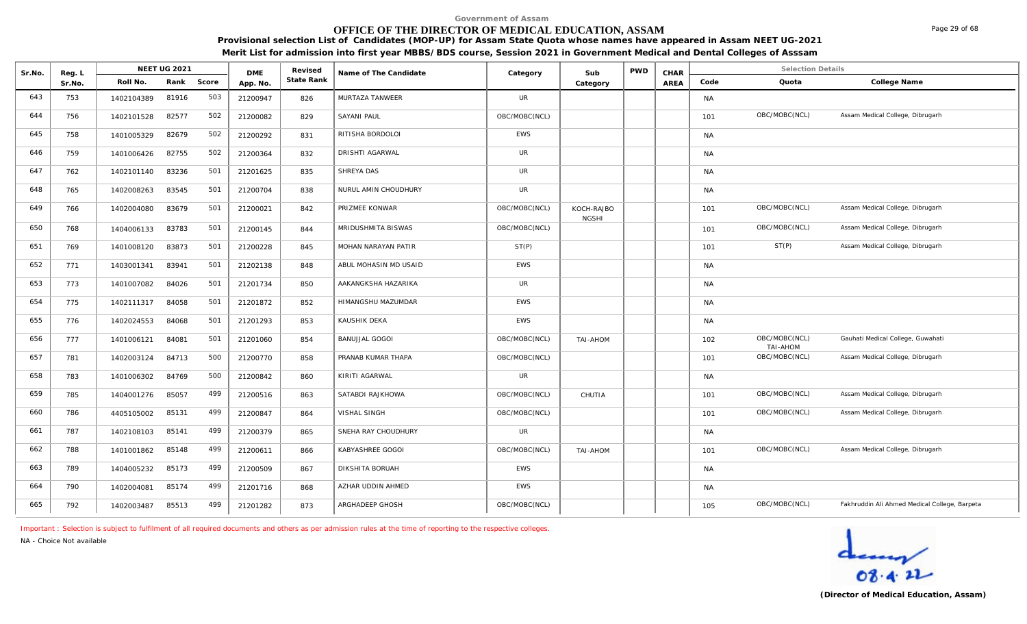Government of Assam

# OFFICE OF THE DIRECTOR OF MEDICAL EDUCATION, ASSAM

**Provisional selection List of Candidates (MOP-UP) for Assam State Quota whose names have appeared in Assam NEET UG-2021**

**Merit List for admission into first year MBBS/BDS course, Session 2021 in Government Medical and Dental Colleges of Asssam**

| Sr.No. | Reg. L Sr.No. | NEET UG 2021 Roll No. | Rank | Score | DME App. No. | Revised State Rank | Name of The Candidate | Category | Sub Category | PWD | CHAR AREA | Code | Quota | College Name |
|---|---|---|---|---|---|---|---|---|---|---|---|---|---|---|
| 643 | 753 | 1402104389 | 81916 | 503 | 21200947 | 826 | MURTAZA TANWEER | UR | | | | NA | | |
| 644 | 756 | 1402101528 | 82577 | 502 | 21200082 | 829 | SAYANI PAUL | OBC/MOBC(NCL) | | | | 101 | OBC/MOBC(NCL) | Assam Medical College, Dibrugarh |
| 645 | 758 | 1401005329 | 82679 | 502 | 21200292 | 831 | RITISHA BORDOLOI | EWS | | | | NA | | |
| 646 | 759 | 1401006426 | 82755 | 502 | 21200364 | 832 | DRISHTI AGARWAL | UR | | | | NA | | |
| 647 | 762 | 1402101140 | 83236 | 501 | 21201625 | 835 | SHREYA DAS | UR | | | | NA | | |
| 648 | 765 | 1402008263 | 83545 | 501 | 21200704 | 838 | NURUL AMIN CHOUDHURY | UR | | | | NA | | |
| 649 | 766 | 1402004080 | 83679 | 501 | 21200021 | 842 | PRIZMEE KONWAR | OBC/MOBC(NCL) | KOCH-RAJBO NGSHI | | | 101 | OBC/MOBC(NCL) | Assam Medical College, Dibrugarh |
| 650 | 768 | 1404006133 | 83783 | 501 | 21200145 | 844 | MRIDUSHMITA BISWAS | OBC/MOBC(NCL) | | | | 101 | OBC/MOBC(NCL) | Assam Medical College, Dibrugarh |
| 651 | 769 | 1401008120 | 83873 | 501 | 21200228 | 845 | MOHAN NARAYAN PATIR | ST(P) | | | | 101 | ST(P) | Assam Medical College, Dibrugarh |
| 652 | 771 | 1403001341 | 83941 | 501 | 21202138 | 848 | ABUL MOHASIN MD USAID | EWS | | | | NA | | |
| 653 | 773 | 1401007082 | 84026 | 501 | 21201734 | 850 | AAKANGKSHA HAZARIKA | UR | | | | NA | | |
| 654 | 775 | 1402111317 | 84058 | 501 | 21201872 | 852 | HIMANGSHU MAZUMDAR | EWS | | | | NA | | |
| 655 | 776 | 1402024553 | 84068 | 501 | 21201293 | 853 | KAUSHIK DEKA | EWS | | | | NA | | |
| 656 | 777 | 1401006121 | 84081 | 501 | 21201060 | 854 | BANUJJAL GOGOI | OBC/MOBC(NCL) | TAI-AHOM | | | 102 | OBC/MOBC(NCL) TAI-AHOM | Gauhati Medical College, Guwahati |
| 657 | 781 | 1402003124 | 84713 | 500 | 21200770 | 858 | PRANAB KUMAR THAPA | OBC/MOBC(NCL) | | | | 101 | OBC/MOBC(NCL) | Assam Medical College, Dibrugarh |
| 658 | 783 | 1401006302 | 84769 | 500 | 21200842 | 860 | KIRITI AGARWAL | UR | | | | NA | | |
| 659 | 785 | 1404001276 | 85057 | 499 | 21200516 | 863 | SATABDI RAJKHOWA | OBC/MOBC(NCL) | CHUTIA | | | 101 | OBC/MOBC(NCL) | Assam Medical College, Dibrugarh |
| 660 | 786 | 4405105002 | 85131 | 499 | 21200847 | 864 | VISHAL SINGH | OBC/MOBC(NCL) | | | | 101 | OBC/MOBC(NCL) | Assam Medical College, Dibrugarh |
| 661 | 787 | 1402108103 | 85141 | 499 | 21200379 | 865 | SNEHA RAY CHOUDHURY | UR | | | | NA | | |
| 662 | 788 | 1401001862 | 85148 | 499 | 21200611 | 866 | KABYASHREE GOGOI | OBC/MOBC(NCL) | TAI-AHOM | | | 101 | OBC/MOBC(NCL) | Assam Medical College, Dibrugarh |
| 663 | 789 | 1404005232 | 85173 | 499 | 21200509 | 867 | DIKSHITA BORUAH | EWS | | | | NA | | |
| 664 | 790 | 1402004081 | 85174 | 499 | 21201716 | 868 | AZHAR UDDIN AHMED | EWS | | | | NA | | |
| 665 | 792 | 1402003487 | 85513 | 499 | 21201282 | 873 | ARGHADEEP GHOSH | OBC/MOBC(NCL) | | | | 105 | OBC/MOBC(NCL) | Fakhruddin Ali Ahmed Medical College, Barpeta |

Important : Selection is subject to fulfilment of all required documents and others as per admission rules at the time of reporting to the respective colleges.

NA - Choice Not available

08.4.22

**(Director of Medical Education, Assam)**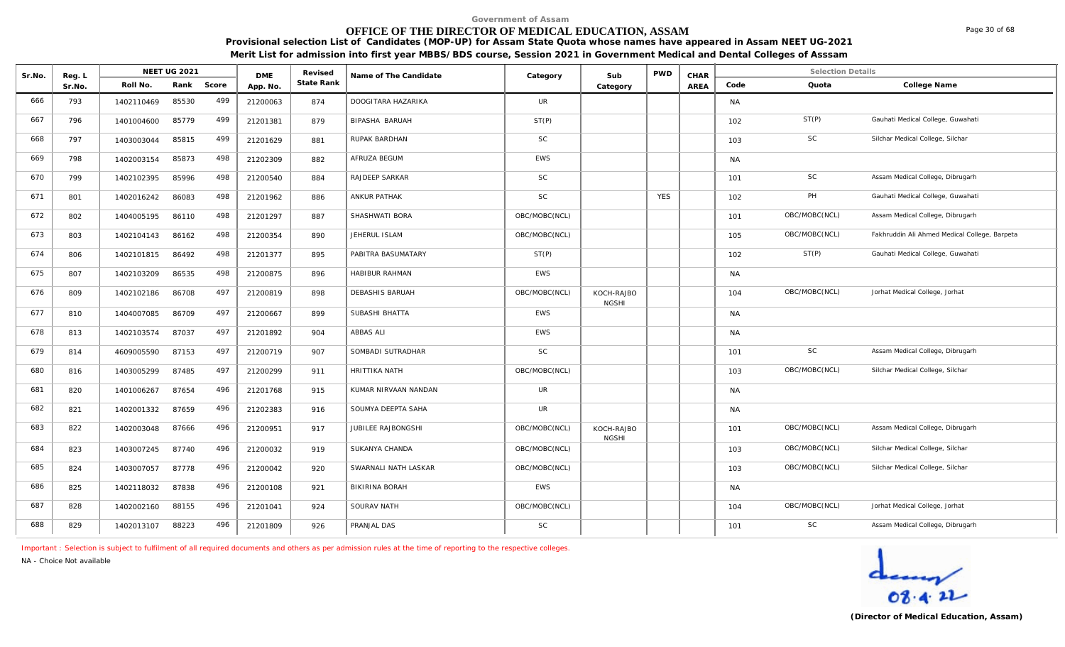Government of Assam

# OFFICE OF THE DIRECTOR OF MEDICAL EDUCATION, ASSAM

**Provisional selection List of Candidates (MOP-UP) for Assam State Quota whose names have appeared in Assam NEET UG-2021**

**Merit List for admission into first year MBBS/BDS course, Session 2021 in Government Medical and Dental Colleges of Asssam**

| Sr.No. | Reg. L Sr.No. | NEET UG 2021 Roll No. | Rank | Score | DME App. No. | Revised State Rank | Name of The Candidate | Category | Sub Category | PWD | CHAR AREA | Selection Details Code | Quota | College Name |
|---|---|---|---|---|---|---|---|---|---|---|---|---|---|---|
| 666 | 793 | 1402110469 | 85530 | 499 | 21200063 | 874 | DOOGITARA HAZARIKA | UR | | | | NA | | |
| 667 | 796 | 1401004600 | 85779 | 499 | 21201381 | 879 | BIPASHA BARUAH | ST(P) | | | | 102 | ST(P) | Gauhati Medical College, Guwahati |
| 668 | 797 | 1403003044 | 85815 | 499 | 21201629 | 881 | RUPAK BARDHAN | SC | | | | 103 | SC | Silchar Medical College, Silchar |
| 669 | 798 | 1402003154 | 85873 | 498 | 21202309 | 882 | AFRUZA BEGUM | EWS | | | | NA | | |
| 670 | 799 | 1402102395 | 85996 | 498 | 21200540 | 884 | RAJDEEP SARKAR | SC | | | | 101 | SC | Assam Medical College, Dibrugarh |
| 671 | 801 | 1402016242 | 86083 | 498 | 21201962 | 886 | ANKUR PATHAK | SC | | YES | | 102 | PH | Gauhati Medical College, Guwahati |
| 672 | 802 | 1404005195 | 86110 | 498 | 21201297 | 887 | SHASHWATI BORA | OBC/MOBC(NCL) | | | | 101 | OBC/MOBC(NCL) | Assam Medical College, Dibrugarh |
| 673 | 803 | 1402104143 | 86162 | 498 | 21200354 | 890 | JEHERUL ISLAM | OBC/MOBC(NCL) | | | | 105 | OBC/MOBC(NCL) | Fakhruddin Ali Ahmed Medical College, Barpeta |
| 674 | 806 | 1402101815 | 86492 | 498 | 21201377 | 895 | PABITRA BASUMATARY | ST(P) | | | | 102 | ST(P) | Gauhati Medical College, Guwahati |
| 675 | 807 | 1402103209 | 86535 | 498 | 21200875 | 896 | HABIBUR RAHMAN | EWS | | | | NA | | |
| 676 | 809 | 1402102186 | 86708 | 497 | 21200819 | 898 | DEBASHIS BARUAH | OBC/MOBC(NCL) | KOCH-RAJBONGSHI | | | 104 | OBC/MOBC(NCL) | Jorhat Medical College, Jorhat |
| 677 | 810 | 1404007085 | 86709 | 497 | 21200667 | 899 | SUBASHI BHATTA | EWS | | | | NA | | |
| 678 | 813 | 1402103574 | 87037 | 497 | 21201892 | 904 | ABBAS ALI | EWS | | | | NA | | |
| 679 | 814 | 4609005590 | 87153 | 497 | 21200719 | 907 | SOMBADI SUTRADHAR | SC | | | | 101 | SC | Assam Medical College, Dibrugarh |
| 680 | 816 | 1403005299 | 87485 | 497 | 21200299 | 911 | HRITTIKA NATH | OBC/MOBC(NCL) | | | | 103 | OBC/MOBC(NCL) | Silchar Medical College, Silchar |
| 681 | 820 | 1401006267 | 87654 | 496 | 21201768 | 915 | KUMAR NIRVAAN NANDAN | UR | | | | NA | | |
| 682 | 821 | 1402001332 | 87659 | 496 | 21202383 | 916 | SOUMYA DEEPTA SAHA | UR | | | | NA | | |
| 683 | 822 | 1402003048 | 87666 | 496 | 21200951 | 917 | JUBILEE RAJBONGSHI | OBC/MOBC(NCL) | KOCH-RAJBONGSHI | | | 101 | OBC/MOBC(NCL) | Assam Medical College, Dibrugarh |
| 684 | 823 | 1403007245 | 87740 | 496 | 21200032 | 919 | SUKANYA CHANDA | OBC/MOBC(NCL) | | | | 103 | OBC/MOBC(NCL) | Silchar Medical College, Silchar |
| 685 | 824 | 1403007057 | 87778 | 496 | 21200042 | 920 | SWARNALI NATH LASKAR | OBC/MOBC(NCL) | | | | 103 | OBC/MOBC(NCL) | Silchar Medical College, Silchar |
| 686 | 825 | 1402118032 | 87838 | 496 | 21200108 | 921 | BIKIRINA BORAH | EWS | | | | NA | | |
| 687 | 828 | 1402002160 | 88155 | 496 | 21201041 | 924 | SOURAV NATH | OBC/MOBC(NCL) | | | | 104 | OBC/MOBC(NCL) | Jorhat Medical College, Jorhat |
| 688 | 829 | 1402013107 | 88223 | 496 | 21201809 | 926 | PRANJAL DAS | SC | | | | 101 | SC | Assam Medical College, Dibrugarh |

Important : Selection is subject to fulfilment of all required documents and others as per admission rules at the time of reporting to the respective colleges.

NA - Choice Not available

08.4.22

**(Director of Medical Education, Assam)**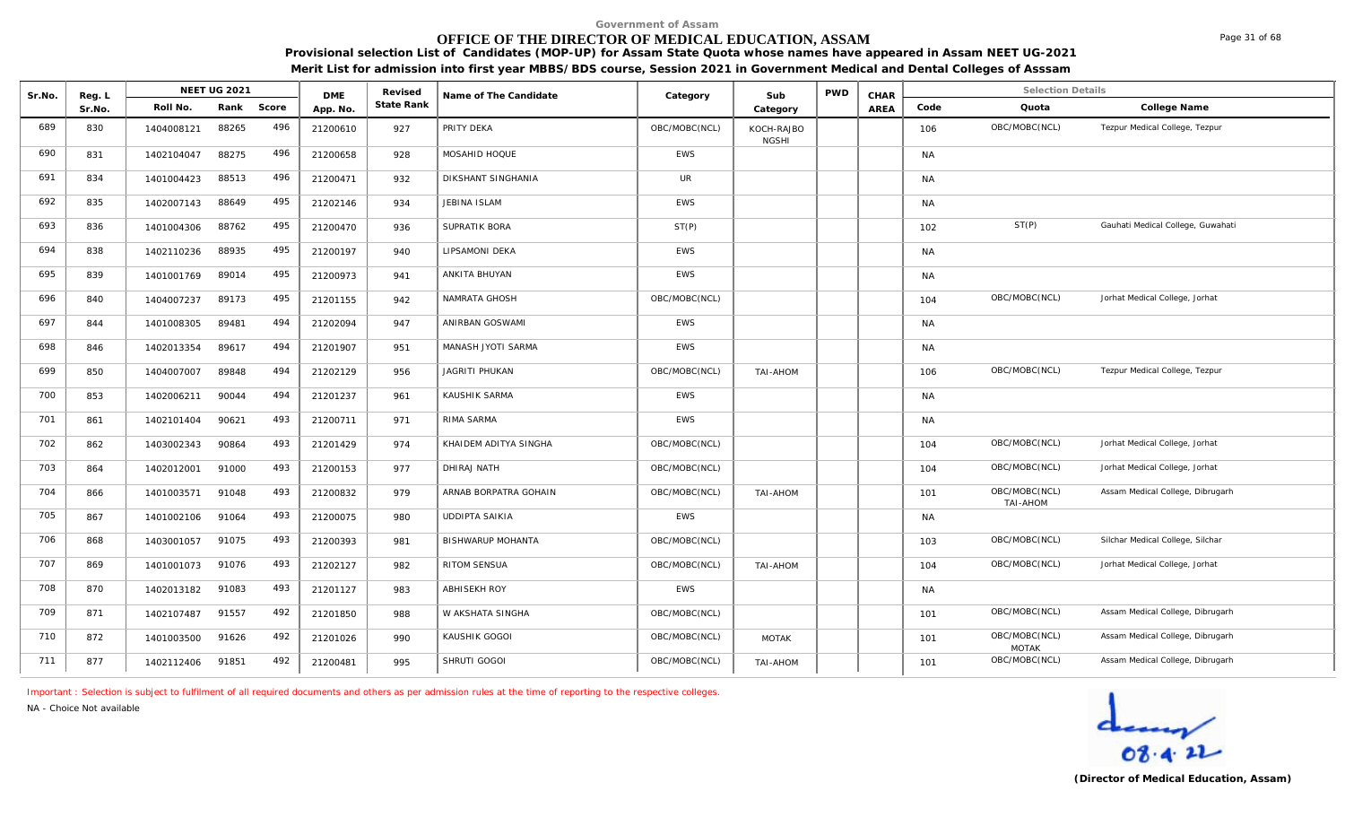Government of Assam

# OFFICE OF THE DIRECTOR OF MEDICAL EDUCATION, ASSAM

**Provisional selection List of Candidates (MOP-UP) for Assam State Quota whose names have appeared in Assam NEET UG-2021**

**Merit List for admission into first year MBBS/BDS course, Session 2021 in Government Medical and Dental Colleges of Asssam**

| Sr.No. | Reg. L Sr.No. | NEET UG 2021 Roll No. | Rank | Score | DME App. No. | Revised State Rank | Name of The Candidate | Category | Sub Category | PWD | CHAR AREA | Code | Quota | College Name |
|---|---|---|---|---|---|---|---|---|---|---|---|---|---|---|
| 689 | 830 | 1404008121 | 88265 | 496 | 21200610 | 927 | PRITY DEKA | OBC/MOBC(NCL) | KOCH-RAJBONGSHI | | | 106 | OBC/MOBC(NCL) | Tezpur Medical College, Tezpur |
| 690 | 831 | 1402104047 | 88275 | 496 | 21200658 | 928 | MOSAHID HOQUE | EWS | | | | NA | | |
| 691 | 834 | 1401004423 | 88513 | 496 | 21200471 | 932 | DIKSHANT SINGHANIA | UR | | | | NA | | |
| 692 | 835 | 1402007143 | 88649 | 495 | 21202146 | 934 | JEBINA ISLAM | EWS | | | | NA | | |
| 693 | 836 | 1401004306 | 88762 | 495 | 21200470 | 936 | SUPRATIK BORA | ST(P) | | | | 102 | ST(P) | Gauhati Medical College, Guwahati |
| 694 | 838 | 1402110236 | 88935 | 495 | 21200197 | 940 | LIPSAMONI DEKA | EWS | | | | NA | | |
| 695 | 839 | 1401001769 | 89014 | 495 | 21200973 | 941 | ANKITA BHUYAN | EWS | | | | NA | | |
| 696 | 840 | 1404007237 | 89173 | 495 | 21201155 | 942 | NAMRATA GHOSH | OBC/MOBC(NCL) | | | | 104 | OBC/MOBC(NCL) | Jorhat Medical College, Jorhat |
| 697 | 844 | 1401008305 | 89481 | 494 | 21202094 | 947 | ANIRBAN GOSWAMI | EWS | | | | NA | | |
| 698 | 846 | 1402013354 | 89617 | 494 | 21201907 | 951 | MANASH JYOTI SARMA | EWS | | | | NA | | |
| 699 | 850 | 1404007007 | 89848 | 494 | 21202129 | 956 | JAGRITI PHUKAN | OBC/MOBC(NCL) | TAI-AHOM | | | 106 | OBC/MOBC(NCL) | Tezpur Medical College, Tezpur |
| 700 | 853 | 1402006211 | 90044 | 494 | 21201237 | 961 | KAUSHIK SARMA | EWS | | | | NA | | |
| 701 | 861 | 1402101404 | 90621 | 493 | 21200711 | 971 | RIMA SARMA | EWS | | | | NA | | |
| 702 | 862 | 1403002343 | 90864 | 493 | 21201429 | 974 | KHAIDEM ADITYA SINGHA | OBC/MOBC(NCL) | | | | 104 | OBC/MOBC(NCL) | Jorhat Medical College, Jorhat |
| 703 | 864 | 1402012001 | 91000 | 493 | 21200153 | 977 | DHIRAJ NATH | OBC/MOBC(NCL) | | | | 104 | OBC/MOBC(NCL) | Jorhat Medical College, Jorhat |
| 704 | 866 | 1401003571 | 91048 | 493 | 21200832 | 979 | ARNAB BORPATRA GOHAIN | OBC/MOBC(NCL) | TAI-AHOM | | | 101 | OBC/MOBC(NCL) TAI-AHOM | Assam Medical College, Dibrugarh |
| 705 | 867 | 1401002106 | 91064 | 493 | 21200075 | 980 | UDDIPTA SAIKIA | EWS | | | | NA | | |
| 706 | 868 | 1403001057 | 91075 | 493 | 21200393 | 981 | BISHWARUP MOHANTA | OBC/MOBC(NCL) | | | | 103 | OBC/MOBC(NCL) | Silchar Medical College, Silchar |
| 707 | 869 | 1401001073 | 91076 | 493 | 21202127 | 982 | RITOM SENSUA | OBC/MOBC(NCL) | TAI-AHOM | | | 104 | OBC/MOBC(NCL) | Jorhat Medical College, Jorhat |
| 708 | 870 | 1402013182 | 91083 | 493 | 21201127 | 983 | ABHISEKH ROY | EWS | | | | NA | | |
| 709 | 871 | 1402107487 | 91557 | 492 | 21201850 | 988 | W AKSHATA SINGHA | OBC/MOBC(NCL) | | | | 101 | OBC/MOBC(NCL) | Assam Medical College, Dibrugarh |
| 710 | 872 | 1401003500 | 91626 | 492 | 21201026 | 990 | KAUSHIK GOGOI | OBC/MOBC(NCL) | MOTAK | | | 101 | OBC/MOBC(NCL) MOTAK | Assam Medical College, Dibrugarh |
| 711 | 877 | 1402112406 | 91851 | 492 | 21200481 | 995 | SHRUTI GOGOI | OBC/MOBC(NCL) | TAI-AHOM | | | 101 | OBC/MOBC(NCL) | Assam Medical College, Dibrugarh |

Important : Selection is subject to fulfilment of all required documents and others as per admission rules at the time of reporting to the respective colleges.

NA - Choice Not available

08.4.22

**(Director of Medical Education, Assam)**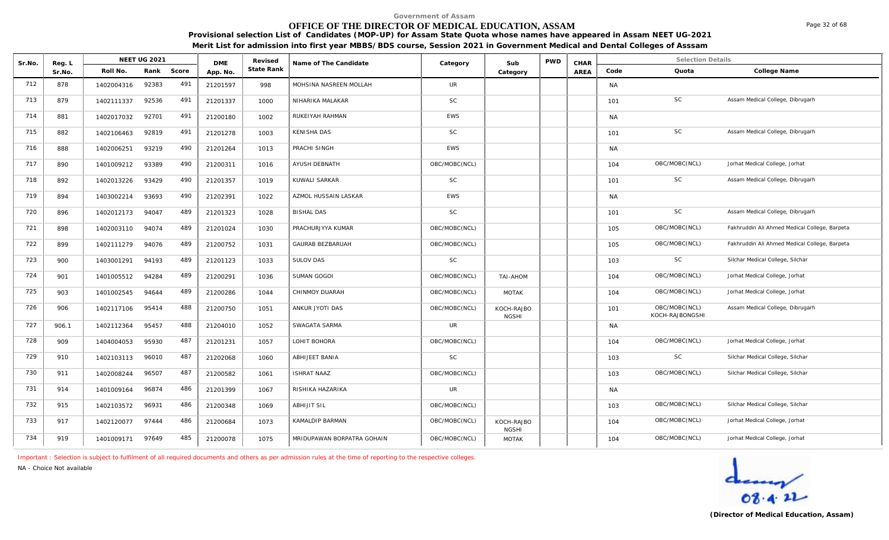Government of Assam

# OFFICE OF THE DIRECTOR OF MEDICAL EDUCATION, ASSAM

**Provisional selection List of Candidates (MOP-UP) for Assam State Quota whose names have appeared in Assam NEET UG-2021**

**Merit List for admission into first year MBBS/BDS course, Session 2021 in Government Medical and Dental Colleges of Asssam**

| Sr.No. | Reg. L Sr.No. | NEET UG 2021 Roll No. | Rank | Score | DME App. No. | Revised State Rank | Name of The Candidate | Category | Sub Category | PWD | CHAR AREA | Code | Quota | College Name |
|---|---|---|---|---|---|---|---|---|---|---|---|---|---|---|
| 712 | 878 | 1402004316 | 92383 | 491 | 21201597 | 998 | MOHSINA NASREEN MOLLAH | UR | | | | NA | | |
| 713 | 879 | 1402111337 | 92536 | 491 | 21201337 | 1000 | NIHARIKA MALAKAR | SC | | | | 101 | SC | Assam Medical College, Dibrugarh |
| 714 | 881 | 1402017032 | 92701 | 491 | 21200180 | 1002 | RUKEIYAH RAHMAN | EWS | | | | NA | | |
| 715 | 882 | 1402106463 | 92819 | 491 | 21201278 | 1003 | KENISHA DAS | SC | | | | 101 | SC | Assam Medical College, Dibrugarh |
| 716 | 888 | 1402006251 | 93219 | 490 | 21201264 | 1013 | PRACHI SINGH | EWS | | | | NA | | |
| 717 | 890 | 1401009212 | 93389 | 490 | 21200311 | 1016 | AYUSH DEBNATH | OBC/MOBC(NCL) | | | | 104 | OBC/MOBC(NCL) | Jorhat Medical College, Jorhat |
| 718 | 892 | 1402013226 | 93429 | 490 | 21201357 | 1019 | KUWALI SARKAR | SC | | | | 101 | SC | Assam Medical College, Dibrugarh |
| 719 | 894 | 1403002214 | 93693 | 490 | 21202391 | 1022 | AZMOL HUSSAIN LASKAR | EWS | | | | NA | | |
| 720 | 896 | 1402012173 | 94047 | 489 | 21201323 | 1028 | BISHAL DAS | SC | | | | 101 | SC | Assam Medical College, Dibrugarh |
| 721 | 898 | 1402003110 | 94074 | 489 | 21201024 | 1030 | PRACHURJYYA KUMAR | OBC/MOBC(NCL) | | | | 105 | OBC/MOBC(NCL) | Fakhruddin Ali Ahmed Medical College, Barpeta |
| 722 | 899 | 1402111279 | 94076 | 489 | 21200752 | 1031 | GAURAB BEZBARUAH | OBC/MOBC(NCL) | | | | 105 | OBC/MOBC(NCL) | Fakhruddin Ali Ahmed Medical College, Barpeta |
| 723 | 900 | 1403001291 | 94193 | 489 | 21201123 | 1033 | SULOV DAS | SC | | | | 103 | SC | Silchar Medical College, Silchar |
| 724 | 901 | 1401005512 | 94284 | 489 | 21200291 | 1036 | SUMAN GOGOI | OBC/MOBC(NCL) | TAI-AHOM | | | 104 | OBC/MOBC(NCL) | Jorhat Medical College, Jorhat |
| 725 | 903 | 1401002545 | 94644 | 489 | 21200286 | 1044 | CHINMOY DUARAH | OBC/MOBC(NCL) | MOTAK | | | 104 | OBC/MOBC(NCL) | Jorhat Medical College, Jorhat |
| 726 | 906 | 1402117106 | 95414 | 488 | 21200750 | 1051 | ANKUR JYOTI DAS | OBC/MOBC(NCL) | KOCH-RAJBO NGSHI | | | 101 | OBC/MOBC(NCL) KOCH-RAJBONGSHI | Assam Medical College, Dibrugarh |
| 727 | 906.1 | 1402112364 | 95457 | 488 | 21204010 | 1052 | SWAGATA SARMA | UR | | | | NA | | |
| 728 | 909 | 1404004053 | 95930 | 487 | 21201231 | 1057 | LOHIT BOHORA | OBC/MOBC(NCL) | | | | 104 | OBC/MOBC(NCL) | Jorhat Medical College, Jorhat |
| 729 | 910 | 1402103113 | 96010 | 487 | 21202068 | 1060 | ABHIJEET BANIA | SC | | | | 103 | SC | Silchar Medical College, Silchar |
| 730 | 911 | 1402008244 | 96507 | 487 | 21200582 | 1061 | ISHRAT NAAZ | OBC/MOBC(NCL) | | | | 103 | OBC/MOBC(NCL) | Silchar Medical College, Silchar |
| 731 | 914 | 1401009164 | 96874 | 486 | 21201399 | 1067 | RISHIKA HAZARIKA | UR | | | | NA | | |
| 732 | 915 | 1402103572 | 96931 | 486 | 21200348 | 1069 | ABHIJIT SIL | OBC/MOBC(NCL) | | | | 103 | OBC/MOBC(NCL) | Silchar Medical College, Silchar |
| 733 | 917 | 1402120077 | 97444 | 486 | 21200684 | 1073 | KAMALDIP BARMAN | OBC/MOBC(NCL) | KOCH-RAJBO NGSHI | | | 104 | OBC/MOBC(NCL) | Jorhat Medical College, Jorhat |
| 734 | 919 | 1401009171 | 97649 | 485 | 21200078 | 1075 | MRIDUPAWAN BORPATRA GOHAIN | OBC/MOBC(NCL) | MOTAK | | | 104 | OBC/MOBC(NCL) | Jorhat Medical College, Jorhat |

Important : Selection is subject to fulfilment of all required documents and others as per admission rules at the time of reporting to the respective colleges.

NA - Choice Not available

08.4.22

**(Director of Medical Education, Assam)**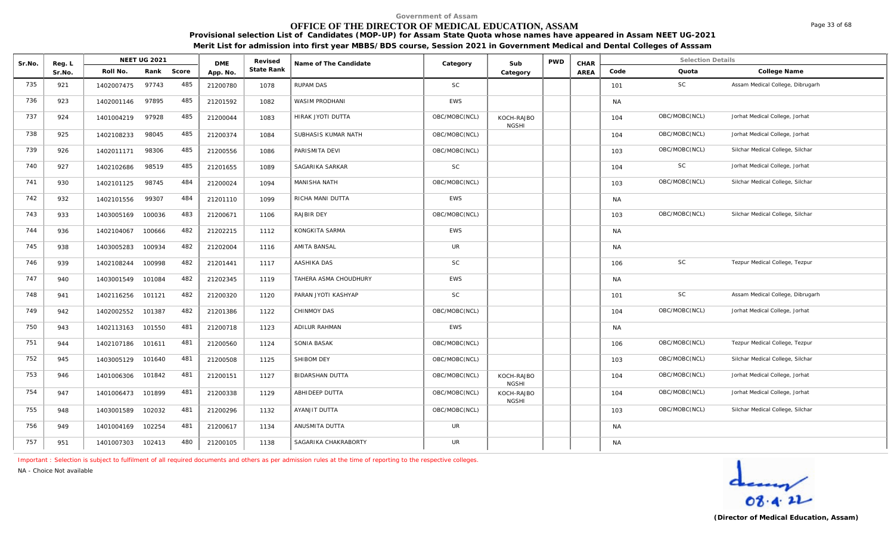Government of Assam

# OFFICE OF THE DIRECTOR OF MEDICAL EDUCATION, ASSAM

**Provisional selection List of Candidates (MOP-UP) for Assam State Quota whose names have appeared in Assam NEET UG-2021**

**Merit List for admission into first year MBBS/BDS course, Session 2021 in Government Medical and Dental Colleges of Asssam**

| Sr.No. | Reg. L Sr.No. | NEET UG 2021 Roll No. | Rank | Score | DME App. No. | Revised State Rank | Name of The Candidate | Category | Sub Category | PWD | CHAR AREA | Selection Details Code | Quota | College Name |
|---|---|---|---|---|---|---|---|---|---|---|---|---|---|---|
| 735 | 921 | 1402007475 | 97743 | 485 | 21200780 | 1078 | RUPAM DAS | SC | | | | 101 | SC | Assam Medical College, Dibrugarh |
| 736 | 923 | 1402001146 | 97895 | 485 | 21201592 | 1082 | WASIM PRODHANI | EWS | | | | NA | | |
| 737 | 924 | 1401004219 | 97928 | 485 | 21200044 | 1083 | HIRAK JYOTI DUTTA | OBC/MOBC(NCL) | KOCH-RAJBO NGSHI | | | 104 | OBC/MOBC(NCL) | Jorhat Medical College, Jorhat |
| 738 | 925 | 1402108233 | 98045 | 485 | 21200374 | 1084 | SUBHASIS KUMAR NATH | OBC/MOBC(NCL) | | | | 104 | OBC/MOBC(NCL) | Jorhat Medical College, Jorhat |
| 739 | 926 | 1402011171 | 98306 | 485 | 21200556 | 1086 | PARISMITA DEVI | OBC/MOBC(NCL) | | | | 103 | OBC/MOBC(NCL) | Silchar Medical College, Silchar |
| 740 | 927 | 1402102686 | 98519 | 485 | 21201655 | 1089 | SAGARIKA SARKAR | SC | | | | 104 | SC | Jorhat Medical College, Jorhat |
| 741 | 930 | 1402101125 | 98745 | 484 | 21200024 | 1094 | MANISHA NATH | OBC/MOBC(NCL) | | | | 103 | OBC/MOBC(NCL) | Silchar Medical College, Silchar |
| 742 | 932 | 1402101556 | 99307 | 484 | 21201110 | 1099 | RICHA MANI DUTTA | EWS | | | | NA | | |
| 743 | 933 | 1403005169 | 100036 | 483 | 21200671 | 1106 | RAJBIR DEY | OBC/MOBC(NCL) | | | | 103 | OBC/MOBC(NCL) | Silchar Medical College, Silchar |
| 744 | 936 | 1402104067 | 100666 | 482 | 21202215 | 1112 | KONGKITA SARMA | EWS | | | | NA | | |
| 745 | 938 | 1403005283 | 100934 | 482 | 21202004 | 1116 | AMITA BANSAL | UR | | | | NA | | |
| 746 | 939 | 1402108244 | 100998 | 482 | 21201441 | 1117 | AASHIKA DAS | SC | | | | 106 | SC | Tezpur Medical College, Tezpur |
| 747 | 940 | 1403001549 | 101084 | 482 | 21202345 | 1119 | TAHERA ASMA CHOUDHURY | EWS | | | | NA | | |
| 748 | 941 | 1402116256 | 101121 | 482 | 21200320 | 1120 | PARAN JYOTI KASHYAP | SC | | | | 101 | SC | Assam Medical College, Dibrugarh |
| 749 | 942 | 1402002552 | 101387 | 482 | 21201386 | 1122 | CHINMOY DAS | OBC/MOBC(NCL) | | | | 104 | OBC/MOBC(NCL) | Jorhat Medical College, Jorhat |
| 750 | 943 | 1402113163 | 101550 | 481 | 21200718 | 1123 | ADILUR RAHMAN | EWS | | | | NA | | |
| 751 | 944 | 1402107186 | 101611 | 481 | 21200560 | 1124 | SONIA BASAK | OBC/MOBC(NCL) | | | | 106 | OBC/MOBC(NCL) | Tezpur Medical College, Tezpur |
| 752 | 945 | 1403005129 | 101640 | 481 | 21200508 | 1125 | SHIBOM DEY | OBC/MOBC(NCL) | | | | 103 | OBC/MOBC(NCL) | Silchar Medical College, Silchar |
| 753 | 946 | 1401006306 | 101842 | 481 | 21200151 | 1127 | BIDARSHAN DUTTA | OBC/MOBC(NCL) | KOCH-RAJBO NGSHI | | | 104 | OBC/MOBC(NCL) | Jorhat Medical College, Jorhat |
| 754 | 947 | 1401006473 | 101899 | 481 | 21200338 | 1129 | ABHIDEEP DUTTA | OBC/MOBC(NCL) | KOCH-RAJBO NGSHI | | | 104 | OBC/MOBC(NCL) | Jorhat Medical College, Jorhat |
| 755 | 948 | 1403001589 | 102032 | 481 | 21200296 | 1132 | AYANJIT DUTTA | OBC/MOBC(NCL) | | | | 103 | OBC/MOBC(NCL) | Silchar Medical College, Silchar |
| 756 | 949 | 1401004169 | 102254 | 481 | 21200617 | 1134 | ANUSMITA DUTTA | UR | | | | NA | | |
| 757 | 951 | 1401007303 | 102413 | 480 | 21200105 | 1138 | SAGARIKA CHAKRABORTY | UR | | | | NA | | |

Important : Selection is subject to fulfilment of all required documents and others as per admission rules at the time of reporting to the respective colleges.

NA - Choice Not available

08.4.22

**(Director of Medical Education, Assam)**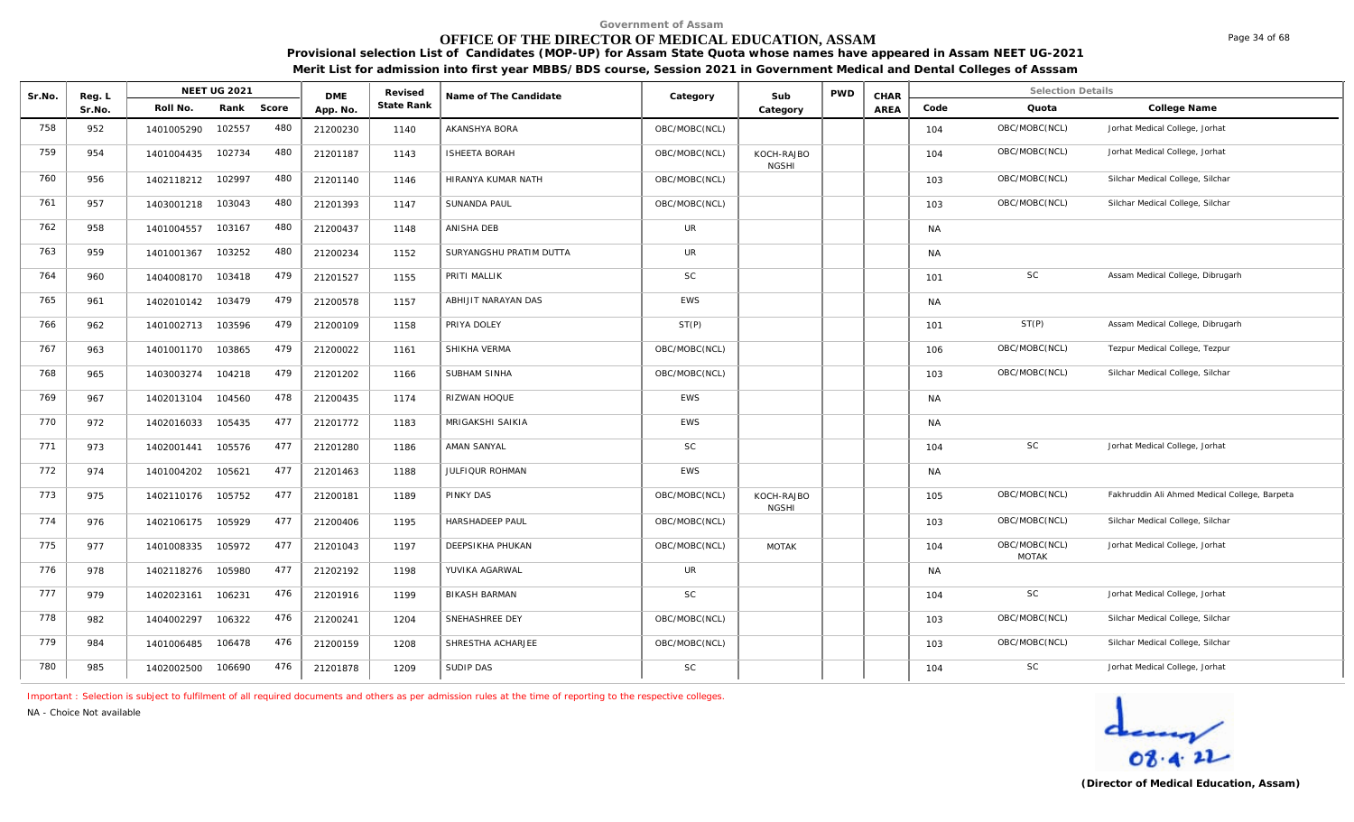Government of Assam

# OFFICE OF THE DIRECTOR OF MEDICAL EDUCATION, ASSAM

**Provisional selection List of Candidates (MOP-UP) for Assam State Quota whose names have appeared in Assam NEET UG-2021**

**Merit List for admission into first year MBBS/BDS course, Session 2021 in Government Medical and Dental Colleges of Asssam**

| Sr.No. | Reg. L Sr.No. | NEET UG 2021 Roll No. | Rank | Score | DME App. No. | Revised State Rank | Name of The Candidate | Category | Sub Category | PWD | CHAR AREA | Code | Quota | College Name |
|---|---|---|---|---|---|---|---|---|---|---|---|---|---|---|
| 758 | 952 | 1401005290 | 102557 | 480 | 21200230 | 1140 | AKANSHYA BORA | OBC/MOBC(NCL) | | | | 104 | OBC/MOBC(NCL) | Jorhat Medical College, Jorhat |
| 759 | 954 | 1401004435 | 102734 | 480 | 21201187 | 1143 | ISHEETA BORAH | OBC/MOBC(NCL) | KOCH-RAJBONGSHI | | | 104 | OBC/MOBC(NCL) | Jorhat Medical College, Jorhat |
| 760 | 956 | 1402118212 | 102997 | 480 | 21201140 | 1146 | HIRANYA KUMAR NATH | OBC/MOBC(NCL) | | | | 103 | OBC/MOBC(NCL) | Silchar Medical College, Silchar |
| 761 | 957 | 1403001218 | 103043 | 480 | 21201393 | 1147 | SUNANDA PAUL | OBC/MOBC(NCL) | | | | 103 | OBC/MOBC(NCL) | Silchar Medical College, Silchar |
| 762 | 958 | 1401004557 | 103167 | 480 | 21200437 | 1148 | ANISHA DEB | UR | | | | NA | | |
| 763 | 959 | 1401001367 | 103252 | 480 | 21200234 | 1152 | SURYANGSHU PRATIM DUTTA | UR | | | | NA | | |
| 764 | 960 | 1404008170 | 103418 | 479 | 21201527 | 1155 | PRITI MALLIK | SC | | | | 101 | SC | Assam Medical College, Dibrugarh |
| 765 | 961 | 1402010142 | 103479 | 479 | 21200578 | 1157 | ABHIJIT NARAYAN DAS | EWS | | | | NA | | |
| 766 | 962 | 1401002713 | 103596 | 479 | 21200109 | 1158 | PRIYA DOLEY | ST(P) | | | | 101 | ST(P) | Assam Medical College, Dibrugarh |
| 767 | 963 | 1401001170 | 103865 | 479 | 21200022 | 1161 | SHIKHA VERMA | OBC/MOBC(NCL) | | | | 106 | OBC/MOBC(NCL) | Tezpur Medical College, Tezpur |
| 768 | 965 | 1403003274 | 104218 | 479 | 21201202 | 1166 | SUBHAM SINHA | OBC/MOBC(NCL) | | | | 103 | OBC/MOBC(NCL) | Silchar Medical College, Silchar |
| 769 | 967 | 1402013104 | 104560 | 478 | 21200435 | 1174 | RIZWAN HOQUE | EWS | | | | NA | | |
| 770 | 972 | 1402016033 | 105435 | 477 | 21201772 | 1183 | MRIGAKSHI SAIKIA | EWS | | | | NA | | |
| 771 | 973 | 1402001441 | 105576 | 477 | 21201280 | 1186 | AMAN SANYAL | SC | | | | 104 | SC | Jorhat Medical College, Jorhat |
| 772 | 974 | 1401004202 | 105621 | 477 | 21201463 | 1188 | JULFIQUR ROHMAN | EWS | | | | NA | | |
| 773 | 975 | 1402110176 | 105752 | 477 | 21200181 | 1189 | PINKY DAS | OBC/MOBC(NCL) | KOCH-RAJBONGSHI | | | 105 | OBC/MOBC(NCL) | Fakhruddin Ali Ahmed Medical College, Barpeta |
| 774 | 976 | 1402106175 | 105929 | 477 | 21200406 | 1195 | HARSHADEEP PAUL | OBC/MOBC(NCL) | | | | 103 | OBC/MOBC(NCL) | Silchar Medical College, Silchar |
| 775 | 977 | 1401008335 | 105972 | 477 | 21201043 | 1197 | DEEPSIKHA PHUKAN | OBC/MOBC(NCL) | MOTAK | | | 104 | OBC/MOBC(NCL) MOTAK | Jorhat Medical College, Jorhat |
| 776 | 978 | 1402118276 | 105980 | 477 | 21202192 | 1198 | YUVIKA AGARWAL | UR | | | | NA | | |
| 777 | 979 | 1402023161 | 106231 | 476 | 21201916 | 1199 | BIKASH BARMAN | SC | | | | 104 | SC | Jorhat Medical College, Jorhat |
| 778 | 982 | 1404002297 | 106322 | 476 | 21200241 | 1204 | SNEHASHREE DEY | OBC/MOBC(NCL) | | | | 103 | OBC/MOBC(NCL) | Silchar Medical College, Silchar |
| 779 | 984 | 1401006485 | 106478 | 476 | 21200159 | 1208 | SHRESTHA ACHARJEE | OBC/MOBC(NCL) | | | | 103 | OBC/MOBC(NCL) | Silchar Medical College, Silchar |
| 780 | 985 | 1402002500 | 106690 | 476 | 21201878 | 1209 | SUDIP DAS | SC | | | | 104 | SC | Jorhat Medical College, Jorhat |

Important : Selection is subject to fulfilment of all required documents and others as per admission rules at the time of reporting to the respective colleges.

NA - Choice Not available

08.4.22

**(Director of Medical Education, Assam)**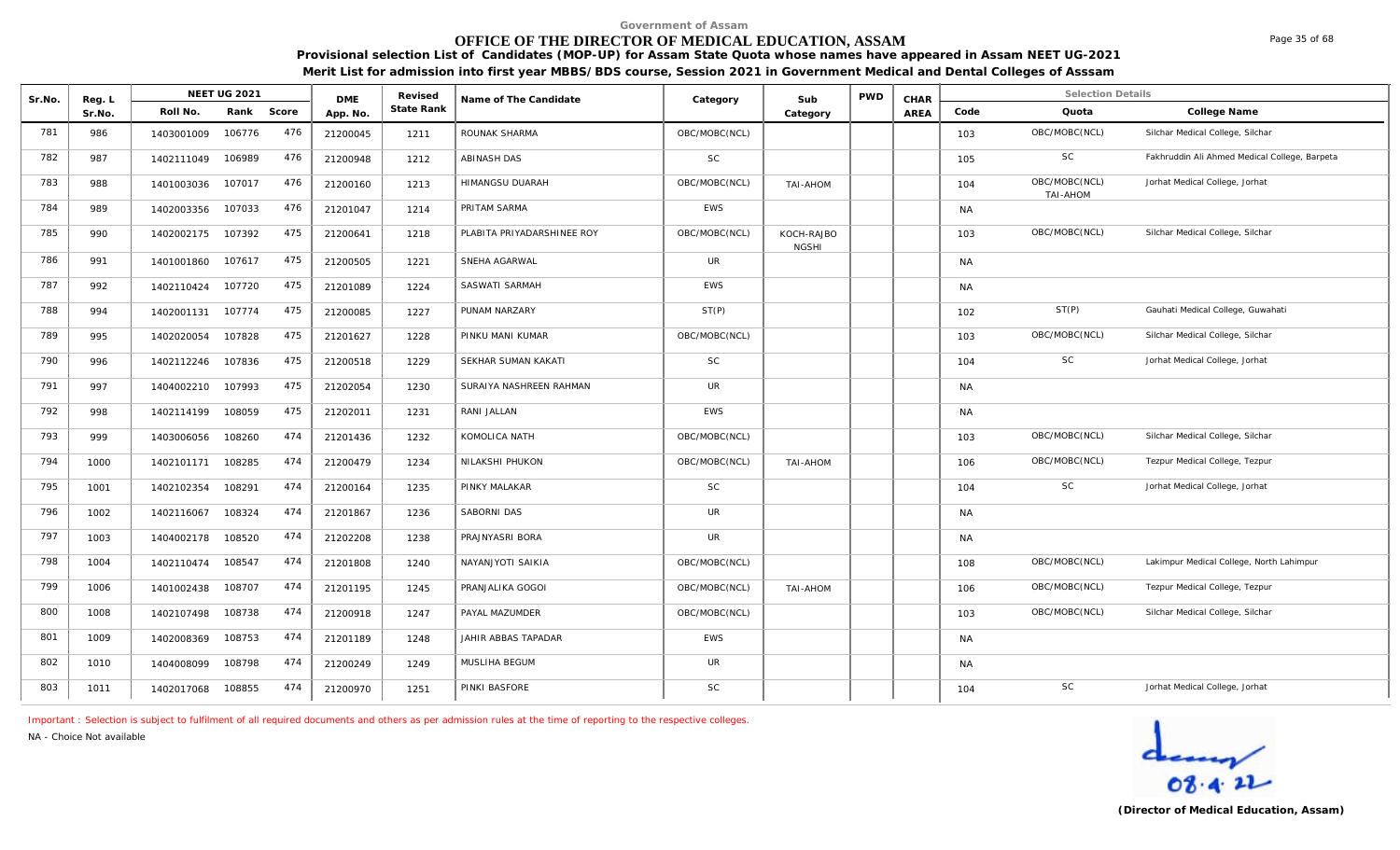Government of Assam

# OFFICE OF THE DIRECTOR OF MEDICAL EDUCATION, ASSAM

**Provisional selection List of Candidates (MOP-UP) for Assam State Quota whose names have appeared in Assam NEET UG-2021**

**Merit List for admission into first year MBBS/BDS course, Session 2021 in Government Medical and Dental Colleges of Asssam**

| Sr.No. | Reg. L Sr.No. | NEET UG 2021 Roll No. | Rank | Score | DME App. No. | Revised State Rank | Name of The Candidate | Category | Sub Category | PWD | CHAR AREA | Code | Quota | College Name |
|---|---|---|---|---|---|---|---|---|---|---|---|---|---|---|
| 781 | 986 | 1403001009 | 106776 | 476 | 21200045 | 1211 | ROUNAK SHARMA | OBC/MOBC(NCL) | | | | 103 | OBC/MOBC(NCL) | Silchar Medical College, Silchar |
| 782 | 987 | 1402111049 | 106989 | 476 | 21200948 | 1212 | ABINASH DAS | SC | | | | 105 | SC | Fakhruddin Ali Ahmed Medical College, Barpeta |
| 783 | 988 | 1401003036 | 107017 | 476 | 21200160 | 1213 | HIMANGSU DUARAH | OBC/MOBC(NCL) | TAI-AHOM | | | 104 | OBC/MOBC(NCL) TAI-AHOM | Jorhat Medical College, Jorhat |
| 784 | 989 | 1402003356 | 107033 | 476 | 21201047 | 1214 | PRITAM SARMA | EWS | | | | NA | | |
| 785 | 990 | 1402002175 | 107392 | 475 | 21200641 | 1218 | PLABITA PRIYADARSHINEE ROY | OBC/MOBC(NCL) | KOCH-RAJBONGSHI | | | 103 | OBC/MOBC(NCL) | Silchar Medical College, Silchar |
| 786 | 991 | 1401001860 | 107617 | 475 | 21200505 | 1221 | SNEHA AGARWAL | UR | | | | NA | | |
| 787 | 992 | 1402110424 | 107720 | 475 | 21201089 | 1224 | SASWATI SARMAH | EWS | | | | NA | | |
| 788 | 994 | 1402001131 | 107774 | 475 | 21200085 | 1227 | PUNAM NARZARY | ST(P) | | | | 102 | ST(P) | Gauhati Medical College, Guwahati |
| 789 | 995 | 1402020054 | 107828 | 475 | 21201627 | 1228 | PINKU MANI KUMAR | OBC/MOBC(NCL) | | | | 103 | OBC/MOBC(NCL) | Silchar Medical College, Silchar |
| 790 | 996 | 1402112246 | 107836 | 475 | 21200518 | 1229 | SEKHAR SUMAN KAKATI | SC | | | | 104 | SC | Jorhat Medical College, Jorhat |
| 791 | 997 | 1404002210 | 107993 | 475 | 21202054 | 1230 | SURAIYA NASHREEN RAHMAN | UR | | | | NA | | |
| 792 | 998 | 1402114199 | 108059 | 475 | 21202011 | 1231 | RANI JALLAN | EWS | | | | NA | | |
| 793 | 999 | 1403006056 | 108260 | 474 | 21201436 | 1232 | KOMOLICA NATH | OBC/MOBC(NCL) | | | | 103 | OBC/MOBC(NCL) | Silchar Medical College, Silchar |
| 794 | 1000 | 1402101171 | 108285 | 474 | 21200479 | 1234 | NILAKSHI PHUKON | OBC/MOBC(NCL) | TAI-AHOM | | | 106 | OBC/MOBC(NCL) | Tezpur Medical College, Tezpur |
| 795 | 1001 | 1402102354 | 108291 | 474 | 21200164 | 1235 | PINKY MALAKAR | SC | | | | 104 | SC | Jorhat Medical College, Jorhat |
| 796 | 1002 | 1402116067 | 108324 | 474 | 21201867 | 1236 | SABORNI DAS | UR | | | | NA | | |
| 797 | 1003 | 1404002178 | 108520 | 474 | 21202208 | 1238 | PRAJNYASRI BORA | UR | | | | NA | | |
| 798 | 1004 | 1402110474 | 108547 | 474 | 21201808 | 1240 | NAYANJYOTI SAIKIA | OBC/MOBC(NCL) | | | | 108 | OBC/MOBC(NCL) | Lakimpur Medical College, North Lahimpur |
| 799 | 1006 | 1401002438 | 108707 | 474 | 21201195 | 1245 | PRANJALIKA GOGOI | OBC/MOBC(NCL) | TAI-AHOM | | | 106 | OBC/MOBC(NCL) | Tezpur Medical College, Tezpur |
| 800 | 1008 | 1402107498 | 108738 | 474 | 21200918 | 1247 | PAYAL MAZUMDER | OBC/MOBC(NCL) | | | | 103 | OBC/MOBC(NCL) | Silchar Medical College, Silchar |
| 801 | 1009 | 1402008369 | 108753 | 474 | 21201189 | 1248 | JAHIR ABBAS TAPADAR | EWS | | | | NA | | |
| 802 | 1010 | 1404008099 | 108798 | 474 | 21200249 | 1249 | MUSLIHA BEGUM | UR | | | | NA | | |
| 803 | 1011 | 1402017068 | 108855 | 474 | 21200970 | 1251 | PINKI BASFORE | SC | | | | 104 | SC | Jorhat Medical College, Jorhat |

Important : Selection is subject to fulfilment of all required documents and others as per admission rules at the time of reporting to the respective colleges.

NA - Choice Not available

08.4.22

**(Director of Medical Education, Assam)**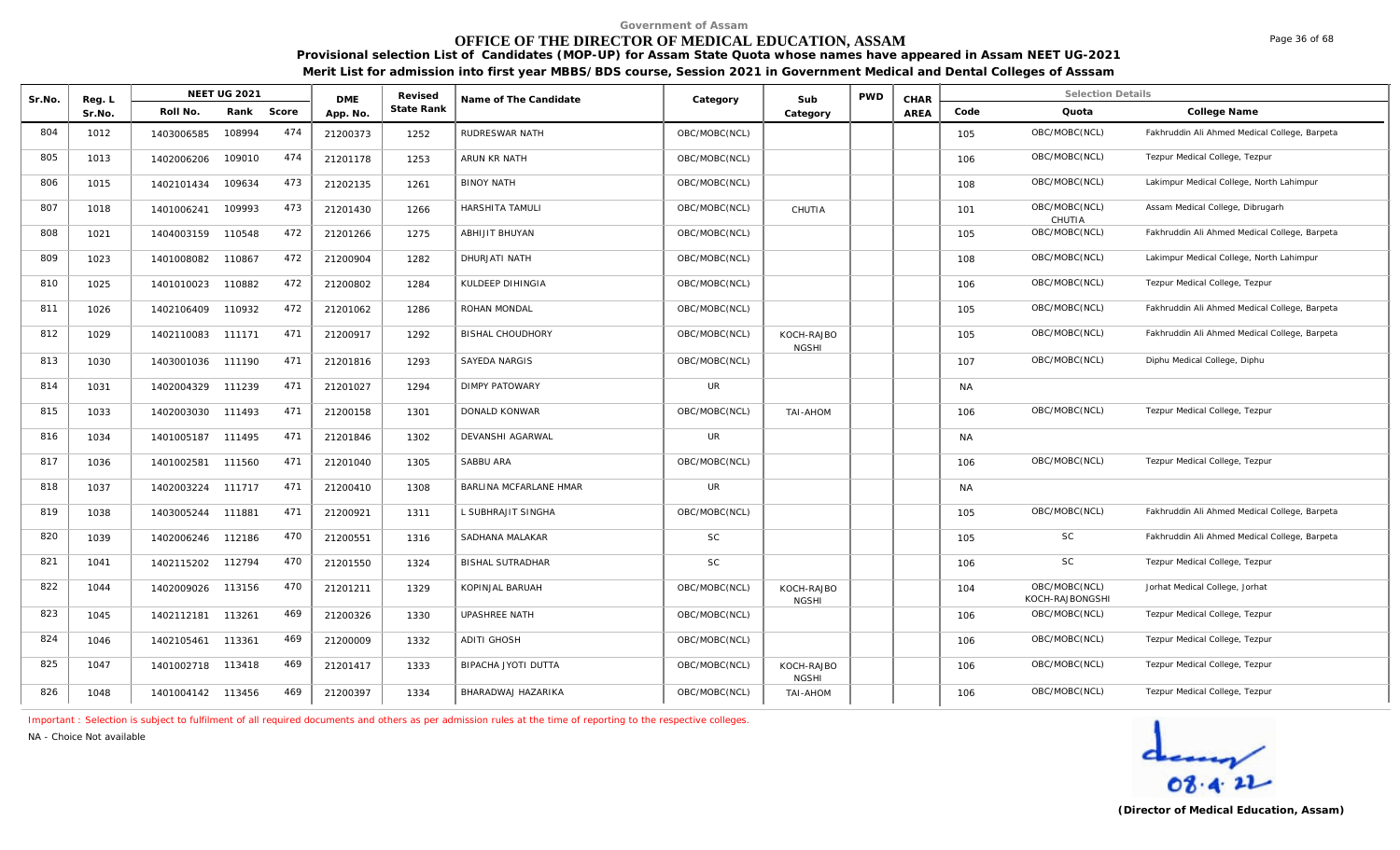Government of Assam

# OFFICE OF THE DIRECTOR OF MEDICAL EDUCATION, ASSAM

**Provisional selection List of Candidates (MOP-UP) for Assam State Quota whose names have appeared in Assam NEET UG-2021**

**Merit List for admission into first year MBBS/BDS course, Session 2021 in Government Medical and Dental Colleges of Asssam**

| Sr.No. | Reg. L Sr.No. | NEET UG 2021 Roll No. | Rank | Score | DME App. No. | Revised State Rank | Name of The Candidate | Category | Sub Category | PWD | CHAR AREA | Code | Quota | College Name |
|---|---|---|---|---|---|---|---|---|---|---|---|---|---|---|
| 804 | 1012 | 1403006585 | 108994 | 474 | 21200373 | 1252 | RUDRESWAR NATH | OBC/MOBC(NCL) | | | | 105 | OBC/MOBC(NCL) | Fakhruddin Ali Ahmed Medical College, Barpeta |
| 805 | 1013 | 1402006206 | 109010 | 474 | 21201178 | 1253 | ARUN KR NATH | OBC/MOBC(NCL) | | | | 106 | OBC/MOBC(NCL) | Tezpur Medical College, Tezpur |
| 806 | 1015 | 1402101434 | 109634 | 473 | 21202135 | 1261 | BINOY NATH | OBC/MOBC(NCL) | | | | 108 | OBC/MOBC(NCL) | Lakimpur Medical College, North Lahimpur |
| 807 | 1018 | 1401006241 | 109993 | 473 | 21201430 | 1266 | HARSHITA TAMULI | OBC/MOBC(NCL) | CHUTIA | | | 101 | OBC/MOBC(NCL) CHUTIA | Assam Medical College, Dibrugarh |
| 808 | 1021 | 1404003159 | 110548 | 472 | 21201266 | 1275 | ABHIJIT BHUYAN | OBC/MOBC(NCL) | | | | 105 | OBC/MOBC(NCL) | Fakhruddin Ali Ahmed Medical College, Barpeta |
| 809 | 1023 | 1401008082 | 110867 | 472 | 21200904 | 1282 | DHURJATI NATH | OBC/MOBC(NCL) | | | | 108 | OBC/MOBC(NCL) | Lakimpur Medical College, North Lahimpur |
| 810 | 1025 | 1401010023 | 110882 | 472 | 21200802 | 1284 | KULDEEP DIHINGIA | OBC/MOBC(NCL) | | | | 106 | OBC/MOBC(NCL) | Tezpur Medical College, Tezpur |
| 811 | 1026 | 1402106409 | 110932 | 472 | 21201062 | 1286 | ROHAN MONDAL | OBC/MOBC(NCL) | | | | 105 | OBC/MOBC(NCL) | Fakhruddin Ali Ahmed Medical College, Barpeta |
| 812 | 1029 | 1402110083 | 111171 | 471 | 21200917 | 1292 | BISHAL CHOUDHORY | OBC/MOBC(NCL) | KOCH-RAJBO NGSHI | | | 105 | OBC/MOBC(NCL) | Fakhruddin Ali Ahmed Medical College, Barpeta |
| 813 | 1030 | 1403001036 | 111190 | 471 | 21201816 | 1293 | SAYEDA NARGIS | OBC/MOBC(NCL) | | | | 107 | OBC/MOBC(NCL) | Diphu Medical College, Diphu |
| 814 | 1031 | 1402004329 | 111239 | 471 | 21201027 | 1294 | DIMPY PATOWARY | UR | | | | NA | | |
| 815 | 1033 | 1402003030 | 111493 | 471 | 21200158 | 1301 | DONALD KONWAR | OBC/MOBC(NCL) | TAI-AHOM | | | 106 | OBC/MOBC(NCL) | Tezpur Medical College, Tezpur |
| 816 | 1034 | 1401005187 | 111495 | 471 | 21201846 | 1302 | DEVANSHI AGARWAL | UR | | | | NA | | |
| 817 | 1036 | 1401002581 | 111560 | 471 | 21201040 | 1305 | SABBU ARA | OBC/MOBC(NCL) | | | | 106 | OBC/MOBC(NCL) | Tezpur Medical College, Tezpur |
| 818 | 1037 | 1402003224 | 111717 | 471 | 21200410 | 1308 | BARLINA MCFARLANE HMAR | UR | | | | NA | | |
| 819 | 1038 | 1403005244 | 111881 | 471 | 21200921 | 1311 | L SUBHRAJIT SINGHA | OBC/MOBC(NCL) | | | | 105 | OBC/MOBC(NCL) | Fakhruddin Ali Ahmed Medical College, Barpeta |
| 820 | 1039 | 1402006246 | 112186 | 470 | 21200551 | 1316 | SADHANA MALAKAR | SC | | | | 105 | SC | Fakhruddin Ali Ahmed Medical College, Barpeta |
| 821 | 1041 | 1402115202 | 112794 | 470 | 21201550 | 1324 | BISHAL SUTRADHAR | SC | | | | 106 | SC | Tezpur Medical College, Tezpur |
| 822 | 1044 | 1402009026 | 113156 | 470 | 21201211 | 1329 | KOPINJAL BARUAH | OBC/MOBC(NCL) | KOCH-RAJBO NGSHI | | | 104 | OBC/MOBC(NCL) KOCH-RAJBONGSHI | Jorhat Medical College, Jorhat |
| 823 | 1045 | 1402112181 | 113261 | 469 | 21200326 | 1330 | UPASHREE NATH | OBC/MOBC(NCL) | | | | 106 | OBC/MOBC(NCL) | Tezpur Medical College, Tezpur |
| 824 | 1046 | 1402105461 | 113361 | 469 | 21200009 | 1332 | ADITI GHOSH | OBC/MOBC(NCL) | | | | 106 | OBC/MOBC(NCL) | Tezpur Medical College, Tezpur |
| 825 | 1047 | 1401002718 | 113418 | 469 | 21201417 | 1333 | BIPACHA JYOTI DUTTA | OBC/MOBC(NCL) | KOCH-RAJBO NGSHI | | | 106 | OBC/MOBC(NCL) | Tezpur Medical College, Tezpur |
| 826 | 1048 | 1401004142 | 113456 | 469 | 21200397 | 1334 | BHARADWAJ HAZARIKA | OBC/MOBC(NCL) | TAI-AHOM | | | 106 | OBC/MOBC(NCL) | Tezpur Medical College, Tezpur |

Important : Selection is subject to fulfilment of all required documents and others as per admission rules at the time of reporting to the respective colleges.

NA - Choice Not available

08.4.22

**(Director of Medical Education, Assam)**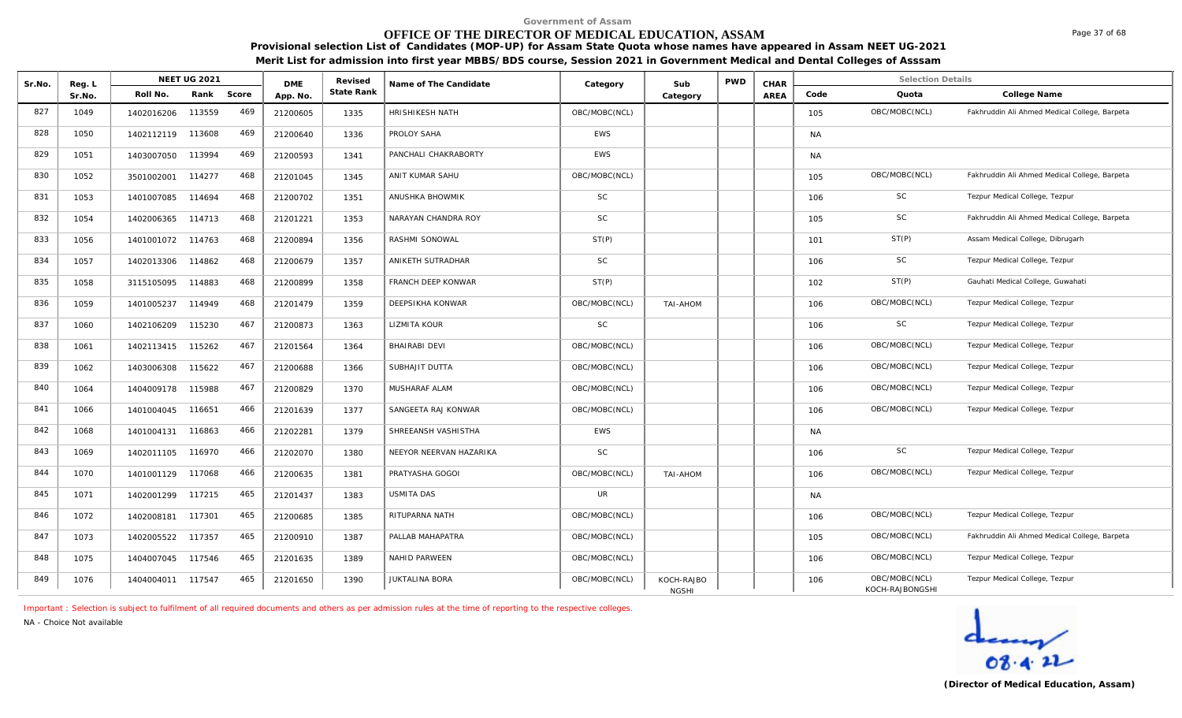Government of Assam

# OFFICE OF THE DIRECTOR OF MEDICAL EDUCATION, ASSAM

**Provisional selection List of Candidates (MOP-UP) for Assam State Quota whose names have appeared in Assam NEET UG-2021**

**Merit List for admission into first year MBBS/BDS course, Session 2021 in Government Medical and Dental Colleges of Asssam**

| Sr.No. | Reg. L Sr.No. | NEET UG 2021 Roll No. | Rank | Score | DME App. No. | Revised State Rank | Name of The Candidate | Category | Sub Category | PWD | CHAR AREA | Code | Quota | College Name |
|---|---|---|---|---|---|---|---|---|---|---|---|---|---|---|
| 827 | 1049 | 1402016206 | 113559 | 469 | 21200605 | 1335 | HRISHIKESH NATH | OBC/MOBC(NCL) | | | | 105 | OBC/MOBC(NCL) | Fakhruddin Ali Ahmed Medical College, Barpeta |
| 828 | 1050 | 1402112119 | 113608 | 469 | 21200640 | 1336 | PROLOY SAHA | EWS | | | | NA | | |
| 829 | 1051 | 1403007050 | 113994 | 469 | 21200593 | 1341 | PANCHALI CHAKRABORTY | EWS | | | | NA | | |
| 830 | 1052 | 3501002001 | 114277 | 468 | 21201045 | 1345 | ANIT KUMAR SAHU | OBC/MOBC(NCL) | | | | 105 | OBC/MOBC(NCL) | Fakhruddin Ali Ahmed Medical College, Barpeta |
| 831 | 1053 | 1401007085 | 114694 | 468 | 21200702 | 1351 | ANUSHKA BHOWMIK | SC | | | | 106 | SC | Tezpur Medical College, Tezpur |
| 832 | 1054 | 1402006365 | 114713 | 468 | 21201221 | 1353 | NARAYAN CHANDRA ROY | SC | | | | 105 | SC | Fakhruddin Ali Ahmed Medical College, Barpeta |
| 833 | 1056 | 1401001072 | 114763 | 468 | 21200894 | 1356 | RASHMI SONOWAL | ST(P) | | | | 101 | ST(P) | Assam Medical College, Dibrugarh |
| 834 | 1057 | 1402013306 | 114862 | 468 | 21200679 | 1357 | ANIKETH SUTRADHAR | SC | | | | 106 | SC | Tezpur Medical College, Tezpur |
| 835 | 1058 | 3115105095 | 114883 | 468 | 21200899 | 1358 | FRANCH DEEP KONWAR | ST(P) | | | | 102 | ST(P) | Gauhati Medical College, Guwahati |
| 836 | 1059 | 1401005237 | 114949 | 468 | 21201479 | 1359 | DEEPSIKHA KONWAR | OBC/MOBC(NCL) | TAI-AHOM | | | 106 | OBC/MOBC(NCL) | Tezpur Medical College, Tezpur |
| 837 | 1060 | 1402106209 | 115230 | 467 | 21200873 | 1363 | LIZMITA KOUR | SC | | | | 106 | SC | Tezpur Medical College, Tezpur |
| 838 | 1061 | 1402113415 | 115262 | 467 | 21201564 | 1364 | BHAIRABI DEVI | OBC/MOBC(NCL) | | | | 106 | OBC/MOBC(NCL) | Tezpur Medical College, Tezpur |
| 839 | 1062 | 1403006308 | 115622 | 467 | 21200688 | 1366 | SUBHAJIT DUTTA | OBC/MOBC(NCL) | | | | 106 | OBC/MOBC(NCL) | Tezpur Medical College, Tezpur |
| 840 | 1064 | 1404009178 | 115988 | 467 | 21200829 | 1370 | MUSHARAF ALAM | OBC/MOBC(NCL) | | | | 106 | OBC/MOBC(NCL) | Tezpur Medical College, Tezpur |
| 841 | 1066 | 1401004045 | 116651 | 466 | 21201639 | 1377 | SANGEETA RAJ KONWAR | OBC/MOBC(NCL) | | | | 106 | OBC/MOBC(NCL) | Tezpur Medical College, Tezpur |
| 842 | 1068 | 1401004131 | 116863 | 466 | 21202281 | 1379 | SHREEANSH VASHISTHA | EWS | | | | NA | | |
| 843 | 1069 | 1402011105 | 116970 | 466 | 21202070 | 1380 | NEEYOR NEERVAN HAZARIKA | SC | | | | 106 | SC | Tezpur Medical College, Tezpur |
| 844 | 1070 | 1401001129 | 117068 | 466 | 21200635 | 1381 | PRATYASHA GOGOI | OBC/MOBC(NCL) | TAI-AHOM | | | 106 | OBC/MOBC(NCL) | Tezpur Medical College, Tezpur |
| 845 | 1071 | 1402001299 | 117215 | 465 | 21201437 | 1383 | USMITA DAS | UR | | | | NA | | |
| 846 | 1072 | 1402008181 | 117301 | 465 | 21200685 | 1385 | RITUPARNA NATH | OBC/MOBC(NCL) | | | | 106 | OBC/MOBC(NCL) | Tezpur Medical College, Tezpur |
| 847 | 1073 | 1402005522 | 117357 | 465 | 21200910 | 1387 | PALLAB MAHAPATRA | OBC/MOBC(NCL) | | | | 105 | OBC/MOBC(NCL) | Fakhruddin Ali Ahmed Medical College, Barpeta |
| 848 | 1075 | 1404007045 | 117546 | 465 | 21201635 | 1389 | NAHID PARWEEN | OBC/MOBC(NCL) | | | | 106 | OBC/MOBC(NCL) | Tezpur Medical College, Tezpur |
| 849 | 1076 | 1404004011 | 117547 | 465 | 21201650 | 1390 | JUKTALINA BORA | OBC/MOBC(NCL) | KOCH-RAJBO NGSHI | | | 106 | OBC/MOBC(NCL) KOCH-RAJBONGSHI | Tezpur Medical College, Tezpur |

Important : Selection is subject to fulfilment of all required documents and others as per admission rules at the time of reporting to the respective colleges.

NA - Choice Not available

08.4.22

**(Director of Medical Education, Assam)**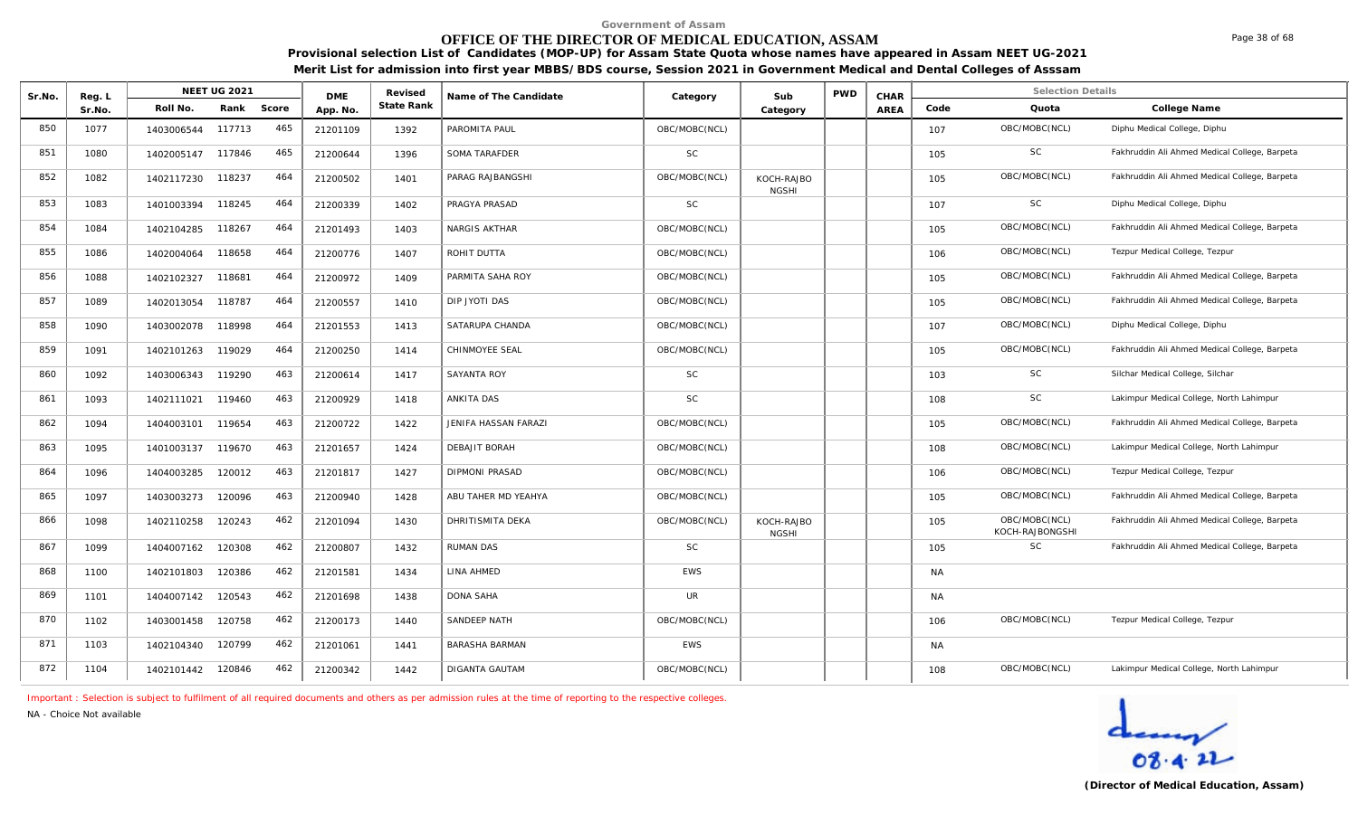Government of Assam

# OFFICE OF THE DIRECTOR OF MEDICAL EDUCATION, ASSAM

**Provisional selection List of Candidates (MOP-UP) for Assam State Quota whose names have appeared in Assam NEET UG-2021**

**Merit List for admission into first year MBBS/BDS course, Session 2021 in Government Medical and Dental Colleges of Asssam**

| Sr.No. | Reg. L Sr.No. | NEET UG 2021 | | | DME App. No. | Revised State Rank | Name of The Candidate | Category | Sub Category | PWD | CHAR AREA | Selection Details | | |
|---|---|---|---|---|---|---|---|---|---|---|---|---|---|---|
| | | Roll No. | Rank | Score | | | | | | | | Code | Quota | College Name |
| 850 | 1077 | 1403006544 | 117713 | 465 | 21201109 | 1392 | PAROMITA PAUL | OBC/MOBC(NCL) | | | | 107 | OBC/MOBC(NCL) | Diphu Medical College, Diphu |
| 851 | 1080 | 1402005147 | 117846 | 465 | 21200644 | 1396 | SOMA TARAFDER | SC | | | | 105 | SC | Fakhruddin Ali Ahmed Medical College, Barpeta |
| 852 | 1082 | 1402117230 | 118237 | 464 | 21200502 | 1401 | PARAG RAJBANGSHI | OBC/MOBC(NCL) | KOCH-RAJBO NGSHI | | | 105 | OBC/MOBC(NCL) | Fakhruddin Ali Ahmed Medical College, Barpeta |
| 853 | 1083 | 1401003394 | 118245 | 464 | 21200339 | 1402 | PRAGYA PRASAD | SC | | | | 107 | SC | Diphu Medical College, Diphu |
| 854 | 1084 | 1402104285 | 118267 | 464 | 21201493 | 1403 | NARGIS AKTHAR | OBC/MOBC(NCL) | | | | 105 | OBC/MOBC(NCL) | Fakhruddin Ali Ahmed Medical College, Barpeta |
| 855 | 1086 | 1402004064 | 118658 | 464 | 21200776 | 1407 | ROHIT DUTTA | OBC/MOBC(NCL) | | | | 106 | OBC/MOBC(NCL) | Tezpur Medical College, Tezpur |
| 856 | 1088 | 1402102327 | 118681 | 464 | 21200972 | 1409 | PARMITA SAHA ROY | OBC/MOBC(NCL) | | | | 105 | OBC/MOBC(NCL) | Fakhruddin Ali Ahmed Medical College, Barpeta |
| 857 | 1089 | 1402013054 | 118787 | 464 | 21200557 | 1410 | DIP JYOTI DAS | OBC/MOBC(NCL) | | | | 105 | OBC/MOBC(NCL) | Fakhruddin Ali Ahmed Medical College, Barpeta |
| 858 | 1090 | 1403002078 | 118998 | 464 | 21201553 | 1413 | SATARUPA CHANDA | OBC/MOBC(NCL) | | | | 107 | OBC/MOBC(NCL) | Diphu Medical College, Diphu |
| 859 | 1091 | 1402101263 | 119029 | 464 | 21200250 | 1414 | CHINMOYEE SEAL | OBC/MOBC(NCL) | | | | 105 | OBC/MOBC(NCL) | Fakhruddin Ali Ahmed Medical College, Barpeta |
| 860 | 1092 | 1403006343 | 119290 | 463 | 21200614 | 1417 | SAYANTA ROY | SC | | | | 103 | SC | Silchar Medical College, Silchar |
| 861 | 1093 | 1402111021 | 119460 | 463 | 21200929 | 1418 | ANKITA DAS | SC | | | | 108 | SC | Lakimpur Medical College, North Lahimpur |
| 862 | 1094 | 1404003101 | 119654 | 463 | 21200722 | 1422 | JENIFA HASSAN FARAZI | OBC/MOBC(NCL) | | | | 105 | OBC/MOBC(NCL) | Fakhruddin Ali Ahmed Medical College, Barpeta |
| 863 | 1095 | 1401003137 | 119670 | 463 | 21201657 | 1424 | DEBAJIT BORAH | OBC/MOBC(NCL) | | | | 108 | OBC/MOBC(NCL) | Lakimpur Medical College, North Lahimpur |
| 864 | 1096 | 1404003285 | 120012 | 463 | 21201817 | 1427 | DIPMONI PRASAD | OBC/MOBC(NCL) | | | | 106 | OBC/MOBC(NCL) | Tezpur Medical College, Tezpur |
| 865 | 1097 | 1403003273 | 120096 | 463 | 21200940 | 1428 | ABU TAHER MD YEAHYA | OBC/MOBC(NCL) | | | | 105 | OBC/MOBC(NCL) | Fakhruddin Ali Ahmed Medical College, Barpeta |
| 866 | 1098 | 1402110258 | 120243 | 462 | 21201094 | 1430 | DHRITISMITA DEKA | OBC/MOBC(NCL) | KOCH-RAJBO NGSHI | | | 105 | OBC/MOBC(NCL) KOCH-RAJBONGSHI | Fakhruddin Ali Ahmed Medical College, Barpeta |
| 867 | 1099 | 1404007162 | 120308 | 462 | 21200807 | 1432 | RUMAN DAS | SC | | | | 105 | SC | Fakhruddin Ali Ahmed Medical College, Barpeta |
| 868 | 1100 | 1402101803 | 120386 | 462 | 21201581 | 1434 | LINA AHMED | EWS | | | | NA | | |
| 869 | 1101 | 1404007142 | 120543 | 462 | 21201698 | 1438 | DONA SAHA | UR | | | | NA | | |
| 870 | 1102 | 1403001458 | 120758 | 462 | 21200173 | 1440 | SANDEEP NATH | OBC/MOBC(NCL) | | | | 106 | OBC/MOBC(NCL) | Tezpur Medical College, Tezpur |
| 871 | 1103 | 1402104340 | 120799 | 462 | 21201061 | 1441 | BARASHA BARMAN | EWS | | | | NA | | |
| 872 | 1104 | 1402101442 | 120846 | 462 | 21200342 | 1442 | DIGANTA GAUTAM | OBC/MOBC(NCL) | | | | 108 | OBC/MOBC(NCL) | Lakimpur Medical College, North Lahimpur |

Important : Selection is subject to fulfilment of all required documents and others as per admission rules at the time of reporting to the respective colleges.

NA - Choice Not available

08.4.22

**(Director of Medical Education, Assam)**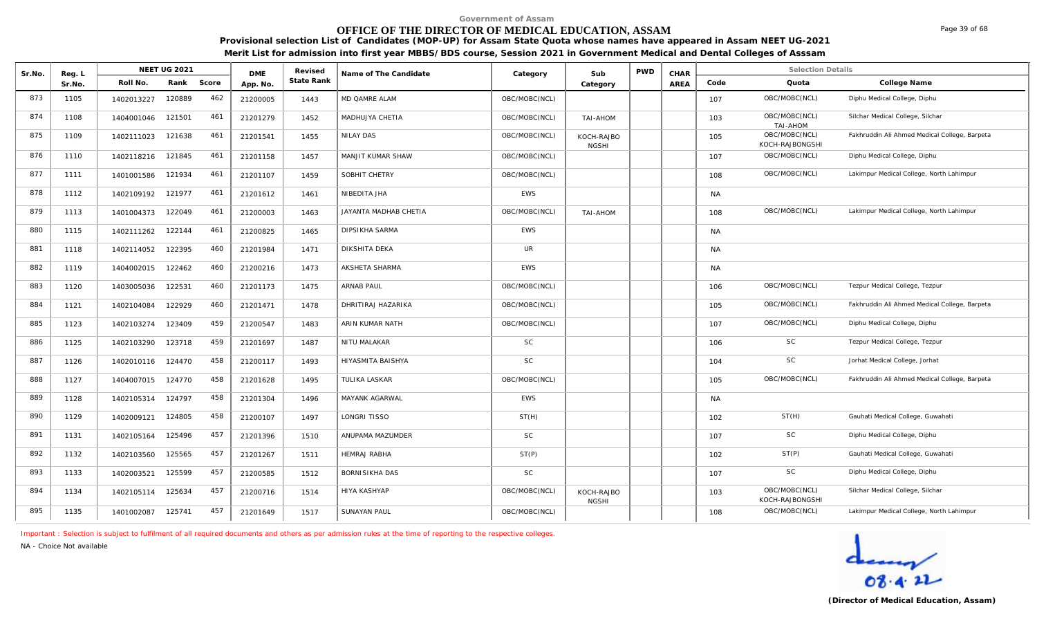Government of Assam

# OFFICE OF THE DIRECTOR OF MEDICAL EDUCATION, ASSAM

**Provisional selection List of Candidates (MOP-UP) for Assam State Quota whose names have appeared in Assam NEET UG-2021**

**Merit List for admission into first year MBBS/BDS course, Session 2021 in Government Medical and Dental Colleges of Asssam**

| Sr.No. | Reg. L Sr.No. | NEET UG 2021 Roll No. | Rank | Score | DME App. No. | Revised State Rank | Name of The Candidate | Category | Sub Category | PWD | CHAR AREA | Code | Quota | College Name |
|---|---|---|---|---|---|---|---|---|---|---|---|---|---|---|
| 873 | 1105 | 1402013227 | 120889 | 462 | 21200005 | 1443 | MD QAMRE ALAM | OBC/MOBC(NCL) | | | | 107 | OBC/MOBC(NCL) | Diphu Medical College, Diphu |
| 874 | 1108 | 1404001046 | 121501 | 461 | 21201279 | 1452 | MADHUJYA CHETIA | OBC/MOBC(NCL) | TAI-AHOM | | | 103 | OBC/MOBC(NCL) TAI-AHOM | Silchar Medical College, Silchar |
| 875 | 1109 | 1402111023 | 121638 | 461 | 21201541 | 1455 | NILAY DAS | OBC/MOBC(NCL) | KOCH-RAJBONGSHI | | | 105 | OBC/MOBC(NCL) KOCH-RAJBONGSHI | Fakhruddin Ali Ahmed Medical College, Barpeta |
| 876 | 1110 | 1402118216 | 121845 | 461 | 21201158 | 1457 | MANJIT KUMAR SHAW | OBC/MOBC(NCL) | | | | 107 | OBC/MOBC(NCL) | Diphu Medical College, Diphu |
| 877 | 1111 | 1401001586 | 121934 | 461 | 21201107 | 1459 | SOBHIT CHETRY | OBC/MOBC(NCL) | | | | 108 | OBC/MOBC(NCL) | Lakimpur Medical College, North Lahimpur |
| 878 | 1112 | 1402109192 | 121977 | 461 | 21201612 | 1461 | NIBEDITA JHA | EWS | | | | NA | | |
| 879 | 1113 | 1401004373 | 122049 | 461 | 21200003 | 1463 | JAYANTA MADHAB CHETIA | OBC/MOBC(NCL) | TAI-AHOM | | | 108 | OBC/MOBC(NCL) | Lakimpur Medical College, North Lahimpur |
| 880 | 1115 | 1402111262 | 122144 | 461 | 21200825 | 1465 | DIPSIKHA SARMA | EWS | | | | NA | | |
| 881 | 1118 | 1402114052 | 122395 | 460 | 21201984 | 1471 | DIKSHITA DEKA | UR | | | | NA | | |
| 882 | 1119 | 1404002015 | 122462 | 460 | 21200216 | 1473 | AKSHETA SHARMA | EWS | | | | NA | | |
| 883 | 1120 | 1403005036 | 122531 | 460 | 21201173 | 1475 | ARNAB PAUL | OBC/MOBC(NCL) | | | | 106 | OBC/MOBC(NCL) | Tezpur Medical College, Tezpur |
| 884 | 1121 | 1402104084 | 122929 | 460 | 21201471 | 1478 | DHRITIRAJ HAZARIKA | OBC/MOBC(NCL) | | | | 105 | OBC/MOBC(NCL) | Fakhruddin Ali Ahmed Medical College, Barpeta |
| 885 | 1123 | 1402103274 | 123409 | 459 | 21200547 | 1483 | ARIN KUMAR NATH | OBC/MOBC(NCL) | | | | 107 | OBC/MOBC(NCL) | Diphu Medical College, Diphu |
| 886 | 1125 | 1402103290 | 123718 | 459 | 21201697 | 1487 | NITU MALAKAR | SC | | | | 106 | SC | Tezpur Medical College, Tezpur |
| 887 | 1126 | 1402010116 | 124470 | 458 | 21200117 | 1493 | HIYASMITA BAISHYA | SC | | | | 104 | SC | Jorhat Medical College, Jorhat |
| 888 | 1127 | 1404007015 | 124770 | 458 | 21201628 | 1495 | TULIKA LASKAR | OBC/MOBC(NCL) | | | | 105 | OBC/MOBC(NCL) | Fakhruddin Ali Ahmed Medical College, Barpeta |
| 889 | 1128 | 1402105314 | 124797 | 458 | 21201304 | 1496 | MAYANK AGARWAL | EWS | | | | NA | | |
| 890 | 1129 | 1402009121 | 124805 | 458 | 21200107 | 1497 | LONGRI TISSO | ST(H) | | | | 102 | ST(H) | Gauhati Medical College, Guwahati |
| 891 | 1131 | 1402105164 | 125496 | 457 | 21201396 | 1510 | ANUPAMA MAZUMDER | SC | | | | 107 | SC | Diphu Medical College, Diphu |
| 892 | 1132 | 1402103560 | 125565 | 457 | 21201267 | 1511 | HEMRAJ RABHA | ST(P) | | | | 102 | ST(P) | Gauhati Medical College, Guwahati |
| 893 | 1133 | 1402003521 | 125599 | 457 | 21200585 | 1512 | BORNISIKHA DAS | SC | | | | 107 | SC | Diphu Medical College, Diphu |
| 894 | 1134 | 1402105114 | 125634 | 457 | 21200716 | 1514 | HIYA KASHYAP | OBC/MOBC(NCL) | KOCH-RAJBONGSHI | | | 103 | OBC/MOBC(NCL) KOCH-RAJBONGSHI | Silchar Medical College, Silchar |
| 895 | 1135 | 1401002087 | 125741 | 457 | 21201649 | 1517 | SUNAYAN PAUL | OBC/MOBC(NCL) | | | | 108 | OBC/MOBC(NCL) | Lakimpur Medical College, North Lahimpur |

Important : Selection is subject to fulfilment of all required documents and others as per admission rules at the time of reporting to the respective colleges.

NA - Choice Not available

08.4.22

**(Director of Medical Education, Assam)**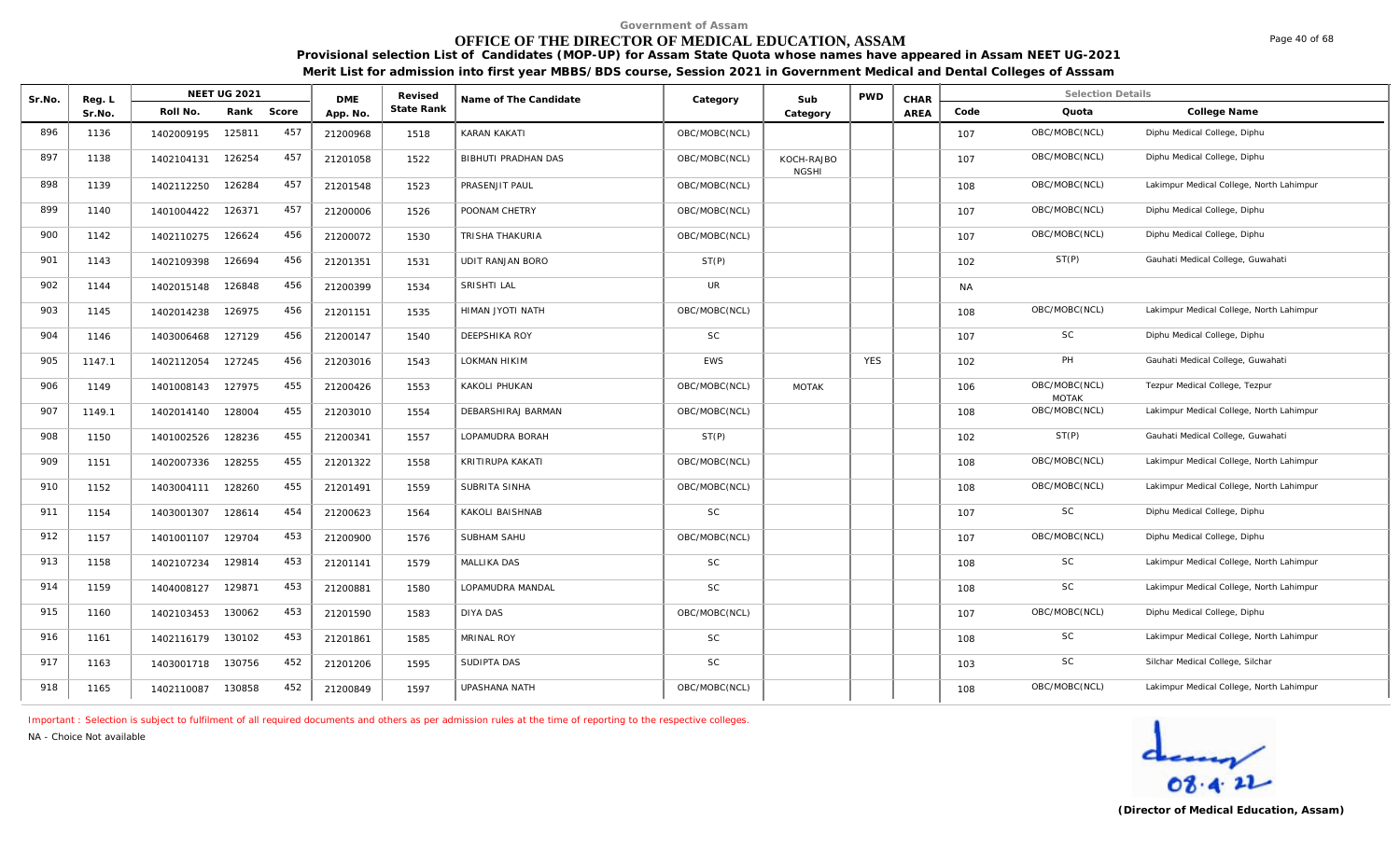Government of Assam

# OFFICE OF THE DIRECTOR OF MEDICAL EDUCATION, ASSAM

**Provisional selection List of Candidates (MOP-UP) for Assam State Quota whose names have appeared in Assam NEET UG-2021**

**Merit List for admission into first year MBBS/BDS course, Session 2021 in Government Medical and Dental Colleges of Asssam**

| Sr.No. | Reg. L Sr.No. | NEET UG 2021 Roll No. | Rank | Score | DME App. No. | Revised State Rank | Name of The Candidate | Category | Sub Category | PWD | CHAR AREA | Code | Quota | College Name |
|---|---|---|---|---|---|---|---|---|---|---|---|---|---|---|
| 896 | 1136 | 1402009195 | 125811 | 457 | 21200968 | 1518 | KARAN KAKATI | OBC/MOBC(NCL) | | | | 107 | OBC/MOBC(NCL) | Diphu Medical College, Diphu |
| 897 | 1138 | 1402104131 | 126254 | 457 | 21201058 | 1522 | BIBHUTI PRADHAN DAS | OBC/MOBC(NCL) | KOCH-RAJBONGSHI | | | 107 | OBC/MOBC(NCL) | Diphu Medical College, Diphu |
| 898 | 1139 | 1402112250 | 126284 | 457 | 21201548 | 1523 | PRASENJIT PAUL | OBC/MOBC(NCL) | | | | 108 | OBC/MOBC(NCL) | Lakimpur Medical College, North Lahimpur |
| 899 | 1140 | 1401004422 | 126371 | 457 | 21200006 | 1526 | POONAM CHETRY | OBC/MOBC(NCL) | | | | 107 | OBC/MOBC(NCL) | Diphu Medical College, Diphu |
| 900 | 1142 | 1402110275 | 126624 | 456 | 21200072 | 1530 | TRISHA THAKURIA | OBC/MOBC(NCL) | | | | 107 | OBC/MOBC(NCL) | Diphu Medical College, Diphu |
| 901 | 1143 | 1402109398 | 126694 | 456 | 21201351 | 1531 | UDIT RANJAN BORO | ST(P) | | | | 102 | ST(P) | Gauhati Medical College, Guwahati |
| 902 | 1144 | 1402015148 | 126848 | 456 | 21200399 | 1534 | SRISHTI LAL | UR | | | | NA | | |
| 903 | 1145 | 1402014238 | 126975 | 456 | 21201151 | 1535 | HIMAN JYOTI NATH | OBC/MOBC(NCL) | | | | 108 | OBC/MOBC(NCL) | Lakimpur Medical College, North Lahimpur |
| 904 | 1146 | 1403006468 | 127129 | 456 | 21200147 | 1540 | DEEPSHIKA ROY | SC | | | | 107 | SC | Diphu Medical College, Diphu |
| 905 | 1147.1 | 1402112054 | 127245 | 456 | 21203016 | 1543 | LOKMAN HIKIM | EWS | | YES | | 102 | PH | Gauhati Medical College, Guwahati |
| 906 | 1149 | 1401008143 | 127975 | 455 | 21200426 | 1553 | KAKOLI PHUKAN | OBC/MOBC(NCL) | MOTAK | | | 106 | OBC/MOBC(NCL) MOTAK | Tezpur Medical College, Tezpur |
| 907 | 1149.1 | 1402014140 | 128004 | 455 | 21203010 | 1554 | DEBARSHIRAJ BARMAN | OBC/MOBC(NCL) | | | | 108 | OBC/MOBC(NCL) | Lakimpur Medical College, North Lahimpur |
| 908 | 1150 | 1401002526 | 128236 | 455 | 21200341 | 1557 | LOPAMUDRA BORAH | ST(P) | | | | 102 | ST(P) | Gauhati Medical College, Guwahati |
| 909 | 1151 | 1402007336 | 128255 | 455 | 21201322 | 1558 | KRITIRUPA KAKATI | OBC/MOBC(NCL) | | | | 108 | OBC/MOBC(NCL) | Lakimpur Medical College, North Lahimpur |
| 910 | 1152 | 1403004111 | 128260 | 455 | 21201491 | 1559 | SUBRITA SINHA | OBC/MOBC(NCL) | | | | 108 | OBC/MOBC(NCL) | Lakimpur Medical College, North Lahimpur |
| 911 | 1154 | 1403001307 | 128614 | 454 | 21200623 | 1564 | KAKOLI BAISHNAB | SC | | | | 107 | SC | Diphu Medical College, Diphu |
| 912 | 1157 | 1401001107 | 129704 | 453 | 21200900 | 1576 | SUBHAM SAHU | OBC/MOBC(NCL) | | | | 107 | OBC/MOBC(NCL) | Diphu Medical College, Diphu |
| 913 | 1158 | 1402107234 | 129814 | 453 | 21201141 | 1579 | MALLIKA DAS | SC | | | | 108 | SC | Lakimpur Medical College, North Lahimpur |
| 914 | 1159 | 1404008127 | 129871 | 453 | 21200881 | 1580 | LOPAMUDRA MANDAL | SC | | | | 108 | SC | Lakimpur Medical College, North Lahimpur |
| 915 | 1160 | 1402103453 | 130062 | 453 | 21201590 | 1583 | DIYA DAS | OBC/MOBC(NCL) | | | | 107 | OBC/MOBC(NCL) | Diphu Medical College, Diphu |
| 916 | 1161 | 1402116179 | 130102 | 453 | 21201861 | 1585 | MRINAL ROY | SC | | | | 108 | SC | Lakimpur Medical College, North Lahimpur |
| 917 | 1163 | 1403001718 | 130756 | 452 | 21201206 | 1595 | SUDIPTA DAS | SC | | | | 103 | SC | Silchar Medical College, Silchar |
| 918 | 1165 | 1402110087 | 130858 | 452 | 21200849 | 1597 | UPASHANA NATH | OBC/MOBC(NCL) | | | | 108 | OBC/MOBC(NCL) | Lakimpur Medical College, North Lahimpur |

Important : Selection is subject to fulfilment of all required documents and others as per admission rules at the time of reporting to the respective colleges.

NA - Choice Not available

08.4.22

**(Director of Medical Education, Assam)**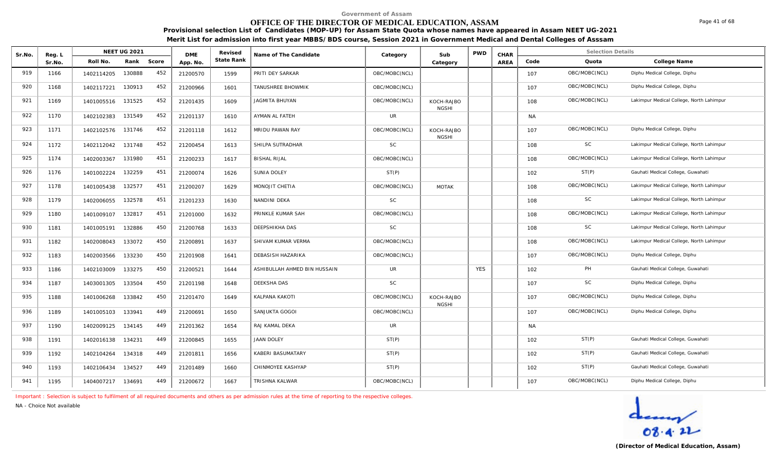Government of Assam

# OFFICE OF THE DIRECTOR OF MEDICAL EDUCATION, ASSAM

**Provisional selection List of Candidates (MOP-UP) for Assam State Quota whose names have appeared in Assam NEET UG-2021**

**Merit List for admission into first year MBBS/BDS course, Session 2021 in Government Medical and Dental Colleges of Asssam**

| Sr.No. | Reg. L Sr.No. | NEET UG 2021 Roll No. | Rank | Score | DME App. No. | Revised State Rank | Name of The Candidate | Category | Sub Category | PWD | CHAR AREA | Code | Quota | College Name |
|---|---|---|---|---|---|---|---|---|---|---|---|---|---|---|
| 919 | 1166 | 1402114205 | 130888 | 452 | 21200570 | 1599 | PRITI DEY SARKAR | OBC/MOBC(NCL) | | | | 107 | OBC/MOBC(NCL) | Diphu Medical College, Diphu |
| 920 | 1168 | 1402117221 | 130913 | 452 | 21200966 | 1601 | TANUSHREE BHOWMIK | OBC/MOBC(NCL) | | | | 107 | OBC/MOBC(NCL) | Diphu Medical College, Diphu |
| 921 | 1169 | 1401005516 | 131525 | 452 | 21201435 | 1609 | JAGMITA BHUYAN | OBC/MOBC(NCL) | KOCH-RAJBONGSHI | | | 108 | OBC/MOBC(NCL) | Lakimpur Medical College, North Lahimpur |
| 922 | 1170 | 1402102383 | 131549 | 452 | 21201137 | 1610 | AYMAN AL FATEH | UR | | | | NA | | |
| 923 | 1171 | 1402102576 | 131746 | 452 | 21201118 | 1612 | MRIDU PAWAN RAY | OBC/MOBC(NCL) | KOCH-RAJBONGSHI | | | 107 | OBC/MOBC(NCL) | Diphu Medical College, Diphu |
| 924 | 1172 | 1402112042 | 131748 | 452 | 21200454 | 1613 | SHILPA SUTRADHAR | SC | | | | 108 | SC | Lakimpur Medical College, North Lahimpur |
| 925 | 1174 | 1402003367 | 131980 | 451 | 21200233 | 1617 | BISHAL RIJAL | OBC/MOBC(NCL) | | | | 108 | OBC/MOBC(NCL) | Lakimpur Medical College, North Lahimpur |
| 926 | 1176 | 1401002224 | 132259 | 451 | 21200074 | 1626 | SUNIA DOLEY | ST(P) | | | | 102 | ST(P) | Gauhati Medical College, Guwahati |
| 927 | 1178 | 1401005438 | 132577 | 451 | 21200207 | 1629 | MONOJIT CHETIA | OBC/MOBC(NCL) | MOTAK | | | 108 | OBC/MOBC(NCL) | Lakimpur Medical College, North Lahimpur |
| 928 | 1179 | 1402006055 | 132578 | 451 | 21201233 | 1630 | NANDINI DEKA | SC | | | | 108 | SC | Lakimpur Medical College, North Lahimpur |
| 929 | 1180 | 1401009107 | 132817 | 451 | 21201000 | 1632 | PRINKLE KUMAR SAH | OBC/MOBC(NCL) | | | | 108 | OBC/MOBC(NCL) | Lakimpur Medical College, North Lahimpur |
| 930 | 1181 | 1401005191 | 132886 | 450 | 21200768 | 1633 | DEEPSHIKHA DAS | SC | | | | 108 | SC | Lakimpur Medical College, North Lahimpur |
| 931 | 1182 | 1402008043 | 133072 | 450 | 21200891 | 1637 | SHIVAM KUMAR VERMA | OBC/MOBC(NCL) | | | | 108 | OBC/MOBC(NCL) | Lakimpur Medical College, North Lahimpur |
| 932 | 1183 | 1402003566 | 133230 | 450 | 21201908 | 1641 | DEBASISH HAZARIKA | OBC/MOBC(NCL) | | | | 107 | OBC/MOBC(NCL) | Diphu Medical College, Diphu |
| 933 | 1186 | 1402103009 | 133275 | 450 | 21200521 | 1644 | ASHIBULLAH AHMED BIN HUSSAIN | UR | | YES | | 102 | PH | Gauhati Medical College, Guwahati |
| 934 | 1187 | 1403001305 | 133504 | 450 | 21201198 | 1648 | DEEKSHA DAS | SC | | | | 107 | SC | Diphu Medical College, Diphu |
| 935 | 1188 | 1401006268 | 133842 | 450 | 21201470 | 1649 | KALPANA KAKOTI | OBC/MOBC(NCL) | KOCH-RAJBONGSHI | | | 107 | OBC/MOBC(NCL) | Diphu Medical College, Diphu |
| 936 | 1189 | 1401005103 | 133941 | 449 | 21200691 | 1650 | SANJUKTA GOGOI | OBC/MOBC(NCL) | | | | 107 | OBC/MOBC(NCL) | Diphu Medical College, Diphu |
| 937 | 1190 | 1402009125 | 134145 | 449 | 21201362 | 1654 | RAJ KAMAL DEKA | UR | | | | NA | | |
| 938 | 1191 | 1402016138 | 134231 | 449 | 21200845 | 1655 | JAAN DOLEY | ST(P) | | | | 102 | ST(P) | Gauhati Medical College, Guwahati |
| 939 | 1192 | 1402104264 | 134318 | 449 | 21201811 | 1656 | KABERI BASUMATARY | ST(P) | | | | 102 | ST(P) | Gauhati Medical College, Guwahati |
| 940 | 1193 | 1402106434 | 134527 | 449 | 21201489 | 1660 | CHINMOYEE KASHYAP | ST(P) | | | | 102 | ST(P) | Gauhati Medical College, Guwahati |
| 941 | 1195 | 1404007217 | 134691 | 449 | 21200672 | 1667 | TRISHNA KALWAR | OBC/MOBC(NCL) | | | | 107 | OBC/MOBC(NCL) | Diphu Medical College, Diphu |

Important : Selection is subject to fulfilment of all required documents and others as per admission rules at the time of reporting to the respective colleges.

NA - Choice Not available

08.4.22

**(Director of Medical Education, Assam)**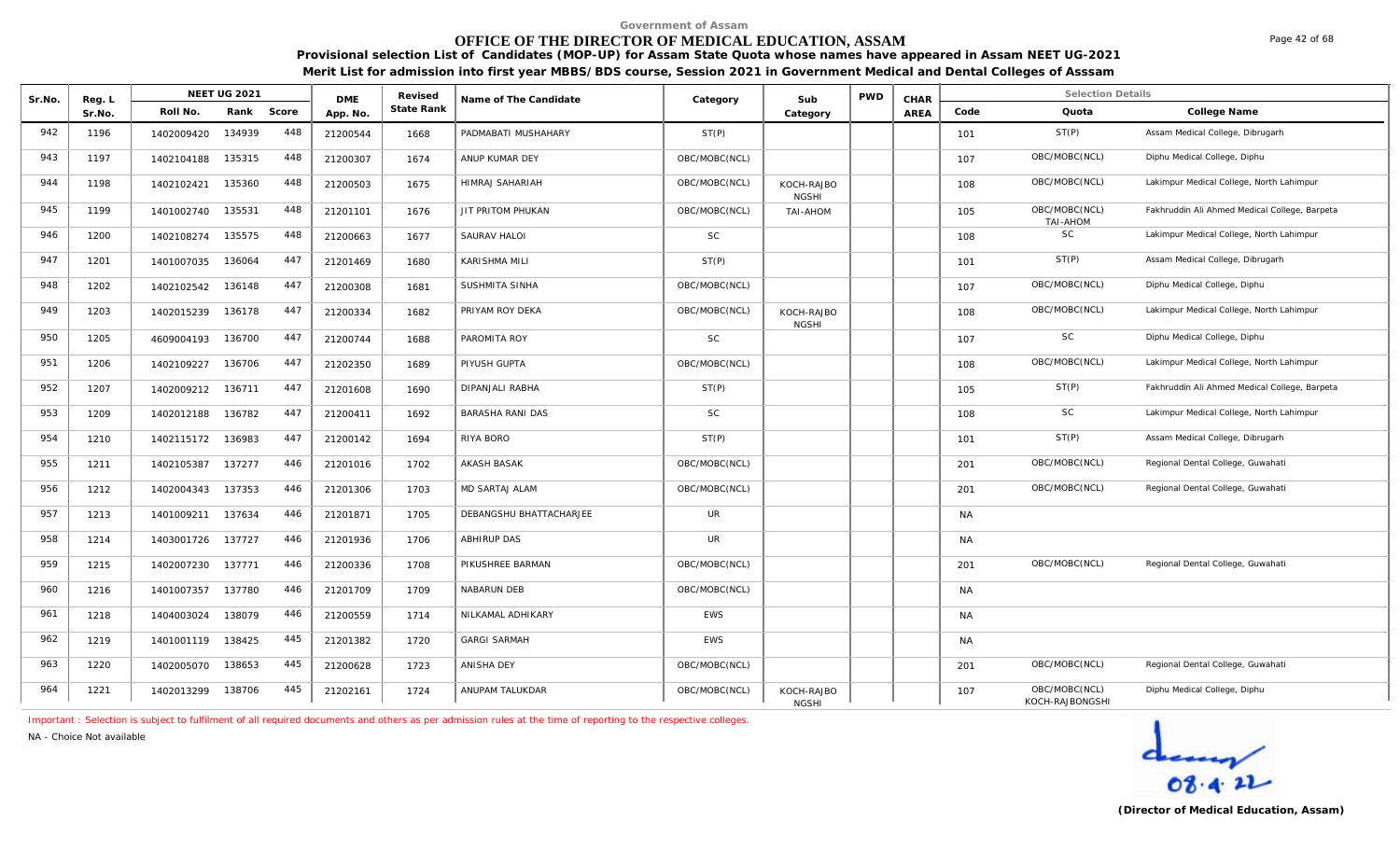Government of Assam

# OFFICE OF THE DIRECTOR OF MEDICAL EDUCATION, ASSAM

**Provisional selection List of Candidates (MOP-UP) for Assam State Quota whose names have appeared in Assam NEET UG-2021**

**Merit List for admission into first year MBBS/BDS course, Session 2021 in Government Medical and Dental Colleges of Asssam**

| Sr.No. | Reg. L Sr.No. | NEET UG 2021 Roll No. | Rank | Score | DME App. No. | Revised State Rank | Name of The Candidate | Category | Sub Category | PWD | CHAR AREA | Code | Quota | College Name |
|---|---|---|---|---|---|---|---|---|---|---|---|---|---|---|
| 942 | 1196 | 1402009420 | 134939 | 448 | 21200544 | 1668 | PADMABATI MUSHAHARY | ST(P) | | | | 101 | ST(P) | Assam Medical College, Dibrugarh |
| 943 | 1197 | 1402104188 | 135315 | 448 | 21200307 | 1674 | ANUP KUMAR DEY | OBC/MOBC(NCL) | | | | 107 | OBC/MOBC(NCL) | Diphu Medical College, Diphu |
| 944 | 1198 | 1402102421 | 135360 | 448 | 21200503 | 1675 | HIMRAJ SAHARIAH | OBC/MOBC(NCL) | KOCH-RAJBO NGSHI | | | 108 | OBC/MOBC(NCL) | Lakimpur Medical College, North Lahimpur |
| 945 | 1199 | 1401002740 | 135531 | 448 | 21201101 | 1676 | JIT PRITOM PHUKAN | OBC/MOBC(NCL) | TAI-AHOM | | | 105 | OBC/MOBC(NCL) TAI-AHOM | Fakhruddin Ali Ahmed Medical College, Barpeta |
| 946 | 1200 | 1402108274 | 135575 | 448 | 21200663 | 1677 | SAURAV HALOI | SC | | | | 108 | SC | Lakimpur Medical College, North Lahimpur |
| 947 | 1201 | 1401007035 | 136064 | 447 | 21201469 | 1680 | KARISHMA MILI | ST(P) | | | | 101 | ST(P) | Assam Medical College, Dibrugarh |
| 948 | 1202 | 1402102542 | 136148 | 447 | 21200308 | 1681 | SUSHMITA SINHA | OBC/MOBC(NCL) | | | | 107 | OBC/MOBC(NCL) | Diphu Medical College, Diphu |
| 949 | 1203 | 1402015239 | 136178 | 447 | 21200334 | 1682 | PRIYAM ROY DEKA | OBC/MOBC(NCL) | KOCH-RAJBO NGSHI | | | 108 | OBC/MOBC(NCL) | Lakimpur Medical College, North Lahimpur |
| 950 | 1205 | 4609004193 | 136700 | 447 | 21200744 | 1688 | PAROMITA ROY | SC | | | | 107 | SC | Diphu Medical College, Diphu |
| 951 | 1206 | 1402109227 | 136706 | 447 | 21202350 | 1689 | PIYUSH GUPTA | OBC/MOBC(NCL) | | | | 108 | OBC/MOBC(NCL) | Lakimpur Medical College, North Lahimpur |
| 952 | 1207 | 1402009212 | 136711 | 447 | 21201608 | 1690 | DIPANJALI RABHA | ST(P) | | | | 105 | ST(P) | Fakhruddin Ali Ahmed Medical College, Barpeta |
| 953 | 1209 | 1402012188 | 136782 | 447 | 21200411 | 1692 | BARASHA RANI DAS | SC | | | | 108 | SC | Lakimpur Medical College, North Lahimpur |
| 954 | 1210 | 1402115172 | 136983 | 447 | 21200142 | 1694 | RIYA BORO | ST(P) | | | | 101 | ST(P) | Assam Medical College, Dibrugarh |
| 955 | 1211 | 1402105387 | 137277 | 446 | 21201016 | 1702 | AKASH BASAK | OBC/MOBC(NCL) | | | | 201 | OBC/MOBC(NCL) | Regional Dental College, Guwahati |
| 956 | 1212 | 1402004343 | 137353 | 446 | 21201306 | 1703 | MD SARTAJ ALAM | OBC/MOBC(NCL) | | | | 201 | OBC/MOBC(NCL) | Regional Dental College, Guwahati |
| 957 | 1213 | 1401009211 | 137634 | 446 | 21201871 | 1705 | DEBANGSHU BHATTACHARJEE | UR | | | | NA | | |
| 958 | 1214 | 1403001726 | 137727 | 446 | 21201936 | 1706 | ABHIRUP DAS | UR | | | | NA | | |
| 959 | 1215 | 1402007230 | 137771 | 446 | 21200336 | 1708 | PIKUSHREE BARMAN | OBC/MOBC(NCL) | | | | 201 | OBC/MOBC(NCL) | Regional Dental College, Guwahati |
| 960 | 1216 | 1401007357 | 137780 | 446 | 21201709 | 1709 | NABARUN DEB | OBC/MOBC(NCL) | | | | NA | | |
| 961 | 1218 | 1404003024 | 138079 | 446 | 21200559 | 1714 | NILKAMAL ADHIKARY | EWS | | | | NA | | |
| 962 | 1219 | 1401001119 | 138425 | 445 | 21201382 | 1720 | GARGI SARMAH | EWS | | | | NA | | |
| 963 | 1220 | 1402005070 | 138653 | 445 | 21200628 | 1723 | ANISHA DEY | OBC/MOBC(NCL) | | | | 201 | OBC/MOBC(NCL) | Regional Dental College, Guwahati |
| 964 | 1221 | 1402013299 | 138706 | 445 | 21202161 | 1724 | ANUPAM TALUKDAR | OBC/MOBC(NCL) | KOCH-RAJBO NGSHI | | | 107 | OBC/MOBC(NCL) KOCH-RAJBONGSHI | Diphu Medical College, Diphu |

Important : Selection is subject to fulfilment of all required documents and others as per admission rules at the time of reporting to the respective colleges.

NA - Choice Not available

08.4.22

**(Director of Medical Education, Assam)**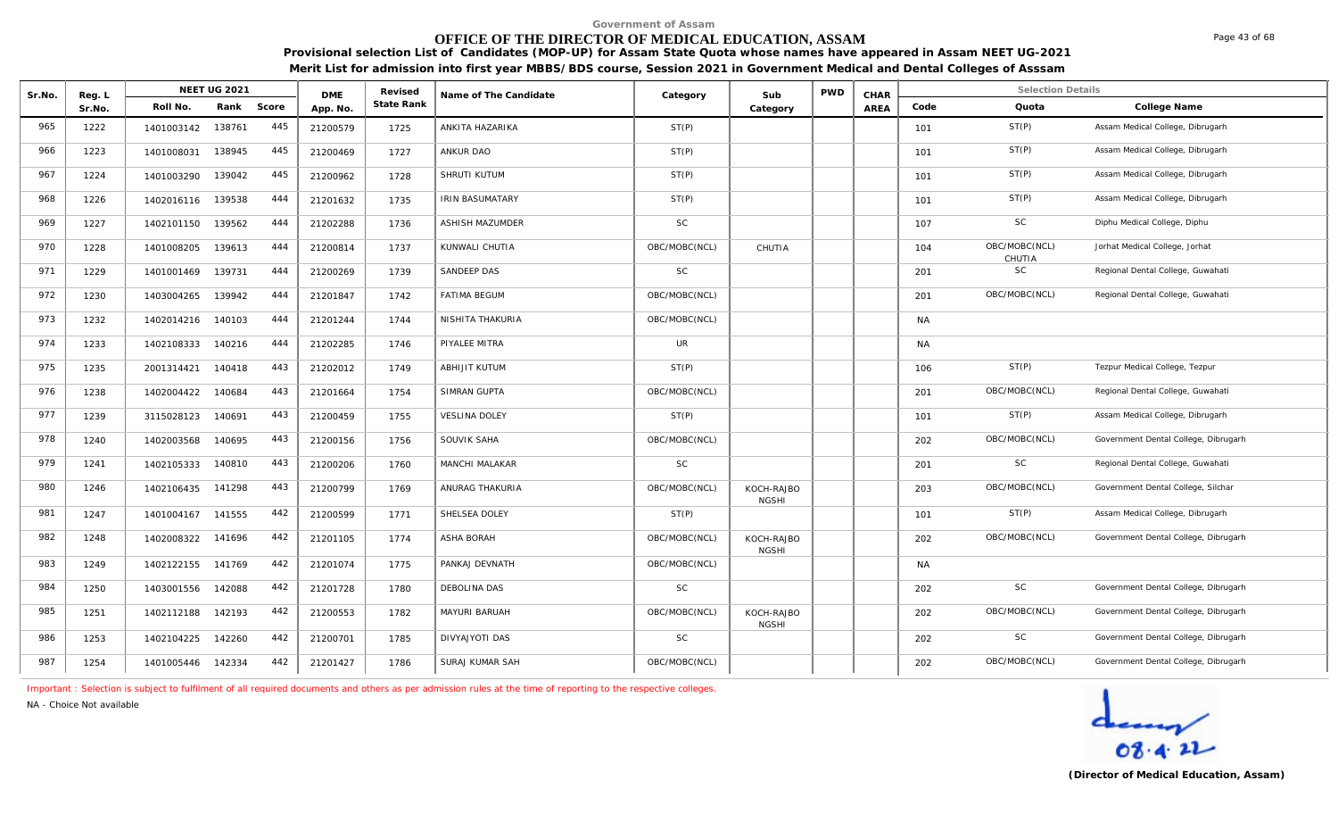Government of Assam

# OFFICE OF THE DIRECTOR OF MEDICAL EDUCATION, ASSAM

**Provisional selection List of Candidates (MOP-UP) for Assam State Quota whose names have appeared in Assam NEET UG-2021**

**Merit List for admission into first year MBBS/BDS course, Session 2021 in Government Medical and Dental Colleges of Asssam**

| Sr.No. | Reg. L Sr.No. | NEET UG 2021 Roll No. | Rank | Score | DME App. No. | Revised State Rank | Name of The Candidate | Category | Sub Category | PWD | CHAR AREA | Code | Quota | College Name |
|---|---|---|---|---|---|---|---|---|---|---|---|---|---|---|
| 965 | 1222 | 1401003142 | 138761 | 445 | 21200579 | 1725 | ANKITA HAZARIKA | ST(P) | | | | 101 | ST(P) | Assam Medical College, Dibrugarh |
| 966 | 1223 | 1401008031 | 138945 | 445 | 21200469 | 1727 | ANKUR DAO | ST(P) | | | | 101 | ST(P) | Assam Medical College, Dibrugarh |
| 967 | 1224 | 1401003290 | 139042 | 445 | 21200962 | 1728 | SHRUTI KUTUM | ST(P) | | | | 101 | ST(P) | Assam Medical College, Dibrugarh |
| 968 | 1226 | 1402016116 | 139538 | 444 | 21201632 | 1735 | IRIN BASUMATARY | ST(P) | | | | 101 | ST(P) | Assam Medical College, Dibrugarh |
| 969 | 1227 | 1402101150 | 139562 | 444 | 21202288 | 1736 | ASHISH MAZUMDER | SC | | | | 107 | SC | Diphu Medical College, Diphu |
| 970 | 1228 | 1401008205 | 139613 | 444 | 21200814 | 1737 | KUNWALI CHUTIA | OBC/MOBC(NCL) | CHUTIA | | | 104 | OBC/MOBC(NCL) CHUTIA | Jorhat Medical College, Jorhat |
| 971 | 1229 | 1401001469 | 139731 | 444 | 21200269 | 1739 | SANDEEP DAS | SC | | | | 201 | SC | Regional Dental College, Guwahati |
| 972 | 1230 | 1403004265 | 139942 | 444 | 21201847 | 1742 | FATIMA BEGUM | OBC/MOBC(NCL) | | | | 201 | OBC/MOBC(NCL) | Regional Dental College, Guwahati |
| 973 | 1232 | 1402014216 | 140103 | 444 | 21201244 | 1744 | NISHITA THAKURIA | OBC/MOBC(NCL) | | | | NA | | |
| 974 | 1233 | 1402108333 | 140216 | 444 | 21202285 | 1746 | PIYALEE MITRA | UR | | | | NA | | |
| 975 | 1235 | 2001314421 | 140418 | 443 | 21202012 | 1749 | ABHIJIT KUTUM | ST(P) | | | | 106 | ST(P) | Tezpur Medical College, Tezpur |
| 976 | 1238 | 1402004422 | 140684 | 443 | 21201664 | 1754 | SIMRAN GUPTA | OBC/MOBC(NCL) | | | | 201 | OBC/MOBC(NCL) | Regional Dental College, Guwahati |
| 977 | 1239 | 3115028123 | 140691 | 443 | 21200459 | 1755 | VESLINA DOLEY | ST(P) | | | | 101 | ST(P) | Assam Medical College, Dibrugarh |
| 978 | 1240 | 1402003568 | 140695 | 443 | 21200156 | 1756 | SOUVIK SAHA | OBC/MOBC(NCL) | | | | 202 | OBC/MOBC(NCL) | Government Dental College, Dibrugarh |
| 979 | 1241 | 1402105333 | 140810 | 443 | 21200206 | 1760 | MANCHI MALAKAR | SC | | | | 201 | SC | Regional Dental College, Guwahati |
| 980 | 1246 | 1402106435 | 141298 | 443 | 21200799 | 1769 | ANURAG THAKURIA | OBC/MOBC(NCL) | KOCH-RAJBONGSHI | | | 203 | OBC/MOBC(NCL) | Government Dental College, Silchar |
| 981 | 1247 | 1401004167 | 141555 | 442 | 21200599 | 1771 | SHELSEA DOLEY | ST(P) | | | | 101 | ST(P) | Assam Medical College, Dibrugarh |
| 982 | 1248 | 1402008322 | 141696 | 442 | 21201105 | 1774 | ASHA BORAH | OBC/MOBC(NCL) | KOCH-RAJBONGSHI | | | 202 | OBC/MOBC(NCL) | Government Dental College, Dibrugarh |
| 983 | 1249 | 1402122155 | 141769 | 442 | 21201074 | 1775 | PANKAJ DEVNATH | OBC/MOBC(NCL) | | | | NA | | |
| 984 | 1250 | 1403001556 | 142088 | 442 | 21201728 | 1780 | DEBOLINA DAS | SC | | | | 202 | SC | Government Dental College, Dibrugarh |
| 985 | 1251 | 1402112188 | 142193 | 442 | 21200553 | 1782 | MAYURI BARUAH | OBC/MOBC(NCL) | KOCH-RAJBONGSHI | | | 202 | OBC/MOBC(NCL) | Government Dental College, Dibrugarh |
| 986 | 1253 | 1402104225 | 142260 | 442 | 21200701 | 1785 | DIVYAJYOTI DAS | SC | | | | 202 | SC | Government Dental College, Dibrugarh |
| 987 | 1254 | 1401005446 | 142334 | 442 | 21201427 | 1786 | SURAJ KUMAR SAH | OBC/MOBC(NCL) | | | | 202 | OBC/MOBC(NCL) | Government Dental College, Dibrugarh |

Important : Selection is subject to fulfilment of all required documents and others as per admission rules at the time of reporting to the respective colleges.

NA - Choice Not available

08.4.22

(Director of Medical Education, Assam)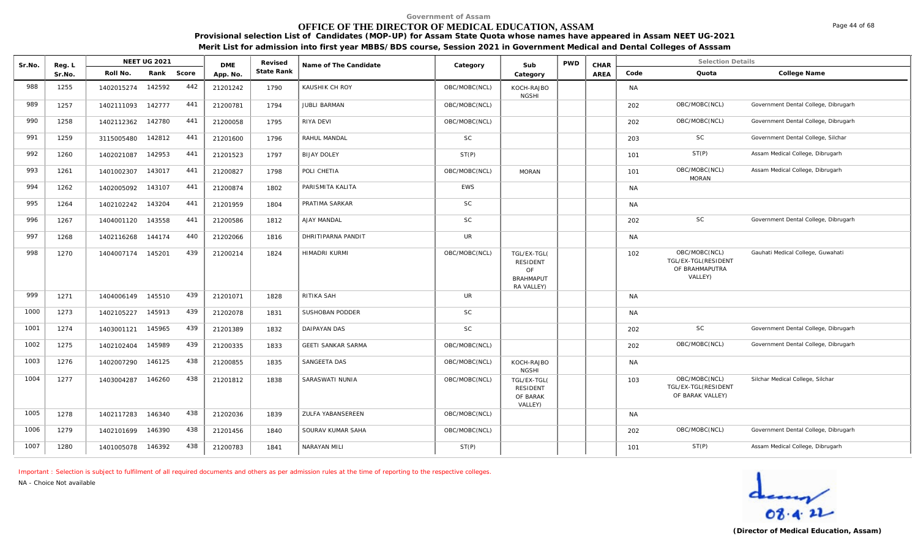Government of Assam

# OFFICE OF THE DIRECTOR OF MEDICAL EDUCATION, ASSAM

**Provisional selection List of Candidates (MOP-UP) for Assam State Quota whose names have appeared in Assam NEET UG-2021**

**Merit List for admission into first year MBBS/BDS course, Session 2021 in Government Medical and Dental Colleges of Asssam**

| Sr.No. | Reg. L Sr.No. | NEET UG 2021 Roll No. | Rank | Score | DME App. No. | Revised State Rank | Name of The Candidate | Category | Sub Category | PWD | CHAR AREA | Code | Quota | College Name |
|---|---|---|---|---|---|---|---|---|---|---|---|---|---|---|
| 988 | 1255 | 1402015274 | 142592 | 442 | 21201242 | 1790 | KAUSHIK CH ROY | OBC/MOBC(NCL) | KOCH-RAJBONGSHI | | | NA | | |
| 989 | 1257 | 1402111093 | 142777 | 441 | 21200781 | 1794 | JUBLI BARMAN | OBC/MOBC(NCL) | | | | 202 | OBC/MOBC(NCL) | Government Dental College, Dibrugarh |
| 990 | 1258 | 1402112362 | 142780 | 441 | 21200058 | 1795 | RIYA DEVI | OBC/MOBC(NCL) | | | | 202 | OBC/MOBC(NCL) | Government Dental College, Dibrugarh |
| 991 | 1259 | 3115005480 | 142812 | 441 | 21201600 | 1796 | RAHUL MANDAL | SC | | | | 203 | SC | Government Dental College, Silchar |
| 992 | 1260 | 1402021087 | 142953 | 441 | 21201523 | 1797 | BIJAY DOLEY | ST(P) | | | | 101 | ST(P) | Assam Medical College, Dibrugarh |
| 993 | 1261 | 1401002307 | 143017 | 441 | 21200827 | 1798 | POLI CHETIA | OBC/MOBC(NCL) | MORAN | | | 101 | OBC/MOBC(NCL) MORAN | Assam Medical College, Dibrugarh |
| 994 | 1262 | 1402005092 | 143107 | 441 | 21200874 | 1802 | PARISMITA KALITA | EWS | | | | NA | | |
| 995 | 1264 | 1402102242 | 143204 | 441 | 21201959 | 1804 | PRATIMA SARKAR | SC | | | | NA | | |
| 996 | 1267 | 1404001120 | 143558 | 441 | 21200586 | 1812 | AJAY MANDAL | SC | | | | 202 | SC | Government Dental College, Dibrugarh |
| 997 | 1268 | 1402116268 | 144174 | 440 | 21202066 | 1816 | DHRITIPARNA PANDIT | UR | | | | NA | | |
| 998 | 1270 | 1404007174 | 145201 | 439 | 21200214 | 1824 | HIMADRI KURMI | OBC/MOBC(NCL) | TGL/EX-TGL( RESIDENT OF BRAHMAPUTRA VALLEY) | | | 102 | OBC/MOBC(NCL) TGL/EX-TGL(RESIDENT OF BRAHMAPUTRA VALLEY) | Gauhati Medical College, Guwahati |
| 999 | 1271 | 1404006149 | 145510 | 439 | 21201071 | 1828 | RITIKA SAH | UR | | | | NA | | |
| 1000 | 1273 | 1402105227 | 145913 | 439 | 21202078 | 1831 | SUSHOBAN PODDER | SC | | | | NA | | |
| 1001 | 1274 | 1403001121 | 145965 | 439 | 21201389 | 1832 | DAIPAYAN DAS | SC | | | | 202 | SC | Government Dental College, Dibrugarh |
| 1002 | 1275 | 1402102404 | 145989 | 439 | 21200335 | 1833 | GEETI SANKAR SARMA | OBC/MOBC(NCL) | | | | 202 | OBC/MOBC(NCL) | Government Dental College, Dibrugarh |
| 1003 | 1276 | 1402007290 | 146125 | 438 | 21200855 | 1835 | SANGEETA DAS | OBC/MOBC(NCL) | KOCH-RAJBONGSHI | | | NA | | |
| 1004 | 1277 | 1403004287 | 146260 | 438 | 21201812 | 1838 | SARASWATI NUNIA | OBC/MOBC(NCL) | TGL/EX-TGL( RESIDENT OF BARAK VALLEY) | | | 103 | OBC/MOBC(NCL) TGL/EX-TGL(RESIDENT OF BARAK VALLEY) | Silchar Medical College, Silchar |
| 1005 | 1278 | 1402117283 | 146340 | 438 | 21202036 | 1839 | ZULFA YABANSEREEN | OBC/MOBC(NCL) | | | | NA | | |
| 1006 | 1279 | 1402101699 | 146390 | 438 | 21201456 | 1840 | SOURAV KUMAR SAHA | OBC/MOBC(NCL) | | | | 202 | OBC/MOBC(NCL) | Government Dental College, Dibrugarh |
| 1007 | 1280 | 1401005078 | 146392 | 438 | 21200783 | 1841 | NARAYAN MILI | ST(P) | | | | 101 | ST(P) | Assam Medical College, Dibrugarh |

Important : Selection is subject to fulfilment of all required documents and others as per admission rules at the time of reporting to the respective colleges.

NA - Choice Not available

08.4.22

**(Director of Medical Education, Assam)**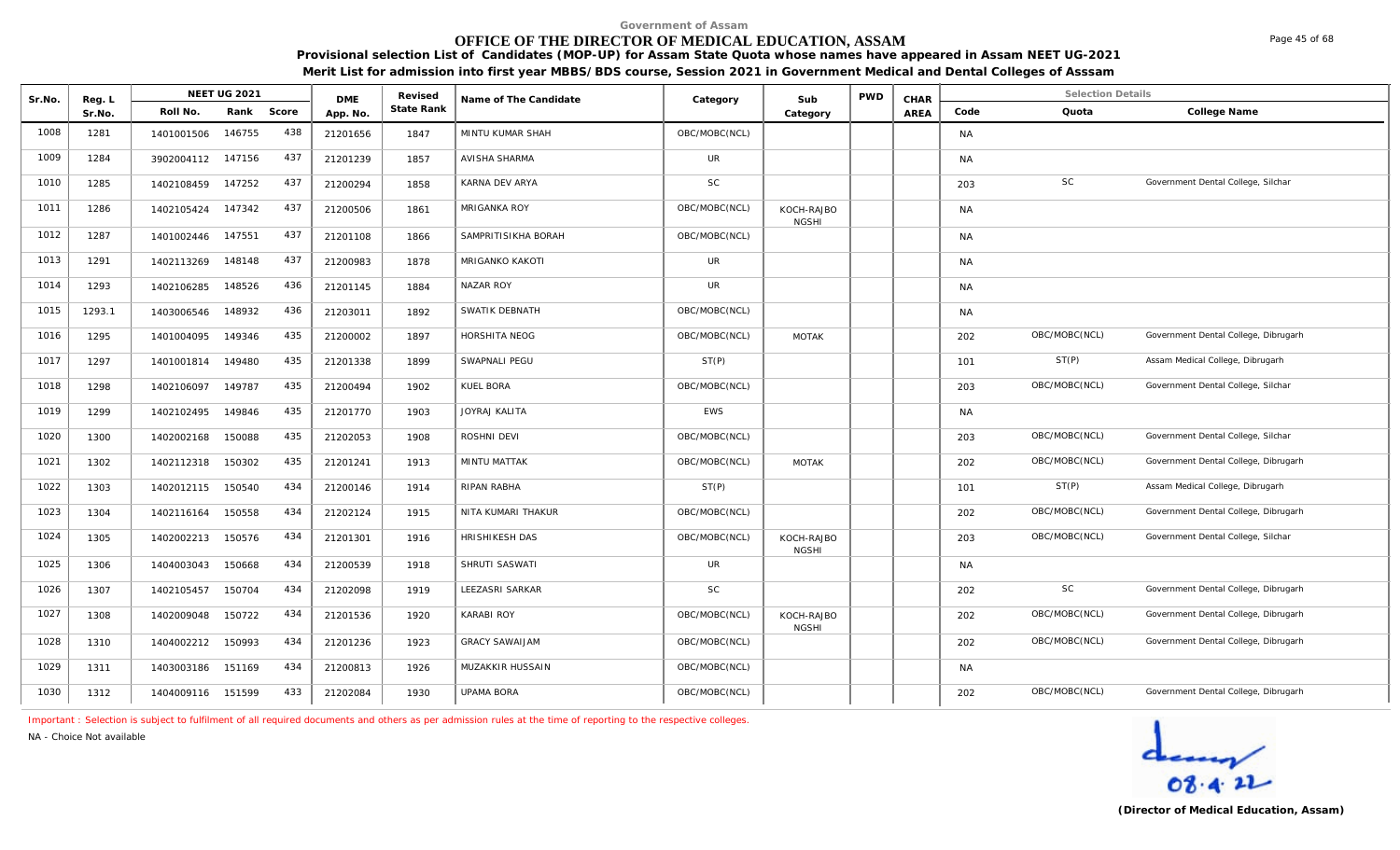Government of Assam

# OFFICE OF THE DIRECTOR OF MEDICAL EDUCATION, ASSAM

**Provisional selection List of Candidates (MOP-UP) for Assam State Quota whose names have appeared in Assam NEET UG-2021**

**Merit List for admission into first year MBBS/BDS course, Session 2021 in Government Medical and Dental Colleges of Asssam**

| Sr.No. | Reg. L Sr.No. | NEET UG 2021 Roll No. | Rank | Score | DME App. No. | Revised State Rank | Name of The Candidate | Category | Sub Category | PWD | CHAR AREA | Code | Quota | College Name |
|---|---|---|---|---|---|---|---|---|---|---|---|---|---|---|
| 1008 | 1281 | 1401001506 | 146755 | 438 | 21201656 | 1847 | MINTU KUMAR SHAH | OBC/MOBC(NCL) | | | | NA | | |
| 1009 | 1284 | 3902004112 | 147156 | 437 | 21201239 | 1857 | AVISHA SHARMA | UR | | | | NA | | |
| 1010 | 1285 | 1402108459 | 147252 | 437 | 21200294 | 1858 | KARNA DEV ARYA | SC | | | | 203 | SC | Government Dental College, Silchar |
| 1011 | 1286 | 1402105424 | 147342 | 437 | 21200506 | 1861 | MRIGANKA ROY | OBC/MOBC(NCL) | KOCH-RAJBONGSHI | | | NA | | |
| 1012 | 1287 | 1401002446 | 147551 | 437 | 21201108 | 1866 | SAMPRITISIKHA BORAH | OBC/MOBC(NCL) | | | | NA | | |
| 1013 | 1291 | 1402113269 | 148148 | 437 | 21200983 | 1878 | MRIGANKO KAKOTI | UR | | | | NA | | |
| 1014 | 1293 | 1402106285 | 148526 | 436 | 21201145 | 1884 | NAZAR ROY | UR | | | | NA | | |
| 1015 | 1293.1 | 1403006546 | 148932 | 436 | 21203011 | 1892 | SWATIK DEBNATH | OBC/MOBC(NCL) | | | | NA | | |
| 1016 | 1295 | 1401004095 | 149346 | 435 | 21200002 | 1897 | HORSHITA NEOG | OBC/MOBC(NCL) | MOTAK | | | 202 | OBC/MOBC(NCL) | Government Dental College, Dibrugarh |
| 1017 | 1297 | 1401001814 | 149480 | 435 | 21201338 | 1899 | SWAPNALI PEGU | ST(P) | | | | 101 | ST(P) | Assam Medical College, Dibrugarh |
| 1018 | 1298 | 1402106097 | 149787 | 435 | 21200494 | 1902 | KUEL BORA | OBC/MOBC(NCL) | | | | 203 | OBC/MOBC(NCL) | Government Dental College, Silchar |
| 1019 | 1299 | 1402102495 | 149846 | 435 | 21201770 | 1903 | JOYRAJ KALITA | EWS | | | | NA | | |
| 1020 | 1300 | 1402002168 | 150088 | 435 | 21202053 | 1908 | ROSHNI DEVI | OBC/MOBC(NCL) | | | | 203 | OBC/MOBC(NCL) | Government Dental College, Silchar |
| 1021 | 1302 | 1402112318 | 150302 | 435 | 21201241 | 1913 | MINTU MATTAK | OBC/MOBC(NCL) | MOTAK | | | 202 | OBC/MOBC(NCL) | Government Dental College, Dibrugarh |
| 1022 | 1303 | 1402012115 | 150540 | 434 | 21200146 | 1914 | RIPAN RABHA | ST(P) | | | | 101 | ST(P) | Assam Medical College, Dibrugarh |
| 1023 | 1304 | 1402116164 | 150558 | 434 | 21202124 | 1915 | NITA KUMARI THAKUR | OBC/MOBC(NCL) | | | | 202 | OBC/MOBC(NCL) | Government Dental College, Dibrugarh |
| 1024 | 1305 | 1402002213 | 150576 | 434 | 21201301 | 1916 | HRISHIKESH DAS | OBC/MOBC(NCL) | KOCH-RAJBONGSHI | | | 203 | OBC/MOBC(NCL) | Government Dental College, Silchar |
| 1025 | 1306 | 1404003043 | 150668 | 434 | 21200539 | 1918 | SHRUTI SASWATI | UR | | | | NA | | |
| 1026 | 1307 | 1402105457 | 150704 | 434 | 21202098 | 1919 | LEEZASRI SARKAR | SC | | | | 202 | SC | Government Dental College, Dibrugarh |
| 1027 | 1308 | 1402009048 | 150722 | 434 | 21201536 | 1920 | KARABI ROY | OBC/MOBC(NCL) | KOCH-RAJBONGSHI | | | 202 | OBC/MOBC(NCL) | Government Dental College, Dibrugarh |
| 1028 | 1310 | 1404002212 | 150993 | 434 | 21201236 | 1923 | GRACY SAWAIJAM | OBC/MOBC(NCL) | | | | 202 | OBC/MOBC(NCL) | Government Dental College, Dibrugarh |
| 1029 | 1311 | 1403003186 | 151169 | 434 | 21200813 | 1926 | MUZAKKIR HUSSAIN | OBC/MOBC(NCL) | | | | NA | | |
| 1030 | 1312 | 1404009116 | 151599 | 433 | 21202084 | 1930 | UPAMA BORA | OBC/MOBC(NCL) | | | | 202 | OBC/MOBC(NCL) | Government Dental College, Dibrugarh |

Important : Selection is subject to fulfilment of all required documents and others as per admission rules at the time of reporting to the respective colleges.

NA - Choice Not available

08.4.22

**(Director of Medical Education, Assam)**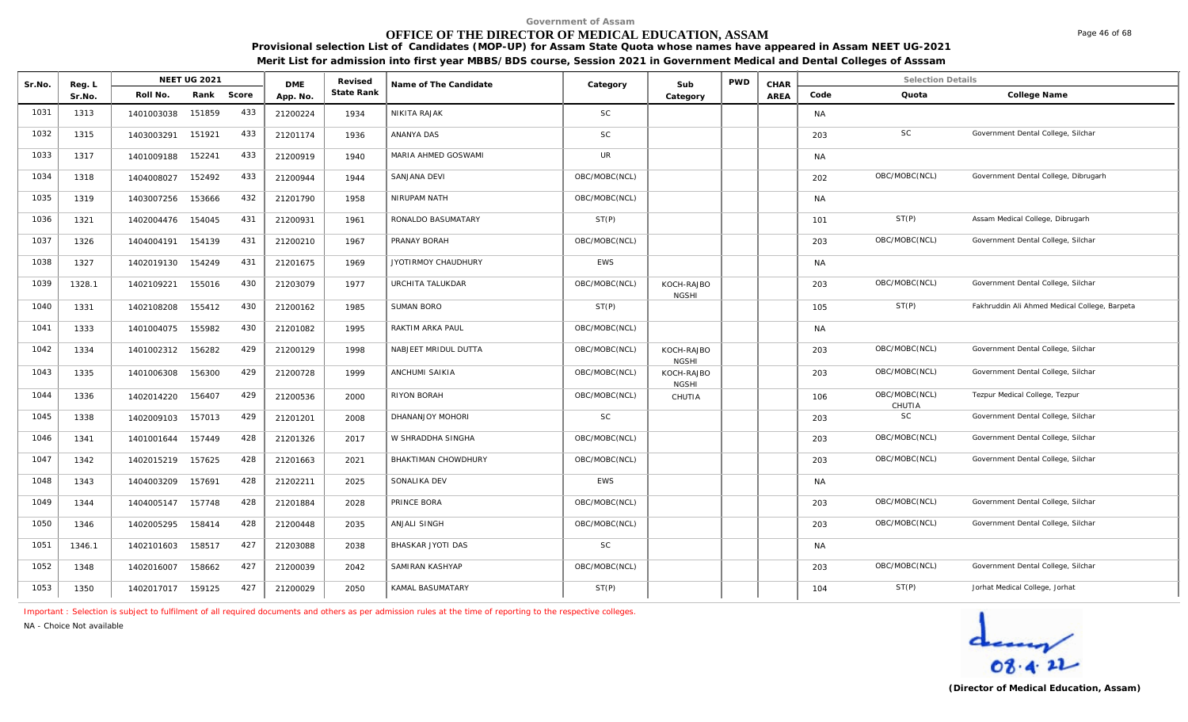Government of Assam

# OFFICE OF THE DIRECTOR OF MEDICAL EDUCATION, ASSAM

**Provisional selection List of Candidates (MOP-UP) for Assam State Quota whose names have appeared in Assam NEET UG-2021**

**Merit List for admission into first year MBBS/BDS course, Session 2021 in Government Medical and Dental Colleges of Asssam**

| Sr.No. | Reg. L Sr.No. | NEET UG 2021 Roll No. | Rank | Score | DME App. No. | Revised State Rank | Name of The Candidate | Category | Sub Category | PWD | CHAR AREA | Code | Quota | College Name |
|---|---|---|---|---|---|---|---|---|---|---|---|---|---|---|
| 1031 | 1313 | 1401003038 | 151859 | 433 | 21200224 | 1934 | NIKITA RAJAK | SC | | | | NA | | |
| 1032 | 1315 | 1403003291 | 151921 | 433 | 21201174 | 1936 | ANANYA DAS | SC | | | | 203 | SC | Government Dental College, Silchar |
| 1033 | 1317 | 1401009188 | 152241 | 433 | 21200919 | 1940 | MARIA AHMED GOSWAMI | UR | | | | NA | | |
| 1034 | 1318 | 1404008027 | 152492 | 433 | 21200944 | 1944 | SANJANA DEVI | OBC/MOBC(NCL) | | | | 202 | OBC/MOBC(NCL) | Government Dental College, Dibrugarh |
| 1035 | 1319 | 1403007256 | 153666 | 432 | 21201790 | 1958 | NIRUPAM NATH | OBC/MOBC(NCL) | | | | NA | | |
| 1036 | 1321 | 1402004476 | 154045 | 431 | 21200931 | 1961 | RONALDO BASUMATARY | ST(P) | | | | 101 | ST(P) | Assam Medical College, Dibrugarh |
| 1037 | 1326 | 1404004191 | 154139 | 431 | 21200210 | 1967 | PRANAY BORAH | OBC/MOBC(NCL) | | | | 203 | OBC/MOBC(NCL) | Government Dental College, Silchar |
| 1038 | 1327 | 1402019130 | 154249 | 431 | 21201675 | 1969 | JYOTIRMOY CHAUDHURY | EWS | | | | NA | | |
| 1039 | 1328.1 | 1402109221 | 155016 | 430 | 21203079 | 1977 | URCHITA TALUKDAR | OBC/MOBC(NCL) | KOCH-RAJBONGSHI | | | 203 | OBC/MOBC(NCL) | Government Dental College, Silchar |
| 1040 | 1331 | 1402108208 | 155412 | 430 | 21200162 | 1985 | SUMAN BORO | ST(P) | | | | 105 | ST(P) | Fakhruddin Ali Ahmed Medical College, Barpeta |
| 1041 | 1333 | 1401004075 | 155982 | 430 | 21201082 | 1995 | RAKTIM ARKA PAUL | OBC/MOBC(NCL) | | | | NA | | |
| 1042 | 1334 | 1401002312 | 156282 | 429 | 21200129 | 1998 | NABJEET MRIDUL DUTTA | OBC/MOBC(NCL) | KOCH-RAJBONGSHI | | | 203 | OBC/MOBC(NCL) | Government Dental College, Silchar |
| 1043 | 1335 | 1401006308 | 156300 | 429 | 21200728 | 1999 | ANCHUMI SAIKIA | OBC/MOBC(NCL) | KOCH-RAJBONGSHI | | | 203 | OBC/MOBC(NCL) | Government Dental College, Silchar |
| 1044 | 1336 | 1402014220 | 156407 | 429 | 21200536 | 2000 | RIYON BORAH | OBC/MOBC(NCL) | CHUTIA | | | 106 | OBC/MOBC(NCL) CHUTIA | Tezpur Medical College, Tezpur |
| 1045 | 1338 | 1402009103 | 157013 | 429 | 21201201 | 2008 | DHANANJOY MOHORI | SC | | | | 203 | SC | Government Dental College, Silchar |
| 1046 | 1341 | 1401001644 | 157449 | 428 | 21201326 | 2017 | W SHRADDHA SINGHA | OBC/MOBC(NCL) | | | | 203 | OBC/MOBC(NCL) | Government Dental College, Silchar |
| 1047 | 1342 | 1402015219 | 157625 | 428 | 21201663 | 2021 | BHAKTIMAN CHOWDHURY | OBC/MOBC(NCL) | | | | 203 | OBC/MOBC(NCL) | Government Dental College, Silchar |
| 1048 | 1343 | 1404003209 | 157691 | 428 | 21202211 | 2025 | SONALIKA DEV | EWS | | | | NA | | |
| 1049 | 1344 | 1404005147 | 157748 | 428 | 21201884 | 2028 | PRINCE BORA | OBC/MOBC(NCL) | | | | 203 | OBC/MOBC(NCL) | Government Dental College, Silchar |
| 1050 | 1346 | 1402005295 | 158414 | 428 | 21200448 | 2035 | ANJALI SINGH | OBC/MOBC(NCL) | | | | 203 | OBC/MOBC(NCL) | Government Dental College, Silchar |
| 1051 | 1346.1 | 1402101603 | 158517 | 427 | 21203088 | 2038 | BHASKAR JYOTI DAS | SC | | | | NA | | |
| 1052 | 1348 | 1402016007 | 158662 | 427 | 21200039 | 2042 | SAMIRAN KASHYAP | OBC/MOBC(NCL) | | | | 203 | OBC/MOBC(NCL) | Government Dental College, Silchar |
| 1053 | 1350 | 1402017017 | 159125 | 427 | 21200029 | 2050 | KAMAL BASUMATARY | ST(P) | | | | 104 | ST(P) | Jorhat Medical College, Jorhat |

Important : Selection is subject to fulfilment of all required documents and others as per admission rules at the time of reporting to the respective colleges.

NA - Choice Not available

08.4.22

**(Director of Medical Education, Assam)**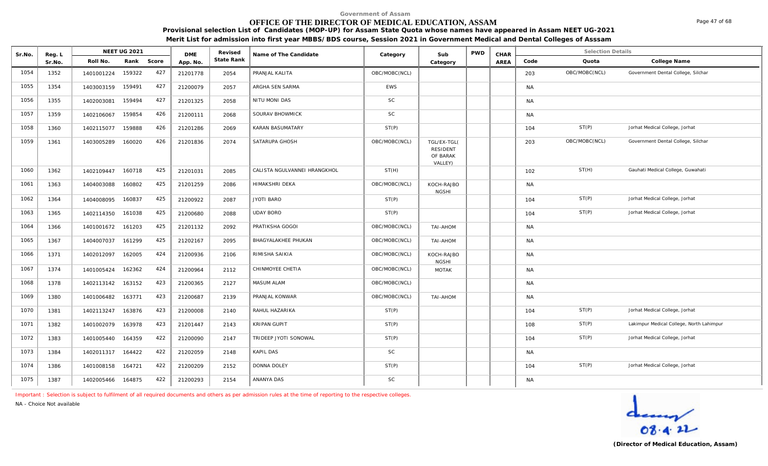Government of Assam

# OFFICE OF THE DIRECTOR OF MEDICAL EDUCATION, ASSAM

**Provisional selection List of Candidates (MOP-UP) for Assam State Quota whose names have appeared in Assam NEET UG-2021**

**Merit List for admission into first year MBBS/BDS course, Session 2021 in Government Medical and Dental Colleges of Asssam**

| Sr.No. | Reg. L Sr.No. | NEET UG 2021 Roll No. | Rank | Score | DME App. No. | Revised State Rank | Name of The Candidate | Category | Sub Category | PWD | CHAR AREA | Selection Details Code | Quota | College Name |
|---|---|---|---|---|---|---|---|---|---|---|---|---|---|---|
| 1054 | 1352 | 1401001224 | 159322 | 427 | 21201778 | 2054 | PRANJAL KALITA | OBC/MOBC(NCL) | | | | 203 | OBC/MOBC(NCL) | Government Dental College, Silchar |
| 1055 | 1354 | 1403003159 | 159491 | 427 | 21200079 | 2057 | ARGHA SEN SARMA | EWS | | | | NA | | |
| 1056 | 1355 | 1402003081 | 159494 | 427 | 21201325 | 2058 | NITU MONI DAS | SC | | | | NA | | |
| 1057 | 1359 | 1402106067 | 159854 | 426 | 21200111 | 2068 | SOURAV BHOWMICK | SC | | | | NA | | |
| 1058 | 1360 | 1402115077 | 159888 | 426 | 21201286 | 2069 | KARAN BASUMATARY | ST(P) | | | | 104 | ST(P) | Jorhat Medical College, Jorhat |
| 1059 | 1361 | 1403005289 | 160020 | 426 | 21201836 | 2074 | SATARUPA GHOSH | OBC/MOBC(NCL) | TGL/EX-TGL( RESIDENT OF BARAK VALLEY) | | | 203 | OBC/MOBC(NCL) | Government Dental College, Silchar |
| 1060 | 1362 | 1402109447 | 160718 | 425 | 21201031 | 2085 | CALISTA NGULVANNEI HRANGKHOL | ST(H) | | | | 102 | ST(H) | Gauhati Medical College, Guwahati |
| 1061 | 1363 | 1404003088 | 160802 | 425 | 21201259 | 2086 | HIMAKSHRI DEKA | OBC/MOBC(NCL) | KOCH-RAJBONGSHI | | | NA | | |
| 1062 | 1364 | 1404008095 | 160837 | 425 | 21200922 | 2087 | JYOTI BARO | ST(P) | | | | 104 | ST(P) | Jorhat Medical College, Jorhat |
| 1063 | 1365 | 1402114350 | 161038 | 425 | 21200680 | 2088 | UDAY BORO | ST(P) | | | | 104 | ST(P) | Jorhat Medical College, Jorhat |
| 1064 | 1366 | 1401001672 | 161203 | 425 | 21201132 | 2092 | PRATIKSHA GOGOI | OBC/MOBC(NCL) | TAI-AHOM | | | NA | | |
| 1065 | 1367 | 1404007037 | 161299 | 425 | 21202167 | 2095 | BHAGYALAKHEE PHUKAN | OBC/MOBC(NCL) | TAI-AHOM | | | NA | | |
| 1066 | 1371 | 1402012097 | 162005 | 424 | 21200936 | 2106 | RIMISHA SAIKIA | OBC/MOBC(NCL) | KOCH-RAJBONGSHI | | | NA | | |
| 1067 | 1374 | 1401005424 | 162362 | 424 | 21200964 | 2112 | CHINMOYEE CHETIA | OBC/MOBC(NCL) | MOTAK | | | NA | | |
| 1068 | 1378 | 1402113142 | 163152 | 423 | 21200365 | 2127 | MASUM ALAM | OBC/MOBC(NCL) | | | | NA | | |
| 1069 | 1380 | 1401006482 | 163771 | 423 | 21200687 | 2139 | PRANJAL KONWAR | OBC/MOBC(NCL) | TAI-AHOM | | | NA | | |
| 1070 | 1381 | 1402113247 | 163876 | 423 | 21200008 | 2140 | RAHUL HAZARIKA | ST(P) | | | | 104 | ST(P) | Jorhat Medical College, Jorhat |
| 1071 | 1382 | 1401002079 | 163978 | 423 | 21201447 | 2143 | KRIPAN GUPIT | ST(P) | | | | 108 | ST(P) | Lakimpur Medical College, North Lahimpur |
| 1072 | 1383 | 1401005440 | 164359 | 422 | 21200090 | 2147 | TRIDEEP JYOTI SONOWAL | ST(P) | | | | 104 | ST(P) | Jorhat Medical College, Jorhat |
| 1073 | 1384 | 1402011317 | 164422 | 422 | 21202059 | 2148 | KAPIL DAS | SC | | | | NA | | |
| 1074 | 1386 | 1401008158 | 164721 | 422 | 21200209 | 2152 | DONNA DOLEY | ST(P) | | | | 104 | ST(P) | Jorhat Medical College, Jorhat |
| 1075 | 1387 | 1402005466 | 164875 | 422 | 21200293 | 2154 | ANANYA DAS | SC | | | | NA | | |

Important : Selection is subject to fulfilment of all required documents and others as per admission rules at the time of reporting to the respective colleges.

NA - Choice Not available

08.4.22

**(Director of Medical Education, Assam)**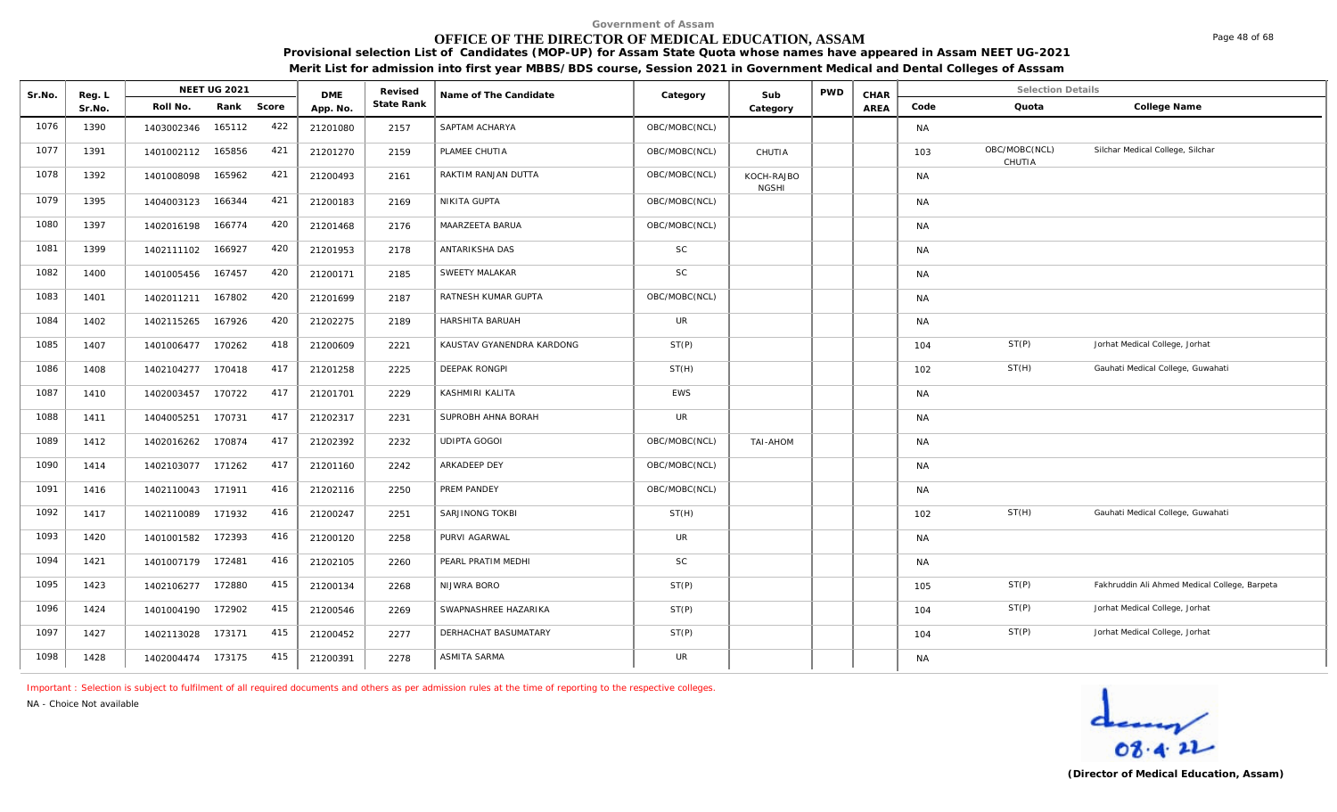Government of Assam

# OFFICE OF THE DIRECTOR OF MEDICAL EDUCATION, ASSAM

**Provisional selection List of Candidates (MOP-UP) for Assam State Quota whose names have appeared in Assam NEET UG-2021**

**Merit List for admission into first year MBBS/BDS course, Session 2021 in Government Medical and Dental Colleges of Asssam**

| Sr.No. | Reg. L Sr.No. | NEET UG 2021 Roll No. | Rank | Score | DME App. No. | Revised State Rank | Name of The Candidate | Category | Sub Category | PWD | CHAR AREA | Selection Details Code | Quota | College Name |
|---|---|---|---|---|---|---|---|---|---|---|---|---|---|---|
| 1076 | 1390 | 1403002346 | 165112 | 422 | 21201080 | 2157 | SAPTAM ACHARYA | OBC/MOBC(NCL) | | | | NA | | |
| 1077 | 1391 | 1401002112 | 165856 | 421 | 21201270 | 2159 | PLAMEE CHUTIA | OBC/MOBC(NCL) | CHUTIA | | | 103 | OBC/MOBC(NCL) CHUTIA | Silchar Medical College, Silchar |
| 1078 | 1392 | 1401008098 | 165962 | 421 | 21200493 | 2161 | RAKTIM RANJAN DUTTA | OBC/MOBC(NCL) | KOCH-RAJBONGSHI | | | NA | | |
| 1079 | 1395 | 1404003123 | 166344 | 421 | 21200183 | 2169 | NIKITA GUPTA | OBC/MOBC(NCL) | | | | NA | | |
| 1080 | 1397 | 1402016198 | 166774 | 420 | 21201468 | 2176 | MAARZEETA BARUA | OBC/MOBC(NCL) | | | | NA | | |
| 1081 | 1399 | 1402111102 | 166927 | 420 | 21201953 | 2178 | ANTARIKSHA DAS | SC | | | | NA | | |
| 1082 | 1400 | 1401005456 | 167457 | 420 | 21200171 | 2185 | SWEETY MALAKAR | SC | | | | NA | | |
| 1083 | 1401 | 1402011211 | 167802 | 420 | 21201699 | 2187 | RATNESH KUMAR GUPTA | OBC/MOBC(NCL) | | | | NA | | |
| 1084 | 1402 | 1402115265 | 167926 | 420 | 21202275 | 2189 | HARSHITA BARUAH | UR | | | | NA | | |
| 1085 | 1407 | 1401006477 | 170262 | 418 | 21200609 | 2221 | KAUSTAV GYANENDRA KARDONG | ST(P) | | | | 104 | ST(P) | Jorhat Medical College, Jorhat |
| 1086 | 1408 | 1402104277 | 170418 | 417 | 21201258 | 2225 | DEEPAK RONGPI | ST(H) | | | | 102 | ST(H) | Gauhati Medical College, Guwahati |
| 1087 | 1410 | 1402003457 | 170722 | 417 | 21201701 | 2229 | KASHMIRI KALITA | EWS | | | | NA | | |
| 1088 | 1411 | 1404005251 | 170731 | 417 | 21202317 | 2231 | SUPROBH AHNA BORAH | UR | | | | NA | | |
| 1089 | 1412 | 1402016262 | 170874 | 417 | 21202392 | 2232 | UDIPTA GOGOI | OBC/MOBC(NCL) | TAI-AHOM | | | NA | | |
| 1090 | 1414 | 1402103077 | 171262 | 417 | 21201160 | 2242 | ARKADEEP DEY | OBC/MOBC(NCL) | | | | NA | | |
| 1091 | 1416 | 1402110043 | 171911 | 416 | 21202116 | 2250 | PREM PANDEY | OBC/MOBC(NCL) | | | | NA | | |
| 1092 | 1417 | 1402110089 | 171932 | 416 | 21200247 | 2251 | SARJINONG TOKBI | ST(H) | | | | 102 | ST(H) | Gauhati Medical College, Guwahati |
| 1093 | 1420 | 1401001582 | 172393 | 416 | 21200120 | 2258 | PURVI AGARWAL | UR | | | | NA | | |
| 1094 | 1421 | 1401007179 | 172481 | 416 | 21202105 | 2260 | PEARL PRATIM MEDHI | SC | | | | NA | | |
| 1095 | 1423 | 1402106277 | 172880 | 415 | 21200134 | 2268 | NIJWRA BORO | ST(P) | | | | 105 | ST(P) | Fakhruddin Ali Ahmed Medical College, Barpeta |
| 1096 | 1424 | 1401004190 | 172902 | 415 | 21200546 | 2269 | SWAPNASHREE HAZARIKA | ST(P) | | | | 104 | ST(P) | Jorhat Medical College, Jorhat |
| 1097 | 1427 | 1402113028 | 173171 | 415 | 21200452 | 2277 | DERHACHAT BASUMATARY | ST(P) | | | | 104 | ST(P) | Jorhat Medical College, Jorhat |
| 1098 | 1428 | 1402004474 | 173175 | 415 | 21200391 | 2278 | ASMITA SARMA | UR | | | | NA | | |

Important : Selection is subject to fulfilment of all required documents and others as per admission rules at the time of reporting to the respective colleges.

NA - Choice Not available

08.4.22

**(Director of Medical Education, Assam)**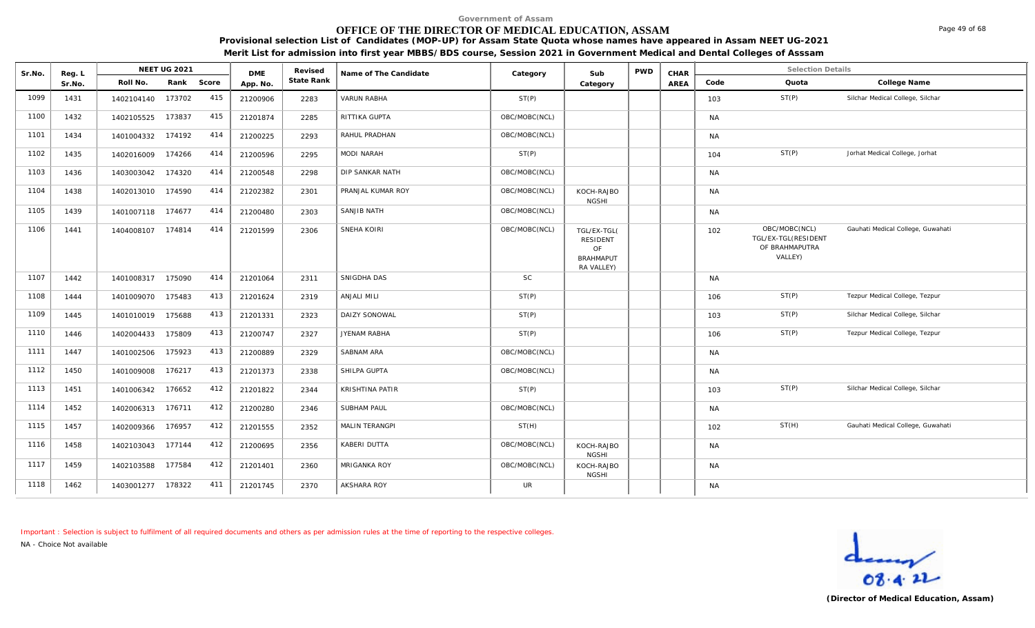Government of Assam

# OFFICE OF THE DIRECTOR OF MEDICAL EDUCATION, ASSAM

**Provisional selection List of Candidates (MOP-UP) for Assam State Quota whose names have appeared in Assam NEET UG-2021**

**Merit List for admission into first year MBBS/BDS course, Session 2021 in Government Medical and Dental Colleges of Asssam**

| Sr.No. | Reg. L Sr.No. | NEET UG 2021 | | | DME App. No. | Revised State Rank | Name of The Candidate | Category | Sub Category | PWD | CHAR AREA | Selection Details | | |
|---|---|---|---|---|---|---|---|---|---|---|---|---|---|---|
| | | Roll No. | Rank | Score | | | | | | | | Code | Quota | College Name |
| 1099 | 1431 | 1402104140 | 173702 | 415 | 21200906 | 2283 | VARUN RABHA | ST(P) | | | | 103 | ST(P) | Silchar Medical College, Silchar |
| 1100 | 1432 | 1402105525 | 173837 | 415 | 21201874 | 2285 | RITTIKA GUPTA | OBC/MOBC(NCL) | | | | NA | | |
| 1101 | 1434 | 1401004332 | 174192 | 414 | 21200225 | 2293 | RAHUL PRADHAN | OBC/MOBC(NCL) | | | | NA | | |
| 1102 | 1435 | 1402016009 | 174266 | 414 | 21200596 | 2295 | MODI NARAH | ST(P) | | | | 104 | ST(P) | Jorhat Medical College, Jorhat |
| 1103 | 1436 | 1403003042 | 174320 | 414 | 21200548 | 2298 | DIP SANKAR NATH | OBC/MOBC(NCL) | | | | NA | | |
| 1104 | 1438 | 1402013010 | 174590 | 414 | 21202382 | 2301 | PRANJAL KUMAR ROY | OBC/MOBC(NCL) | KOCH-RAJBONGSHI | | | NA | | |
| 1105 | 1439 | 1401007118 | 174677 | 414 | 21200480 | 2303 | SANJIB NATH | OBC/MOBC(NCL) | | | | NA | | |
| 1106 | 1441 | 1404008107 | 174814 | 414 | 21201599 | 2306 | SNEHA KOIRI | OBC/MOBC(NCL) | TGL/EX-TGL(RESIDENT OF BRAHMAPUTRA VALLEY) | | | 102 | OBC/MOBC(NCL) TGL/EX-TGL(RESIDENT OF BRAHMAPUTRA VALLEY) | Gauhati Medical College, Guwahati |
| 1107 | 1442 | 1401008317 | 175090 | 414 | 21201064 | 2311 | SNIGDHA DAS | SC | | | | NA | | |
| 1108 | 1444 | 1401009070 | 175483 | 413 | 21201624 | 2319 | ANJALI MILI | ST(P) | | | | 106 | ST(P) | Tezpur Medical College, Tezpur |
| 1109 | 1445 | 1401010019 | 175688 | 413 | 21201331 | 2323 | DAIZY SONOWAL | ST(P) | | | | 103 | ST(P) | Silchar Medical College, Silchar |
| 1110 | 1446 | 1402004433 | 175809 | 413 | 21200747 | 2327 | JYENAM RABHA | ST(P) | | | | 106 | ST(P) | Tezpur Medical College, Tezpur |
| 1111 | 1447 | 1401002506 | 175923 | 413 | 21200889 | 2329 | SABNAM ARA | OBC/MOBC(NCL) | | | | NA | | |
| 1112 | 1450 | 1401009008 | 176217 | 413 | 21201373 | 2338 | SHILPA GUPTA | OBC/MOBC(NCL) | | | | NA | | |
| 1113 | 1451 | 1401006342 | 176652 | 412 | 21201822 | 2344 | KRISHTINA PATIR | ST(P) | | | | 103 | ST(P) | Silchar Medical College, Silchar |
| 1114 | 1452 | 1402006313 | 176711 | 412 | 21200280 | 2346 | SUBHAM PAUL | OBC/MOBC(NCL) | | | | NA | | |
| 1115 | 1457 | 1402009366 | 176957 | 412 | 21201555 | 2352 | MALIN TERANGPI | ST(H) | | | | 102 | ST(H) | Gauhati Medical College, Guwahati |
| 1116 | 1458 | 1402103043 | 177144 | 412 | 21200695 | 2356 | KABERI DUTTA | OBC/MOBC(NCL) | KOCH-RAJBONGSHI | | | NA | | |
| 1117 | 1459 | 1402103588 | 177584 | 412 | 21201401 | 2360 | MRIGANKA ROY | OBC/MOBC(NCL) | KOCH-RAJBONGSHI | | | NA | | |
| 1118 | 1462 | 1403001277 | 178322 | 411 | 21201745 | 2370 | AKSHARA ROY | UR | | | | NA | | |

Important : Selection is subject to fulfilment of all required documents and others as per admission rules at the time of reporting to the respective colleges.

NA - Choice Not available

08.4.22

**(Director of Medical Education, Assam)**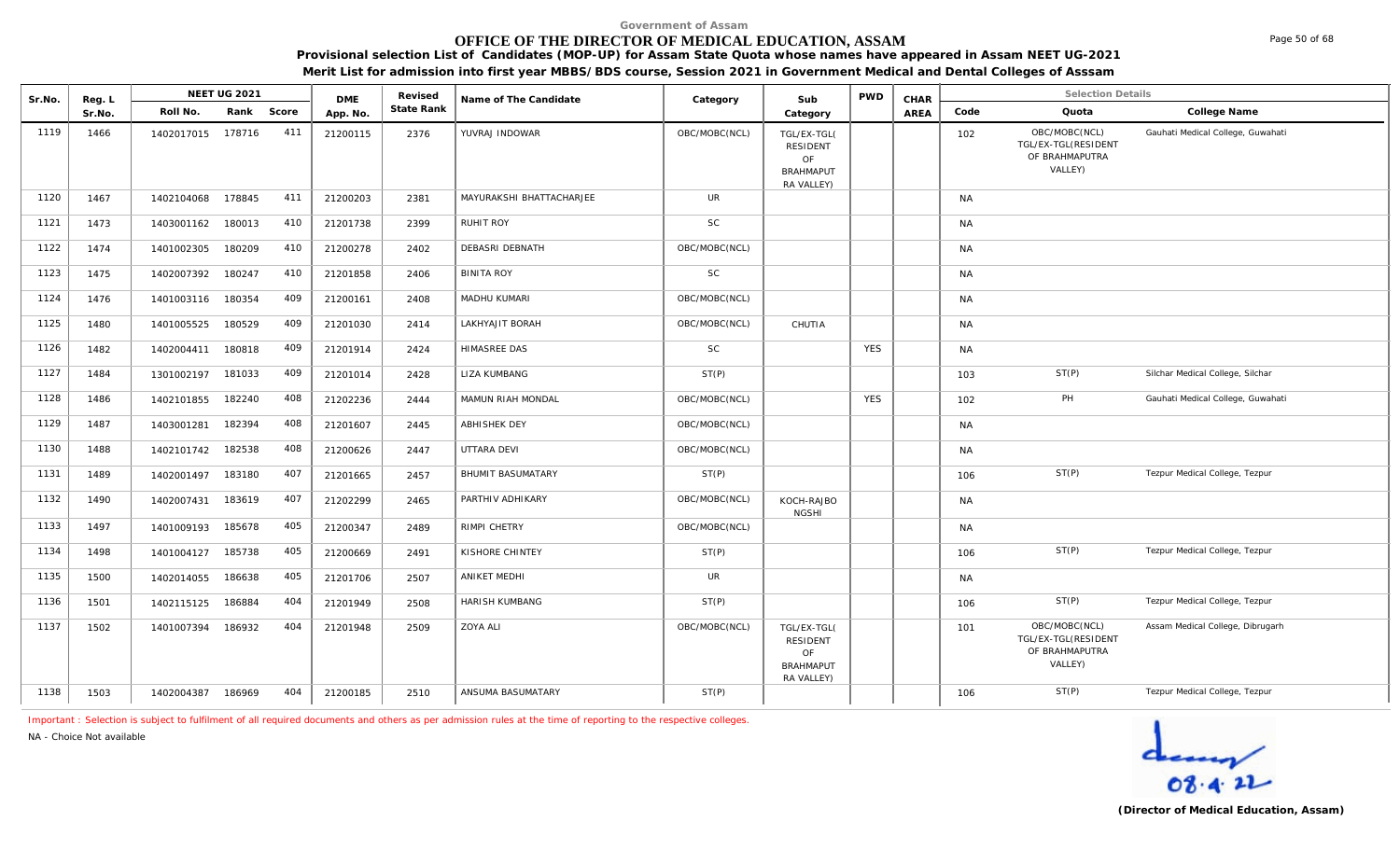Government of Assam

# OFFICE OF THE DIRECTOR OF MEDICAL EDUCATION, ASSAM

**Provisional selection List of Candidates (MOP-UP) for Assam State Quota whose names have appeared in Assam NEET UG-2021**

**Merit List for admission into first year MBBS/BDS course, Session 2021 in Government Medical and Dental Colleges of Asssam**

| Sr.No. | Reg. L Sr.No. | NEET UG 2021 Roll No. | Rank | Score | DME App. No. | Revised State Rank | Name of The Candidate | Category | Sub Category | PWD | CHAR AREA | Code | Quota | College Name |
|---|---|---|---|---|---|---|---|---|---|---|---|---|---|---|
| 1119 | 1466 | 1402017015 | 178716 | 411 | 21200115 | 2376 | YUVRAJ INDOWAR | OBC/MOBC(NCL) | TGL/EX-TGL( RESIDENT OF BRAHMAPUT RA VALLEY) | | | 102 | OBC/MOBC(NCL) TGL/EX-TGL(RESIDENT OF BRAHMAPUTRA VALLEY) | Gauhati Medical College, Guwahati |
| 1120 | 1467 | 1402104068 | 178845 | 411 | 21200203 | 2381 | MAYURAKSHI BHATTACHARJEE | UR | | | | NA | | |
| 1121 | 1473 | 1403001162 | 180013 | 410 | 21201738 | 2399 | RUHIT ROY | SC | | | | NA | | |
| 1122 | 1474 | 1401002305 | 180209 | 410 | 21200278 | 2402 | DEBASRI DEBNATH | OBC/MOBC(NCL) | | | | NA | | |
| 1123 | 1475 | 1402007392 | 180247 | 410 | 21201858 | 2406 | BINITA ROY | SC | | | | NA | | |
| 1124 | 1476 | 1401003116 | 180354 | 409 | 21200161 | 2408 | MADHU KUMARI | OBC/MOBC(NCL) | | | | NA | | |
| 1125 | 1480 | 1401005525 | 180529 | 409 | 21201030 | 2414 | LAKHYAJIT BORAH | OBC/MOBC(NCL) | CHUTIA | | | NA | | |
| 1126 | 1482 | 1402004411 | 180818 | 409 | 21201914 | 2424 | HIMASREE DAS | SC | | YES | | NA | | |
| 1127 | 1484 | 1301002197 | 181033 | 409 | 21201014 | 2428 | LIZA KUMBANG | ST(P) | | | | 103 | ST(P) | Silchar Medical College, Silchar |
| 1128 | 1486 | 1402101855 | 182240 | 408 | 21202236 | 2444 | MAMUN RIAH MONDAL | OBC/MOBC(NCL) | | YES | | 102 | PH | Gauhati Medical College, Guwahati |
| 1129 | 1487 | 1403001281 | 182394 | 408 | 21201607 | 2445 | ABHISHEK DEY | OBC/MOBC(NCL) | | | | NA | | |
| 1130 | 1488 | 1402101742 | 182538 | 408 | 21200626 | 2447 | UTTARA DEVI | OBC/MOBC(NCL) | | | | NA | | |
| 1131 | 1489 | 1402001497 | 183180 | 407 | 21201665 | 2457 | BHUMIT BASUMATARY | ST(P) | | | | 106 | ST(P) | Tezpur Medical College, Tezpur |
| 1132 | 1490 | 1402007431 | 183619 | 407 | 21202299 | 2465 | PARTHIV ADHIKARY | OBC/MOBC(NCL) | KOCH-RAJBO NGSHI | | | NA | | |
| 1133 | 1497 | 1401009193 | 185678 | 405 | 21200347 | 2489 | RIMPI CHETRY | OBC/MOBC(NCL) | | | | NA | | |
| 1134 | 1498 | 1401004127 | 185738 | 405 | 21200669 | 2491 | KISHORE CHINTEY | ST(P) | | | | 106 | ST(P) | Tezpur Medical College, Tezpur |
| 1135 | 1500 | 1402014055 | 186638 | 405 | 21201706 | 2507 | ANIKET MEDHI | UR | | | | NA | | |
| 1136 | 1501 | 1402115125 | 186884 | 404 | 21201949 | 2508 | HARISH KUMBANG | ST(P) | | | | 106 | ST(P) | Tezpur Medical College, Tezpur |
| 1137 | 1502 | 1401007394 | 186932 | 404 | 21201948 | 2509 | ZOYA ALI | OBC/MOBC(NCL) | TGL/EX-TGL( RESIDENT OF BRAHMAPUT RA VALLEY) | | | 101 | OBC/MOBC(NCL) TGL/EX-TGL(RESIDENT OF BRAHMAPUTRA VALLEY) | Assam Medical College, Dibrugarh |
| 1138 | 1503 | 1402004387 | 186969 | 404 | 21200185 | 2510 | ANSUMA BASUMATARY | ST(P) | | | | 106 | ST(P) | Tezpur Medical College, Tezpur |

Important : Selection is subject to fulfilment of all required documents and others as per admission rules at the time of reporting to the respective colleges.

NA - Choice Not available

08.4.22

**(Director of Medical Education, Assam)**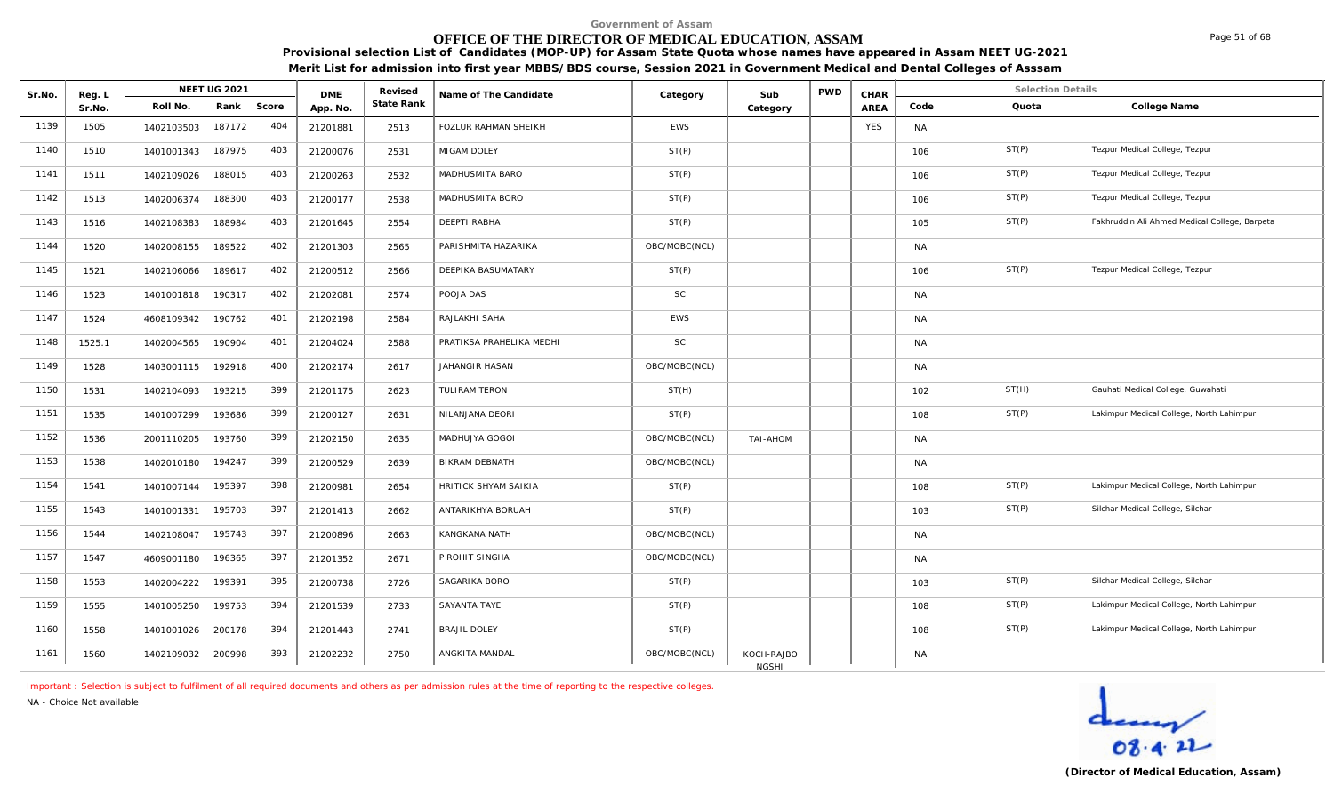Government of Assam

# OFFICE OF THE DIRECTOR OF MEDICAL EDUCATION, ASSAM

**Provisional selection List of Candidates (MOP-UP) for Assam State Quota whose names have appeared in Assam NEET UG-2021**

**Merit List for admission into first year MBBS/BDS course, Session 2021 in Government Medical and Dental Colleges of Asssam**

| Sr.No. | Reg. L Sr.No. | NEET UG 2021 | | | DME App. No. | Revised State Rank | Name of The Candidate | Category | Sub Category | PWD | CHAR AREA | Selection Details | | |
|---|---|---|---|---|---|---|---|---|---|---|---|---|---|---|
| | | Roll No. | Rank | Score | | | | | | | | Code | Quota | College Name |
| 1139 | 1505 | 1402103503 | 187172 | 404 | 21201881 | 2513 | FOZLUR RAHMAN SHEIKH | EWS | | | YES | NA | | |
| 1140 | 1510 | 1401001343 | 187975 | 403 | 21200076 | 2531 | MIGAM DOLEY | ST(P) | | | | 106 | ST(P) | Tezpur Medical College, Tezpur |
| 1141 | 1511 | 1402109026 | 188015 | 403 | 21200263 | 2532 | MADHUSMITA BARO | ST(P) | | | | 106 | ST(P) | Tezpur Medical College, Tezpur |
| 1142 | 1513 | 1402006374 | 188300 | 403 | 21200177 | 2538 | MADHUSMITA BORO | ST(P) | | | | 106 | ST(P) | Tezpur Medical College, Tezpur |
| 1143 | 1516 | 1402108383 | 188984 | 403 | 21201645 | 2554 | DEEPTI RABHA | ST(P) | | | | 105 | ST(P) | Fakhruddin Ali Ahmed Medical College, Barpeta |
| 1144 | 1520 | 1402008155 | 189522 | 402 | 21201303 | 2565 | PARISHMITA HAZARIKA | OBC/MOBC(NCL) | | | | NA | | |
| 1145 | 1521 | 1402106066 | 189617 | 402 | 21200512 | 2566 | DEEPIKA BASUMATARY | ST(P) | | | | 106 | ST(P) | Tezpur Medical College, Tezpur |
| 1146 | 1523 | 1401001818 | 190317 | 402 | 21202081 | 2574 | POOJA DAS | SC | | | | NA | | |
| 1147 | 1524 | 4608109342 | 190762 | 401 | 21202198 | 2584 | RAJLAKHI SAHA | EWS | | | | NA | | |
| 1148 | 1525.1 | 1402004565 | 190904 | 401 | 21204024 | 2588 | PRATIKSA PRAHELIKA MEDHI | SC | | | | NA | | |
| 1149 | 1528 | 1403001115 | 192918 | 400 | 21202174 | 2617 | JAHANGIR HASAN | OBC/MOBC(NCL) | | | | NA | | |
| 1150 | 1531 | 1402104093 | 193215 | 399 | 21201175 | 2623 | TULIRAM TERON | ST(H) | | | | 102 | ST(H) | Gauhati Medical College, Guwahati |
| 1151 | 1535 | 1401007299 | 193686 | 399 | 21200127 | 2631 | NILANJANA DEORI | ST(P) | | | | 108 | ST(P) | Lakimpur Medical College, North Lahimpur |
| 1152 | 1536 | 2001110205 | 193760 | 399 | 21202150 | 2635 | MADHUJYA GOGOI | OBC/MOBC(NCL) | TAI-AHOM | | | NA | | |
| 1153 | 1538 | 1402010180 | 194247 | 399 | 21200529 | 2639 | BIKRAM DEBNATH | OBC/MOBC(NCL) | | | | NA | | |
| 1154 | 1541 | 1401007144 | 195397 | 398 | 21200981 | 2654 | HRITICK SHYAM SAIKIA | ST(P) | | | | 108 | ST(P) | Lakimpur Medical College, North Lahimpur |
| 1155 | 1543 | 1401001331 | 195703 | 397 | 21201413 | 2662 | ANTARIKHYA BORUAH | ST(P) | | | | 103 | ST(P) | Silchar Medical College, Silchar |
| 1156 | 1544 | 1402108047 | 195743 | 397 | 21200896 | 2663 | KANGKANA NATH | OBC/MOBC(NCL) | | | | NA | | |
| 1157 | 1547 | 4609001180 | 196365 | 397 | 21201352 | 2671 | P ROHIT SINGHA | OBC/MOBC(NCL) | | | | NA | | |
| 1158 | 1553 | 1402004222 | 199391 | 395 | 21200738 | 2726 | SAGARIKA BORO | ST(P) | | | | 103 | ST(P) | Silchar Medical College, Silchar |
| 1159 | 1555 | 1401005250 | 199753 | 394 | 21201539 | 2733 | SAYANTA TAYE | ST(P) | | | | 108 | ST(P) | Lakimpur Medical College, North Lahimpur |
| 1160 | 1558 | 1401001026 | 200178 | 394 | 21201443 | 2741 | BRAJIL DOLEY | ST(P) | | | | 108 | ST(P) | Lakimpur Medical College, North Lahimpur |
| 1161 | 1560 | 1402109032 | 200998 | 393 | 21202232 | 2750 | ANGKITA MANDAL | OBC/MOBC(NCL) | KOCH-RAJBO NGSHI | | | NA | | |

Important : Selection is subject to fulfilment of all required documents and others as per admission rules at the time of reporting to the respective colleges.

NA - Choice Not available

08.4.22

**(Director of Medical Education, Assam)**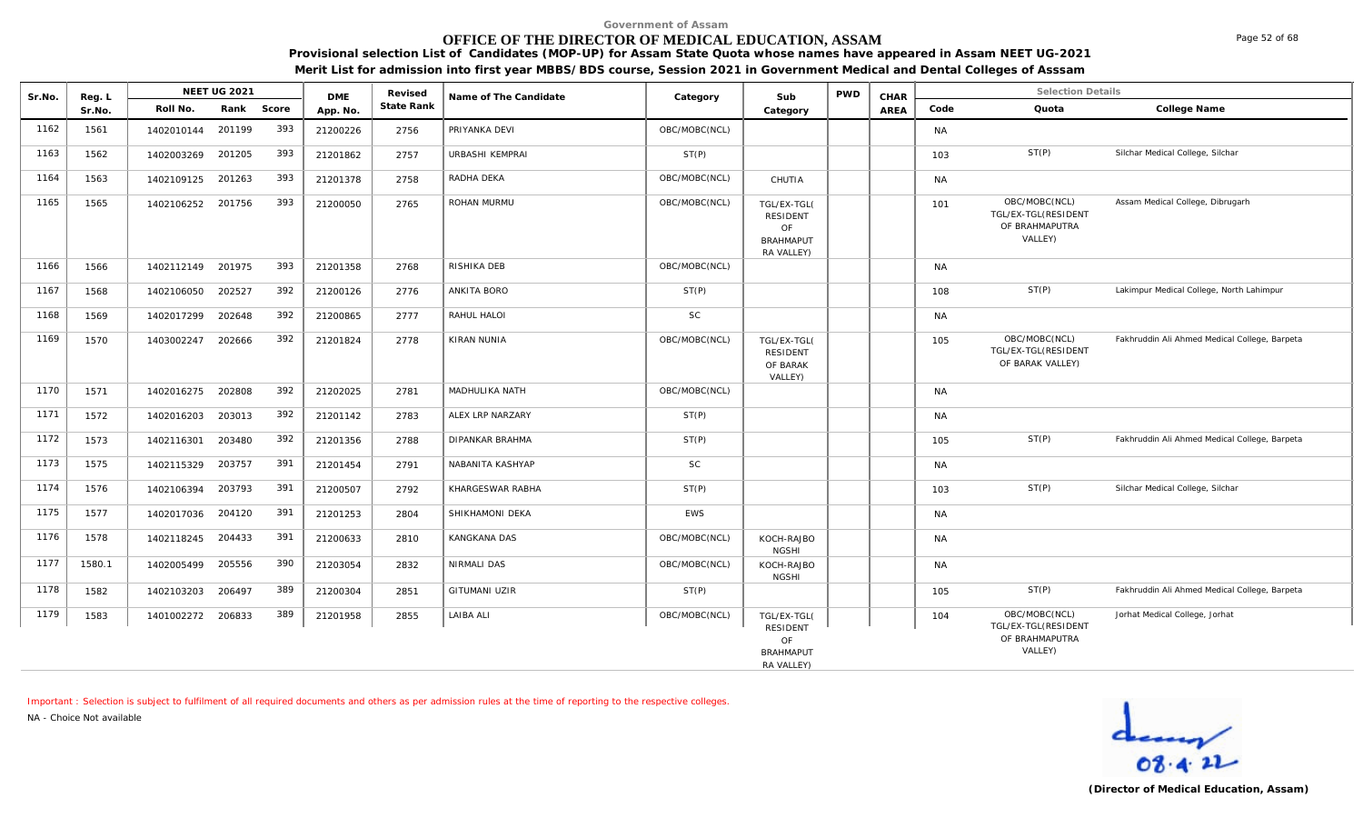Government of Assam

# OFFICE OF THE DIRECTOR OF MEDICAL EDUCATION, ASSAM

**Provisional selection List of Candidates (MOP-UP) for Assam State Quota whose names have appeared in Assam NEET UG-2021**

**Merit List for admission into first year MBBS/BDS course, Session 2021 in Government Medical and Dental Colleges of Asssam**

| Sr.No. | Reg. L Sr.No. | NEET UG 2021 Roll No. | Rank | Score | DME App. No. | Revised State Rank | Name of The Candidate | Category | Sub Category | PWD | CHAR AREA | Selection Details Code | Quota | College Name |
|---|---|---|---|---|---|---|---|---|---|---|---|---|---|---|
| 1162 | 1561 | 1402010144 | 201199 | 393 | 21200226 | 2756 | PRIYANKA DEVI | OBC/MOBC(NCL) | | | | NA | | |
| 1163 | 1562 | 1402003269 | 201205 | 393 | 21201862 | 2757 | URBASHI KEMPRAI | ST(P) | | | | 103 | ST(P) | Silchar Medical College, Silchar |
| 1164 | 1563 | 1402109125 | 201263 | 393 | 21201378 | 2758 | RADHA DEKA | OBC/MOBC(NCL) | CHUTIA | | | NA | | |
| 1165 | 1565 | 1402106252 | 201756 | 393 | 21200050 | 2765 | ROHAN MURMU | OBC/MOBC(NCL) | TGL/EX-TGL( RESIDENT OF BRAHMAPUT RA VALLEY) | | | 101 | OBC/MOBC(NCL) TGL/EX-TGL(RESIDENT OF BRAHMAPUTRA VALLEY) | Assam Medical College, Dibrugarh |
| 1166 | 1566 | 1402112149 | 201975 | 393 | 21201358 | 2768 | RISHIKA DEB | OBC/MOBC(NCL) | | | | NA | | |
| 1167 | 1568 | 1402106050 | 202527 | 392 | 21200126 | 2776 | ANKITA BORO | ST(P) | | | | 108 | ST(P) | Lakimpur Medical College, North Lahimpur |
| 1168 | 1569 | 1402017299 | 202648 | 392 | 21200865 | 2777 | RAHUL HALOI | SC | | | | NA | | |
| 1169 | 1570 | 1403002247 | 202666 | 392 | 21201824 | 2778 | KIRAN NUNIA | OBC/MOBC(NCL) | TGL/EX-TGL( RESIDENT OF BARAK VALLEY) | | | 105 | OBC/MOBC(NCL) TGL/EX-TGL(RESIDENT OF BARAK VALLEY) | Fakhruddin Ali Ahmed Medical College, Barpeta |
| 1170 | 1571 | 1402016275 | 202808 | 392 | 21202025 | 2781 | MADHULIKA NATH | OBC/MOBC(NCL) | | | | NA | | |
| 1171 | 1572 | 1402016203 | 203013 | 392 | 21201142 | 2783 | ALEX LRP NARZARY | ST(P) | | | | NA | | |
| 1172 | 1573 | 1402116301 | 203480 | 392 | 21201356 | 2788 | DIPANKAR BRAHMA | ST(P) | | | | 105 | ST(P) | Fakhruddin Ali Ahmed Medical College, Barpeta |
| 1173 | 1575 | 1402115329 | 203757 | 391 | 21201454 | 2791 | NABANITA KASHYAP | SC | | | | NA | | |
| 1174 | 1576 | 1402106394 | 203793 | 391 | 21200507 | 2792 | KHARGESWAR RABHA | ST(P) | | | | 103 | ST(P) | Silchar Medical College, Silchar |
| 1175 | 1577 | 1402017036 | 204120 | 391 | 21201253 | 2804 | SHIKHAMONI DEKA | EWS | | | | NA | | |
| 1176 | 1578 | 1402118245 | 204433 | 391 | 21200633 | 2810 | KANGKANA DAS | OBC/MOBC(NCL) | KOCH-RAJBO NGSHI | | | NA | | |
| 1177 | 1580.1 | 1402005499 | 205556 | 390 | 21203054 | 2832 | NIRMALI DAS | OBC/MOBC(NCL) | KOCH-RAJBO NGSHI | | | NA | | |
| 1178 | 1582 | 1402103203 | 206497 | 389 | 21200304 | 2851 | GITUMANI UZIR | ST(P) | | | | 105 | ST(P) | Fakhruddin Ali Ahmed Medical College, Barpeta |
| 1179 | 1583 | 1401002272 | 206833 | 389 | 21201958 | 2855 | LAIBA ALI | OBC/MOBC(NCL) | TGL/EX-TGL( RESIDENT OF BRAHMAPUT RA VALLEY) | | | 104 | OBC/MOBC(NCL) TGL/EX-TGL(RESIDENT OF BRAHMAPUTRA VALLEY) | Jorhat Medical College, Jorhat |

Important : Selection is subject to fulfilment of all required documents and others as per admission rules at the time of reporting to the respective colleges.

NA - Choice Not available

08.4.22

**(Director of Medical Education, Assam)**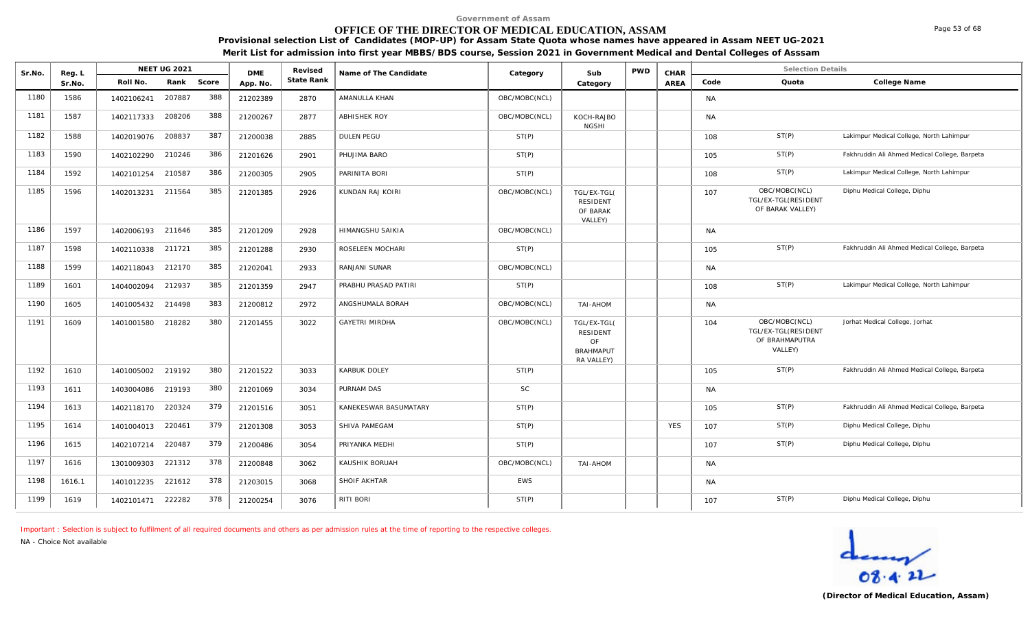Government of Assam

# OFFICE OF THE DIRECTOR OF MEDICAL EDUCATION, ASSAM

**Provisional selection List of Candidates (MOP-UP) for Assam State Quota whose names have appeared in Assam NEET UG-2021**

**Merit List for admission into first year MBBS/BDS course, Session 2021 in Government Medical and Dental Colleges of Asssam**

| Sr.No. | Reg. L Sr.No. | NEET UG 2021 Roll No. | Rank | Score | DME App. No. | Revised State Rank | Name of The Candidate | Category | Sub Category | PWD | CHAR AREA | Selection Details Code | Quota | College Name |
|---|---|---|---|---|---|---|---|---|---|---|---|---|---|---|
| 1180 | 1586 | 1402106241 | 207887 | 388 | 21202389 | 2870 | AMANULLA KHAN | OBC/MOBC(NCL) | | | | NA | | |
| 1181 | 1587 | 1402117333 | 208206 | 388 | 21200267 | 2877 | ABHISHEK ROY | OBC/MOBC(NCL) | KOCH-RAJBONGSHI | | | NA | | |
| 1182 | 1588 | 1402019076 | 208837 | 387 | 21200038 | 2885 | DULEN PEGU | ST(P) | | | | 108 | ST(P) | Lakimpur Medical College, North Lahimpur |
| 1183 | 1590 | 1402102290 | 210246 | 386 | 21201626 | 2901 | PHUJIMA BARO | ST(P) | | | | 105 | ST(P) | Fakhruddin Ali Ahmed Medical College, Barpeta |
| 1184 | 1592 | 1402101254 | 210587 | 386 | 21200305 | 2905 | PARINITA BORI | ST(P) | | | | 108 | ST(P) | Lakimpur Medical College, North Lahimpur |
| 1185 | 1596 | 1402013231 | 211564 | 385 | 21201385 | 2926 | KUNDAN RAJ KOIRI | OBC/MOBC(NCL) | TGL/EX-TGL(RESIDENT OF BARAK VALLEY) | | | 107 | OBC/MOBC(NCL) TGL/EX-TGL(RESIDENT OF BARAK VALLEY) | Diphu Medical College, Diphu |
| 1186 | 1597 | 1402006193 | 211646 | 385 | 21201209 | 2928 | HIMANGSHU SAIKIA | OBC/MOBC(NCL) | | | | NA | | |
| 1187 | 1598 | 1402110338 | 211721 | 385 | 21201288 | 2930 | ROSELEEN MOCHARI | ST(P) | | | | 105 | ST(P) | Fakhruddin Ali Ahmed Medical College, Barpeta |
| 1188 | 1599 | 1402118043 | 212170 | 385 | 21202041 | 2933 | RANJANI SUNAR | OBC/MOBC(NCL) | | | | NA | | |
| 1189 | 1601 | 1404002094 | 212937 | 385 | 21201359 | 2947 | PRABHU PRASAD PATIRI | ST(P) | | | | 108 | ST(P) | Lakimpur Medical College, North Lahimpur |
| 1190 | 1605 | 1401005432 | 214498 | 383 | 21200812 | 2972 | ANGSHUMALA BORAH | OBC/MOBC(NCL) | TAI-AHOM | | | NA | | |
| 1191 | 1609 | 1401001580 | 218282 | 380 | 21201455 | 3022 | GAYETRI MIRDHA | OBC/MOBC(NCL) | TGL/EX-TGL(RESIDENT OF BRAHMAPUTRA VALLEY) | | | 104 | OBC/MOBC(NCL) TGL/EX-TGL(RESIDENT OF BRAHMAPUTRA VALLEY) | Jorhat Medical College, Jorhat |
| 1192 | 1610 | 1401005002 | 219192 | 380 | 21201522 | 3033 | KARBUK DOLEY | ST(P) | | | | 105 | ST(P) | Fakhruddin Ali Ahmed Medical College, Barpeta |
| 1193 | 1611 | 1403004086 | 219193 | 380 | 21201069 | 3034 | PURNAM DAS | SC | | | | NA | | |
| 1194 | 1613 | 1402118170 | 220324 | 379 | 21201516 | 3051 | KANEKESWAR BASUMATARY | ST(P) | | | | 105 | ST(P) | Fakhruddin Ali Ahmed Medical College, Barpeta |
| 1195 | 1614 | 1401004013 | 220461 | 379 | 21201308 | 3053 | SHIVA PAMEGAM | ST(P) | | | YES | 107 | ST(P) | Diphu Medical College, Diphu |
| 1196 | 1615 | 1402107214 | 220487 | 379 | 21200486 | 3054 | PRIYANKA MEDHI | ST(P) | | | | 107 | ST(P) | Diphu Medical College, Diphu |
| 1197 | 1616 | 1301009303 | 221312 | 378 | 21200848 | 3062 | KAUSHIK BORUAH | OBC/MOBC(NCL) | TAI-AHOM | | | NA | | |
| 1198 | 1616.1 | 1401012235 | 221612 | 378 | 21203015 | 3068 | SHOIF AKHTAR | EWS | | | | NA | | |
| 1199 | 1619 | 1402101471 | 222282 | 378 | 21200254 | 3076 | RITI BORI | ST(P) | | | | 107 | ST(P) | Diphu Medical College, Diphu |

Important : Selection is subject to fulfilment of all required documents and others as per admission rules at the time of reporting to the respective colleges.

NA - Choice Not available

08.4.22

**(Director of Medical Education, Assam)**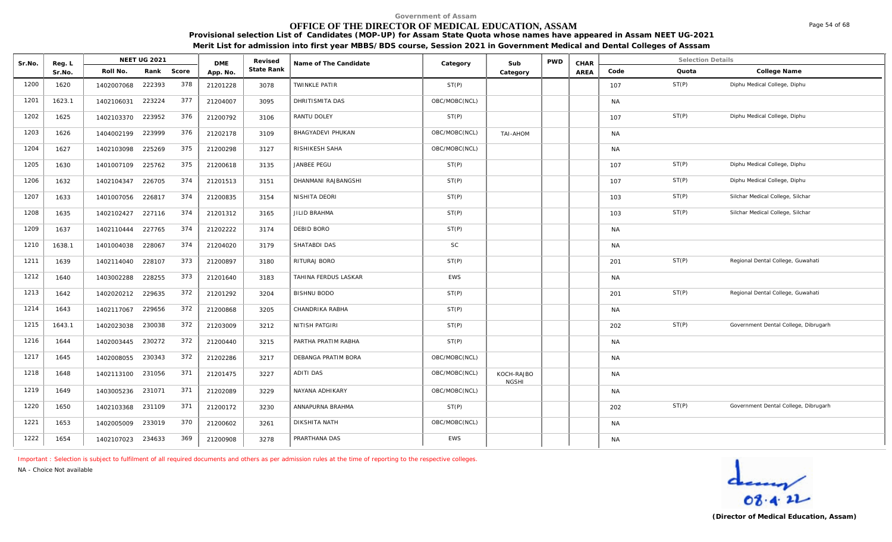Government of Assam

# OFFICE OF THE DIRECTOR OF MEDICAL EDUCATION, ASSAM

**Provisional selection List of Candidates (MOP-UP) for Assam State Quota whose names have appeared in Assam NEET UG-2021**

**Merit List for admission into first year MBBS/BDS course, Session 2021 in Government Medical and Dental Colleges of Asssam**

| Sr.No. | Reg. L Sr.No. | NEET UG 2021 Roll No. | Rank | Score | DME App. No. | Revised State Rank | Name of The Candidate | Category | Sub Category | PWD | CHAR AREA | Selection Details Code | Quota | College Name |
|---|---|---|---|---|---|---|---|---|---|---|---|---|---|---|
| 1200 | 1620 | 1402007068 | 222393 | 378 | 21201228 | 3078 | TWINKLE PATIR | ST(P) | | | | 107 | ST(P) | Diphu Medical College, Diphu |
| 1201 | 1623.1 | 1402106031 | 223224 | 377 | 21204007 | 3095 | DHRITISMITA DAS | OBC/MOBC(NCL) | | | | NA | | |
| 1202 | 1625 | 1402103370 | 223952 | 376 | 21200792 | 3106 | RANTU DOLEY | ST(P) | | | | 107 | ST(P) | Diphu Medical College, Diphu |
| 1203 | 1626 | 1404002199 | 223999 | 376 | 21202178 | 3109 | BHAGYADEVI PHUKAN | OBC/MOBC(NCL) | TAI-AHOM | | | NA | | |
| 1204 | 1627 | 1402103098 | 225269 | 375 | 21200298 | 3127 | RISHIKESH SAHA | OBC/MOBC(NCL) | | | | NA | | |
| 1205 | 1630 | 1401007109 | 225762 | 375 | 21200618 | 3135 | JANBEE PEGU | ST(P) | | | | 107 | ST(P) | Diphu Medical College, Diphu |
| 1206 | 1632 | 1402104347 | 226705 | 374 | 21201513 | 3151 | DHANMANI RAJBANGSHI | ST(P) | | | | 107 | ST(P) | Diphu Medical College, Diphu |
| 1207 | 1633 | 1401007056 | 226817 | 374 | 21200835 | 3154 | NISHITA DEORI | ST(P) | | | | 103 | ST(P) | Silchar Medical College, Silchar |
| 1208 | 1635 | 1402102427 | 227116 | 374 | 21201312 | 3165 | JILID BRAHMA | ST(P) | | | | 103 | ST(P) | Silchar Medical College, Silchar |
| 1209 | 1637 | 1402110444 | 227765 | 374 | 21202222 | 3174 | DEBID BORO | ST(P) | | | | NA | | |
| 1210 | 1638.1 | 1401004038 | 228067 | 374 | 21204020 | 3179 | SHATABDI DAS | SC | | | | NA | | |
| 1211 | 1639 | 1402114040 | 228107 | 373 | 21200897 | 3180 | RITURAJ BORO | ST(P) | | | | 201 | ST(P) | Regional Dental College, Guwahati |
| 1212 | 1640 | 1403002288 | 228255 | 373 | 21201640 | 3183 | TAHINA FERDUS LASKAR | EWS | | | | NA | | |
| 1213 | 1642 | 1402020212 | 229635 | 372 | 21201292 | 3204 | BISHNU BODO | ST(P) | | | | 201 | ST(P) | Regional Dental College, Guwahati |
| 1214 | 1643 | 1402117067 | 229656 | 372 | 21200868 | 3205 | CHANDRIKA RABHA | ST(P) | | | | NA | | |
| 1215 | 1643.1 | 1402023038 | 230038 | 372 | 21203009 | 3212 | NITISH PATGIRI | ST(P) | | | | 202 | ST(P) | Government Dental College, Dibrugarh |
| 1216 | 1644 | 1402003445 | 230272 | 372 | 21200440 | 3215 | PARTHA PRATIM RABHA | ST(P) | | | | NA | | |
| 1217 | 1645 | 1402008055 | 230343 | 372 | 21202286 | 3217 | DEBANGA PRATIM BORA | OBC/MOBC(NCL) | | | | NA | | |
| 1218 | 1648 | 1402113100 | 231056 | 371 | 21201475 | 3227 | ADITI DAS | OBC/MOBC(NCL) | KOCH-RAJBONGSHI | | | NA | | |
| 1219 | 1649 | 1403005236 | 231071 | 371 | 21202089 | 3229 | NAYANA ADHIKARY | OBC/MOBC(NCL) | | | | NA | | |
| 1220 | 1650 | 1402103368 | 231109 | 371 | 21200172 | 3230 | ANNAPURNA BRAHMA | ST(P) | | | | 202 | ST(P) | Government Dental College, Dibrugarh |
| 1221 | 1653 | 1402005009 | 233019 | 370 | 21200602 | 3261 | DIKSHITA NATH | OBC/MOBC(NCL) | | | | NA | | |
| 1222 | 1654 | 1402107023 | 234633 | 369 | 21200908 | 3278 | PRARTHANA DAS | EWS | | | | NA | | |

Important : Selection is subject to fulfilment of all required documents and others as per admission rules at the time of reporting to the respective colleges.

NA - Choice Not available

08.4.22

**(Director of Medical Education, Assam)**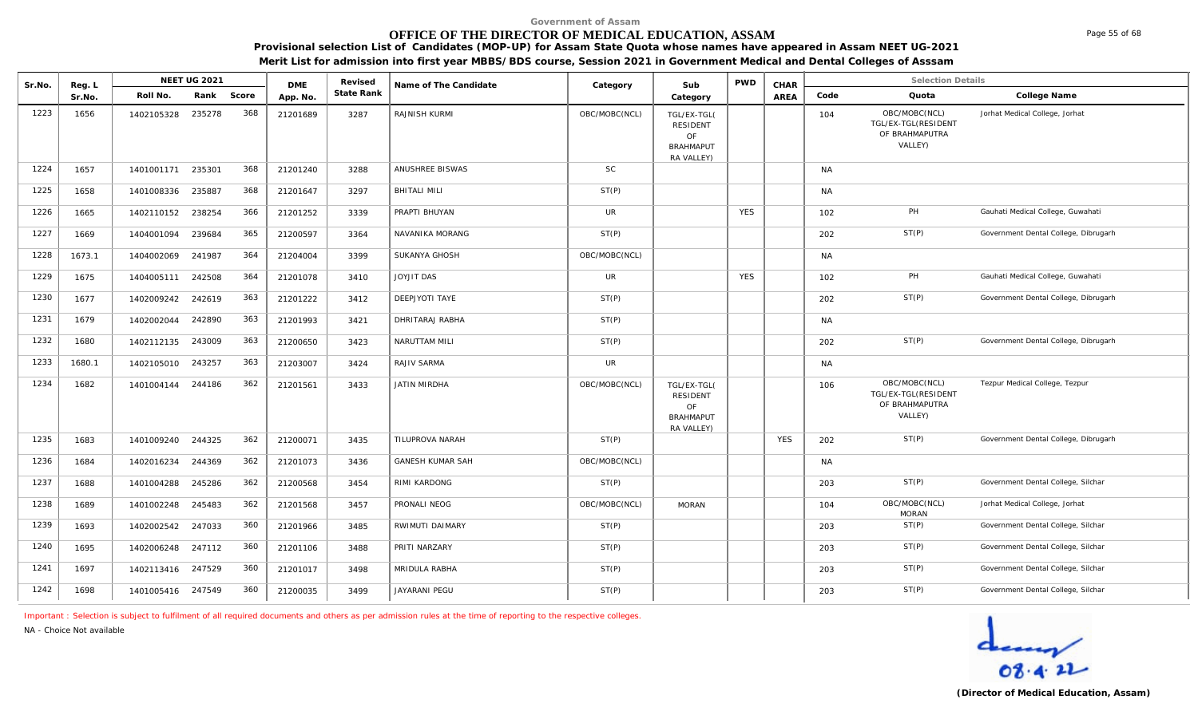Government of Assam

# OFFICE OF THE DIRECTOR OF MEDICAL EDUCATION, ASSAM

**Provisional selection List of Candidates (MOP-UP) for Assam State Quota whose names have appeared in Assam NEET UG-2021**

**Merit List for admission into first year MBBS/BDS course, Session 2021 in Government Medical and Dental Colleges of Asssam**

| Sr.No. | Reg. L Sr.No. | NEET UG 2021 Roll No. | Rank | Score | DME App. No. | Revised State Rank | Name of The Candidate | Category | Sub Category | PWD | CHAR AREA | Code | Quota | College Name |
|---|---|---|---|---|---|---|---|---|---|---|---|---|---|---|
| 1223 | 1656 | 1402105328 | 235278 | 368 | 21201689 | 3287 | RAJNISH KURMI | OBC/MOBC(NCL) | TGL/EX-TGL( RESIDENT OF BRAHMAPUT RA VALLEY) | | | 104 | OBC/MOBC(NCL) TGL/EX-TGL(RESIDENT OF BRAHMAPUTRA VALLEY) | Jorhat Medical College, Jorhat |
| 1224 | 1657 | 1401001171 | 235301 | 368 | 21201240 | 3288 | ANUSHREE BISWAS | SC | | | | NA | | |
| 1225 | 1658 | 1401008336 | 235887 | 368 | 21201647 | 3297 | BHITALI MILI | ST(P) | | | | NA | | |
| 1226 | 1665 | 1402110152 | 238254 | 366 | 21201252 | 3339 | PRAPTI BHUYAN | UR | | YES | | 102 | PH | Gauhati Medical College, Guwahati |
| 1227 | 1669 | 1404001094 | 239684 | 365 | 21200597 | 3364 | NAVANIKA MORANG | ST(P) | | | | 202 | ST(P) | Government Dental College, Dibrugarh |
| 1228 | 1673.1 | 1404002069 | 241987 | 364 | 21204004 | 3399 | SUKANYA GHOSH | OBC/MOBC(NCL) | | | | NA | | |
| 1229 | 1675 | 1404005111 | 242508 | 364 | 21201078 | 3410 | JOYJIT DAS | UR | | YES | | 102 | PH | Gauhati Medical College, Guwahati |
| 1230 | 1677 | 1402009242 | 242619 | 363 | 21201222 | 3412 | DEEPJYOTI TAYE | ST(P) | | | | 202 | ST(P) | Government Dental College, Dibrugarh |
| 1231 | 1679 | 1402002044 | 242890 | 363 | 21201993 | 3421 | DHRITARAJ RABHA | ST(P) | | | | NA | | |
| 1232 | 1680 | 1402112135 | 243009 | 363 | 21200650 | 3423 | NARUTTAM MILI | ST(P) | | | | 202 | ST(P) | Government Dental College, Dibrugarh |
| 1233 | 1680.1 | 1402105010 | 243257 | 363 | 21203007 | 3424 | RAJIV SARMA | UR | | | | NA | | |
| 1234 | 1682 | 1401004144 | 244186 | 362 | 21201561 | 3433 | JATIN MIRDHA | OBC/MOBC(NCL) | TGL/EX-TGL( RESIDENT OF BRAHMAPUT RA VALLEY) | | | 106 | OBC/MOBC(NCL) TGL/EX-TGL(RESIDENT OF BRAHMAPUTRA VALLEY) | Tezpur Medical College, Tezpur |
| 1235 | 1683 | 1401009240 | 244325 | 362 | 21200071 | 3435 | TILUPROVA NARAH | ST(P) | | | YES | 202 | ST(P) | Government Dental College, Dibrugarh |
| 1236 | 1684 | 1402016234 | 244369 | 362 | 21201073 | 3436 | GANESH KUMAR SAH | OBC/MOBC(NCL) | | | | NA | | |
| 1237 | 1688 | 1401004288 | 245286 | 362 | 21200568 | 3454 | RIMI KARDONG | ST(P) | | | | 203 | ST(P) | Government Dental College, Silchar |
| 1238 | 1689 | 1401002248 | 245483 | 362 | 21201568 | 3457 | PRONALI NEOG | OBC/MOBC(NCL) | MORAN | | | 104 | OBC/MOBC(NCL) MORAN | Jorhat Medical College, Jorhat |
| 1239 | 1693 | 1402002542 | 247033 | 360 | 21201966 | 3485 | RWIMUTI DAIMARY | ST(P) | | | | 203 | ST(P) | Government Dental College, Silchar |
| 1240 | 1695 | 1402006248 | 247112 | 360 | 21201106 | 3488 | PRITI NARZARY | ST(P) | | | | 203 | ST(P) | Government Dental College, Silchar |
| 1241 | 1697 | 1402113416 | 247529 | 360 | 21201017 | 3498 | MRIDULA RABHA | ST(P) | | | | 203 | ST(P) | Government Dental College, Silchar |
| 1242 | 1698 | 1401005416 | 247549 | 360 | 21200035 | 3499 | JAYARANI PEGU | ST(P) | | | | 203 | ST(P) | Government Dental College, Silchar |

Important : Selection is subject to fulfilment of all required documents and others as per admission rules at the time of reporting to the respective colleges.

NA - Choice Not available

08.4.22

**(Director of Medical Education, Assam)**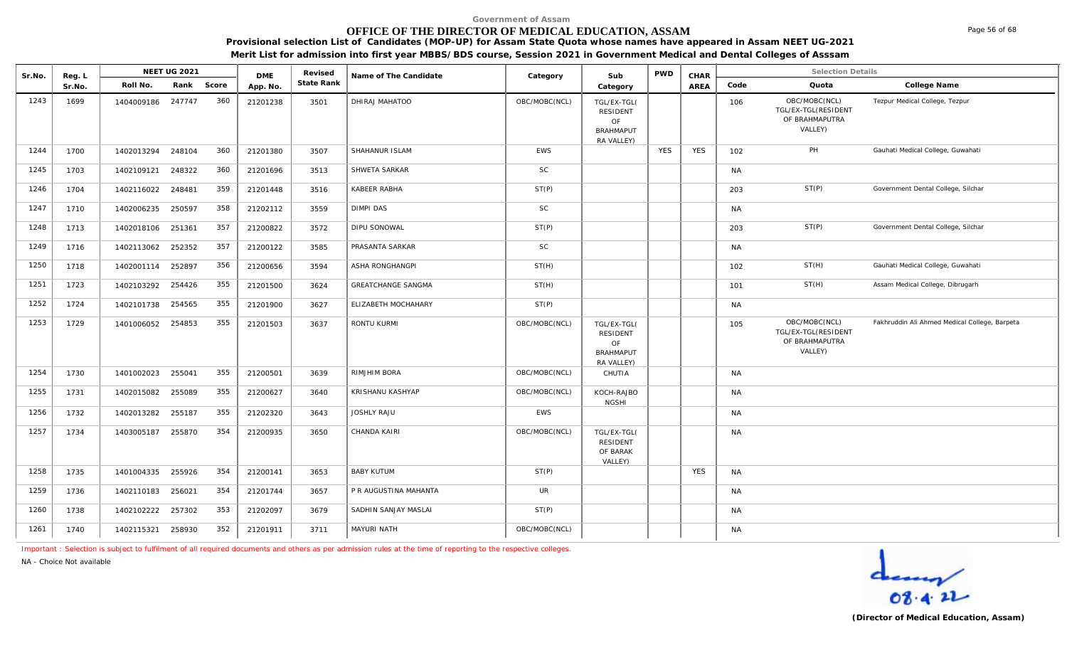Government of Assam

# OFFICE OF THE DIRECTOR OF MEDICAL EDUCATION, ASSAM

**Provisional selection List of Candidates (MOP-UP) for Assam State Quota whose names have appeared in Assam NEET UG-2021**

**Merit List for admission into first year MBBS/BDS course, Session 2021 in Government Medical and Dental Colleges of Asssam**

| Sr.No. | Reg. L Sr.No. | NEET UG 2021 Roll No. | Rank | Score | DME App. No. | Revised State Rank | Name of The Candidate | Category | Sub Category | PWD | CHAR AREA | Selection Details Code | Quota | College Name |
|---|---|---|---|---|---|---|---|---|---|---|---|---|---|---|
| 1243 | 1699 | 1404009186 | 247747 | 360 | 21201238 | 3501 | DHIRAJ MAHATOO | OBC/MOBC(NCL) | TGL/EX-TGL( RESIDENT OF BRAHMAPUT RA VALLEY) | | | 106 | OBC/MOBC(NCL) TGL/EX-TGL(RESIDENT OF BRAHMAPUTRA VALLEY) | Tezpur Medical College, Tezpur |
| 1244 | 1700 | 1402013294 | 248104 | 360 | 21201380 | 3507 | SHAHANUR ISLAM | EWS | | YES | YES | 102 | PH | Gauhati Medical College, Guwahati |
| 1245 | 1703 | 1402109121 | 248322 | 360 | 21201696 | 3513 | SHWETA SARKAR | SC | | | | NA | | |
| 1246 | 1704 | 1402116022 | 248481 | 359 | 21201448 | 3516 | KABEER RABHA | ST(P) | | | | 203 | ST(P) | Government Dental College, Silchar |
| 1247 | 1710 | 1402006235 | 250597 | 358 | 21202112 | 3559 | DIMPI DAS | SC | | | | NA | | |
| 1248 | 1713 | 1402018106 | 251361 | 357 | 21200822 | 3572 | DIPU SONOWAL | ST(P) | | | | 203 | ST(P) | Government Dental College, Silchar |
| 1249 | 1716 | 1402113062 | 252352 | 357 | 21200122 | 3585 | PRASANTA SARKAR | SC | | | | NA | | |
| 1250 | 1718 | 1402001114 | 252897 | 356 | 21200656 | 3594 | ASHA RONGHANGPI | ST(H) | | | | 102 | ST(H) | Gauhati Medical College, Guwahati |
| 1251 | 1723 | 1402103292 | 254426 | 355 | 21201500 | 3624 | GREATCHANGE SANGMA | ST(H) | | | | 101 | ST(H) | Assam Medical College, Dibrugarh |
| 1252 | 1724 | 1402101738 | 254565 | 355 | 21201900 | 3627 | ELIZABETH MOCHAHARY | ST(P) | | | | NA | | |
| 1253 | 1729 | 1401006052 | 254853 | 355 | 21201503 | 3637 | RONTU KURMI | OBC/MOBC(NCL) | TGL/EX-TGL( RESIDENT OF BRAHMAPUT RA VALLEY) | | | 105 | OBC/MOBC(NCL) TGL/EX-TGL(RESIDENT OF BRAHMAPUTRA VALLEY) | Fakhruddin Ali Ahmed Medical College, Barpeta |
| 1254 | 1730 | 1401002023 | 255041 | 355 | 21200501 | 3639 | RIMJHIM BORA | OBC/MOBC(NCL) | CHUTIA | | | NA | | |
| 1255 | 1731 | 1402015082 | 255089 | 355 | 21200627 | 3640 | KRISHANU KASHYAP | OBC/MOBC(NCL) | KOCH-RAJBO NGSHI | | | NA | | |
| 1256 | 1732 | 1402013282 | 255187 | 355 | 21202320 | 3643 | JOSHLY RAJU | EWS | | | | NA | | |
| 1257 | 1734 | 1403005187 | 255870 | 354 | 21200935 | 3650 | CHANDA KAIRI | OBC/MOBC(NCL) | TGL/EX-TGL( RESIDENT OF BARAK VALLEY) | | | NA | | |
| 1258 | 1735 | 1401004335 | 255926 | 354 | 21200141 | 3653 | BABY KUTUM | ST(P) | | | YES | NA | | |
| 1259 | 1736 | 1402110183 | 256021 | 354 | 21201744 | 3657 | P R AUGUSTINA MAHANTA | UR | | | | NA | | |
| 1260 | 1738 | 1402102222 | 257302 | 353 | 21202097 | 3679 | SADHIN SANJAY MASLAI | ST(P) | | | | NA | | |
| 1261 | 1740 | 1402115321 | 258930 | 352 | 21201911 | 3711 | MAYURI NATH | OBC/MOBC(NCL) | | | | NA | | |

Important : Selection is subject to fulfilment of all required documents and others as per admission rules at the time of reporting to the respective colleges.

NA - Choice Not available

08.4.22

(Director of Medical Education, Assam)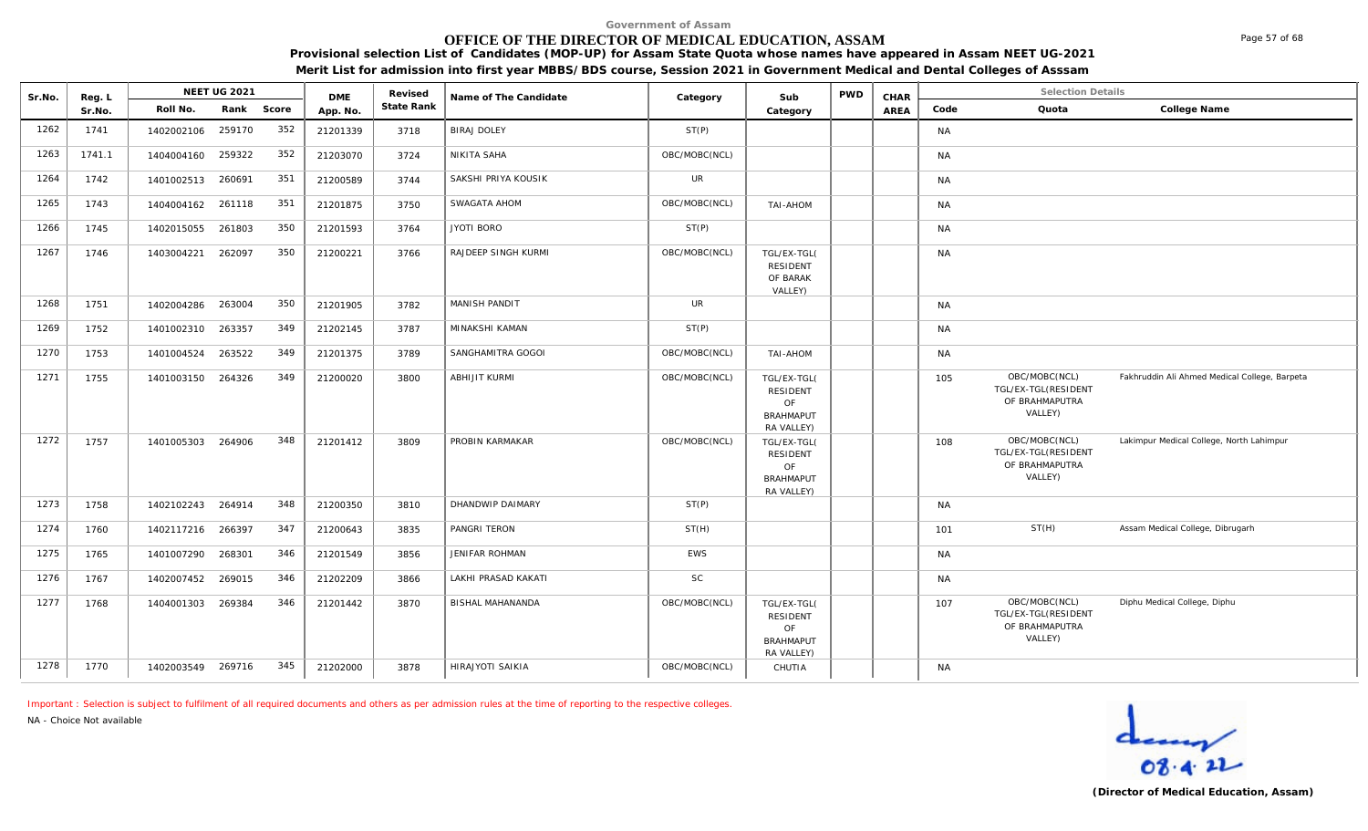Government of Assam

# OFFICE OF THE DIRECTOR OF MEDICAL EDUCATION, ASSAM

**Provisional selection List of Candidates (MOP-UP) for Assam State Quota whose names have appeared in Assam NEET UG-2021**

**Merit List for admission into first year MBBS/BDS course, Session 2021 in Government Medical and Dental Colleges of Asssam**

| Sr.No. | Reg. L Sr.No. | NEET UG 2021 Roll No. | Rank | Score | DME App. No. | Revised State Rank | Name of The Candidate | Category | Sub Category | PWD | CHAR AREA | Selection Details Code | Quota | College Name |
|---|---|---|---|---|---|---|---|---|---|---|---|---|---|---|
| 1262 | 1741 | 1402002106 | 259170 | 352 | 21201339 | 3718 | BIRAJ DOLEY | ST(P) | | | | NA | | |
| 1263 | 1741.1 | 1404004160 | 259322 | 352 | 21203070 | 3724 | NIKITA SAHA | OBC/MOBC(NCL) | | | | NA | | |
| 1264 | 1742 | 1401002513 | 260691 | 351 | 21200589 | 3744 | SAKSHI PRIYA KOUSIK | UR | | | | NA | | |
| 1265 | 1743 | 1404004162 | 261118 | 351 | 21201875 | 3750 | SWAGATA AHOM | OBC/MOBC(NCL) | TAI-AHOM | | | NA | | |
| 1266 | 1745 | 1402015055 | 261803 | 350 | 21201593 | 3764 | JYOTI BORO | ST(P) | | | | NA | | |
| 1267 | 1746 | 1403004221 | 262097 | 350 | 21200221 | 3766 | RAJDEEP SINGH KURMI | OBC/MOBC(NCL) | TGL/EX-TGL( RESIDENT OF BARAK VALLEY) | | | NA | | |
| 1268 | 1751 | 1402004286 | 263004 | 350 | 21201905 | 3782 | MANISH PANDIT | UR | | | | NA | | |
| 1269 | 1752 | 1401002310 | 263357 | 349 | 21202145 | 3787 | MINAKSHI KAMAN | ST(P) | | | | NA | | |
| 1270 | 1753 | 1401004524 | 263522 | 349 | 21201375 | 3789 | SANGHAMITRA GOGOI | OBC/MOBC(NCL) | TAI-AHOM | | | NA | | |
| 1271 | 1755 | 1401003150 | 264326 | 349 | 21200020 | 3800 | ABHIJIT KURMI | OBC/MOBC(NCL) | TGL/EX-TGL( RESIDENT OF BRAHMAPUT RA VALLEY) | | | 105 | OBC/MOBC(NCL) TGL/EX-TGL(RESIDENT OF BRAHMAPUTRA VALLEY) | Fakhruddin Ali Ahmed Medical College, Barpeta |
| 1272 | 1757 | 1401005303 | 264906 | 348 | 21201412 | 3809 | PROBIN KARMAKAR | OBC/MOBC(NCL) | TGL/EX-TGL( RESIDENT OF BRAHMAPUT RA VALLEY) | | | 108 | OBC/MOBC(NCL) TGL/EX-TGL(RESIDENT OF BRAHMAPUTRA VALLEY) | Lakimpur Medical College, North Lahimpur |
| 1273 | 1758 | 1402102243 | 264914 | 348 | 21200350 | 3810 | DHANDWIP DAIMARY | ST(P) | | | | NA | | |
| 1274 | 1760 | 1402117216 | 266397 | 347 | 21200643 | 3835 | PANGRI TERON | ST(H) | | | | 101 | ST(H) | Assam Medical College, Dibrugarh |
| 1275 | 1765 | 1401007290 | 268301 | 346 | 21201549 | 3856 | JENIFAR ROHMAN | EWS | | | | NA | | |
| 1276 | 1767 | 1402007452 | 269015 | 346 | 21202209 | 3866 | LAKHI PRASAD KAKATI | SC | | | | NA | | |
| 1277 | 1768 | 1404001303 | 269384 | 346 | 21201442 | 3870 | BISHAL MAHANANDA | OBC/MOBC(NCL) | TGL/EX-TGL( RESIDENT OF BRAHMAPUT RA VALLEY) | | | 107 | OBC/MOBC(NCL) TGL/EX-TGL(RESIDENT OF BRAHMAPUTRA VALLEY) | Diphu Medical College, Diphu |
| 1278 | 1770 | 1402003549 | 269716 | 345 | 21202000 | 3878 | HIRAJYOTI SAIKIA | OBC/MOBC(NCL) | CHUTIA | | | NA | | |

Important : Selection is subject to fulfilment of all required documents and others as per admission rules at the time of reporting to the respective colleges.

NA - Choice Not available

08.4.22

**(Director of Medical Education, Assam)**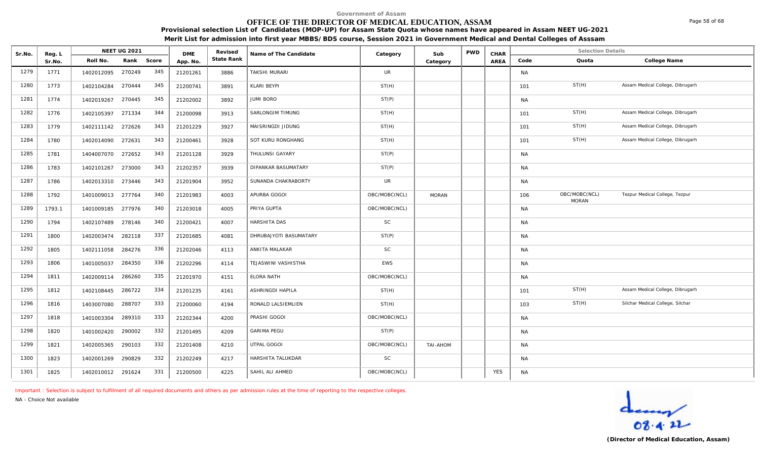Government of Assam

# OFFICE OF THE DIRECTOR OF MEDICAL EDUCATION, ASSAM

**Provisional selection List of Candidates (MOP-UP) for Assam State Quota whose names have appeared in Assam NEET UG-2021**

**Merit List for admission into first year MBBS/BDS course, Session 2021 in Government Medical and Dental Colleges of Asssam**

| Sr.No. | Reg. L Sr.No. | NEET UG 2021 Roll No. | Rank | Score | DME App. No. | Revised State Rank | Name of The Candidate | Category | Sub Category | PWD | CHAR AREA | Selection Details Code | Quota | College Name |
|---|---|---|---|---|---|---|---|---|---|---|---|---|---|---|
| 1279 | 1771 | 1402012095 | 270249 | 345 | 21201261 | 3886 | TAKSHI MURARI | UR | | | | NA | | |
| 1280 | 1773 | 1402104284 | 270444 | 345 | 21200741 | 3891 | KLARI BEYPI | ST(H) | | | | 101 | ST(H) | Assam Medical College, Dibrugarh |
| 1281 | 1774 | 1402019267 | 270445 | 345 | 21202002 | 3892 | JUMI BORO | ST(P) | | | | NA | | |
| 1282 | 1776 | 1402105397 | 271334 | 344 | 21200098 | 3913 | SARLONGIM TIMUNG | ST(H) | | | | 101 | ST(H) | Assam Medical College, Dibrugarh |
| 1283 | 1779 | 1402111142 | 272626 | 343 | 21201229 | 3927 | MAISRINGDI JIDUNG | ST(H) | | | | 101 | ST(H) | Assam Medical College, Dibrugarh |
| 1284 | 1780 | 1402014090 | 272631 | 343 | 21200461 | 3928 | SOT KURU RONGHANG | ST(H) | | | | 101 | ST(H) | Assam Medical College, Dibrugarh |
| 1285 | 1781 | 1404007070 | 272652 | 343 | 21201128 | 3929 | THULUNSI GAYARY | ST(P) | | | | NA | | |
| 1286 | 1783 | 1402101267 | 273000 | 343 | 21202357 | 3939 | DIPANKAR BASUMATARY | ST(P) | | | | NA | | |
| 1287 | 1786 | 1402013310 | 273446 | 343 | 21201904 | 3952 | SUNANDA CHAKRABORTY | UR | | | | NA | | |
| 1288 | 1792 | 1401009013 | 277764 | 340 | 21201983 | 4003 | APURBA GOGOI | OBC/MOBC(NCL) | MORAN | | | 106 | OBC/MOBC(NCL) MORAN | Tezpur Medical College, Tezpur |
| 1289 | 1793.1 | 1401009185 | 277976 | 340 | 21203018 | 4005 | PRIYA GUPTA | OBC/MOBC(NCL) | | | | NA | | |
| 1290 | 1794 | 1402107489 | 278146 | 340 | 21200421 | 4007 | HARSHITA DAS | SC | | | | NA | | |
| 1291 | 1800 | 1402003474 | 282118 | 337 | 21201685 | 4081 | DHRUBAJYOTI BASUMATARY | ST(P) | | | | NA | | |
| 1292 | 1805 | 1402111058 | 284276 | 336 | 21202046 | 4113 | ANKITA MALAKAR | SC | | | | NA | | |
| 1293 | 1806 | 1401005037 | 284350 | 336 | 21202296 | 4114 | TEJASWINI VASHISTHA | EWS | | | | NA | | |
| 1294 | 1811 | 1402009114 | 286260 | 335 | 21201970 | 4151 | ELORA NATH | OBC/MOBC(NCL) | | | | NA | | |
| 1295 | 1812 | 1402108445 | 286722 | 334 | 21201235 | 4161 | ASHRINGDI HAPILA | ST(H) | | | | 101 | ST(H) | Assam Medical College, Dibrugarh |
| 1296 | 1816 | 1403007080 | 288707 | 333 | 21200060 | 4194 | RONALD LALSIEMLIEN | ST(H) | | | | 103 | ST(H) | Silchar Medical College, Silchar |
| 1297 | 1818 | 1401003304 | 289310 | 333 | 21202344 | 4200 | PRASHI GOGOI | OBC/MOBC(NCL) | | | | NA | | |
| 1298 | 1820 | 1401002420 | 290002 | 332 | 21201495 | 4209 | GARIMA PEGU | ST(P) | | | | NA | | |
| 1299 | 1821 | 1402005365 | 290103 | 332 | 21201408 | 4210 | UTPAL GOGOI | OBC/MOBC(NCL) | TAI-AHOM | | | NA | | |
| 1300 | 1823 | 1402001269 | 290829 | 332 | 21202249 | 4217 | HARSHITA TALUKDAR | SC | | | | NA | | |
| 1301 | 1825 | 1402010012 | 291624 | 331 | 21200500 | 4225 | SAHIL ALI AHMED | OBC/MOBC(NCL) | | | YES | NA | | |

Important : Selection is subject to fulfilment of all required documents and others as per admission rules at the time of reporting to the respective colleges.

NA - Choice Not available

08.4.22

**(Director of Medical Education, Assam)**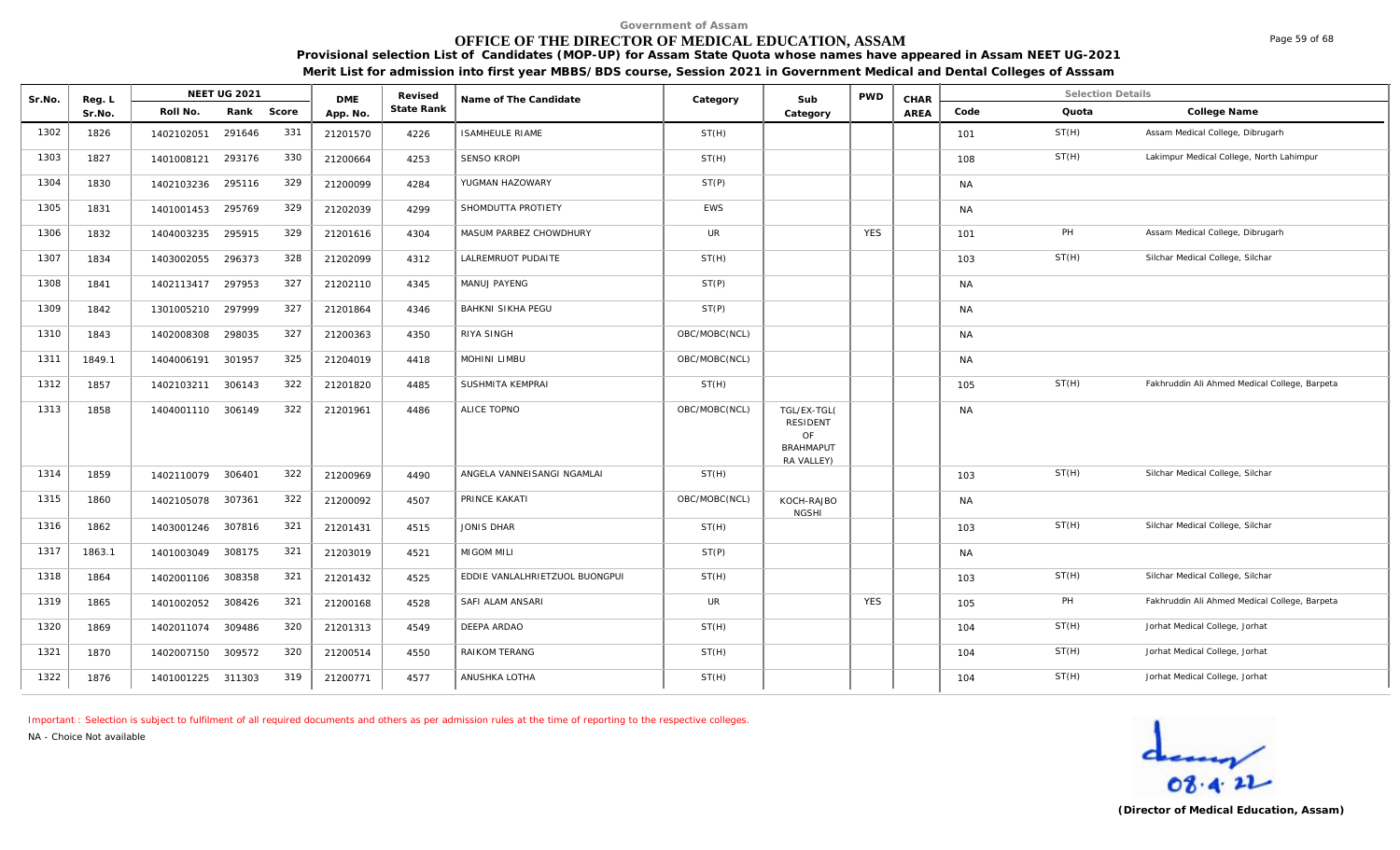Government of Assam

# OFFICE OF THE DIRECTOR OF MEDICAL EDUCATION, ASSAM

**Provisional selection List of Candidates (MOP-UP) for Assam State Quota whose names have appeared in Assam NEET UG-2021**

**Merit List for admission into first year MBBS/BDS course, Session 2021 in Government Medical and Dental Colleges of Asssam**

| Sr.No. | Reg. L Sr.No. | NEET UG 2021 Roll No. | Rank | Score | DME App. No. | Revised State Rank | Name of The Candidate | Category | Sub Category | PWD | CHAR AREA | Selection Details Code | Quota | College Name |
|---|---|---|---|---|---|---|---|---|---|---|---|---|---|---|
| 1302 | 1826 | 1402102051 | 291646 | 331 | 21201570 | 4226 | ISAMHEULE RIAME | ST(H) | | | | 101 | ST(H) | Assam Medical College, Dibrugarh |
| 1303 | 1827 | 1401008121 | 293176 | 330 | 21200664 | 4253 | SENSO KROPI | ST(H) | | | | 108 | ST(H) | Lakimpur Medical College, North Lahimpur |
| 1304 | 1830 | 1402103236 | 295116 | 329 | 21200099 | 4284 | YUGMAN HAZOWARY | ST(P) | | | | NA | | |
| 1305 | 1831 | 1401001453 | 295769 | 329 | 21202039 | 4299 | SHOMDUTTA PROTIETY | EWS | | | | NA | | |
| 1306 | 1832 | 1404003235 | 295915 | 329 | 21201616 | 4304 | MASUM PARBEZ CHOWDHURY | UR | | YES | | 101 | PH | Assam Medical College, Dibrugarh |
| 1307 | 1834 | 1403002055 | 296373 | 328 | 21202099 | 4312 | LALREMRUOT PUDAITE | ST(H) | | | | 103 | ST(H) | Silchar Medical College, Silchar |
| 1308 | 1841 | 1402113417 | 297953 | 327 | 21202110 | 4345 | MANUJ PAYENG | ST(P) | | | | NA | | |
| 1309 | 1842 | 1301005210 | 297999 | 327 | 21201864 | 4346 | BAHKNI SIKHA PEGU | ST(P) | | | | NA | | |
| 1310 | 1843 | 1402008308 | 298035 | 327 | 21200363 | 4350 | RIYA SINGH | OBC/MOBC(NCL) | | | | NA | | |
| 1311 | 1849.1 | 1404006191 | 301957 | 325 | 21204019 | 4418 | MOHINI LIMBU | OBC/MOBC(NCL) | | | | NA | | |
| 1312 | 1857 | 1402103211 | 306143 | 322 | 21201820 | 4485 | SUSHMITA KEMPRAI | ST(H) | | | | 105 | ST(H) | Fakhruddin Ali Ahmed Medical College, Barpeta |
| 1313 | 1858 | 1404001110 | 306149 | 322 | 21201961 | 4486 | ALICE TOPNO | OBC/MOBC(NCL) | TGL/EX-TGL( RESIDENT OF BRAHMAPUT RA VALLEY) | | | NA | | |
| 1314 | 1859 | 1402110079 | 306401 | 322 | 21200969 | 4490 | ANGELA VANNEISANGI NGAMLAI | ST(H) | | | | 103 | ST(H) | Silchar Medical College, Silchar |
| 1315 | 1860 | 1402105078 | 307361 | 322 | 21200092 | 4507 | PRINCE KAKATI | OBC/MOBC(NCL) | KOCH-RAJBO NGSHI | | | NA | | |
| 1316 | 1862 | 1403001246 | 307816 | 321 | 21201431 | 4515 | JONIS DHAR | ST(H) | | | | 103 | ST(H) | Silchar Medical College, Silchar |
| 1317 | 1863.1 | 1401003049 | 308175 | 321 | 21203019 | 4521 | MIGOM MILI | ST(P) | | | | NA | | |
| 1318 | 1864 | 1402001106 | 308358 | 321 | 21201432 | 4525 | EDDIE VANLALHRIETZUOL BUONGPUI | ST(H) | | | | 103 | ST(H) | Silchar Medical College, Silchar |
| 1319 | 1865 | 1401002052 | 308426 | 321 | 21200168 | 4528 | SAFI ALAM ANSARI | UR | | YES | | 105 | PH | Fakhruddin Ali Ahmed Medical College, Barpeta |
| 1320 | 1869 | 1402011074 | 309486 | 320 | 21201313 | 4549 | DEEPA ARDAO | ST(H) | | | | 104 | ST(H) | Jorhat Medical College, Jorhat |
| 1321 | 1870 | 1402007150 | 309572 | 320 | 21200514 | 4550 | RAIKOM TERANG | ST(H) | | | | 104 | ST(H) | Jorhat Medical College, Jorhat |
| 1322 | 1876 | 1401001225 | 311303 | 319 | 21200771 | 4577 | ANUSHKA LOTHA | ST(H) | | | | 104 | ST(H) | Jorhat Medical College, Jorhat |

Important : Selection is subject to fulfilment of all required documents and others as per admission rules at the time of reporting to the respective colleges.

NA - Choice Not available

08.4.22

**(Director of Medical Education, Assam)**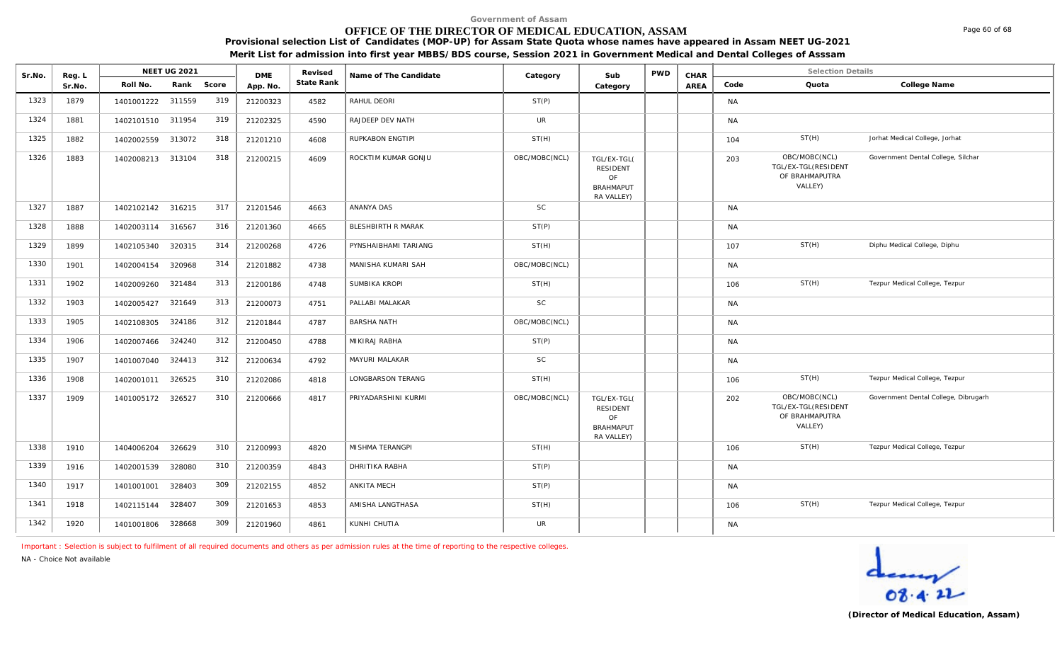Government of Assam

# OFFICE OF THE DIRECTOR OF MEDICAL EDUCATION, ASSAM

**Provisional selection List of Candidates (MOP-UP) for Assam State Quota whose names have appeared in Assam NEET UG-2021**

**Merit List for admission into first year MBBS/BDS course, Session 2021 in Government Medical and Dental Colleges of Asssam**

| Sr.No. | Reg. L Sr.No. | NEET UG 2021 Roll No. | Rank | Score | DME App. No. | Revised State Rank | Name of The Candidate | Category | Sub Category | PWD | CHAR AREA | Selection Details Code | Quota | College Name |
|---|---|---|---|---|---|---|---|---|---|---|---|---|---|---|
| 1323 | 1879 | 1401001222 | 311559 | 319 | 21200323 | 4582 | RAHUL DEORI | ST(P) | | | | NA | | |
| 1324 | 1881 | 1402101510 | 311954 | 319 | 21202325 | 4590 | RAJDEEP DEV NATH | UR | | | | NA | | |
| 1325 | 1882 | 1402002559 | 313072 | 318 | 21201210 | 4608 | RUPKABON ENGTIPI | ST(H) | | | | 104 | ST(H) | Jorhat Medical College, Jorhat |
| 1326 | 1883 | 1402008213 | 313104 | 318 | 21200215 | 4609 | ROCKTIM KUMAR GONJU | OBC/MOBC(NCL) | TGL/EX-TGL( RESIDENT OF BRAHMAPUT RA VALLEY) | | | 203 | OBC/MOBC(NCL) TGL/EX-TGL(RESIDENT OF BRAHMAPUTRA VALLEY) | Government Dental College, Silchar |
| 1327 | 1887 | 1402102142 | 316215 | 317 | 21201546 | 4663 | ANANYA DAS | SC | | | | NA | | |
| 1328 | 1888 | 1402003114 | 316567 | 316 | 21201360 | 4665 | BLESHBIRTH R MARAK | ST(P) | | | | NA | | |
| 1329 | 1899 | 1402105340 | 320315 | 314 | 21200268 | 4726 | PYNSHAIBHAMI TARIANG | ST(H) | | | | 107 | ST(H) | Diphu Medical College, Diphu |
| 1330 | 1901 | 1402004154 | 320968 | 314 | 21201882 | 4738 | MANISHA KUMARI SAH | OBC/MOBC(NCL) | | | | NA | | |
| 1331 | 1902 | 1402009260 | 321484 | 313 | 21200186 | 4748 | SUMBIKA KROPI | ST(H) | | | | 106 | ST(H) | Tezpur Medical College, Tezpur |
| 1332 | 1903 | 1402005427 | 321649 | 313 | 21200073 | 4751 | PALLABI MALAKAR | SC | | | | NA | | |
| 1333 | 1905 | 1402108305 | 324186 | 312 | 21201844 | 4787 | BARSHA NATH | OBC/MOBC(NCL) | | | | NA | | |
| 1334 | 1906 | 1402007466 | 324240 | 312 | 21200450 | 4788 | MIKIRAJ RABHA | ST(P) | | | | NA | | |
| 1335 | 1907 | 1401007040 | 324413 | 312 | 21200634 | 4792 | MAYURI MALAKAR | SC | | | | NA | | |
| 1336 | 1908 | 1402001011 | 326525 | 310 | 21202086 | 4818 | LONGBARSON TERANG | ST(H) | | | | 106 | ST(H) | Tezpur Medical College, Tezpur |
| 1337 | 1909 | 1401005172 | 326527 | 310 | 21200666 | 4817 | PRIYADARSHINI KURMI | OBC/MOBC(NCL) | TGL/EX-TGL( RESIDENT OF BRAHMAPUT RA VALLEY) | | | 202 | OBC/MOBC(NCL) TGL/EX-TGL(RESIDENT OF BRAHMAPUTRA VALLEY) | Government Dental College, Dibrugarh |
| 1338 | 1910 | 1404006204 | 326629 | 310 | 21200993 | 4820 | MISHMA TERANGPI | ST(H) | | | | 106 | ST(H) | Tezpur Medical College, Tezpur |
| 1339 | 1916 | 1402001539 | 328080 | 310 | 21200359 | 4843 | DHRITIKA RABHA | ST(P) | | | | NA | | |
| 1340 | 1917 | 1401001001 | 328403 | 309 | 21202155 | 4852 | ANKITA MECH | ST(P) | | | | NA | | |
| 1341 | 1918 | 1402115144 | 328407 | 309 | 21201653 | 4853 | AMISHA LANGTHASA | ST(H) | | | | 106 | ST(H) | Tezpur Medical College, Tezpur |
| 1342 | 1920 | 1401001806 | 328668 | 309 | 21201960 | 4861 | KUNHI CHUTIA | UR | | | | NA | | |

Important : Selection is subject to fulfilment of all required documents and others as per admission rules at the time of reporting to the respective colleges.

NA - Choice Not available

08.4.22

**(Director of Medical Education, Assam)**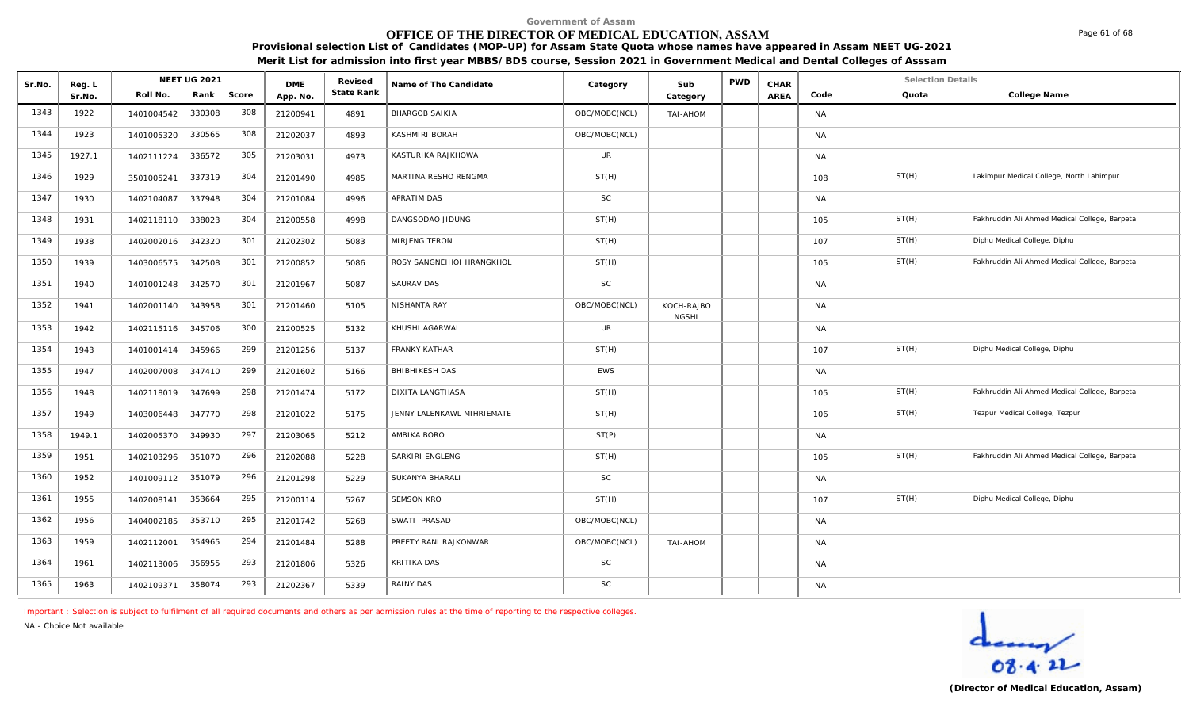Government of Assam

# OFFICE OF THE DIRECTOR OF MEDICAL EDUCATION, ASSAM

**Provisional selection List of Candidates (MOP-UP) for Assam State Quota whose names have appeared in Assam NEET UG-2021**

**Merit List for admission into first year MBBS/BDS course, Session 2021 in Government Medical and Dental Colleges of Asssam**

| Sr.No. | Reg. L Sr.No. | NEET UG 2021 | | | DME App. No. | Revised State Rank | Name of The Candidate | Category | Sub Category | PWD | CHAR AREA | Selection Details | | |
|---|---|---|---|---|---|---|---|---|---|---|---|---|---|---|
| | | Roll No. | Rank | Score | | | | | | | | Code | Quota | College Name |
| 1343 | 1922 | 1401004542 | 330308 | 308 | 21200941 | 4891 | BHARGOB SAIKIA | OBC/MOBC(NCL) | TAI-AHOM | | | NA | | |
| 1344 | 1923 | 1401005320 | 330565 | 308 | 21202037 | 4893 | KASHMIRI BORAH | OBC/MOBC(NCL) | | | | NA | | |
| 1345 | 1927.1 | 1402111224 | 336572 | 305 | 21203031 | 4973 | KASTURIKA RAJKHOWA | UR | | | | NA | | |
| 1346 | 1929 | 3501005241 | 337319 | 304 | 21201490 | 4985 | MARTINA RESHO RENGMA | ST(H) | | | | 108 | ST(H) | Lakimpur Medical College, North Lahimpur |
| 1347 | 1930 | 1402104087 | 337948 | 304 | 21201084 | 4996 | APRATIM DAS | SC | | | | NA | | |
| 1348 | 1931 | 1402118110 | 338023 | 304 | 21200558 | 4998 | DANGSODAO JIDUNG | ST(H) | | | | 105 | ST(H) | Fakhruddin Ali Ahmed Medical College, Barpeta |
| 1349 | 1938 | 1402002016 | 342320 | 301 | 21202302 | 5083 | MIRJENG TERON | ST(H) | | | | 107 | ST(H) | Diphu Medical College, Diphu |
| 1350 | 1939 | 1403006575 | 342508 | 301 | 21200852 | 5086 | ROSY SANGNEIHOI HRANGKHOL | ST(H) | | | | 105 | ST(H) | Fakhruddin Ali Ahmed Medical College, Barpeta |
| 1351 | 1940 | 1401001248 | 342570 | 301 | 21201967 | 5087 | SAURAV DAS | SC | | | | NA | | |
| 1352 | 1941 | 1402001140 | 343958 | 301 | 21201460 | 5105 | NISHANTA RAY | OBC/MOBC(NCL) | KOCH-RAJBO NGSHI | | | NA | | |
| 1353 | 1942 | 1402115116 | 345706 | 300 | 21200525 | 5132 | KHUSHI AGARWAL | UR | | | | NA | | |
| 1354 | 1943 | 1401001414 | 345966 | 299 | 21201256 | 5137 | FRANKY KATHAR | ST(H) | | | | 107 | ST(H) | Diphu Medical College, Diphu |
| 1355 | 1947 | 1402007008 | 347410 | 299 | 21201602 | 5166 | BHIBHIKESH DAS | EWS | | | | NA | | |
| 1356 | 1948 | 1402118019 | 347699 | 298 | 21201474 | 5172 | DIXITA LANGTHASA | ST(H) | | | | 105 | ST(H) | Fakhruddin Ali Ahmed Medical College, Barpeta |
| 1357 | 1949 | 1403006448 | 347770 | 298 | 21201022 | 5175 | JENNY LALENKAWL MIHRIEMATE | ST(H) | | | | 106 | ST(H) | Tezpur Medical College, Tezpur |
| 1358 | 1949.1 | 1402005370 | 349930 | 297 | 21203065 | 5212 | AMBIKA BORO | ST(P) | | | | NA | | |
| 1359 | 1951 | 1402103296 | 351070 | 296 | 21202088 | 5228 | SARKIRI ENGLENG | ST(H) | | | | 105 | ST(H) | Fakhruddin Ali Ahmed Medical College, Barpeta |
| 1360 | 1952 | 1401009112 | 351079 | 296 | 21201298 | 5229 | SUKANYA BHARALI | SC | | | | NA | | |
| 1361 | 1955 | 1402008141 | 353664 | 295 | 21200114 | 5267 | SEMSON KRO | ST(H) | | | | 107 | ST(H) | Diphu Medical College, Diphu |
| 1362 | 1956 | 1404002185 | 353710 | 295 | 21201742 | 5268 | SWATI PRASAD | OBC/MOBC(NCL) | | | | NA | | |
| 1363 | 1959 | 1402112001 | 354965 | 294 | 21201484 | 5288 | PREETY RANI RAJKONWAR | OBC/MOBC(NCL) | TAI-AHOM | | | NA | | |
| 1364 | 1961 | 1402113006 | 356955 | 293 | 21201806 | 5326 | KRITIKA DAS | SC | | | | NA | | |
| 1365 | 1963 | 1402109371 | 358074 | 293 | 21202367 | 5339 | RAINY DAS | SC | | | | NA | | |

Important : Selection is subject to fulfilment of all required documents and others as per admission rules at the time of reporting to the respective colleges.

NA - Choice Not available

08.4.22

**(Director of Medical Education, Assam)**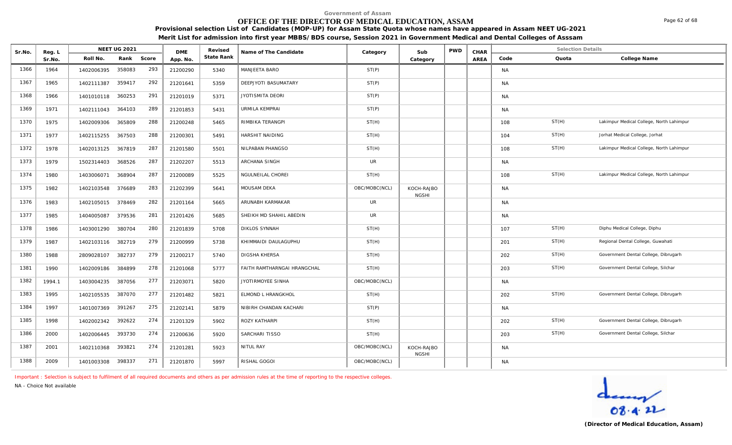Government of Assam

# OFFICE OF THE DIRECTOR OF MEDICAL EDUCATION, ASSAM

**Provisional selection List of Candidates (MOP-UP) for Assam State Quota whose names have appeared in Assam NEET UG-2021**

**Merit List for admission into first year MBBS/BDS course, Session 2021 in Government Medical and Dental Colleges of Asssam**

| Sr.No. | Reg. L Sr.No. | NEET UG 2021 | | | DME App. No. | Revised State Rank | Name of The Candidate | Category | Sub Category | PWD | CHAR AREA | Selection Details | | |
|---|---|---|---|---|---|---|---|---|---|---|---|---|---|---|
| | | Roll No. | Rank | Score | | | | | | | | Code | Quota | College Name |
| 1366 | 1964 | 1402006395 | 358083 | 293 | 21200290 | 5340 | MANJEETA BARO | ST(P) | | | | NA | | |
| 1367 | 1965 | 1402111387 | 359417 | 292 | 21201641 | 5359 | DEEPJYOTI BASUMATARY | ST(P) | | | | NA | | |
| 1368 | 1966 | 1401010118 | 360253 | 291 | 21201019 | 5371 | JYOTISMITA DEORI | ST(P) | | | | NA | | |
| 1369 | 1971 | 1402111043 | 364103 | 289 | 21201853 | 5431 | URMILA KEMPRAI | ST(P) | | | | NA | | |
| 1370 | 1975 | 1402009306 | 365809 | 288 | 21200248 | 5465 | RIMBIKA TERANGPI | ST(H) | | | | 108 | ST(H) | Lakimpur Medical College, North Lahimpur |
| 1371 | 1977 | 1402115255 | 367503 | 288 | 21200301 | 5491 | HARSHIT NAIDING | ST(H) | | | | 104 | ST(H) | Jorhat Medical College, Jorhat |
| 1372 | 1978 | 1402013125 | 367819 | 287 | 21201580 | 5501 | NILPABAN PHANGSO | ST(H) | | | | 108 | ST(H) | Lakimpur Medical College, North Lahimpur |
| 1373 | 1979 | 1502314403 | 368526 | 287 | 21202207 | 5513 | ARCHANA SINGH | UR | | | | NA | | |
| 1374 | 1980 | 1403006071 | 368904 | 287 | 21200089 | 5525 | NGULNEILAL CHOREI | ST(H) | | | | 108 | ST(H) | Lakimpur Medical College, North Lahimpur |
| 1375 | 1982 | 1402103548 | 376689 | 283 | 21202399 | 5641 | MOUSAM DEKA | OBC/MOBC(NCL) | KOCH-RAJBO NGSHI | | | NA | | |
| 1376 | 1983 | 1402105015 | 378469 | 282 | 21201164 | 5665 | ARUNABH KARMAKAR | UR | | | | NA | | |
| 1377 | 1985 | 1404005087 | 379536 | 281 | 21201426 | 5685 | SHEIKH MD SHAHIL ABEDIN | UR | | | | NA | | |
| 1378 | 1986 | 1403001290 | 380704 | 280 | 21201839 | 5708 | DIKLOS SYNNAH | ST(H) | | | | 107 | ST(H) | Diphu Medical College, Diphu |
| 1379 | 1987 | 1402103116 | 382719 | 279 | 21200999 | 5738 | KHIMMAIDI DAULAGUPHU | ST(H) | | | | 201 | ST(H) | Regional Dental College, Guwahati |
| 1380 | 1988 | 2809028107 | 382737 | 279 | 21200217 | 5740 | DIGSHA KHERSA | ST(H) | | | | 202 | ST(H) | Government Dental College, Dibrugarh |
| 1381 | 1990 | 1402009186 | 384899 | 278 | 21201068 | 5777 | FAITH RAMTHARNGAI HRANGCHAL | ST(H) | | | | 203 | ST(H) | Government Dental College, Silchar |
| 1382 | 1994.1 | 1403004235 | 387056 | 277 | 21203071 | 5820 | JYOTIRMOYEE SINHA | OBC/MOBC(NCL) | | | | NA | | |
| 1383 | 1995 | 1402105535 | 387070 | 277 | 21201482 | 5821 | ELMOND L HRANGKHOL | ST(H) | | | | 202 | ST(H) | Government Dental College, Dibrugarh |
| 1384 | 1997 | 1401007369 | 391267 | 275 | 21202141 | 5879 | NIBIRH CHANDAN KACHARI | ST(P) | | | | NA | | |
| 1385 | 1998 | 1402002342 | 392622 | 274 | 21201329 | 5902 | ROZY KATHARPI | ST(H) | | | | 202 | ST(H) | Government Dental College, Dibrugarh |
| 1386 | 2000 | 1402006445 | 393730 | 274 | 21200636 | 5920 | SARCHARI TISSO | ST(H) | | | | 203 | ST(H) | Government Dental College, Silchar |
| 1387 | 2001 | 1402110368 | 393821 | 274 | 21201281 | 5923 | NITUL RAY | OBC/MOBC(NCL) | KOCH-RAJBO NGSHI | | | NA | | |
| 1388 | 2009 | 1401003308 | 398337 | 271 | 21201870 | 5997 | RISHAL GOGOI | OBC/MOBC(NCL) | | | | NA | | |

Important : Selection is subject to fulfilment of all required documents and others as per admission rules at the time of reporting to the respective colleges.

NA - Choice Not available

08.4.22

**(Director of Medical Education, Assam)**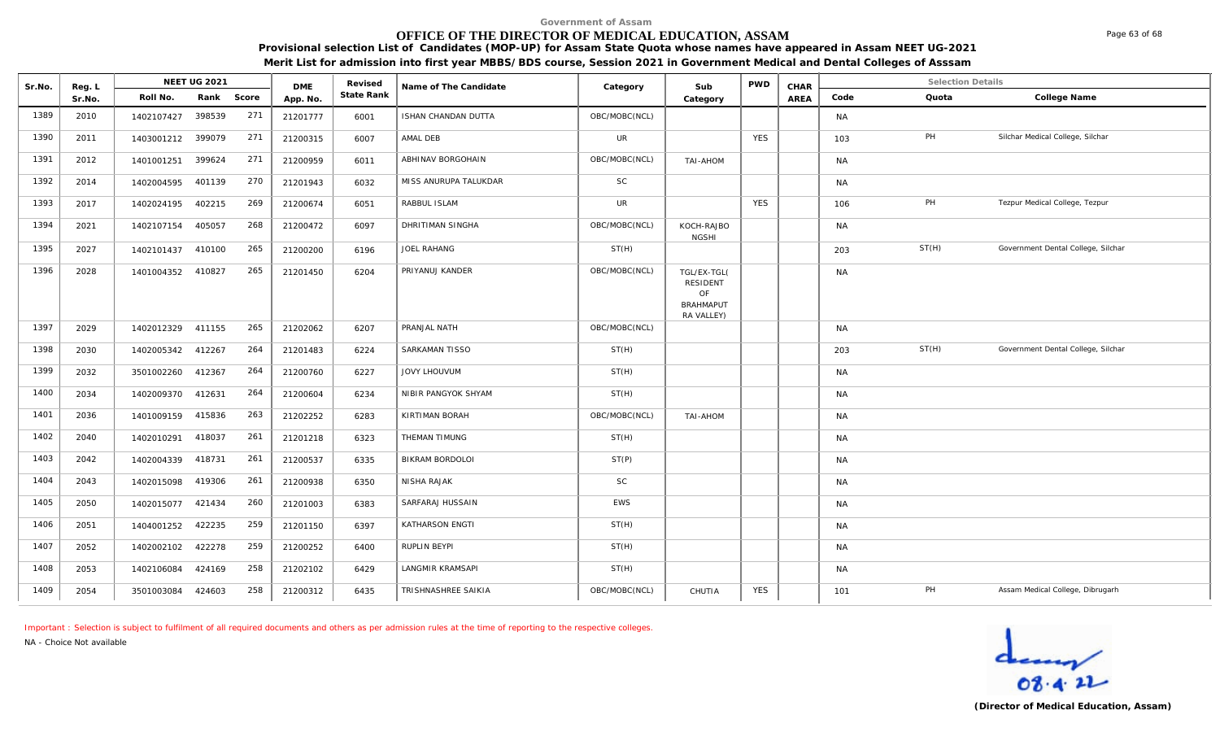Government of Assam

# OFFICE OF THE DIRECTOR OF MEDICAL EDUCATION, ASSAM

**Provisional selection List of Candidates (MOP-UP) for Assam State Quota whose names have appeared in Assam NEET UG-2021**

**Merit List for admission into first year MBBS/BDS course, Session 2021 in Government Medical and Dental Colleges of Asssam**

| Sr.No. | Reg. L Sr.No. | NEET UG 2021 Roll No. | Rank | Score | DME App. No. | Revised State Rank | Name of The Candidate | Category | Sub Category | PWD | CHAR AREA | Code | Quota | College Name |
|---|---|---|---|---|---|---|---|---|---|---|---|---|---|---|
| 1389 | 2010 | 1402107427 | 398539 | 271 | 21201777 | 6001 | ISHAN CHANDAN DUTTA | OBC/MOBC(NCL) | | | | NA | | |
| 1390 | 2011 | 1403001212 | 399079 | 271 | 21200315 | 6007 | AMAL DEB | UR | | YES | | 103 | PH | Silchar Medical College, Silchar |
| 1391 | 2012 | 1401001251 | 399624 | 271 | 21200959 | 6011 | ABHINAV BORGOHAIN | OBC/MOBC(NCL) | TAI-AHOM | | | NA | | |
| 1392 | 2014 | 1402004595 | 401139 | 270 | 21201943 | 6032 | MISS ANURUPA TALUKDAR | SC | | | | NA | | |
| 1393 | 2017 | 1402024195 | 402215 | 269 | 21200674 | 6051 | RABBUL ISLAM | UR | | YES | | 106 | PH | Tezpur Medical College, Tezpur |
| 1394 | 2021 | 1402107154 | 405057 | 268 | 21200472 | 6097 | DHRITIMAN SINGHA | OBC/MOBC(NCL) | KOCH-RAJBONGSHI | | | NA | | |
| 1395 | 2027 | 1402101437 | 410100 | 265 | 21200200 | 6196 | JOEL RAHANG | ST(H) | | | | 203 | ST(H) | Government Dental College, Silchar |
| 1396 | 2028 | 1401004352 | 410827 | 265 | 21201450 | 6204 | PRIYANUJ KANDER | OBC/MOBC(NCL) | TGL/EX-TGL( RESIDENT OF BRAHMAPUTRA VALLEY) | | | NA | | |
| 1397 | 2029 | 1402012329 | 411155 | 265 | 21202062 | 6207 | PRANJAL NATH | OBC/MOBC(NCL) | | | | NA | | |
| 1398 | 2030 | 1402005342 | 412267 | 264 | 21201483 | 6224 | SARKAMAN TISSO | ST(H) | | | | 203 | ST(H) | Government Dental College, Silchar |
| 1399 | 2032 | 3501002260 | 412367 | 264 | 21200760 | 6227 | JOVY LHOUVUM | ST(H) | | | | NA | | |
| 1400 | 2034 | 1402009370 | 412631 | 264 | 21200604 | 6234 | NIBIR PANGYOK SHYAM | ST(H) | | | | NA | | |
| 1401 | 2036 | 1401009159 | 415836 | 263 | 21202252 | 6283 | KIRTIMAN BORAH | OBC/MOBC(NCL) | TAI-AHOM | | | NA | | |
| 1402 | 2040 | 1402010291 | 418037 | 261 | 21201218 | 6323 | THEMAN TIMUNG | ST(H) | | | | NA | | |
| 1403 | 2042 | 1402004339 | 418731 | 261 | 21200537 | 6335 | BIKRAM BORDOLOI | ST(P) | | | | NA | | |
| 1404 | 2043 | 1402015098 | 419306 | 261 | 21200938 | 6350 | NISHA RAJAK | SC | | | | NA | | |
| 1405 | 2050 | 1402015077 | 421434 | 260 | 21201003 | 6383 | SARFARAJ HUSSAIN | EWS | | | | NA | | |
| 1406 | 2051 | 1404001252 | 422235 | 259 | 21201150 | 6397 | KATHARSON ENGTI | ST(H) | | | | NA | | |
| 1407 | 2052 | 1402002102 | 422278 | 259 | 21200252 | 6400 | RUPLIN BEYPI | ST(H) | | | | NA | | |
| 1408 | 2053 | 1402106084 | 424169 | 258 | 21202102 | 6429 | LANGMIR KRAMSAPI | ST(H) | | | | NA | | |
| 1409 | 2054 | 3501003084 | 424603 | 258 | 21200312 | 6435 | TRISHNASHREE SAIKIA | OBC/MOBC(NCL) | CHUTIA | YES | | 101 | PH | Assam Medical College, Dibrugarh |

Important : Selection is subject to fulfilment of all required documents and others as per admission rules at the time of reporting to the respective colleges.

NA - Choice Not available

08.4.22

**(Director of Medical Education, Assam)**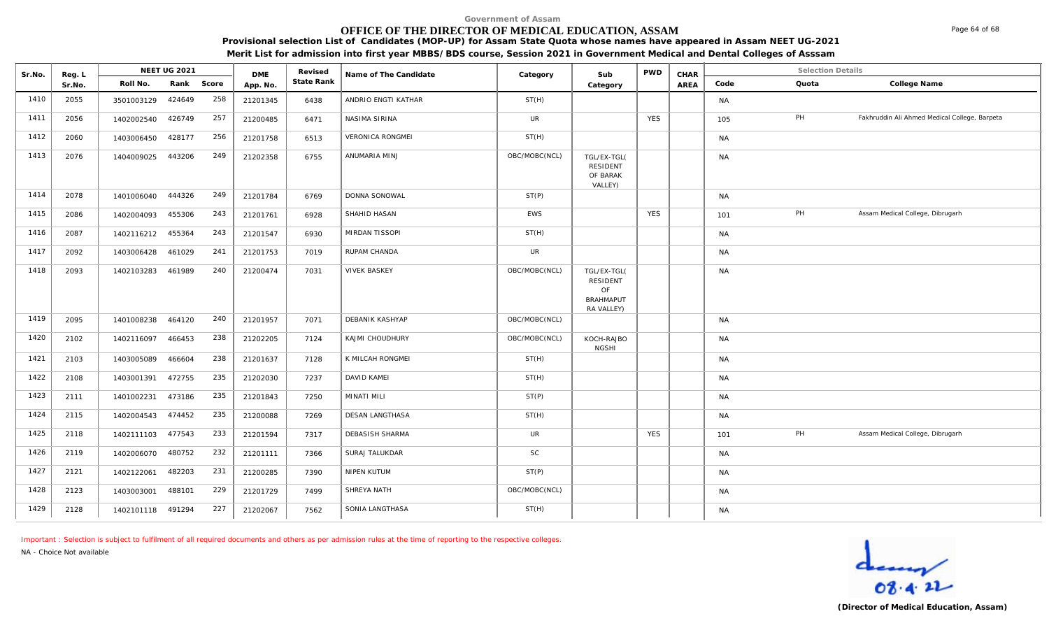Government of Assam

# OFFICE OF THE DIRECTOR OF MEDICAL EDUCATION, ASSAM

**Provisional selection List of Candidates (MOP-UP) for Assam State Quota whose names have appeared in Assam NEET UG-2021**

**Merit List for admission into first year MBBS/BDS course, Session 2021 in Government Medical and Dental Colleges of Asssam**

| Sr.No. | Reg. L Sr.No. | NEET UG 2021 Roll No. | Rank | Score | DME App. No. | Revised State Rank | Name of The Candidate | Category | Sub Category | PWD | CHAR AREA | Selection Details Code | Quota | College Name |
|---|---|---|---|---|---|---|---|---|---|---|---|---|---|---|
| 1410 | 2055 | 3501003129 | 424649 | 258 | 21201345 | 6438 | ANDRIO ENGTI KATHAR | ST(H) | | | | NA | | |
| 1411 | 2056 | 1402002540 | 426749 | 257 | 21200485 | 6471 | NASIMA SIRINA | UR | | YES | | 105 | PH | Fakhruddin Ali Ahmed Medical College, Barpeta |
| 1412 | 2060 | 1403006450 | 428177 | 256 | 21201758 | 6513 | VERONICA RONGMEI | ST(H) | | | | NA | | |
| 1413 | 2076 | 1404009025 | 443206 | 249 | 21202358 | 6755 | ANUMARIA MINJ | OBC/MOBC(NCL) | TGL/EX-TGL( RESIDENT OF BARAK VALLEY) | | | NA | | |
| 1414 | 2078 | 1401006040 | 444326 | 249 | 21201784 | 6769 | DONNA SONOWAL | ST(P) | | | | NA | | |
| 1415 | 2086 | 1402004093 | 455306 | 243 | 21201761 | 6928 | SHAHID HASAN | EWS | | YES | | 101 | PH | Assam Medical College, Dibrugarh |
| 1416 | 2087 | 1402116212 | 455364 | 243 | 21201547 | 6930 | MIRDAN TISSOPI | ST(H) | | | | NA | | |
| 1417 | 2092 | 1403006428 | 461029 | 241 | 21201753 | 7019 | RUPAM CHANDA | UR | | | | NA | | |
| 1418 | 2093 | 1402103283 | 461989 | 240 | 21200474 | 7031 | VIVEK BASKEY | OBC/MOBC(NCL) | TGL/EX-TGL( RESIDENT OF BRAHMAPUT RA VALLEY) | | | NA | | |
| 1419 | 2095 | 1401008238 | 464120 | 240 | 21201957 | 7071 | DEBANIK KASHYAP | OBC/MOBC(NCL) | | | | NA | | |
| 1420 | 2102 | 1402116097 | 466453 | 238 | 21202205 | 7124 | KAJMI CHOUDHURY | OBC/MOBC(NCL) | KOCH-RAJBO NGSHI | | | NA | | |
| 1421 | 2103 | 1403005089 | 466604 | 238 | 21201637 | 7128 | K MILCAH RONGMEI | ST(H) | | | | NA | | |
| 1422 | 2108 | 1403001391 | 472755 | 235 | 21202030 | 7237 | DAVID KAMEI | ST(H) | | | | NA | | |
| 1423 | 2111 | 1401002231 | 473186 | 235 | 21201843 | 7250 | MINATI MILI | ST(P) | | | | NA | | |
| 1424 | 2115 | 1402004543 | 474452 | 235 | 21200088 | 7269 | DESAN LANGTHASA | ST(H) | | | | NA | | |
| 1425 | 2118 | 1402111103 | 477543 | 233 | 21201594 | 7317 | DEBASISH SHARMA | UR | | YES | | 101 | PH | Assam Medical College, Dibrugarh |
| 1426 | 2119 | 1402006070 | 480752 | 232 | 21201111 | 7366 | SURAJ TALUKDAR | SC | | | | NA | | |
| 1427 | 2121 | 1402122061 | 482203 | 231 | 21200285 | 7390 | NIPEN KUTUM | ST(P) | | | | NA | | |
| 1428 | 2123 | 1403003001 | 488101 | 229 | 21201729 | 7499 | SHREYA NATH | OBC/MOBC(NCL) | | | | NA | | |
| 1429 | 2128 | 1402101118 | 491294 | 227 | 21202067 | 7562 | SONIA LANGTHASA | ST(H) | | | | NA | | |

Important : Selection is subject to fulfilment of all required documents and others as per admission rules at the time of reporting to the respective colleges.

NA - Choice Not available

08.4.22

**(Director of Medical Education, Assam)**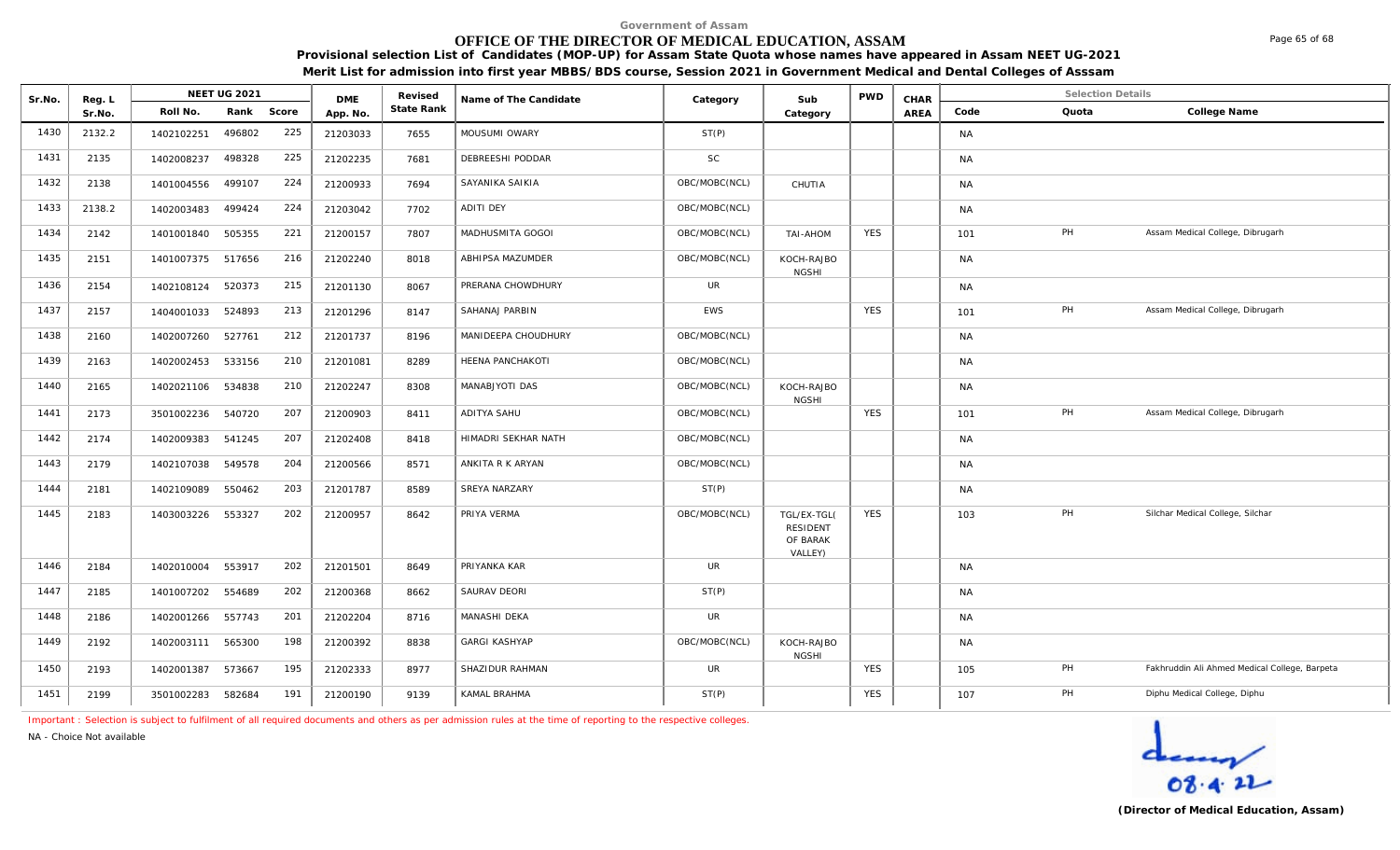Government of Assam

# OFFICE OF THE DIRECTOR OF MEDICAL EDUCATION, ASSAM

**Provisional selection List of Candidates (MOP-UP) for Assam State Quota whose names have appeared in Assam NEET UG-2021**

**Merit List for admission into first year MBBS/BDS course, Session 2021 in Government Medical and Dental Colleges of Asssam**

| Sr.No. | Reg. L Sr.No. | NEET UG 2021 Roll No. | Rank | Score | DME App. No. | Revised State Rank | Name of The Candidate | Category | Sub Category | PWD | CHAR AREA | Selection Details Code | Quota | College Name |
|---|---|---|---|---|---|---|---|---|---|---|---|---|---|---|
| 1430 | 2132.2 | 1402102251 | 496802 | 225 | 21203033 | 7655 | MOUSUMI OWARY | ST(P) | | | | NA | | |
| 1431 | 2135 | 1402008237 | 498328 | 225 | 21202235 | 7681 | DEBREESHI PODDAR | SC | | | | NA | | |
| 1432 | 2138 | 1401004556 | 499107 | 224 | 21200933 | 7694 | SAYANIKA SAIKIA | OBC/MOBC(NCL) | CHUTIA | | | NA | | |
| 1433 | 2138.2 | 1402003483 | 499424 | 224 | 21203042 | 7702 | ADITI DEY | OBC/MOBC(NCL) | | | | NA | | |
| 1434 | 2142 | 1401001840 | 505355 | 221 | 21200157 | 7807 | MADHUSMITA GOGOI | OBC/MOBC(NCL) | TAI-AHOM | YES | | 101 | PH | Assam Medical College, Dibrugarh |
| 1435 | 2151 | 1401007375 | 517656 | 216 | 21202240 | 8018 | ABHIPSA MAZUMDER | OBC/MOBC(NCL) | KOCH-RAJBO NGSHI | | | NA | | |
| 1436 | 2154 | 1402108124 | 520373 | 215 | 21201130 | 8067 | PRERANA CHOWDHURY | UR | | | | NA | | |
| 1437 | 2157 | 1404001033 | 524893 | 213 | 21201296 | 8147 | SAHANAJ PARBIN | EWS | | YES | | 101 | PH | Assam Medical College, Dibrugarh |
| 1438 | 2160 | 1402007260 | 527761 | 212 | 21201737 | 8196 | MANIDEEPA CHOUDHURY | OBC/MOBC(NCL) | | | | NA | | |
| 1439 | 2163 | 1402002453 | 533156 | 210 | 21201081 | 8289 | HEENA PANCHAKOTI | OBC/MOBC(NCL) | | | | NA | | |
| 1440 | 2165 | 1402021106 | 534838 | 210 | 21202247 | 8308 | MANABJYOTI DAS | OBC/MOBC(NCL) | KOCH-RAJBO NGSHI | | | NA | | |
| 1441 | 2173 | 3501002236 | 540720 | 207 | 21200903 | 8411 | ADITYA SAHU | OBC/MOBC(NCL) | | YES | | 101 | PH | Assam Medical College, Dibrugarh |
| 1442 | 2174 | 1402009383 | 541245 | 207 | 21202408 | 8418 | HIMADRI SEKHAR NATH | OBC/MOBC(NCL) | | | | NA | | |
| 1443 | 2179 | 1402107038 | 549578 | 204 | 21200566 | 8571 | ANKITA R K ARYAN | OBC/MOBC(NCL) | | | | NA | | |
| 1444 | 2181 | 1402109089 | 550462 | 203 | 21201787 | 8589 | SREYA NARZARY | ST(P) | | | | NA | | |
| 1445 | 2183 | 1403003226 | 553327 | 202 | 21200957 | 8642 | PRIYA VERMA | OBC/MOBC(NCL) | TGL/EX-TGL( RESIDENT OF BARAK VALLEY) | YES | | 103 | PH | Silchar Medical College, Silchar |
| 1446 | 2184 | 1402010004 | 553917 | 202 | 21201501 | 8649 | PRIYANKA KAR | UR | | | | NA | | |
| 1447 | 2185 | 1401007202 | 554689 | 202 | 21200368 | 8662 | SAURAV DEORI | ST(P) | | | | NA | | |
| 1448 | 2186 | 1402001266 | 557743 | 201 | 21202204 | 8716 | MANASHI DEKA | UR | | | | NA | | |
| 1449 | 2192 | 1402003111 | 565300 | 198 | 21200392 | 8838 | GARGI KASHYAP | OBC/MOBC(NCL) | KOCH-RAJBO NGSHI | | | NA | | |
| 1450 | 2193 | 1402001387 | 573667 | 195 | 21202333 | 8977 | SHAZIDUR RAHMAN | UR | | YES | | 105 | PH | Fakhruddin Ali Ahmed Medical College, Barpeta |
| 1451 | 2199 | 3501002283 | 582684 | 191 | 21200190 | 9139 | KAMAL BRAHMA | ST(P) | | YES | | 107 | PH | Diphu Medical College, Diphu |

Important : Selection is subject to fulfilment of all required documents and others as per admission rules at the time of reporting to the respective colleges.

NA - Choice Not available

08.4.22

**(Director of Medical Education, Assam)**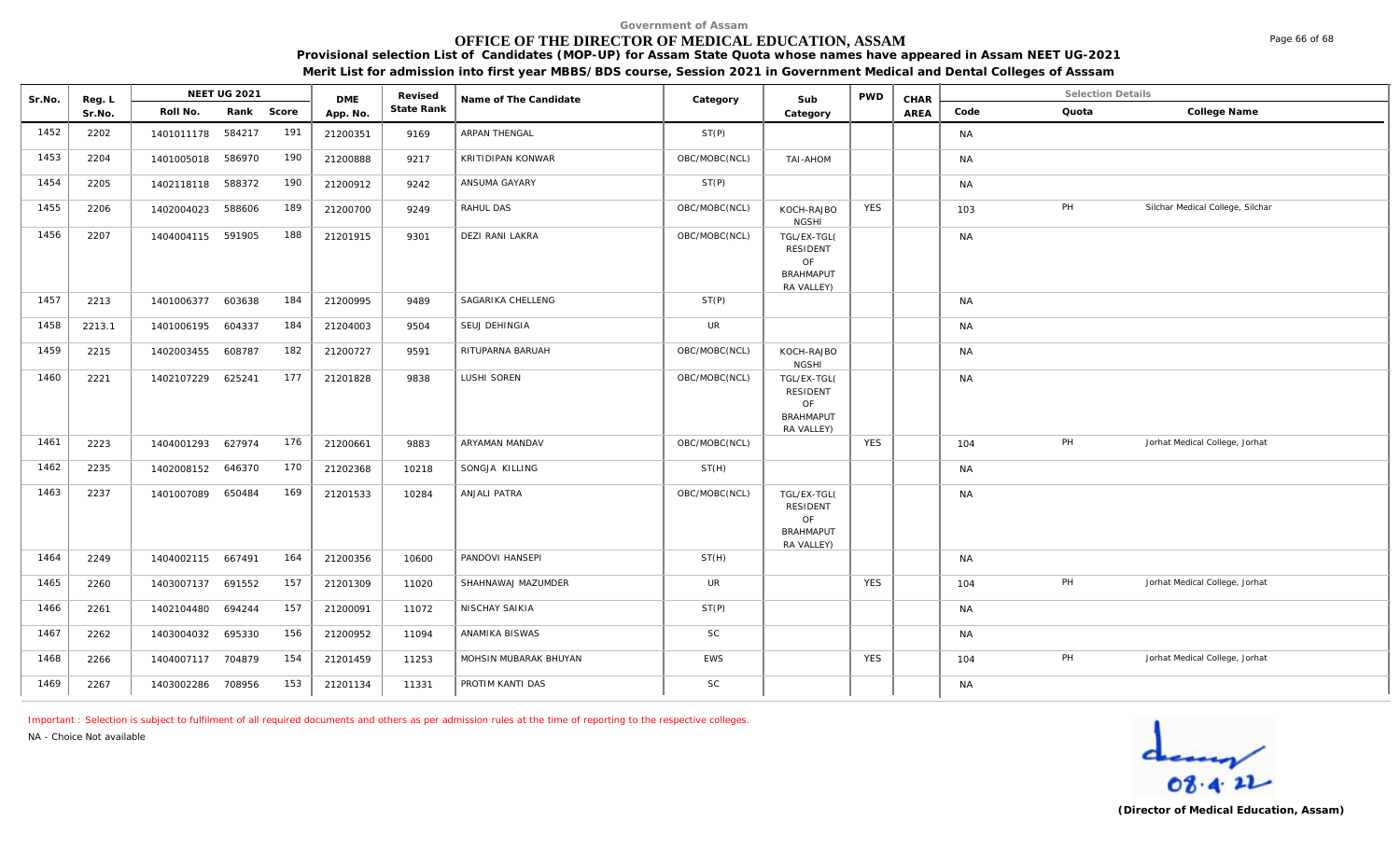Government of Assam

# OFFICE OF THE DIRECTOR OF MEDICAL EDUCATION, ASSAM

**Provisional selection List of Candidates (MOP-UP) for Assam State Quota whose names have appeared in Assam NEET UG-2021**

**Merit List for admission into first year MBBS/BDS course, Session 2021 in Government Medical and Dental Colleges of Asssam**

| Sr.No. | Reg. L Sr.No. | NEET UG 2021 Roll No. | Rank | Score | DME App. No. | Revised State Rank | Name of The Candidate | Category | Sub Category | PWD | CHAR AREA | Selection Details Code | Quota | College Name |
|---|---|---|---|---|---|---|---|---|---|---|---|---|---|---|
| 1452 | 2202 | 1401011178 | 584217 | 191 | 21200351 | 9169 | ARPAN THENGAL | ST(P) | | | | NA | | |
| 1453 | 2204 | 1401005018 | 586970 | 190 | 21200888 | 9217 | KRITIDIPAN KONWAR | OBC/MOBC(NCL) | TAI-AHOM | | | NA | | |
| 1454 | 2205 | 1402118118 | 588372 | 190 | 21200912 | 9242 | ANSUMA GAYARY | ST(P) | | | | NA | | |
| 1455 | 2206 | 1402004023 | 588606 | 189 | 21200700 | 9249 | RAHUL DAS | OBC/MOBC(NCL) | KOCH-RAJBONGSHI | YES | | 103 | PH | Silchar Medical College, Silchar |
| 1456 | 2207 | 1404004115 | 591905 | 188 | 21201915 | 9301 | DEZI RANI LAKRA | OBC/MOBC(NCL) | TGL/EX-TGL( RESIDENT OF BRAHMAPUTRA VALLEY) | | | NA | | |
| 1457 | 2213 | 1401006377 | 603638 | 184 | 21200995 | 9489 | SAGARIKA CHELLENG | ST(P) | | | | NA | | |
| 1458 | 2213.1 | 1401006195 | 604337 | 184 | 21204003 | 9504 | SEUJ DEHINGIA | UR | | | | NA | | |
| 1459 | 2215 | 1402003455 | 608787 | 182 | 21200727 | 9591 | RITUPARNA BARUAH | OBC/MOBC(NCL) | KOCH-RAJBONGSHI | | | NA | | |
| 1460 | 2221 | 1402107229 | 625241 | 177 | 21201828 | 9838 | LUSHI SOREN | OBC/MOBC(NCL) | TGL/EX-TGL( RESIDENT OF BRAHMAPUTRA VALLEY) | | | NA | | |
| 1461 | 2223 | 1404001293 | 627974 | 176 | 21200661 | 9883 | ARYAMAN MANDAV | OBC/MOBC(NCL) | | YES | | 104 | PH | Jorhat Medical College, Jorhat |
| 1462 | 2235 | 1402008152 | 646370 | 170 | 21202368 | 10218 | SONGJA KILLING | ST(H) | | | | NA | | |
| 1463 | 2237 | 1401007089 | 650484 | 169 | 21201533 | 10284 | ANJALI PATRA | OBC/MOBC(NCL) | TGL/EX-TGL( RESIDENT OF BRAHMAPUTRA VALLEY) | | | NA | | |
| 1464 | 2249 | 1404002115 | 667491 | 164 | 21200356 | 10600 | PANDOVI HANSEPI | ST(H) | | | | NA | | |
| 1465 | 2260 | 1403007137 | 691552 | 157 | 21201309 | 11020 | SHAHNAWAJ MAZUMDER | UR | | YES | | 104 | PH | Jorhat Medical College, Jorhat |
| 1466 | 2261 | 1402104480 | 694244 | 157 | 21200091 | 11072 | NISCHAY SAIKIA | ST(P) | | | | NA | | |
| 1467 | 2262 | 1403004032 | 695330 | 156 | 21200952 | 11094 | ANAMIKA BISWAS | SC | | | | NA | | |
| 1468 | 2266 | 1404007117 | 704879 | 154 | 21201459 | 11253 | MOHSIN MUBARAK BHUYAN | EWS | | YES | | 104 | PH | Jorhat Medical College, Jorhat |
| 1469 | 2267 | 1403002286 | 708956 | 153 | 21201134 | 11331 | PROTIM KANTI DAS | SC | | | | NA | | |

Important : Selection is subject to fulfilment of all required documents and others as per admission rules at the time of reporting to the respective colleges.

NA - Choice Not available

08.4.22

**(Director of Medical Education, Assam)**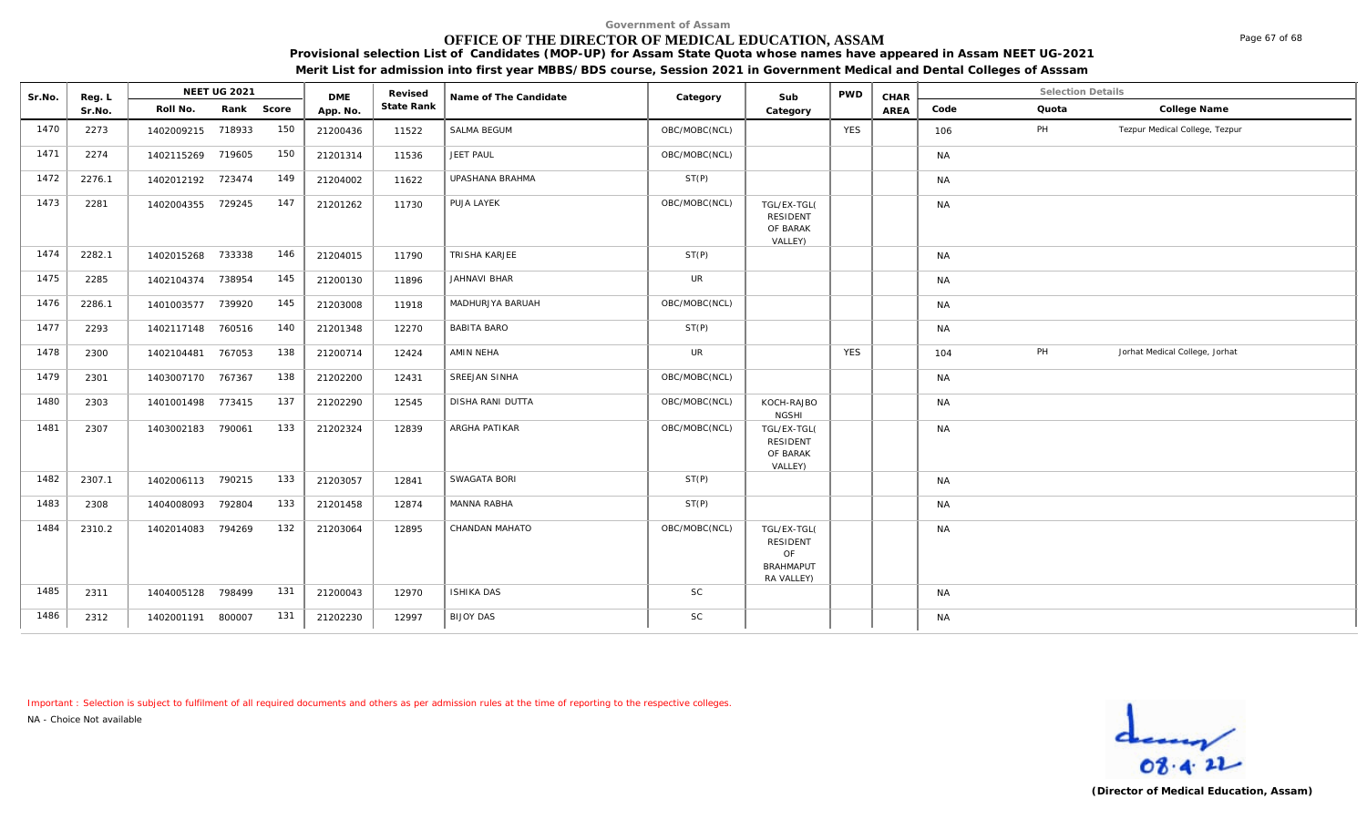Government of Assam

# OFFICE OF THE DIRECTOR OF MEDICAL EDUCATION, ASSAM

**Provisional selection List of Candidates (MOP-UP) for Assam State Quota whose names have appeared in Assam NEET UG-2021**

**Merit List for admission into first year MBBS/BDS course, Session 2021 in Government Medical and Dental Colleges of Asssam**

| Sr.No. | Reg. L Sr.No. | NEET UG 2021 | | | DME App. No. | Revised State Rank | Name of The Candidate | Category | Sub Category | PWD | CHAR AREA | Selection Details | | |
|---|---|---|---|---|---|---|---|---|---|---|---|---|---|---|
| | | Roll No. | Rank | Score | | | | | | | | Code | Quota | College Name |
| 1470 | 2273 | 1402009215 | 718933 | 150 | 21200436 | 11522 | SALMA BEGUM | OBC/MOBC(NCL) | | YES | | 106 | PH | Tezpur Medical College, Tezpur |
| 1471 | 2274 | 1402115269 | 719605 | 150 | 21201314 | 11536 | JEET PAUL | OBC/MOBC(NCL) | | | | NA | | |
| 1472 | 2276.1 | 1402012192 | 723474 | 149 | 21204002 | 11622 | UPASHANA BRAHMA | ST(P) | | | | NA | | |
| 1473 | 2281 | 1402004355 | 729245 | 147 | 21201262 | 11730 | PUJA LAYEK | OBC/MOBC(NCL) | TGL/EX-TGL( RESIDENT OF BARAK VALLEY) | | | NA | | |
| 1474 | 2282.1 | 1402015268 | 733338 | 146 | 21204015 | 11790 | TRISHA KARJEE | ST(P) | | | | NA | | |
| 1475 | 2285 | 1402104374 | 738954 | 145 | 21200130 | 11896 | JAHNAVI BHAR | UR | | | | NA | | |
| 1476 | 2286.1 | 1401003577 | 739920 | 145 | 21203008 | 11918 | MADHURJYA BARUAH | OBC/MOBC(NCL) | | | | NA | | |
| 1477 | 2293 | 1402117148 | 760516 | 140 | 21201348 | 12270 | BABITA BARO | ST(P) | | | | NA | | |
| 1478 | 2300 | 1402104481 | 767053 | 138 | 21200714 | 12424 | AMIN NEHA | UR | | YES | | 104 | PH | Jorhat Medical College, Jorhat |
| 1479 | 2301 | 1403007170 | 767367 | 138 | 21202200 | 12431 | SREEJAN SINHA | OBC/MOBC(NCL) | | | | NA | | |
| 1480 | 2303 | 1401001498 | 773415 | 137 | 21202290 | 12545 | DISHA RANI DUTTA | OBC/MOBC(NCL) | KOCH-RAJBONGSHI | | | NA | | |
| 1481 | 2307 | 1403002183 | 790061 | 133 | 21202324 | 12839 | ARGHA PATIKAR | OBC/MOBC(NCL) | TGL/EX-TGL( RESIDENT OF BARAK VALLEY) | | | NA | | |
| 1482 | 2307.1 | 1402006113 | 790215 | 133 | 21203057 | 12841 | SWAGATA BORI | ST(P) | | | | NA | | |
| 1483 | 2308 | 1404008093 | 792804 | 133 | 21201458 | 12874 | MANNA RABHA | ST(P) | | | | NA | | |
| 1484 | 2310.2 | 1402014083 | 794269 | 132 | 21203064 | 12895 | CHANDAN MAHATO | OBC/MOBC(NCL) | TGL/EX-TGL( RESIDENT OF BRAHMAPUTRA VALLEY) | | | NA | | |
| 1485 | 2311 | 1404005128 | 798499 | 131 | 21200043 | 12970 | ISHIKA DAS | SC | | | | NA | | |
| 1486 | 2312 | 1402001191 | 800007 | 131 | 21202230 | 12997 | BIJOY DAS | SC | | | | NA | | |

Important : Selection is subject to fulfilment of all required documents and others as per admission rules at the time of reporting to the respective colleges.

NA - Choice Not available

08.4.22

**(Director of Medical Education, Assam)**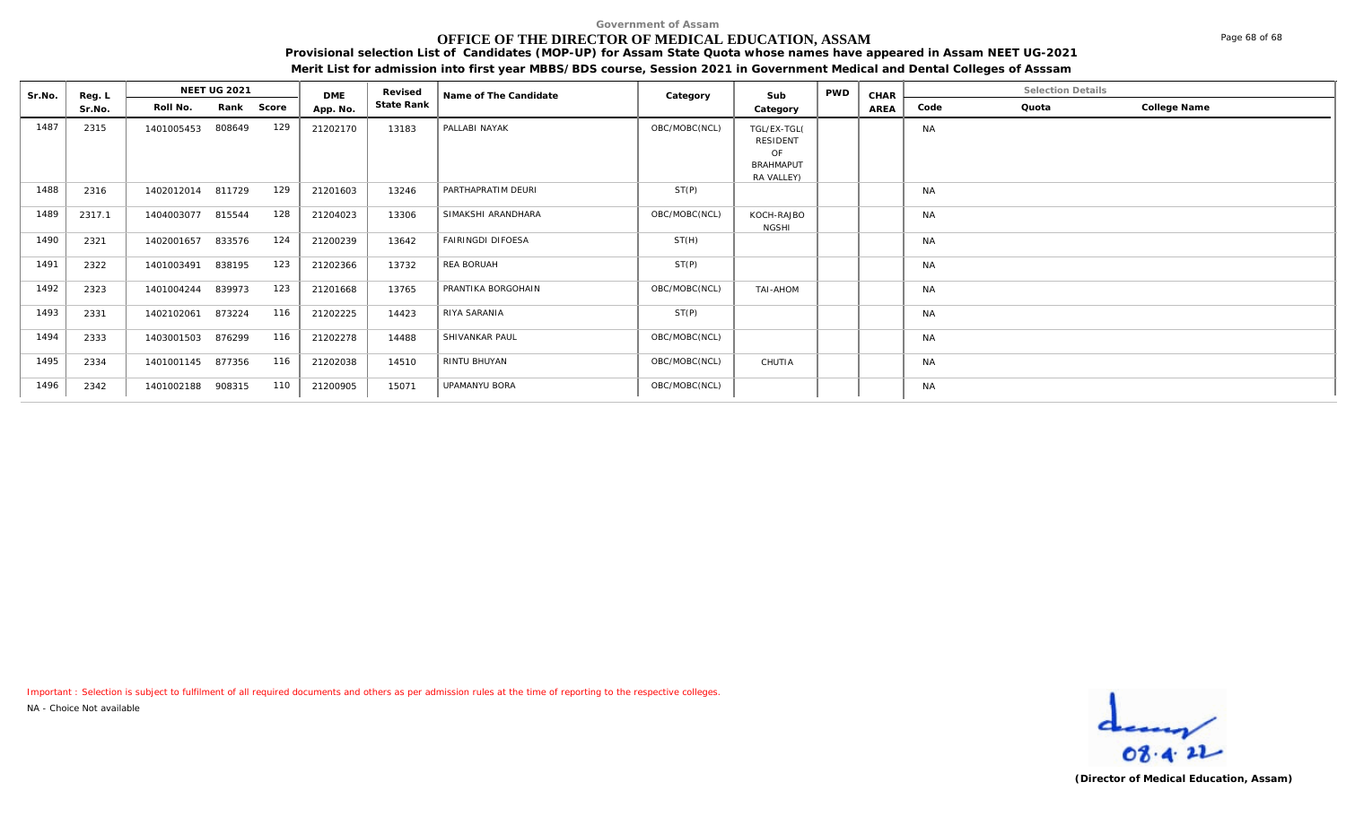Government of Assam

# OFFICE OF THE DIRECTOR OF MEDICAL EDUCATION, ASSAM

**Provisional selection List of Candidates (MOP-UP) for Assam State Quota whose names have appeared in Assam NEET UG-2021**

**Merit List for admission into first year MBBS/BDS course, Session 2021 in Government Medical and Dental Colleges of Asssam**

| Sr.No. | Reg. L Sr.No. | NEET UG 2021 | | | DME App. No. | Revised State Rank | Name of The Candidate | Category | Sub Category | PWD | CHAR AREA | Selection Details | | |
|---|---|---|---|---|---|---|---|---|---|---|---|---|---|---|
| | | Roll No. | Rank | Score | | | | | | | | Code | Quota | College Name |
| 1487 | 2315 | 1401005453 | 808649 | 129 | 21202170 | 13183 | PALLABI NAYAK | OBC/MOBC(NCL) | TGL/EX-TGL( RESIDENT OF BRAHMAPUT RA VALLEY) | | | NA | | |
| 1488 | 2316 | 1402012014 | 811729 | 129 | 21201603 | 13246 | PARTHAPRATIM DEURI | ST(P) | | | | NA | | |
| 1489 | 2317.1 | 1404003077 | 815544 | 128 | 21204023 | 13306 | SIMAKSHI ARANDHARA | OBC/MOBC(NCL) | KOCH-RAJBO NGSHI | | | NA | | |
| 1490 | 2321 | 1402001657 | 833576 | 124 | 21200239 | 13642 | FAIRINGDI DIFOESA | ST(H) | | | | NA | | |
| 1491 | 2322 | 1401003491 | 838195 | 123 | 21202366 | 13732 | REA BORUAH | ST(P) | | | | NA | | |
| 1492 | 2323 | 1401004244 | 839973 | 123 | 21201668 | 13765 | PRANTIKA BORGOHAIN | OBC/MOBC(NCL) | TAI-AHOM | | | NA | | |
| 1493 | 2331 | 1402102061 | 873224 | 116 | 21202225 | 14423 | RIYA SARANIA | ST(P) | | | | NA | | |
| 1494 | 2333 | 1403001503 | 876299 | 116 | 21202278 | 14488 | SHIVANKAR PAUL | OBC/MOBC(NCL) | | | | NA | | |
| 1495 | 2334 | 1401001145 | 877356 | 116 | 21202038 | 14510 | RINTU BHUYAN | OBC/MOBC(NCL) | CHUTIA | | | NA | | |
| 1496 | 2342 | 1401002188 | 908315 | 110 | 21200905 | 15071 | UPAMANYU BORA | OBC/MOBC(NCL) | | | | NA | | |

Important : Selection is subject to fulfilment of all required documents and others as per admission rules at the time of reporting to the respective colleges.

NA - Choice Not available

08.4.22

**(Director of Medical Education, Assam)**